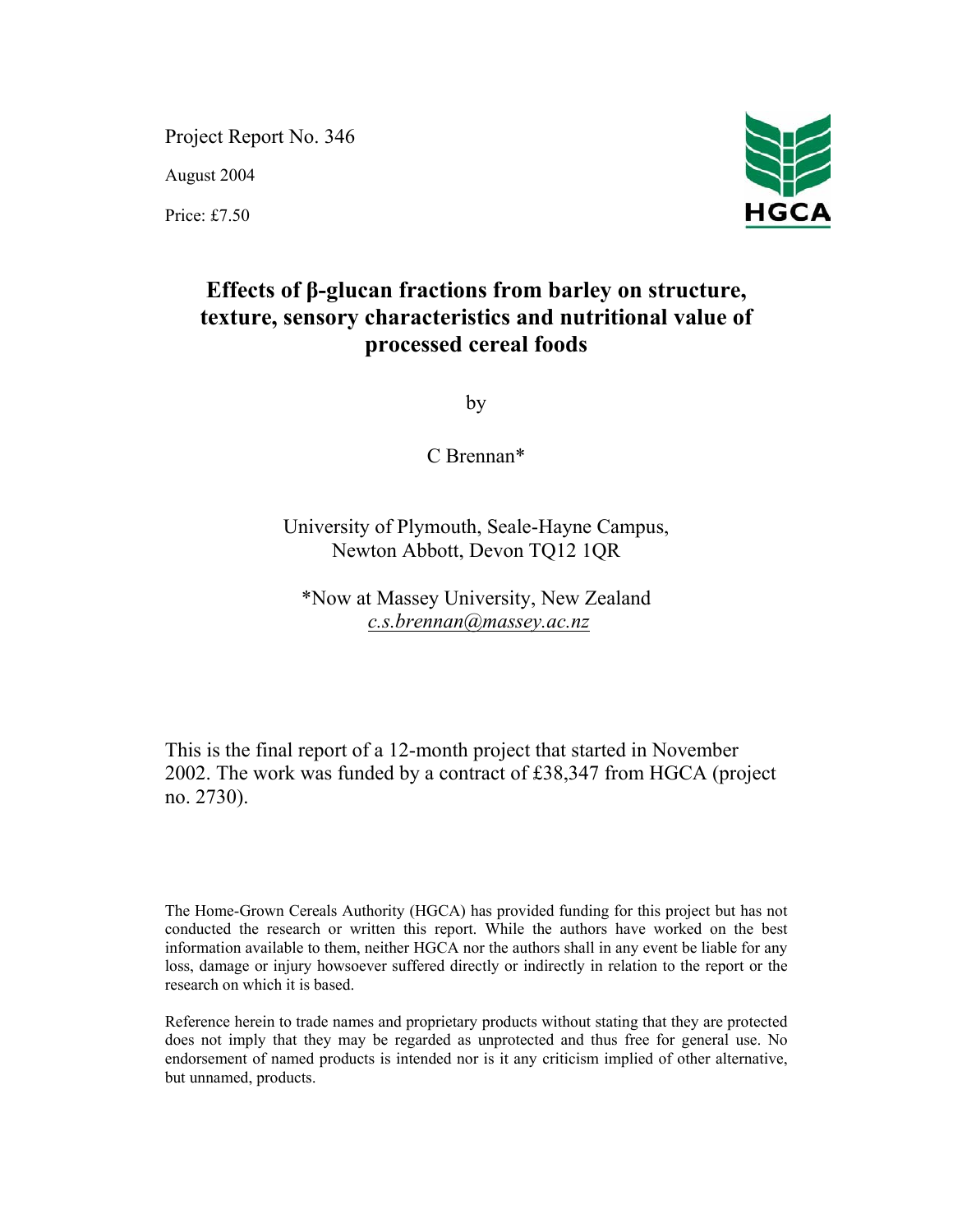Project Report No. 346

August 2004

Price: £7.50

HGCA

# Effects of β-glucan fractions from barley on structure, texture, sensory characteristics and nutritional value of processed cereal foods

by

C Brennan*

University of Plymouth, Seale-Hayne Campus,
Newton Abbott, Devon TQ12 1QR

*Now at Massey University, New Zealand
*c.s.brennan@massey.ac.nz*

This is the final report of a 12-month project that started in November 2002. The work was funded by a contract of £38,347 from HGCA (project no. 2730).

The Home-Grown Cereals Authority (HGCA) has provided funding for this project but has not conducted the research or written this report. While the authors have worked on the best information available to them, neither HGCA nor the authors shall in any event be liable for any loss, damage or injury howsoever suffered directly or indirectly in relation to the report or the research on which it is based.

Reference herein to trade names and proprietary products without stating that they are protected does not imply that they may be regarded as unprotected and thus free for general use. No endorsement of named products is intended nor is it any criticism implied of other alternative, but unnamed, products.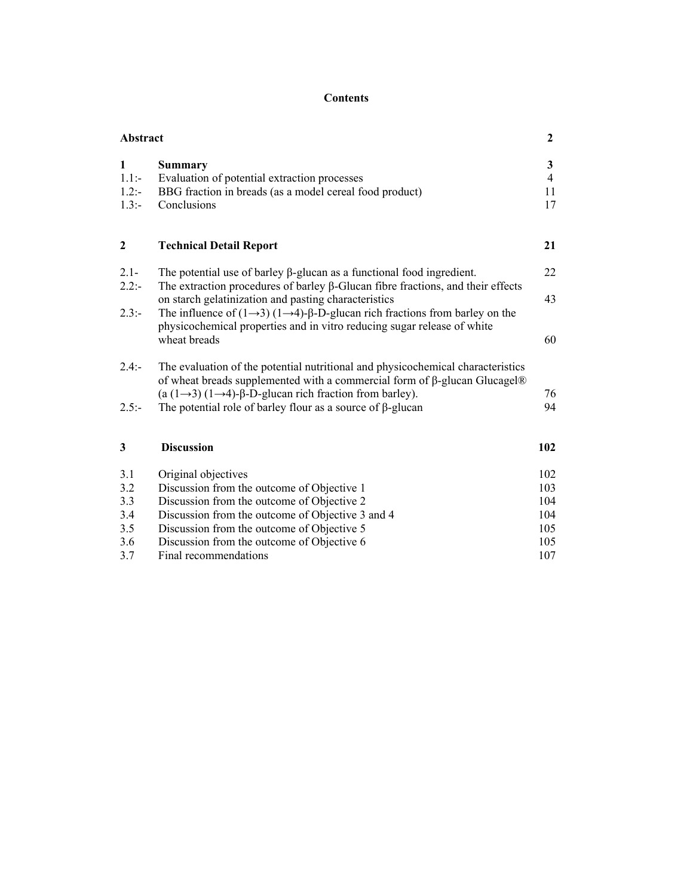# Contents

| | | |
|---|---|---|
| **Abstract** | | **2** |
| **1** | **Summary** | **3** |
| 1.1:- | Evaluation of potential extraction processes | 4 |
| 1.2:- | BBG fraction in breads (as a model cereal food product) | 11 |
| 1.3:- | Conclusions | 17 |
| **2** | **Technical Detail Report** | **21** |
| 2.1- | The potential use of barley β-glucan as a functional food ingredient. | 22 |
| 2.2:- | The extraction procedures of barley β-Glucan fibre fractions, and their effects on starch gelatinization and pasting characteristics | 43 |
| 2.3:- | The influence of (1→3) (1→4)-β-D-glucan rich fractions from barley on the physicochemical properties and in vitro reducing sugar release of white wheat breads | 60 |
| 2.4:- | The evaluation of the potential nutritional and physicochemical characteristics of wheat breads supplemented with a commercial form of β-glucan Glucagel® (a (1→3) (1→4)-β-D-glucan rich fraction from barley). | 76 |
| 2.5:- | The potential role of barley flour as a source of β-glucan | 94 |
| **3** | **Discussion** | **102** |
| 3.1 | Original objectives | 102 |
| 3.2 | Discussion from the outcome of Objective 1 | 103 |
| 3.3 | Discussion from the outcome of Objective 2 | 104 |
| 3.4 | Discussion from the outcome of Objective 3 and 4 | 104 |
| 3.5 | Discussion from the outcome of Objective 5 | 105 |
| 3.6 | Discussion from the outcome of Objective 6 | 105 |
| 3.7 | Final recommendations | 107 |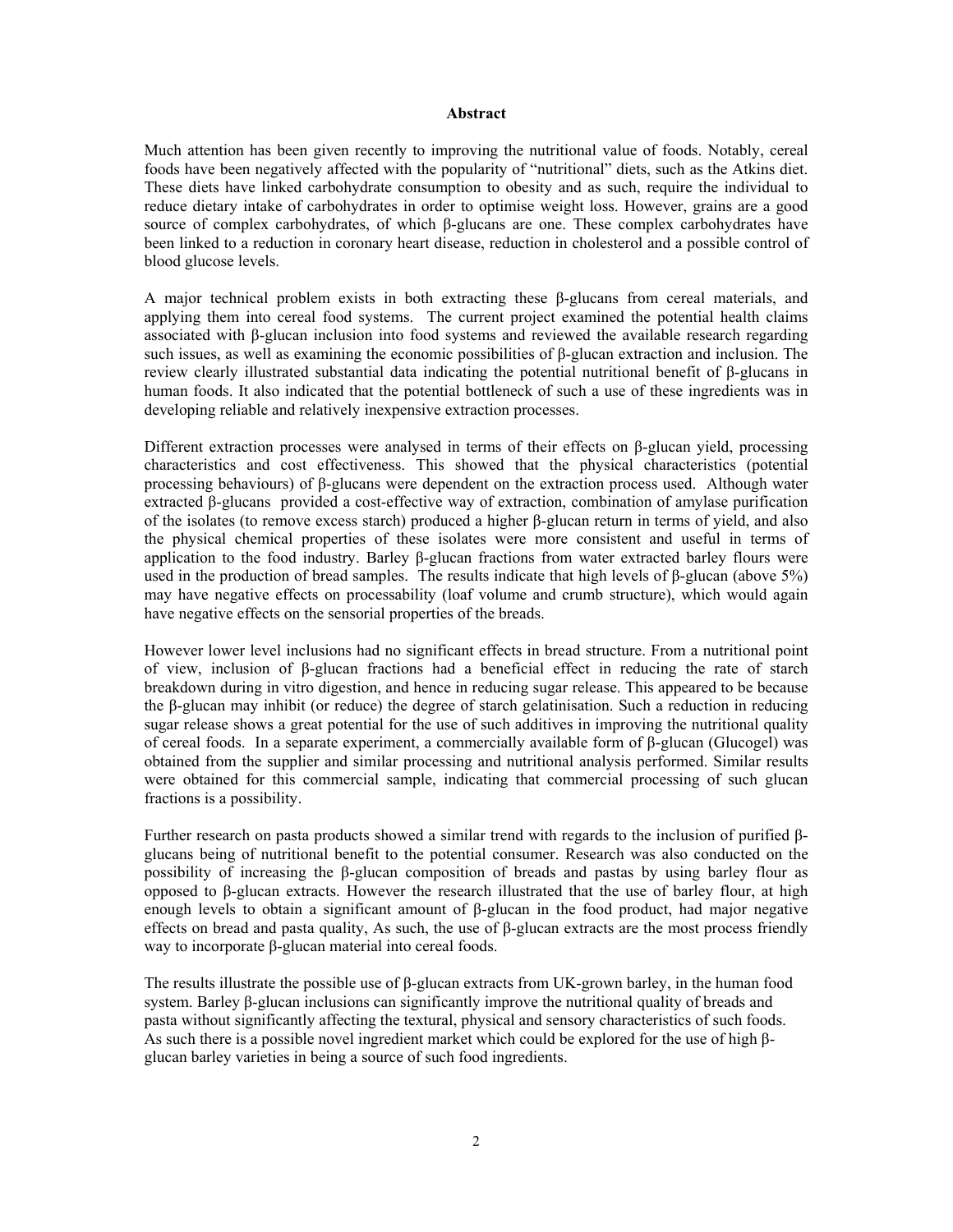# Abstract

Much attention has been given recently to improving the nutritional value of foods. Notably, cereal foods have been negatively affected with the popularity of "nutritional" diets, such as the Atkins diet. These diets have linked carbohydrate consumption to obesity and as such, require the individual to reduce dietary intake of carbohydrates in order to optimise weight loss. However, grains are a good source of complex carbohydrates, of which β-glucans are one. These complex carbohydrates have been linked to a reduction in coronary heart disease, reduction in cholesterol and a possible control of blood glucose levels.

A major technical problem exists in both extracting these β-glucans from cereal materials, and applying them into cereal food systems. The current project examined the potential health claims associated with β-glucan inclusion into food systems and reviewed the available research regarding such issues, as well as examining the economic possibilities of β-glucan extraction and inclusion. The review clearly illustrated substantial data indicating the potential nutritional benefit of β-glucans in human foods. It also indicated that the potential bottleneck of such a use of these ingredients was in developing reliable and relatively inexpensive extraction processes.

Different extraction processes were analysed in terms of their effects on β-glucan yield, processing characteristics and cost effectiveness. This showed that the physical characteristics (potential processing behaviours) of β-glucans were dependent on the extraction process used. Although water extracted β-glucans provided a cost-effective way of extraction, combination of amylase purification of the isolates (to remove excess starch) produced a higher β-glucan return in terms of yield, and also the physical chemical properties of these isolates were more consistent and useful in terms of application to the food industry. Barley β-glucan fractions from water extracted barley flours were used in the production of bread samples. The results indicate that high levels of β-glucan (above 5%) may have negative effects on processability (loaf volume and crumb structure), which would again have negative effects on the sensorial properties of the breads.

However lower level inclusions had no significant effects in bread structure. From a nutritional point of view, inclusion of β-glucan fractions had a beneficial effect in reducing the rate of starch breakdown during in vitro digestion, and hence in reducing sugar release. This appeared to be because the β-glucan may inhibit (or reduce) the degree of starch gelatinisation. Such a reduction in reducing sugar release shows a great potential for the use of such additives in improving the nutritional quality of cereal foods. In a separate experiment, a commercially available form of β-glucan (Glucogel) was obtained from the supplier and similar processing and nutritional analysis performed. Similar results were obtained for this commercial sample, indicating that commercial processing of such glucan fractions is a possibility.

Further research on pasta products showed a similar trend with regards to the inclusion of purified β-glucans being of nutritional benefit to the potential consumer. Research was also conducted on the possibility of increasing the β-glucan composition of breads and pastas by using barley flour as opposed to β-glucan extracts. However the research illustrated that the use of barley flour, at high enough levels to obtain a significant amount of β-glucan in the food product, had major negative effects on bread and pasta quality, As such, the use of β-glucan extracts are the most process friendly way to incorporate β-glucan material into cereal foods.

The results illustrate the possible use of β-glucan extracts from UK-grown barley, in the human food system. Barley β-glucan inclusions can significantly improve the nutritional quality of breads and pasta without significantly affecting the textural, physical and sensory characteristics of such foods. As such there is a possible novel ingredient market which could be explored for the use of high β-glucan barley varieties in being a source of such food ingredients.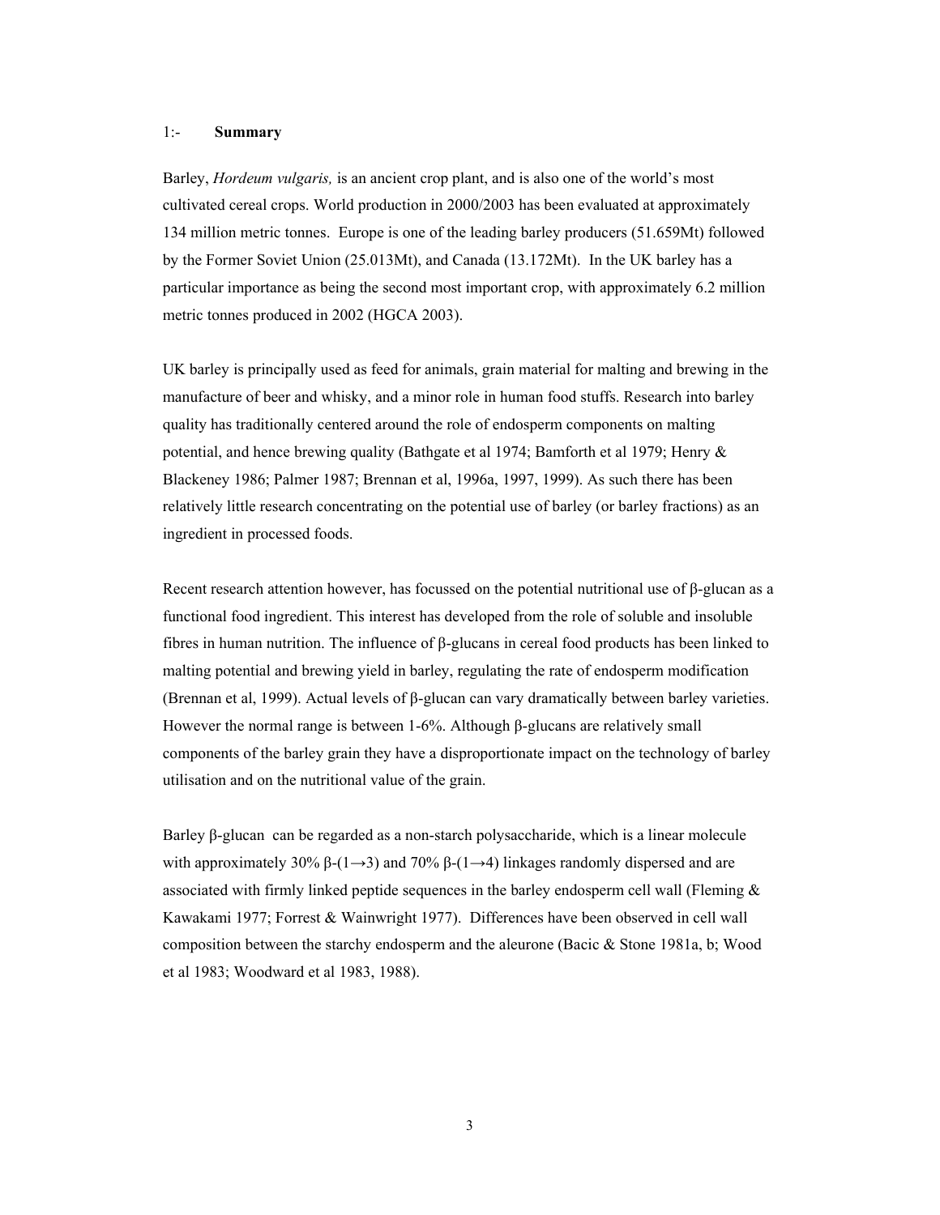## 1:- **Summary**

Barley, *Hordeum vulgaris,* is an ancient crop plant, and is also one of the world's most cultivated cereal crops. World production in 2000/2003 has been evaluated at approximately 134 million metric tonnes. Europe is one of the leading barley producers (51.659Mt) followed by the Former Soviet Union (25.013Mt), and Canada (13.172Mt). In the UK barley has a particular importance as being the second most important crop, with approximately 6.2 million metric tonnes produced in 2002 (HGCA 2003).

UK barley is principally used as feed for animals, grain material for malting and brewing in the manufacture of beer and whisky, and a minor role in human food stuffs. Research into barley quality has traditionally centered around the role of endosperm components on malting potential, and hence brewing quality (Bathgate et al 1974; Bamforth et al 1979; Henry & Blackeney 1986; Palmer 1987; Brennan et al, 1996a, 1997, 1999). As such there has been relatively little research concentrating on the potential use of barley (or barley fractions) as an ingredient in processed foods.

Recent research attention however, has focussed on the potential nutritional use of β-glucan as a functional food ingredient. This interest has developed from the role of soluble and insoluble fibres in human nutrition. The influence of β-glucans in cereal food products has been linked to malting potential and brewing yield in barley, regulating the rate of endosperm modification (Brennan et al, 1999). Actual levels of β-glucan can vary dramatically between barley varieties. However the normal range is between 1-6%. Although β-glucans are relatively small components of the barley grain they have a disproportionate impact on the technology of barley utilisation and on the nutritional value of the grain.

Barley β-glucan can be regarded as a non-starch polysaccharide, which is a linear molecule with approximately 30% β-(1→3) and 70% β-(1→4) linkages randomly dispersed and are associated with firmly linked peptide sequences in the barley endosperm cell wall (Fleming & Kawakami 1977; Forrest & Wainwright 1977). Differences have been observed in cell wall composition between the starchy endosperm and the aleurone (Bacic & Stone 1981a, b; Wood et al 1983; Woodward et al 1983, 1988).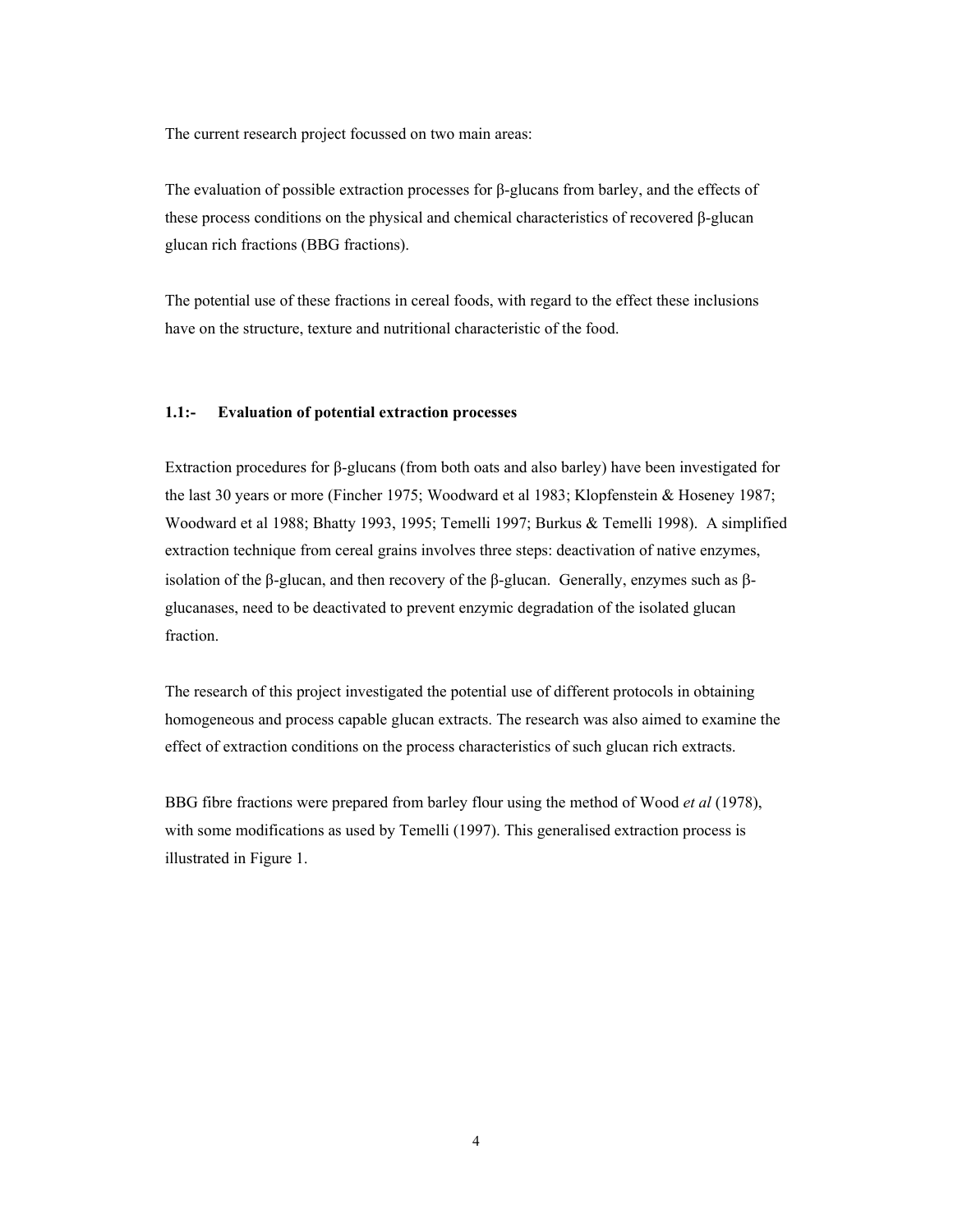The current research project focussed on two main areas:

The evaluation of possible extraction processes for β-glucans from barley, and the effects of these process conditions on the physical and chemical characteristics of recovered β-glucan glucan rich fractions (BBG fractions).

The potential use of these fractions in cereal foods, with regard to the effect these inclusions have on the structure, texture and nutritional characteristic of the food.

### 1.1:- Evaluation of potential extraction processes

Extraction procedures for β-glucans (from both oats and also barley) have been investigated for the last 30 years or more (Fincher 1975; Woodward et al 1983; Klopfenstein & Hoseney 1987; Woodward et al 1988; Bhatty 1993, 1995; Temelli 1997; Burkus & Temelli 1998). A simplified extraction technique from cereal grains involves three steps: deactivation of native enzymes, isolation of the β-glucan, and then recovery of the β-glucan. Generally, enzymes such as β-glucanases, need to be deactivated to prevent enzymic degradation of the isolated glucan fraction.

The research of this project investigated the potential use of different protocols in obtaining homogeneous and process capable glucan extracts. The research was also aimed to examine the effect of extraction conditions on the process characteristics of such glucan rich extracts.

BBG fibre fractions were prepared from barley flour using the method of Wood *et al* (1978), with some modifications as used by Temelli (1997). This generalised extraction process is illustrated in Figure 1.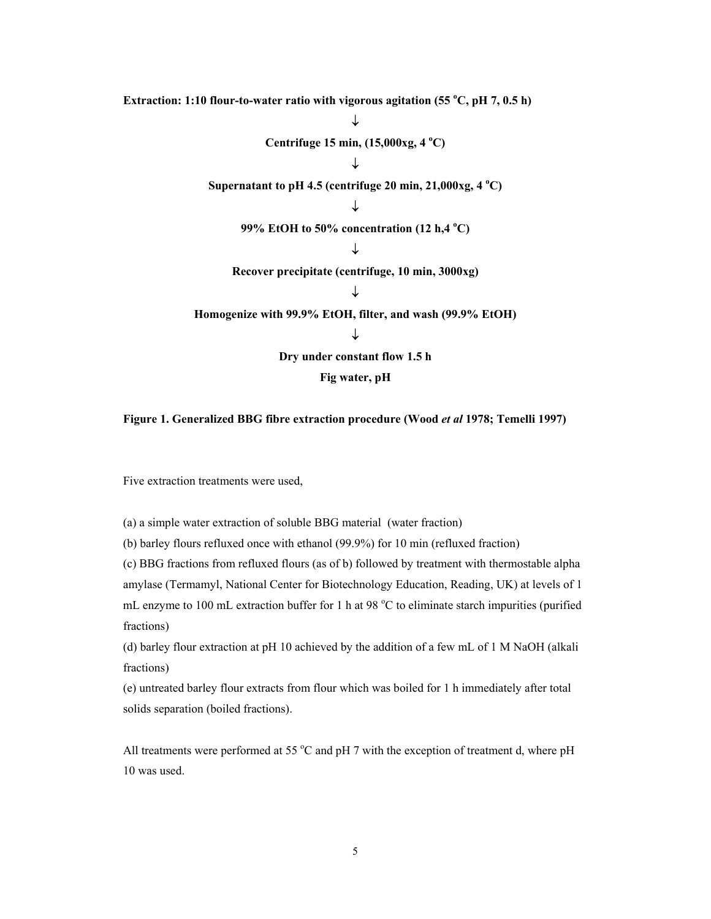**Extraction: 1:10 flour-to-water ratio with vigorous agitation (55 °C, pH 7, 0.5 h)**

**↓**

**Centrifuge 15 min, (15,000xg, 4 °C)**

**↓**

**Supernatant to pH 4.5 (centrifuge 20 min, 21,000xg, 4 °C)**

**↓**

**99% EtOH to 50% concentration (12 h,4 °C)**

**↓**

**Recover precipitate (centrifuge, 10 min, 3000xg)**

**↓**

**Homogenize with 99.9% EtOH, filter, and wash (99.9% EtOH)**

**↓**

**Dry under constant flow 1.5 h**

**Fig water, pH**

**Figure 1. Generalized BBG fibre extraction procedure (Wood *et al* 1978; Temelli 1997)**

Five extraction treatments were used,

(a) a simple water extraction of soluble BBG material (water fraction)

(b) barley flours refluxed once with ethanol (99.9%) for 10 min (refluxed fraction)

(c) BBG fractions from refluxed flours (as of b) followed by treatment with thermostable alpha amylase (Termamyl, National Center for Biotechnology Education, Reading, UK) at levels of 1 mL enzyme to 100 mL extraction buffer for 1 h at 98 °C to eliminate starch impurities (purified fractions)

(d) barley flour extraction at pH 10 achieved by the addition of a few mL of 1 M NaOH (alkali fractions)

(e) untreated barley flour extracts from flour which was boiled for 1 h immediately after total solids separation (boiled fractions).

All treatments were performed at 55 °C and pH 7 with the exception of treatment d, where pH 10 was used.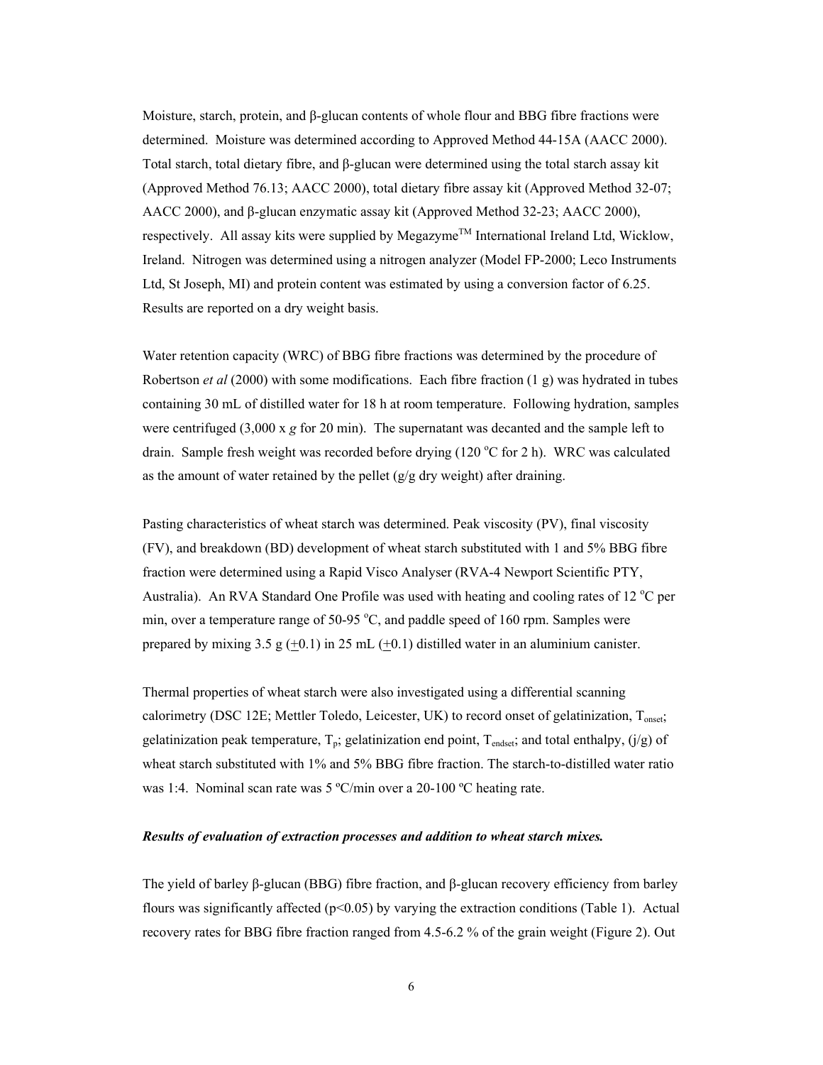Moisture, starch, protein, and β-glucan contents of whole flour and BBG fibre fractions were determined. Moisture was determined according to Approved Method 44-15A (AACC 2000). Total starch, total dietary fibre, and β-glucan were determined using the total starch assay kit (Approved Method 76.13; AACC 2000), total dietary fibre assay kit (Approved Method 32-07; AACC 2000), and β-glucan enzymatic assay kit (Approved Method 32-23; AACC 2000), respectively. All assay kits were supplied by Megazyme™ International Ireland Ltd, Wicklow, Ireland. Nitrogen was determined using a nitrogen analyzer (Model FP-2000; Leco Instruments Ltd, St Joseph, MI) and protein content was estimated by using a conversion factor of 6.25. Results are reported on a dry weight basis.

Water retention capacity (WRC) of BBG fibre fractions was determined by the procedure of Robertson *et al* (2000) with some modifications. Each fibre fraction (1 g) was hydrated in tubes containing 30 mL of distilled water for 18 h at room temperature. Following hydration, samples were centrifuged (3,000 x *g* for 20 min). The supernatant was decanted and the sample left to drain. Sample fresh weight was recorded before drying (120 °C for 2 h). WRC was calculated as the amount of water retained by the pellet (g/g dry weight) after draining.

Pasting characteristics of wheat starch was determined. Peak viscosity (PV), final viscosity (FV), and breakdown (BD) development of wheat starch substituted with 1 and 5% BBG fibre fraction were determined using a Rapid Visco Analyser (RVA-4 Newport Scientific PTY, Australia). An RVA Standard One Profile was used with heating and cooling rates of 12 °C per min, over a temperature range of 50-95 °C, and paddle speed of 160 rpm. Samples were prepared by mixing 3.5 g (±0.1) in 25 mL (±0.1) distilled water in an aluminium canister.

Thermal properties of wheat starch were also investigated using a differential scanning calorimetry (DSC 12E; Mettler Toledo, Leicester, UK) to record onset of gelatinization, $T_{onset}$; gelatinization peak temperature, $T_p$; gelatinization end point, $T_{endset}$; and total enthalpy, (j/g) of wheat starch substituted with 1% and 5% BBG fibre fraction. The starch-to-distilled water ratio was 1:4. Nominal scan rate was 5 ºC/min over a 20-100 ºC heating rate.

***Results of evaluation of extraction processes and addition to wheat starch mixes.***

The yield of barley β-glucan (BBG) fibre fraction, and β-glucan recovery efficiency from barley flours was significantly affected ($p<0.05$) by varying the extraction conditions (Table 1). Actual recovery rates for BBG fibre fraction ranged from 4.5-6.2 % of the grain weight (Figure 2). Out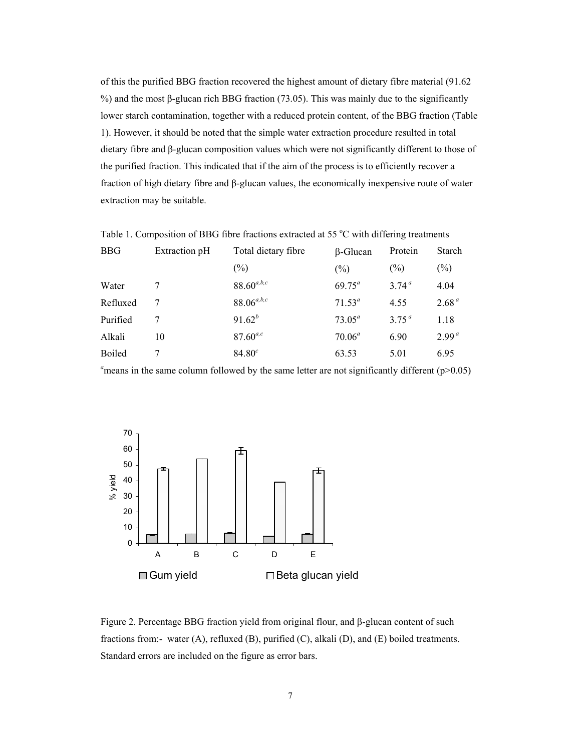of this the purified BBG fraction recovered the highest amount of dietary fibre material (91.62 %) and the most β-glucan rich BBG fraction (73.05). This was mainly due to the significantly lower starch contamination, together with a reduced protein content, of the BBG fraction (Table 1). However, it should be noted that the simple water extraction procedure resulted in total dietary fibre and β-glucan composition values which were not significantly different to those of the purified fraction. This indicated that if the aim of the process is to efficiently recover a fraction of high dietary fibre and β-glucan values, the economically inexpensive route of water extraction may be suitable.

Table 1. Composition of BBG fibre fractions extracted at 55 °C with differing treatments

| BBG | Extraction pH | Total dietary fibre (%) | β-Glucan (%) | Protein (%) | Starch (%) |
|---|---|---|---|---|---|
| Water | 7 | $88.60^{a,b,c}$ | $69.75^{a}$ | $3.74^{a}$ | 4.04 |
| Refluxed | 7 | $88.06^{a,b,c}$ | $71.53^{a}$ | 4.55 | $2.68^{a}$ |
| Purified | 7 | $91.62^{b}$ | $73.05^{a}$ | $3.75^{a}$ | 1.18 |
| Alkali | 10 | $87.60^{a,c}$ | $70.06^{a}$ | 6.90 | $2.99^{a}$ |
| Boiled | 7 | $84.80^{c}$ | 63.53 | 5.01 | 6.95 |

$^{a}$means in the same column followed by the same letter are not significantly different ($p > 0.05$)

Figure 2. Percentage BBG fraction yield from original flour, and β-glucan content of such fractions from:- water (A), refluxed (B), purified (C), alkali (D), and (E) boiled treatments. Standard errors are included on the figure as error bars.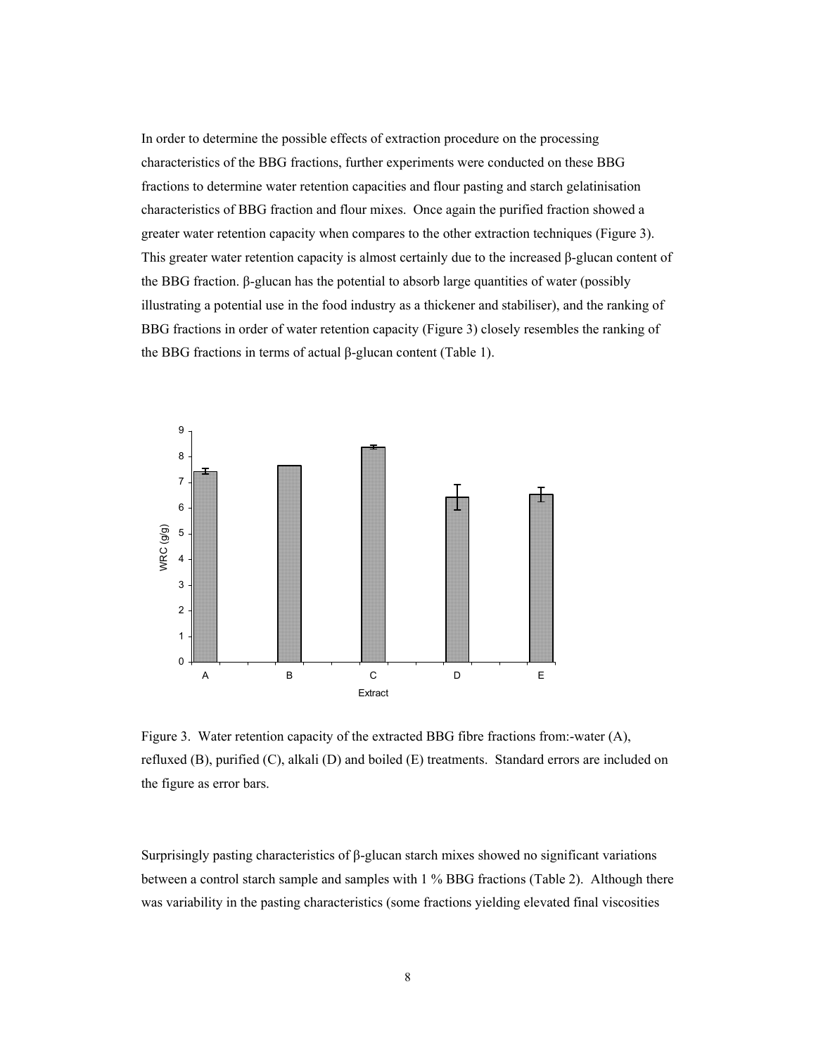In order to determine the possible effects of extraction procedure on the processing characteristics of the BBG fractions, further experiments were conducted on these BBG fractions to determine water retention capacities and flour pasting and starch gelatinisation characteristics of BBG fraction and flour mixes. Once again the purified fraction showed a greater water retention capacity when compares to the other extraction techniques (Figure 3). This greater water retention capacity is almost certainly due to the increased β-glucan content of the BBG fraction. β-glucan has the potential to absorb large quantities of water (possibly illustrating a potential use in the food industry as a thickener and stabiliser), and the ranking of BBG fractions in order of water retention capacity (Figure 3) closely resembles the ranking of the BBG fractions in terms of actual β-glucan content (Table 1).

Figure 3. Water retention capacity of the extracted BBG fibre fractions from:-water (A), refluxed (B), purified (C), alkali (D) and boiled (E) treatments. Standard errors are included on the figure as error bars.

Surprisingly pasting characteristics of β-glucan starch mixes showed no significant variations between a control starch sample and samples with 1 % BBG fractions (Table 2). Although there was variability in the pasting characteristics (some fractions yielding elevated final viscosities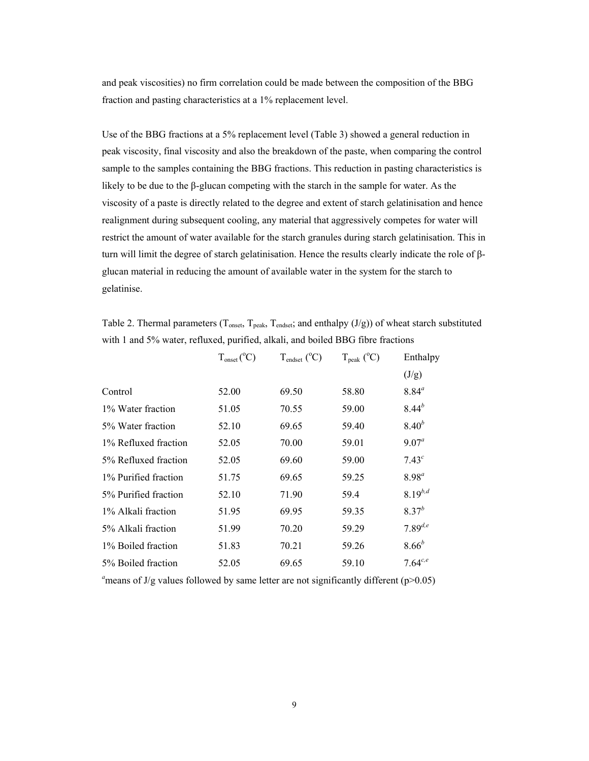and peak viscosities) no firm correlation could be made between the composition of the BBG fraction and pasting characteristics at a 1% replacement level.

Use of the BBG fractions at a 5% replacement level (Table 3) showed a general reduction in peak viscosity, final viscosity and also the breakdown of the paste, when comparing the control sample to the samples containing the BBG fractions. This reduction in pasting characteristics is likely to be due to the β-glucan competing with the starch in the sample for water. As the viscosity of a paste is directly related to the degree and extent of starch gelatinisation and hence realignment during subsequent cooling, any material that aggressively competes for water will restrict the amount of water available for the starch granules during starch gelatinisation. This in turn will limit the degree of starch gelatinisation. Hence the results clearly indicate the role of β-glucan material in reducing the amount of available water in the system for the starch to gelatinise.

Table 2. Thermal parameters ($T_{onset}$, $T_{peak}$, $T_{endset}$; and enthalpy (J/g)) of wheat starch substituted with 1 and 5% water, refluxed, purified, alkali, and boiled BBG fibre fractions

| | $T_{onset}$ (°C) | $T_{endset}$ (°C) | $T_{peak}$ (°C) | Enthalpy (J/g) |
|---|---|---|---|---|
| Control | 52.00 | 69.50 | 58.80 | $8.84^{a}$ |
| 1% Water fraction | 51.05 | 70.55 | 59.00 | $8.44^{b}$ |
| 5% Water fraction | 52.10 | 69.65 | 59.40 | $8.40^{b}$ |
| 1% Refluxed fraction | 52.05 | 70.00 | 59.01 | $9.07^{a}$ |
| 5% Refluxed fraction | 52.05 | 69.60 | 59.00 | $7.43^{c}$ |
| 1% Purified fraction | 51.75 | 69.65 | 59.25 | $8.98^{a}$ |
| 5% Purified fraction | 52.10 | 71.90 | 59.4 | $8.19^{b,d}$ |
| 1% Alkali fraction | 51.95 | 69.95 | 59.35 | $8.37^{b}$ |
| 5% Alkali fraction | 51.99 | 70.20 | 59.29 | $7.89^{d,e}$ |
| 1% Boiled fraction | 51.83 | 70.21 | 59.26 | $8.66^{b}$ |
| 5% Boiled fraction | 52.05 | 69.65 | 59.10 | $7.64^{c,e}$ |

[a]means of J/g values followed by same letter are not significantly different ($p>0.05$)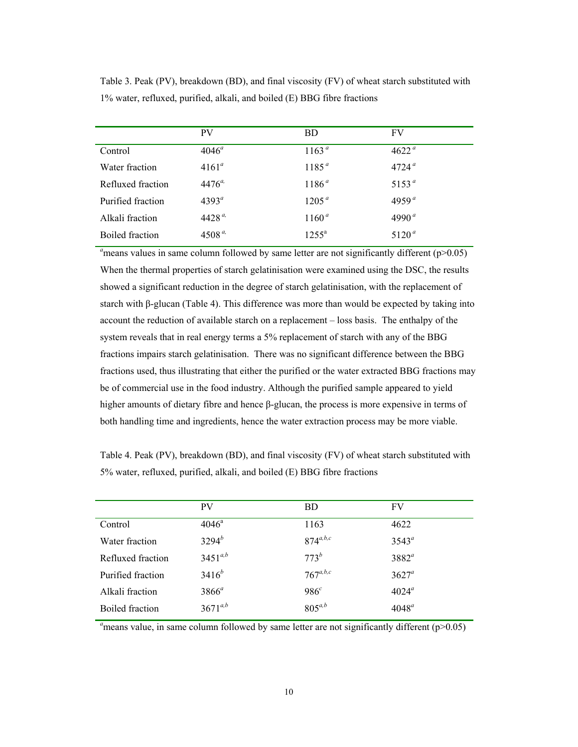Table 3. Peak (PV), breakdown (BD), and final viscosity (FV) of wheat starch substituted with 1% water, refluxed, purified, alkali, and boiled (E) BBG fibre fractions

| | PV | BD | FV |
|---|---|---|---|
| Control | 4046[a] | 1163[a] | 4622[a] |
| Water fraction | 4161[a] | 1185[a] | 4724[a] |
| Refluxed fraction | 4476[a,] | 1186[a] | 5153[a] |
| Purified fraction | 4393[a] | 1205[a] | 4959[a] |
| Alkali fraction | 4428[a,] | 1160[a] | 4990[a] |
| Boiled fraction | 4508[a,] | 1255[a] | 5120[a] |

[a]means values in same column followed by same letter are not significantly different ($p>0.05$)

When the thermal properties of starch gelatinisation were examined using the DSC, the results showed a significant reduction in the degree of starch gelatinisation, with the replacement of starch with β-glucan (Table 4). This difference was more than would be expected by taking into account the reduction of available starch on a replacement – loss basis. The enthalpy of the system reveals that in real energy terms a 5% replacement of starch with any of the BBG fractions impairs starch gelatinisation. There was no significant difference between the BBG fractions used, thus illustrating that either the purified or the water extracted BBG fractions may be of commercial use in the food industry. Although the purified sample appeared to yield higher amounts of dietary fibre and hence β-glucan, the process is more expensive in terms of both handling time and ingredients, hence the water extraction process may be more viable.

Table 4. Peak (PV), breakdown (BD), and final viscosity (FV) of wheat starch substituted with 5% water, refluxed, purified, alkali, and boiled (E) BBG fibre fractions

| | PV | BD | FV |
|---|---|---|---|
| Control | 4046[a] | 1163 | 4622 |
| Water fraction | 3294[b] | 874[a,b,c] | 3543[a] |
| Refluxed fraction | 3451[a,b] | 773[b] | 3882[a] |
| Purified fraction | 3416[b] | 767[a,b,c] | 3627[a] |
| Alkali fraction | 3866[a] | 986[c] | 4024[a] |
| Boiled fraction | 3671[a,b] | 805[a,b] | 4048[a] |

[a]means value, in same column followed by same letter are not significantly different ($p>0.05$)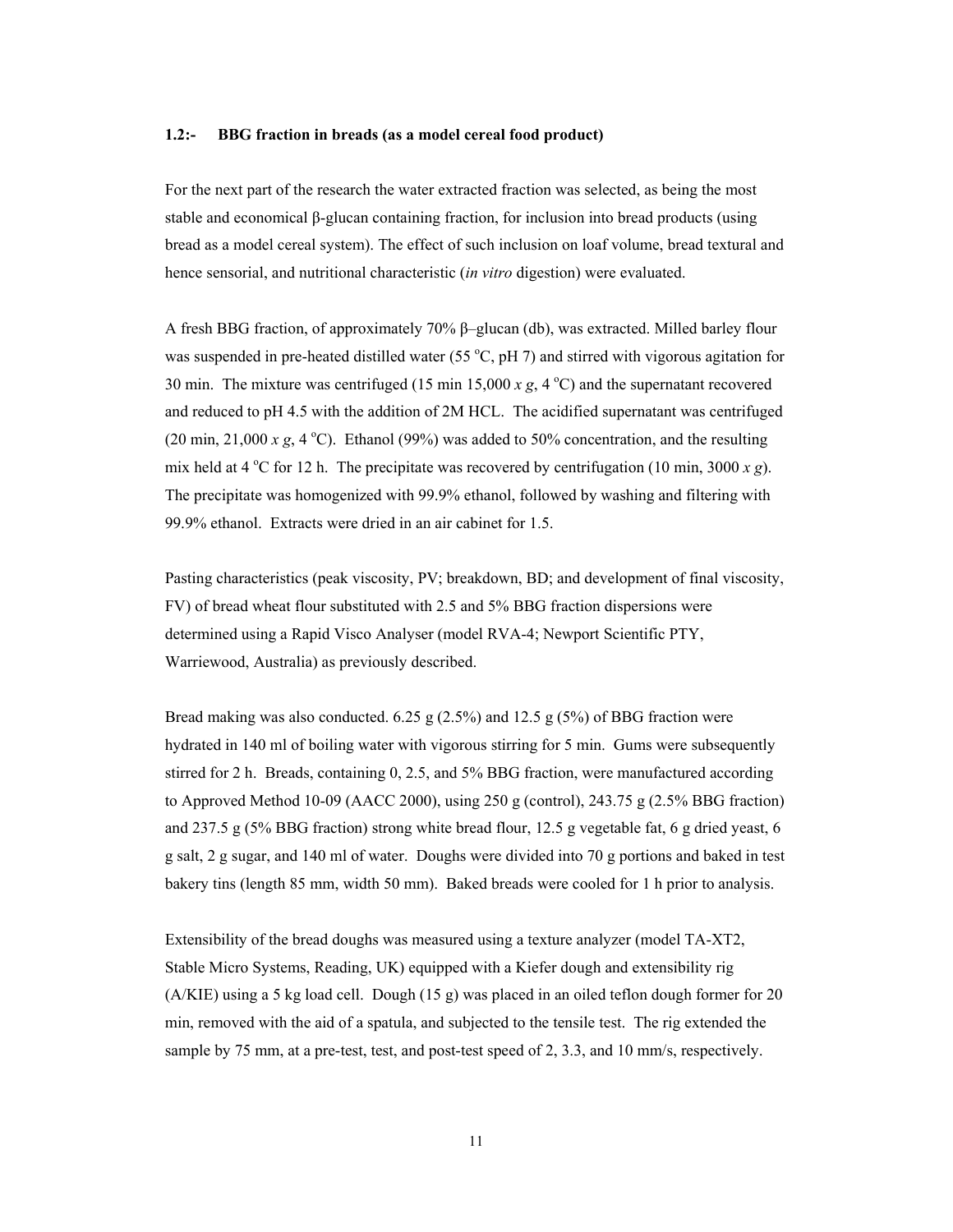### 1.2:- BBG fraction in breads (as a model cereal food product)

For the next part of the research the water extracted fraction was selected, as being the most stable and economical β-glucan containing fraction, for inclusion into bread products (using bread as a model cereal system). The effect of such inclusion on loaf volume, bread textural and hence sensorial, and nutritional characteristic (*in vitro* digestion) were evaluated.

A fresh BBG fraction, of approximately 70% β–glucan (db), was extracted. Milled barley flour was suspended in pre-heated distilled water (55 $^{o}$C, pH 7) and stirred with vigorous agitation for 30 min. The mixture was centrifuged (15 min 15,000 *x g*, 4 $^{o}$C) and the supernatant recovered and reduced to pH 4.5 with the addition of 2M HCL. The acidified supernatant was centrifuged (20 min, 21,000 *x g*, 4 $^{o}$C). Ethanol (99%) was added to 50% concentration, and the resulting mix held at 4 $^{o}$C for 12 h. The precipitate was recovered by centrifugation (10 min, 3000 *x g*). The precipitate was homogenized with 99.9% ethanol, followed by washing and filtering with 99.9% ethanol. Extracts were dried in an air cabinet for 1.5.

Pasting characteristics (peak viscosity, PV; breakdown, BD; and development of final viscosity, FV) of bread wheat flour substituted with 2.5 and 5% BBG fraction dispersions were determined using a Rapid Visco Analyser (model RVA-4; Newport Scientific PTY, Warriewood, Australia) as previously described.

Bread making was also conducted. 6.25 g (2.5%) and 12.5 g (5%) of BBG fraction were hydrated in 140 ml of boiling water with vigorous stirring for 5 min. Gums were subsequently stirred for 2 h. Breads, containing 0, 2.5, and 5% BBG fraction, were manufactured according to Approved Method 10-09 (AACC 2000), using 250 g (control), 243.75 g (2.5% BBG fraction) and 237.5 g (5% BBG fraction) strong white bread flour, 12.5 g vegetable fat, 6 g dried yeast, 6 g salt, 2 g sugar, and 140 ml of water. Doughs were divided into 70 g portions and baked in test bakery tins (length 85 mm, width 50 mm). Baked breads were cooled for 1 h prior to analysis.

Extensibility of the bread doughs was measured using a texture analyzer (model TA-XT2, Stable Micro Systems, Reading, UK) equipped with a Kiefer dough and extensibility rig (A/KIE) using a 5 kg load cell. Dough (15 g) was placed in an oiled teflon dough former for 20 min, removed with the aid of a spatula, and subjected to the tensile test. The rig extended the sample by 75 mm, at a pre-test, test, and post-test speed of 2, 3.3, and 10 mm/s, respectively.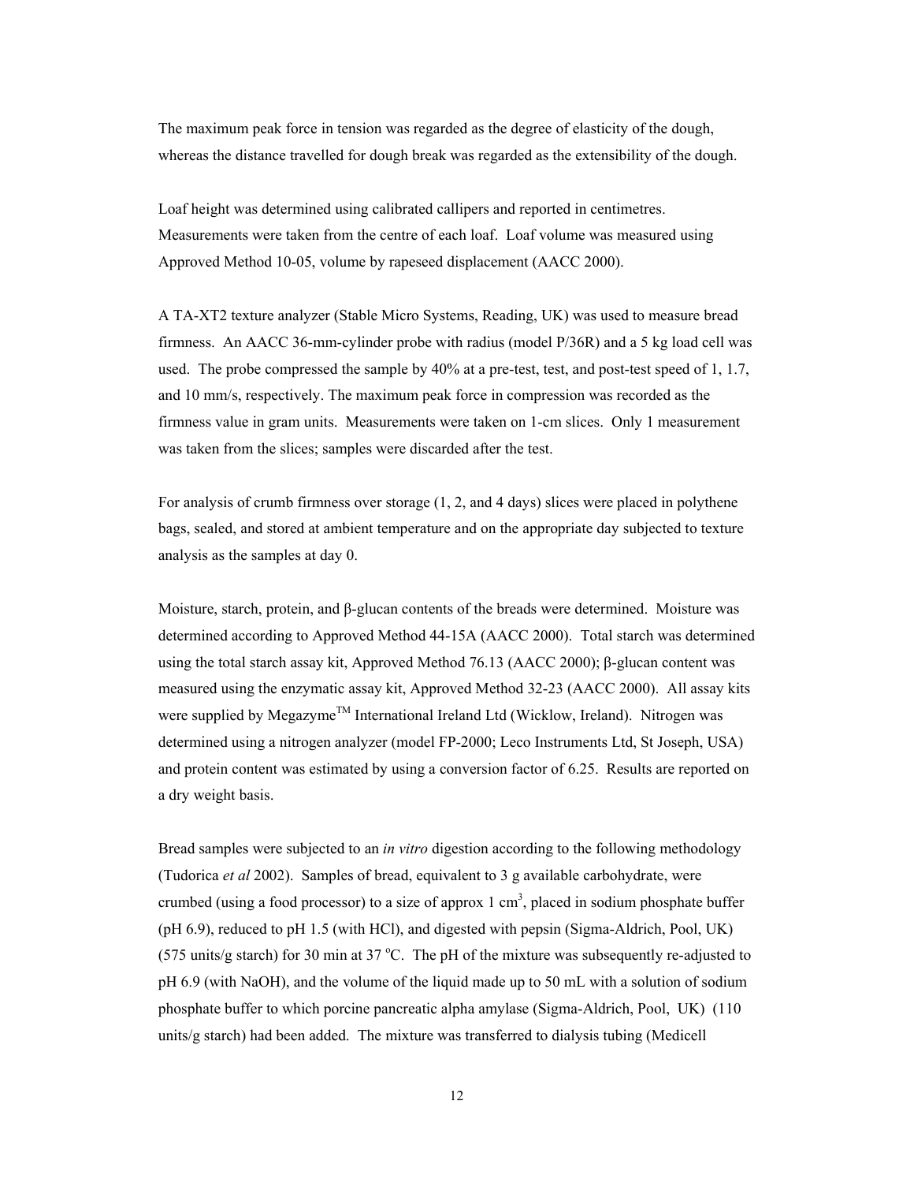The maximum peak force in tension was regarded as the degree of elasticity of the dough, whereas the distance travelled for dough break was regarded as the extensibility of the dough.

Loaf height was determined using calibrated callipers and reported in centimetres. Measurements were taken from the centre of each loaf. Loaf volume was measured using Approved Method 10-05, volume by rapeseed displacement (AACC 2000).

A TA-XT2 texture analyzer (Stable Micro Systems, Reading, UK) was used to measure bread firmness. An AACC 36-mm-cylinder probe with radius (model P/36R) and a 5 kg load cell was used. The probe compressed the sample by 40% at a pre-test, test, and post-test speed of 1, 1.7, and 10 mm/s, respectively. The maximum peak force in compression was recorded as the firmness value in gram units. Measurements were taken on 1-cm slices. Only 1 measurement was taken from the slices; samples were discarded after the test.

For analysis of crumb firmness over storage (1, 2, and 4 days) slices were placed in polythene bags, sealed, and stored at ambient temperature and on the appropriate day subjected to texture analysis as the samples at day 0.

Moisture, starch, protein, and β-glucan contents of the breads were determined. Moisture was determined according to Approved Method 44-15A (AACC 2000). Total starch was determined using the total starch assay kit, Approved Method 76.13 (AACC 2000); β-glucan content was measured using the enzymatic assay kit, Approved Method 32-23 (AACC 2000). All assay kits were supplied by Megazyme™ International Ireland Ltd (Wicklow, Ireland). Nitrogen was determined using a nitrogen analyzer (model FP-2000; Leco Instruments Ltd, St Joseph, USA) and protein content was estimated by using a conversion factor of 6.25. Results are reported on a dry weight basis.

Bread samples were subjected to an *in vitro* digestion according to the following methodology (Tudorica *et al* 2002). Samples of bread, equivalent to 3 g available carbohydrate, were crumbed (using a food processor) to a size of approx 1 $cm^3$, placed in sodium phosphate buffer (pH 6.9), reduced to pH 1.5 (with HCl), and digested with pepsin (Sigma-Aldrich, Pool, UK) (575 units/g starch) for 30 min at 37 °C. The pH of the mixture was subsequently re-adjusted to pH 6.9 (with NaOH), and the volume of the liquid made up to 50 mL with a solution of sodium phosphate buffer to which porcine pancreatic alpha amylase (Sigma-Aldrich, Pool, UK) (110 units/g starch) had been added. The mixture was transferred to dialysis tubing (Medicell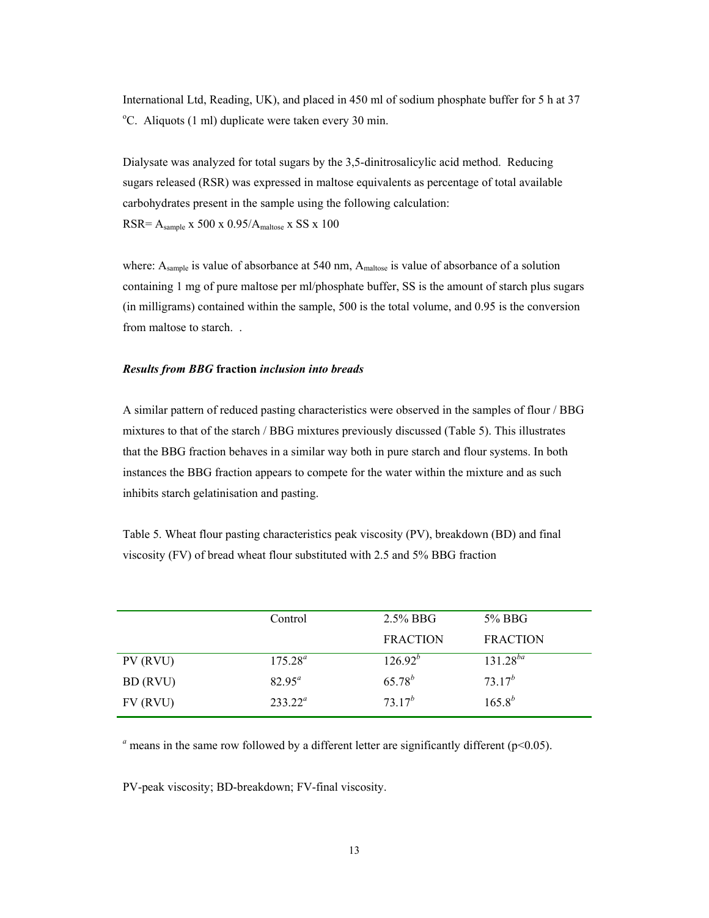International Ltd, Reading, UK), and placed in 450 ml of sodium phosphate buffer for 5 h at 37 $^{o}$C. Aliquots (1 ml) duplicate were taken every 30 min.

Dialysate was analyzed for total sugars by the 3,5-dinitrosalicylic acid method. Reducing sugars released (RSR) was expressed in maltose equivalents as percentage of total available carbohydrates present in the sample using the following calculation:

RSR= $A_{sample}$ x 500 x 0.95/$A_{maltose}$ x SS x 100

where: $A_{sample}$ is value of absorbance at 540 nm, $A_{maltose}$ is value of absorbance of a solution containing 1 mg of pure maltose per ml/phosphate buffer, SS is the amount of starch plus sugars (in milligrams) contained within the sample, 500 is the total volume, and 0.95 is the conversion from maltose to starch. .

***Results from BBG* fraction *inclusion into breads***

A similar pattern of reduced pasting characteristics were observed in the samples of flour / BBG mixtures to that of the starch / BBG mixtures previously discussed (Table 5). This illustrates that the BBG fraction behaves in a similar way both in pure starch and flour systems. In both instances the BBG fraction appears to compete for the water within the mixture and as such inhibits starch gelatinisation and pasting.

Table 5. Wheat flour pasting characteristics peak viscosity (PV), breakdown (BD) and final viscosity (FV) of bread wheat flour substituted with 2.5 and 5% BBG fraction

| | Control | 2.5% BBG FRACTION | 5% BBG FRACTION |
|---|---|---|---|
| PV (RVU) | 175.28$^{a}$ | 126.92$^{b}$ | 131.28$^{ba}$ |
| BD (RVU) | 82.95$^{a}$ | 65.78$^{b}$ | 73.17$^{b}$ |
| FV (RVU) | 233.22$^{a}$ | 73.17$^{b}$ | 165.8$^{b}$ |

[a] means in the same row followed by a different letter are significantly different ($p<0.05$).

PV-peak viscosity; BD-breakdown; FV-final viscosity.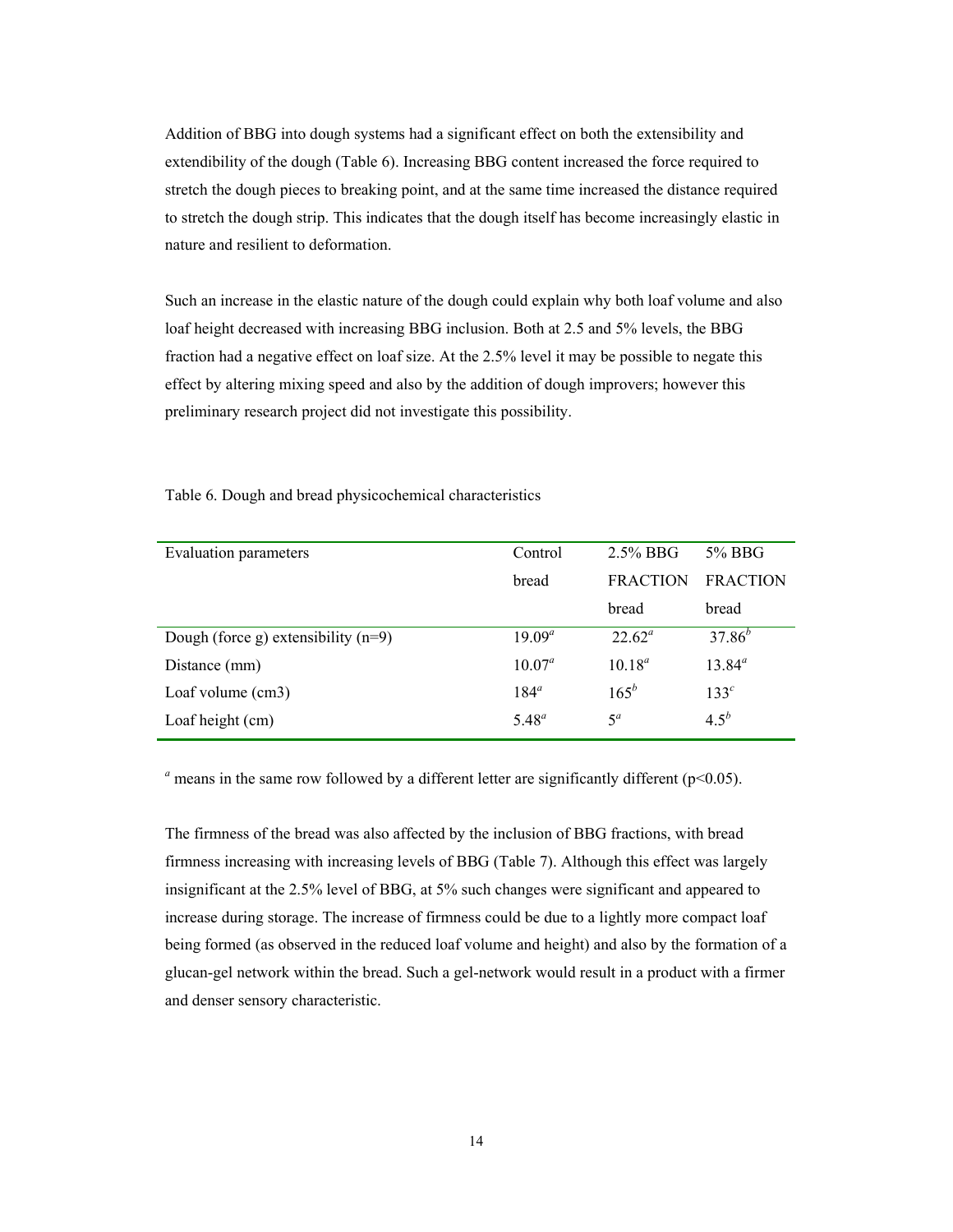Addition of BBG into dough systems had a significant effect on both the extensibility and extendibility of the dough (Table 6). Increasing BBG content increased the force required to stretch the dough pieces to breaking point, and at the same time increased the distance required to stretch the dough strip. This indicates that the dough itself has become increasingly elastic in nature and resilient to deformation.

Such an increase in the elastic nature of the dough could explain why both loaf volume and also loaf height decreased with increasing BBG inclusion. Both at 2.5 and 5% levels, the BBG fraction had a negative effect on loaf size. At the 2.5% level it may be possible to negate this effect by altering mixing speed and also by the addition of dough improvers; however this preliminary research project did not investigate this possibility.

Table 6. Dough and bread physicochemical characteristics

| Evaluation parameters | Control bread | 2.5% BBG FRACTION bread | 5% BBG FRACTION bread |
|---|---|---|---|
| Dough (force g) extensibility (n=9) | 19.09[a] | 22.62[a] | 37.86[b] |
| Distance (mm) | 10.07[a] | 10.18[a] | 13.84[a] |
| Loaf volume (cm3) | 184[a] | 165[b] | 133[c] |
| Loaf height (cm) | 5.48[a] | 5[a] | 4.5[b] |

[a] means in the same row followed by a different letter are significantly different ($p<0.05$).

The firmness of the bread was also affected by the inclusion of BBG fractions, with bread firmness increasing with increasing levels of BBG (Table 7). Although this effect was largely insignificant at the 2.5% level of BBG, at 5% such changes were significant and appeared to increase during storage. The increase of firmness could be due to a lightly more compact loaf being formed (as observed in the reduced loaf volume and height) and also by the formation of a glucan-gel network within the bread. Such a gel-network would result in a product with a firmer and denser sensory characteristic.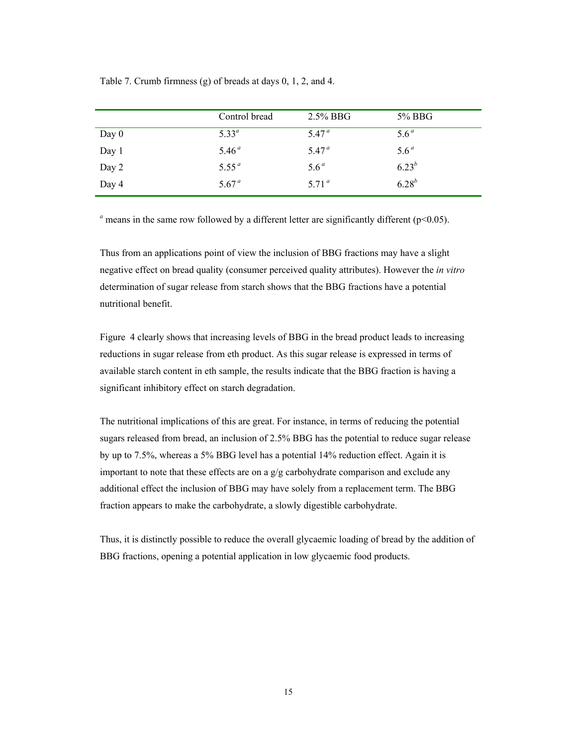Table 7. Crumb firmness (g) of breads at days 0, 1, 2, and 4.

| | Control bread | 2.5% BBG | 5% BBG |
|---|---|---|---|
| Day 0 | 5.33[a] | 5.47[a] | 5.6[a] |
| Day 1 | 5.46[a] | 5.47[a] | 5.6[a] |
| Day 2 | 5.55[a] | 5.6[a] | 6.23[b] |
| Day 4 | 5.67[a] | 5.71[a] | 6.28[b] |

[a] means in the same row followed by a different letter are significantly different ($p<0.05$).

Thus from an applications point of view the inclusion of BBG fractions may have a slight negative effect on bread quality (consumer perceived quality attributes). However the *in vitro* determination of sugar release from starch shows that the BBG fractions have a potential nutritional benefit.

Figure 4 clearly shows that increasing levels of BBG in the bread product leads to increasing reductions in sugar release from eth product. As this sugar release is expressed in terms of available starch content in eth sample, the results indicate that the BBG fraction is having a significant inhibitory effect on starch degradation.

The nutritional implications of this are great. For instance, in terms of reducing the potential sugars released from bread, an inclusion of 2.5% BBG has the potential to reduce sugar release by up to 7.5%, whereas a 5% BBG level has a potential 14% reduction effect. Again it is important to note that these effects are on a g/g carbohydrate comparison and exclude any additional effect the inclusion of BBG may have solely from a replacement term. The BBG fraction appears to make the carbohydrate, a slowly digestible carbohydrate.

Thus, it is distinctly possible to reduce the overall glycaemic loading of bread by the addition of BBG fractions, opening a potential application in low glycaemic food products.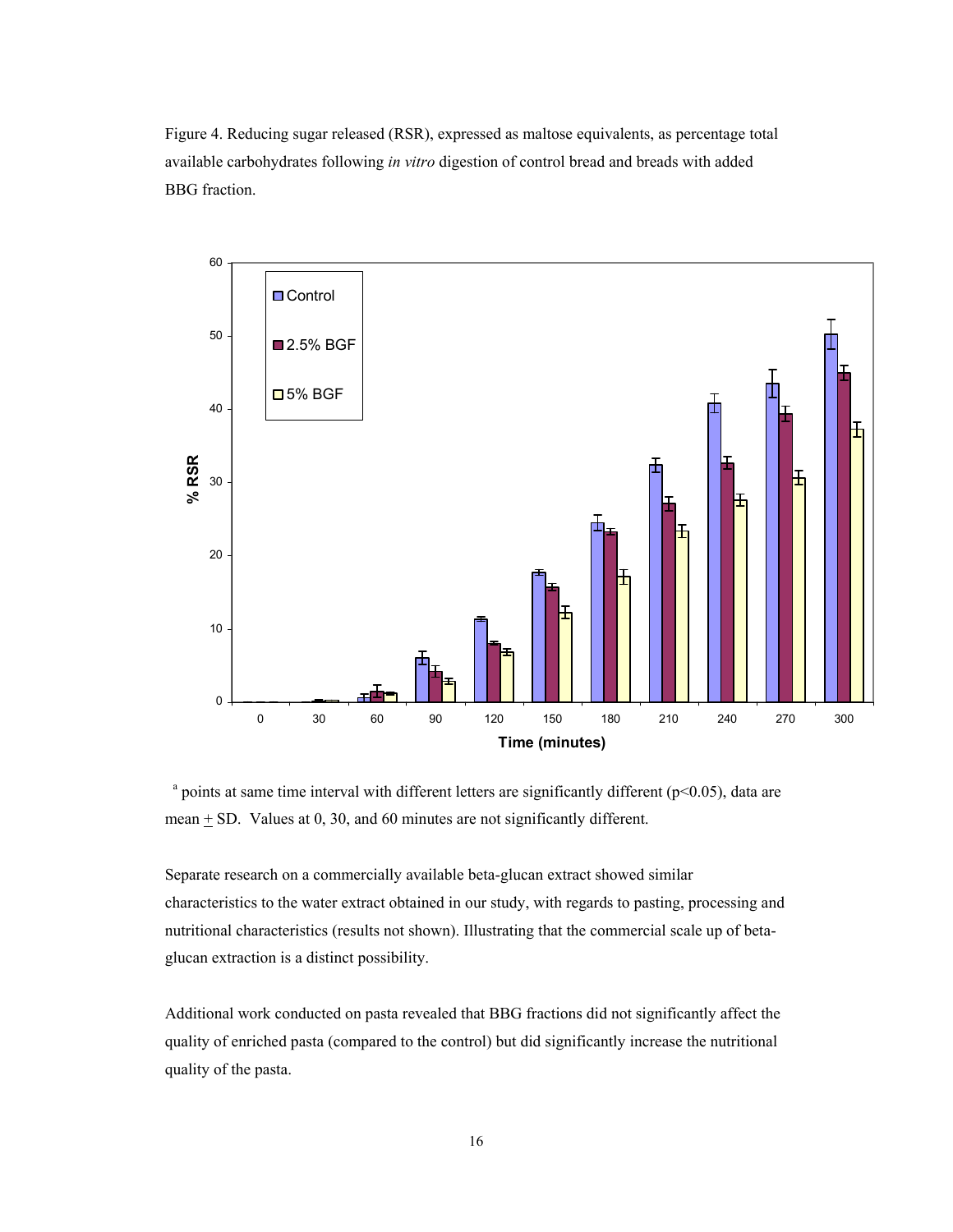Figure 4. Reducing sugar released (RSR), expressed as maltose equivalents, as percentage total available carbohydrates following *in vitro* digestion of control bread and breads with added BBG fraction.

[a] points at same time interval with different letters are significantly different ($p<0.05$), data are mean $\pm$ SD. Values at 0, 30, and 60 minutes are not significantly different.

Separate research on a commercially available beta-glucan extract showed similar characteristics to the water extract obtained in our study, with regards to pasting, processing and nutritional characteristics (results not shown). Illustrating that the commercial scale up of beta-glucan extraction is a distinct possibility.

Additional work conducted on pasta revealed that BBG fractions did not significantly affect the quality of enriched pasta (compared to the control) but did significantly increase the nutritional quality of the pasta.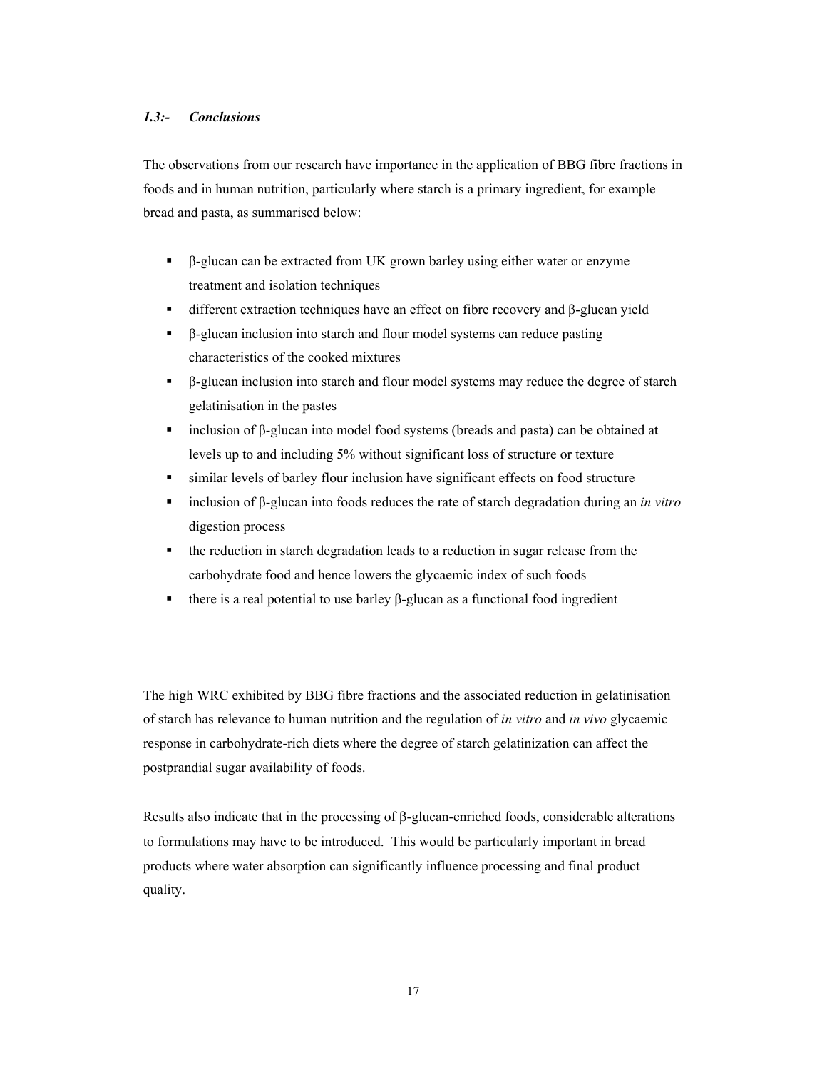### *1.3:- Conclusions*

The observations from our research have importance in the application of BBG fibre fractions in foods and in human nutrition, particularly where starch is a primary ingredient, for example bread and pasta, as summarised below:

- β-glucan can be extracted from UK grown barley using either water or enzyme treatment and isolation techniques
- different extraction techniques have an effect on fibre recovery and β-glucan yield
- β-glucan inclusion into starch and flour model systems can reduce pasting characteristics of the cooked mixtures
- β-glucan inclusion into starch and flour model systems may reduce the degree of starch gelatinisation in the pastes
- inclusion of β-glucan into model food systems (breads and pasta) can be obtained at levels up to and including 5% without significant loss of structure or texture
- similar levels of barley flour inclusion have significant effects on food structure
- inclusion of β-glucan into foods reduces the rate of starch degradation during an *in vitro* digestion process
- the reduction in starch degradation leads to a reduction in sugar release from the carbohydrate food and hence lowers the glycaemic index of such foods
- there is a real potential to use barley β-glucan as a functional food ingredient

The high WRC exhibited by BBG fibre fractions and the associated reduction in gelatinisation of starch has relevance to human nutrition and the regulation of *in vitro* and *in vivo* glycaemic response in carbohydrate-rich diets where the degree of starch gelatinization can affect the postprandial sugar availability of foods.

Results also indicate that in the processing of β-glucan-enriched foods, considerable alterations to formulations may have to be introduced. This would be particularly important in bread products where water absorption can significantly influence processing and final product quality.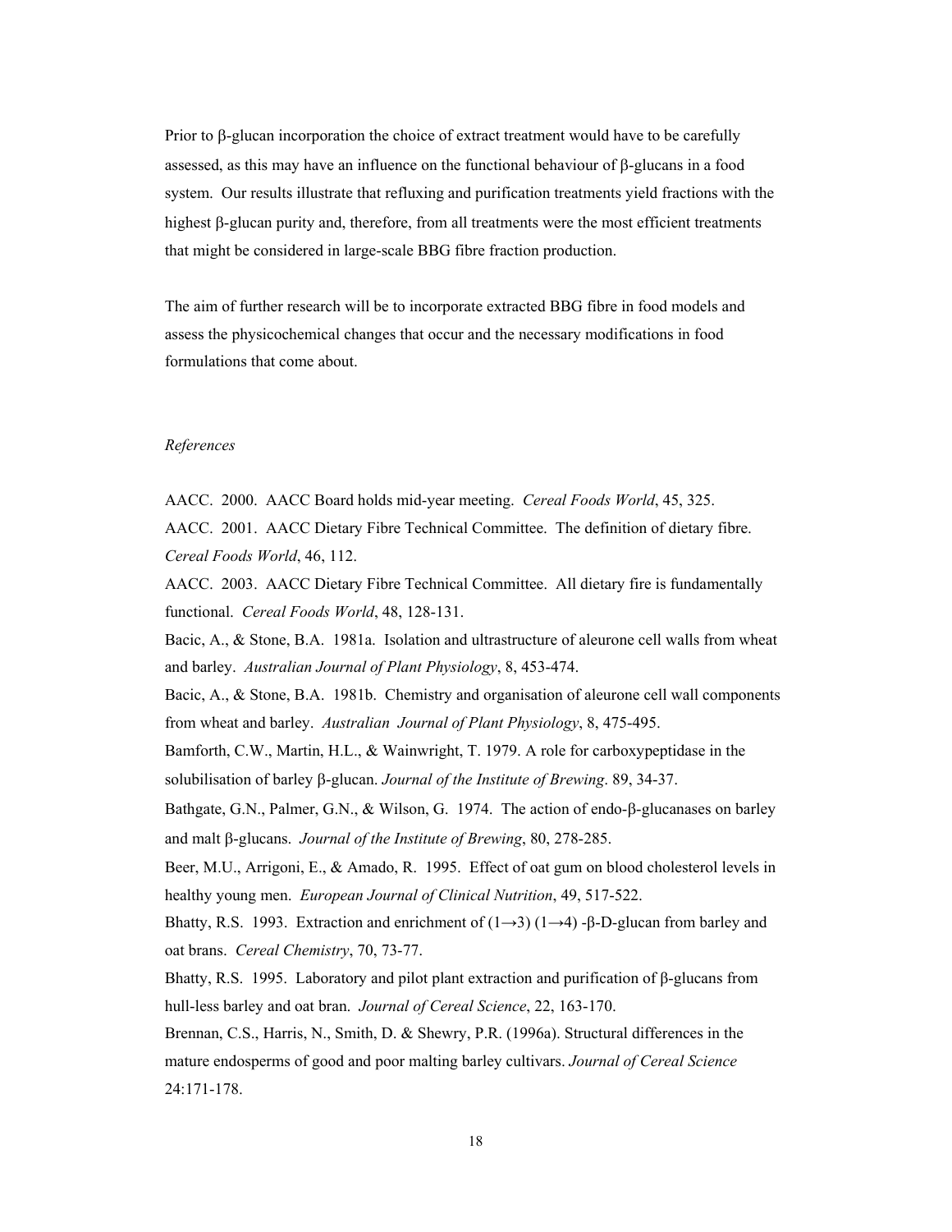Prior to β-glucan incorporation the choice of extract treatment would have to be carefully assessed, as this may have an influence on the functional behaviour of β-glucans in a food system. Our results illustrate that refluxing and purification treatments yield fractions with the highest β-glucan purity and, therefore, from all treatments were the most efficient treatments that might be considered in large-scale BBG fibre fraction production.

The aim of further research will be to incorporate extracted BBG fibre in food models and assess the physicochemical changes that occur and the necessary modifications in food formulations that come about.

*References*

AACC. 2000. AACC Board holds mid-year meeting. *Cereal Foods World*, 45, 325.

AACC. 2001. AACC Dietary Fibre Technical Committee. The definition of dietary fibre. *Cereal Foods World*, 46, 112.

AACC. 2003. AACC Dietary Fibre Technical Committee. All dietary fire is fundamentally functional. *Cereal Foods World*, 48, 128-131.

Bacic, A., & Stone, B.A. 1981a. Isolation and ultrastructure of aleurone cell walls from wheat and barley. *Australian Journal of Plant Physiology*, 8, 453-474.

Bacic, A., & Stone, B.A. 1981b. Chemistry and organisation of aleurone cell wall components from wheat and barley. *Australian Journal of Plant Physiology*, 8, 475-495.

Bamforth, C.W., Martin, H.L., & Wainwright, T. 1979. A role for carboxypeptidase in the solubilisation of barley β-glucan. *Journal of the Institute of Brewing*. 89, 34-37.

Bathgate, G.N., Palmer, G.N., & Wilson, G. 1974. The action of endo-β-glucanases on barley and malt β-glucans. *Journal of the Institute of Brewing*, 80, 278-285.

Beer, M.U., Arrigoni, E., & Amado, R. 1995. Effect of oat gum on blood cholesterol levels in healthy young men. *European Journal of Clinical Nutrition*, 49, 517-522.

Bhatty, R.S. 1993. Extraction and enrichment of (1→3) (1→4) -β-D-glucan from barley and oat brans. *Cereal Chemistry*, 70, 73-77.

Bhatty, R.S. 1995. Laboratory and pilot plant extraction and purification of β-glucans from hull-less barley and oat bran. *Journal of Cereal Science*, 22, 163-170.

Brennan, C.S., Harris, N., Smith, D. & Shewry, P.R. (1996a). Structural differences in the mature endosperms of good and poor malting barley cultivars. *Journal of Cereal Science* 24:171-178.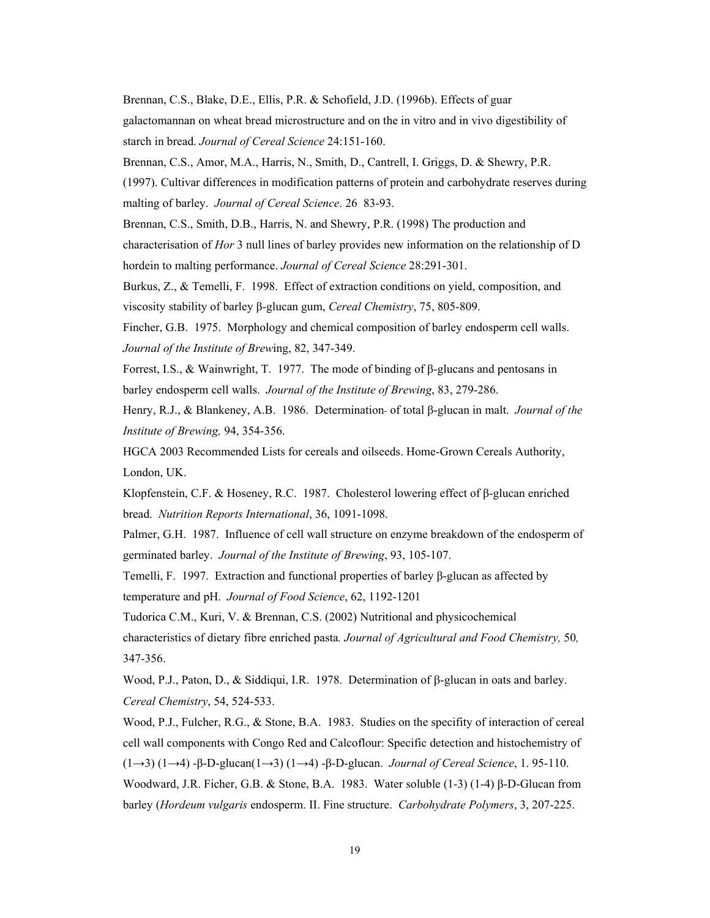Brennan, C.S., Blake, D.E., Ellis, P.R. & Schofield, J.D. (1996b). Effects of guar galactomannan on wheat bread microstructure and on the in vitro and in vivo digestibility of starch in bread. *Journal of Cereal Science* 24:151-160.

Brennan, C.S., Amor, M.A., Harris, N., Smith, D., Cantrell, I. Griggs, D. & Shewry, P.R. (1997). Cultivar differences in modification patterns of protein and carbohydrate reserves during malting of barley. *Journal of Cereal Science*. 26 83-93.

Brennan, C.S., Smith, D.B., Harris, N. and Shewry, P.R. (1998) The production and characterisation of *Hor* 3 null lines of barley provides new information on the relationship of D hordein to malting performance. *Journal of Cereal Science* 28:291-301.

Burkus, Z., & Temelli, F. 1998. Effect of extraction conditions on yield, composition, and viscosity stability of barley β-glucan gum, *Cereal Chemistry*, 75, 805-809.

Fincher, G.B. 1975. Morphology and chemical composition of barley endosperm cell walls. *Journal of the Institute of Brew*ing, 82, 347-349.

Forrest, I.S., & Wainwright, T. 1977. The mode of binding of β-glucans and pentosans in barley endosperm cell walls. *Journal of the Institute of Brewing*, 83, 279-286.

Henry, R.J., & Blankeney, A.B. 1986. Determination of total β-glucan in malt. *Journal of the Institute of Brewing,* 94, 354-356.

HGCA 2003 Recommended Lists for cereals and oilseeds. Home-Grown Cereals Authority, London, UK.

Klopfenstein, C.F. & Hoseney, R.C. 1987. Cholesterol lowering effect of β-glucan enriched bread. *Nutrition Reports International*, 36, 1091-1098.

Palmer, G.H. 1987. Influence of cell wall structure on enzyme breakdown of the endosperm of germinated barley. *Journal of the Institute of Brewing*, 93, 105-107.

Temelli, F. 1997. Extraction and functional properties of barley β-glucan as affected by temperature and pH. *Journal of Food Science*, 62, 1192-1201

Tudorica C.M., Kuri, V. & Brennan, C.S. (2002) Nutritional and physicochemical characteristics of dietary fibre enriched pasta. *Journal of Agricultural and Food Chemistry,* 50*,* 347-356.

Wood, P.J., Paton, D., & Siddiqui, I.R. 1978. Determination of β-glucan in oats and barley. *Cereal Chemistry*, 54, 524-533.

Wood, P.J., Fulcher, R.G., & Stone, B.A. 1983. Studies on the specifity of interaction of cereal cell wall components with Congo Red and Calcoflour: Specific detection and histochemistry of (1→3) (1→4) -β-D-glucan(1→3) (1→4) -β-D-glucan. *Journal of Cereal Science*, 1. 95-110.

Woodward, J.R. Ficher, G.B. & Stone, B.A. 1983. Water soluble (1-3) (1-4) β-D-Glucan from barley (*Hordeum vulgaris* endosperm. II. Fine structure. *Carbohydrate Polymers*, 3, 207-225.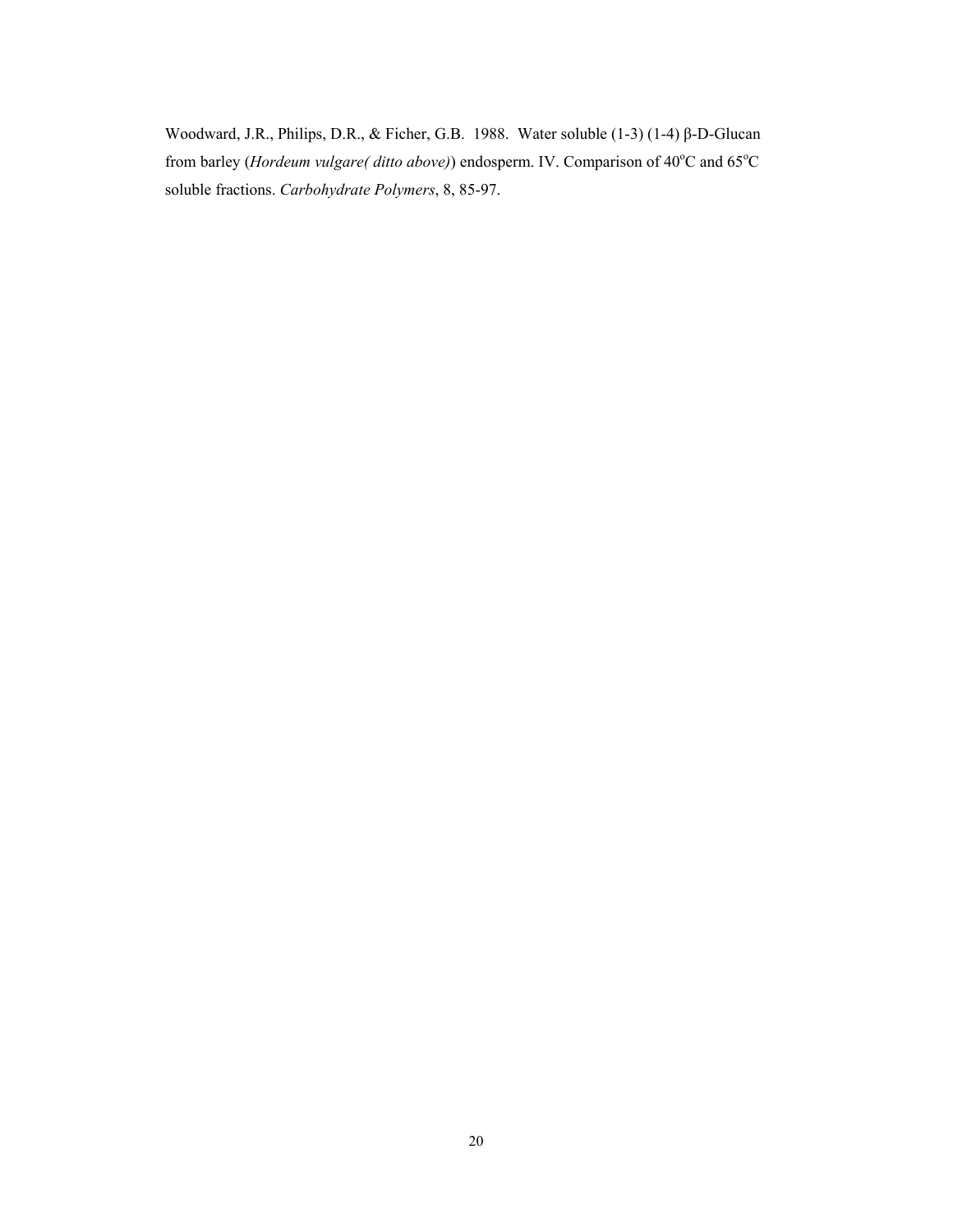Woodward, J.R., Philips, D.R., & Ficher, G.B. 1988. Water soluble (1-3) (1-4) β-D-Glucan from barley (*Hordeum vulgare( ditto above)*) endosperm. IV. Comparison of 40$^{o}$C and 65$^{o}$C soluble fractions. *Carbohydrate Polymers*, 8, 85-97.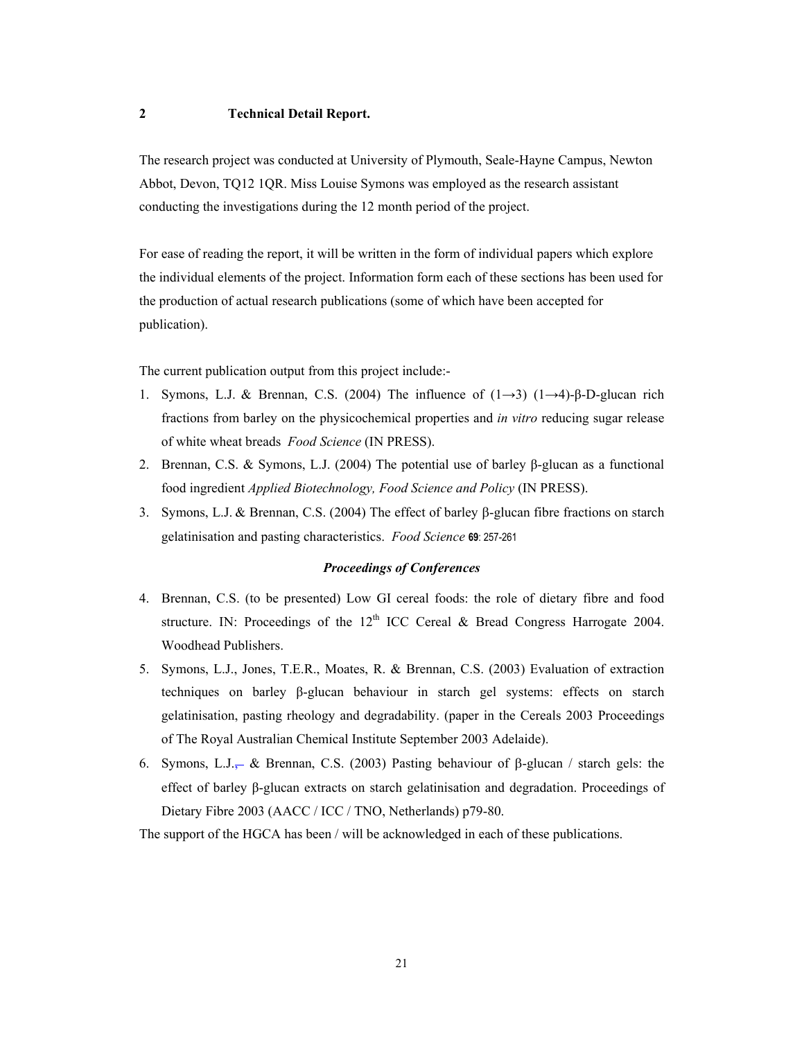## 2 Technical Detail Report.

The research project was conducted at University of Plymouth, Seale-Hayne Campus, Newton Abbot, Devon, TQ12 1QR. Miss Louise Symons was employed as the research assistant conducting the investigations during the 12 month period of the project.

For ease of reading the report, it will be written in the form of individual papers which explore the individual elements of the project. Information form each of these sections has been used for the production of actual research publications (some of which have been accepted for publication).

The current publication output from this project include:-

1. Symons, L.J. & Brennan, C.S. (2004) The influence of (1→3) (1→4)-β-D-glucan rich fractions from barley on the physicochemical properties and *in vitro* reducing sugar release of white wheat breads *Food Science* (IN PRESS).
2. Brennan, C.S. & Symons, L.J. (2004) The potential use of barley β-glucan as a functional food ingredient *Applied Biotechnology, Food Science and Policy* (IN PRESS).
3. Symons, L.J. & Brennan, C.S. (2004) The effect of barley β-glucan fibre fractions on starch gelatinisation and pasting characteristics. *Food Science* **69**: 257-261

### *Proceedings of Conferences*

4. Brennan, C.S. (to be presented) Low GI cereal foods: the role of dietary fibre and food structure. IN: Proceedings of the 12th ICC Cereal & Bread Congress Harrogate 2004. Woodhead Publishers.
5. Symons, L.J., Jones, T.E.R., Moates, R. & Brennan, C.S. (2003) Evaluation of extraction techniques on barley β-glucan behaviour in starch gel systems: effects on starch gelatinisation, pasting rheology and degradability. (paper in the Cereals 2003 Proceedings of The Royal Australian Chemical Institute September 2003 Adelaide).
6. Symons, L.J., & Brennan, C.S. (2003) Pasting behaviour of β-glucan / starch gels: the effect of barley β-glucan extracts on starch gelatinisation and degradation. Proceedings of Dietary Fibre 2003 (AACC / ICC / TNO, Netherlands) p79-80.

The support of the HGCA has been / will be acknowledged in each of these publications.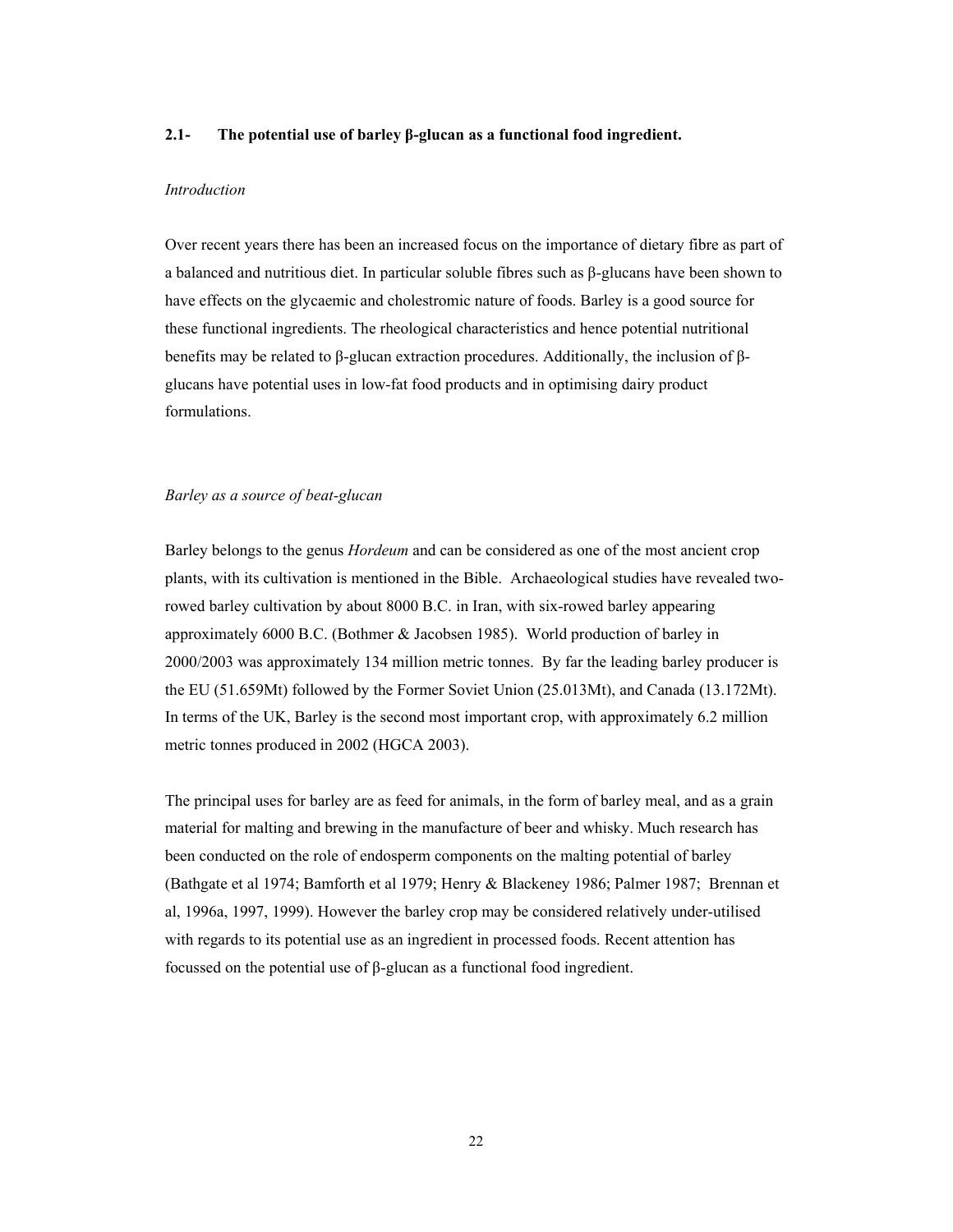### 2.1- The potential use of barley β-glucan as a functional food ingredient.

*Introduction*

Over recent years there has been an increased focus on the importance of dietary fibre as part of a balanced and nutritious diet. In particular soluble fibres such as β-glucans have been shown to have effects on the glycaemic and cholestromic nature of foods. Barley is a good source for these functional ingredients. The rheological characteristics and hence potential nutritional benefits may be related to β-glucan extraction procedures. Additionally, the inclusion of β-glucans have potential uses in low-fat food products and in optimising dairy product formulations.

*Barley as a source of beat-glucan*

Barley belongs to the genus *Hordeum* and can be considered as one of the most ancient crop plants, with its cultivation is mentioned in the Bible. Archaeological studies have revealed two-rowed barley cultivation by about 8000 B.C. in Iran, with six-rowed barley appearing approximately 6000 B.C. (Bothmer & Jacobsen 1985). World production of barley in 2000/2003 was approximately 134 million metric tonnes. By far the leading barley producer is the EU (51.659Mt) followed by the Former Soviet Union (25.013Mt), and Canada (13.172Mt). In terms of the UK, Barley is the second most important crop, with approximately 6.2 million metric tonnes produced in 2002 (HGCA 2003).

The principal uses for barley are as feed for animals, in the form of barley meal, and as a grain material for malting and brewing in the manufacture of beer and whisky. Much research has been conducted on the role of endosperm components on the malting potential of barley (Bathgate et al 1974; Bamforth et al 1979; Henry & Blackeney 1986; Palmer 1987; Brennan et al, 1996a, 1997, 1999). However the barley crop may be considered relatively under-utilised with regards to its potential use as an ingredient in processed foods. Recent attention has focussed on the potential use of β-glucan as a functional food ingredient.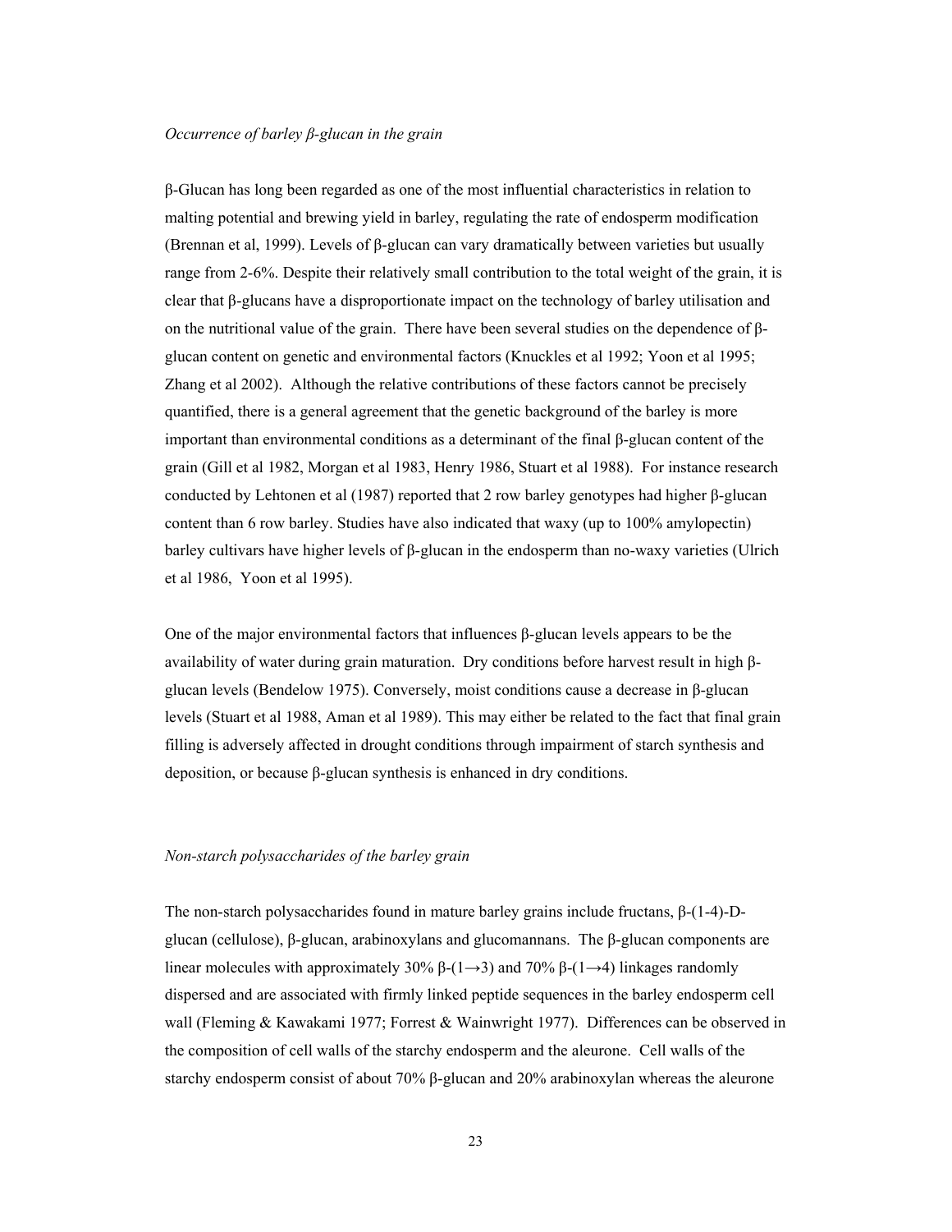*Occurrence of barley β-glucan in the grain*

β-Glucan has long been regarded as one of the most influential characteristics in relation to malting potential and brewing yield in barley, regulating the rate of endosperm modification (Brennan et al, 1999). Levels of β-glucan can vary dramatically between varieties but usually range from 2-6%. Despite their relatively small contribution to the total weight of the grain, it is clear that β-glucans have a disproportionate impact on the technology of barley utilisation and on the nutritional value of the grain. There have been several studies on the dependence of β-glucan content on genetic and environmental factors (Knuckles et al 1992; Yoon et al 1995; Zhang et al 2002). Although the relative contributions of these factors cannot be precisely quantified, there is a general agreement that the genetic background of the barley is more important than environmental conditions as a determinant of the final β-glucan content of the grain (Gill et al 1982, Morgan et al 1983, Henry 1986, Stuart et al 1988). For instance research conducted by Lehtonen et al (1987) reported that 2 row barley genotypes had higher β-glucan content than 6 row barley. Studies have also indicated that waxy (up to 100% amylopectin) barley cultivars have higher levels of β-glucan in the endosperm than no-waxy varieties (Ulrich et al 1986, Yoon et al 1995).

One of the major environmental factors that influences β-glucan levels appears to be the availability of water during grain maturation. Dry conditions before harvest result in high β-glucan levels (Bendelow 1975). Conversely, moist conditions cause a decrease in β-glucan levels (Stuart et al 1988, Aman et al 1989). This may either be related to the fact that final grain filling is adversely affected in drought conditions through impairment of starch synthesis and deposition, or because β-glucan synthesis is enhanced in dry conditions.

*Non-starch polysaccharides of the barley grain*

The non-starch polysaccharides found in mature barley grains include fructans, β-(1-4)-D-glucan (cellulose), β-glucan, arabinoxylans and glucomannans. The β-glucan components are linear molecules with approximately 30% β-(1→3) and 70% β-(1→4) linkages randomly dispersed and are associated with firmly linked peptide sequences in the barley endosperm cell wall (Fleming & Kawakami 1977; Forrest & Wainwright 1977). Differences can be observed in the composition of cell walls of the starchy endosperm and the aleurone. Cell walls of the starchy endosperm consist of about 70% β-glucan and 20% arabinoxylan whereas the aleurone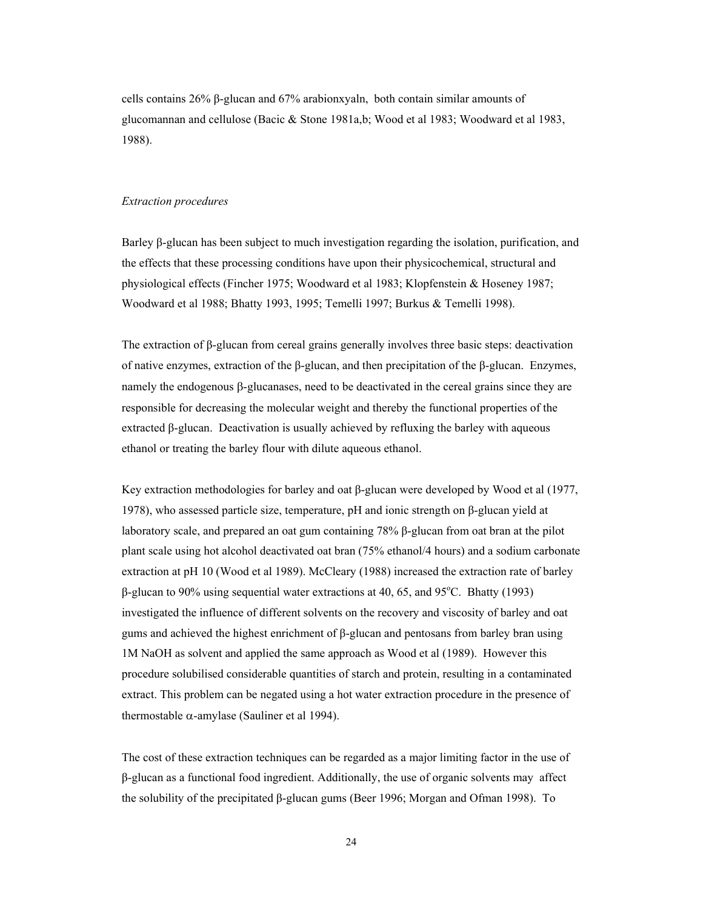cells contains 26% β-glucan and 67% arabionxyaln,  both contain similar amounts of glucomannan and cellulose (Bacic & Stone 1981a,b; Wood et al 1983; Woodward et al 1983, 1988).

*Extraction procedures*

Barley β-glucan has been subject to much investigation regarding the isolation, purification, and the effects that these processing conditions have upon their physicochemical, structural and physiological effects (Fincher 1975; Woodward et al 1983; Klopfenstein & Hoseney 1987; Woodward et al 1988; Bhatty 1993, 1995; Temelli 1997; Burkus & Temelli 1998).

The extraction of β-glucan from cereal grains generally involves three basic steps: deactivation of native enzymes, extraction of the β-glucan, and then precipitation of the β-glucan.  Enzymes, namely the endogenous β-glucanases, need to be deactivated in the cereal grains since they are responsible for decreasing the molecular weight and thereby the functional properties of the extracted β-glucan.  Deactivation is usually achieved by refluxing the barley with aqueous ethanol or treating the barley flour with dilute aqueous ethanol.

Key extraction methodologies for barley and oat β-glucan were developed by Wood et al (1977, 1978), who assessed particle size, temperature, pH and ionic strength on β-glucan yield at laboratory scale, and prepared an oat gum containing 78% β-glucan from oat bran at the pilot plant scale using hot alcohol deactivated oat bran (75% ethanol/4 hours) and a sodium carbonate extraction at pH 10 (Wood et al 1989). McCleary (1988) increased the extraction rate of barley β-glucan to 90% using sequential water extractions at 40, 65, and 95$^{o}$C.  Bhatty (1993) investigated the influence of different solvents on the recovery and viscosity of barley and oat gums and achieved the highest enrichment of β-glucan and pentosans from barley bran using 1M NaOH as solvent and applied the same approach as Wood et al (1989).  However this procedure solubilised considerable quantities of starch and protein, resulting in a contaminated extract. This problem can be negated using a hot water extraction procedure in the presence of thermostable α-amylase (Sauliner et al 1994).

The cost of these extraction techniques can be regarded as a major limiting factor in the use of β-glucan as a functional food ingredient. Additionally, the use of organic solvents may  affect the solubility of the precipitated β-glucan gums (Beer 1996; Morgan and Ofman 1998).  To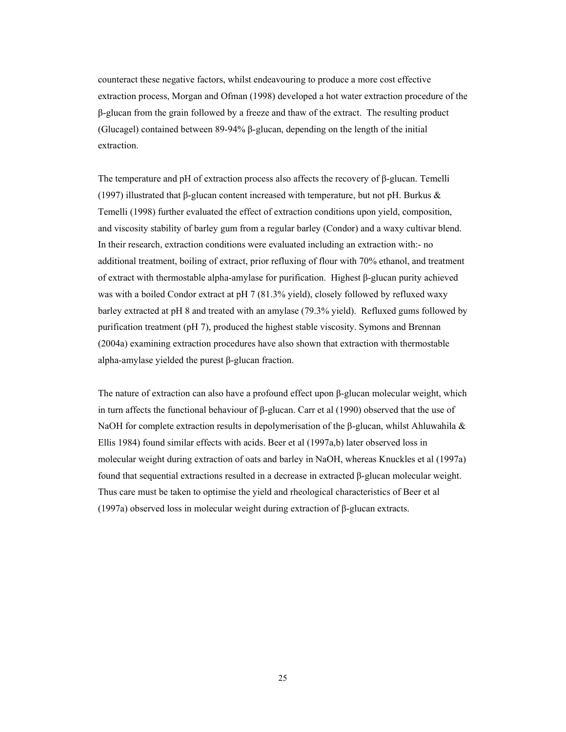counteract these negative factors, whilst endeavouring to produce a more cost effective extraction process, Morgan and Ofman (1998) developed a hot water extraction procedure of the β-glucan from the grain followed by a freeze and thaw of the extract. The resulting product (Glucagel) contained between 89-94% β-glucan, depending on the length of the initial extraction.

The temperature and pH of extraction process also affects the recovery of β-glucan. Temelli (1997) illustrated that β-glucan content increased with temperature, but not pH. Burkus & Temelli (1998) further evaluated the effect of extraction conditions upon yield, composition, and viscosity stability of barley gum from a regular barley (Condor) and a waxy cultivar blend. In their research, extraction conditions were evaluated including an extraction with:- no additional treatment, boiling of extract, prior refluxing of flour with 70% ethanol, and treatment of extract with thermostable alpha-amylase for purification. Highest β-glucan purity achieved was with a boiled Condor extract at pH 7 (81.3% yield), closely followed by refluxed waxy barley extracted at pH 8 and treated with an amylase (79.3% yield). Refluxed gums followed by purification treatment (pH 7), produced the highest stable viscosity. Symons and Brennan (2004a) examining extraction procedures have also shown that extraction with thermostable alpha-amylase yielded the purest β-glucan fraction.

The nature of extraction can also have a profound effect upon β-glucan molecular weight, which in turn affects the functional behaviour of β-glucan. Carr et al (1990) observed that the use of NaOH for complete extraction results in depolymerisation of the β-glucan, whilst Ahluwahila & Ellis 1984) found similar effects with acids. Beer et al (1997a,b) later observed loss in molecular weight during extraction of oats and barley in NaOH, whereas Knuckles et al (1997a) found that sequential extractions resulted in a decrease in extracted β-glucan molecular weight. Thus care must be taken to optimise the yield and rheological characteristics of Beer et al (1997a) observed loss in molecular weight during extraction of β-glucan extracts.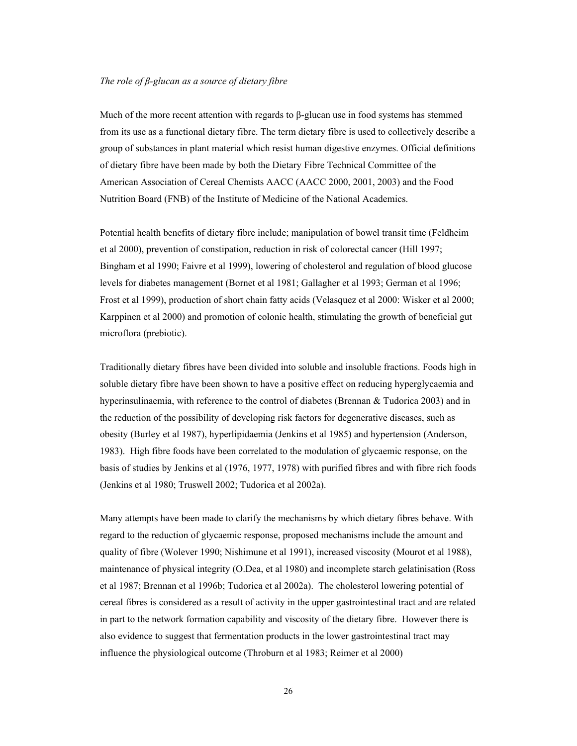*The role of β-glucan as a source of dietary fibre*

Much of the more recent attention with regards to β-glucan use in food systems has stemmed from its use as a functional dietary fibre. The term dietary fibre is used to collectively describe a group of substances in plant material which resist human digestive enzymes. Official definitions of dietary fibre have been made by both the Dietary Fibre Technical Committee of the American Association of Cereal Chemists AACC (AACC 2000, 2001, 2003) and the Food Nutrition Board (FNB) of the Institute of Medicine of the National Academics.

Potential health benefits of dietary fibre include; manipulation of bowel transit time (Feldheim et al 2000), prevention of constipation, reduction in risk of colorectal cancer (Hill 1997; Bingham et al 1990; Faivre et al 1999), lowering of cholesterol and regulation of blood glucose levels for diabetes management (Bornet et al 1981; Gallagher et al 1993; German et al 1996; Frost et al 1999), production of short chain fatty acids (Velasquez et al 2000: Wisker et al 2000; Karppinen et al 2000) and promotion of colonic health, stimulating the growth of beneficial gut microflora (prebiotic).

Traditionally dietary fibres have been divided into soluble and insoluble fractions. Foods high in soluble dietary fibre have been shown to have a positive effect on reducing hyperglycaemia and hyperinsulinaemia, with reference to the control of diabetes (Brennan & Tudorica 2003) and in the reduction of the possibility of developing risk factors for degenerative diseases, such as obesity (Burley et al 1987), hyperlipidaemia (Jenkins et al 1985) and hypertension (Anderson, 1983). High fibre foods have been correlated to the modulation of glycaemic response, on the basis of studies by Jenkins et al (1976, 1977, 1978) with purified fibres and with fibre rich foods (Jenkins et al 1980; Truswell 2002; Tudorica et al 2002a).

Many attempts have been made to clarify the mechanisms by which dietary fibres behave. With regard to the reduction of glycaemic response, proposed mechanisms include the amount and quality of fibre (Wolever 1990; Nishimune et al 1991), increased viscosity (Mourot et al 1988), maintenance of physical integrity (O.Dea, et al 1980) and incomplete starch gelatinisation (Ross et al 1987; Brennan et al 1996b; Tudorica et al 2002a). The cholesterol lowering potential of cereal fibres is considered as a result of activity in the upper gastrointestinal tract and are related in part to the network formation capability and viscosity of the dietary fibre. However there is also evidence to suggest that fermentation products in the lower gastrointestinal tract may influence the physiological outcome (Throburn et al 1983; Reimer et al 2000)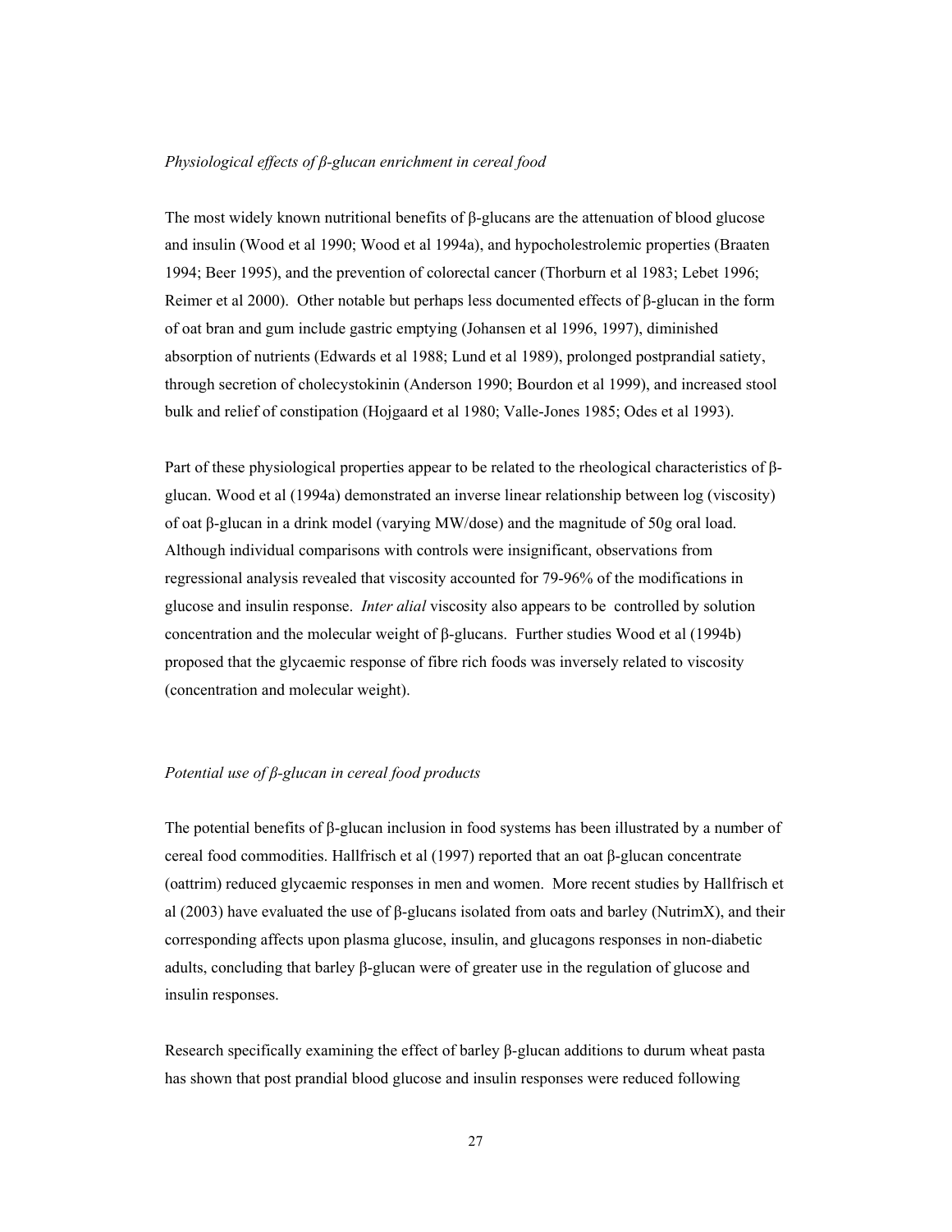*Physiological effects of β-glucan enrichment in cereal food*

The most widely known nutritional benefits of β-glucans are the attenuation of blood glucose and insulin (Wood et al 1990; Wood et al 1994a), and hypocholestrolemic properties (Braaten 1994; Beer 1995), and the prevention of colorectal cancer (Thorburn et al 1983; Lebet 1996; Reimer et al 2000). Other notable but perhaps less documented effects of β-glucan in the form of oat bran and gum include gastric emptying (Johansen et al 1996, 1997), diminished absorption of nutrients (Edwards et al 1988; Lund et al 1989), prolonged postprandial satiety, through secretion of cholecystokinin (Anderson 1990; Bourdon et al 1999), and increased stool bulk and relief of constipation (Hojgaard et al 1980; Valle-Jones 1985; Odes et al 1993).

Part of these physiological properties appear to be related to the rheological characteristics of β-glucan. Wood et al (1994a) demonstrated an inverse linear relationship between log (viscosity) of oat β-glucan in a drink model (varying MW/dose) and the magnitude of 50g oral load. Although individual comparisons with controls were insignificant, observations from regressional analysis revealed that viscosity accounted for 79-96% of the modifications in glucose and insulin response. *Inter alial* viscosity also appears to be controlled by solution concentration and the molecular weight of β-glucans. Further studies Wood et al (1994b) proposed that the glycaemic response of fibre rich foods was inversely related to viscosity (concentration and molecular weight).

*Potential use of β-glucan in cereal food products*

The potential benefits of β-glucan inclusion in food systems has been illustrated by a number of cereal food commodities. Hallfrisch et al (1997) reported that an oat β-glucan concentrate (oattrim) reduced glycaemic responses in men and women. More recent studies by Hallfrisch et al (2003) have evaluated the use of β-glucans isolated from oats and barley (NutrimX), and their corresponding affects upon plasma glucose, insulin, and glucagons responses in non-diabetic adults, concluding that barley β-glucan were of greater use in the regulation of glucose and insulin responses.

Research specifically examining the effect of barley β-glucan additions to durum wheat pasta has shown that post prandial blood glucose and insulin responses were reduced following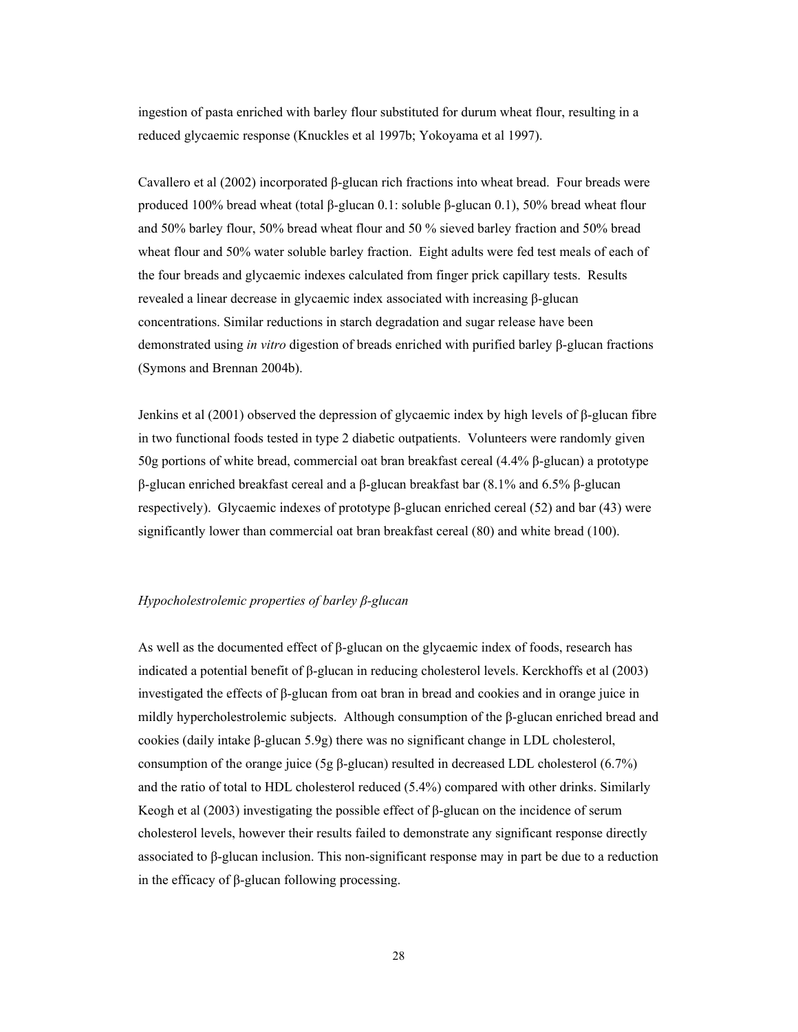ingestion of pasta enriched with barley flour substituted for durum wheat flour, resulting in a reduced glycaemic response (Knuckles et al 1997b; Yokoyama et al 1997).

Cavallero et al (2002) incorporated β-glucan rich fractions into wheat bread. Four breads were produced 100% bread wheat (total β-glucan 0.1: soluble β-glucan 0.1), 50% bread wheat flour and 50% barley flour, 50% bread wheat flour and 50 % sieved barley fraction and 50% bread wheat flour and 50% water soluble barley fraction. Eight adults were fed test meals of each of the four breads and glycaemic indexes calculated from finger prick capillary tests. Results revealed a linear decrease in glycaemic index associated with increasing β-glucan concentrations. Similar reductions in starch degradation and sugar release have been demonstrated using *in vitro* digestion of breads enriched with purified barley β-glucan fractions (Symons and Brennan 2004b).

Jenkins et al (2001) observed the depression of glycaemic index by high levels of β-glucan fibre in two functional foods tested in type 2 diabetic outpatients. Volunteers were randomly given 50g portions of white bread, commercial oat bran breakfast cereal (4.4% β-glucan) a prototype β-glucan enriched breakfast cereal and a β-glucan breakfast bar (8.1% and 6.5% β-glucan respectively). Glycaemic indexes of prototype β-glucan enriched cereal (52) and bar (43) were significantly lower than commercial oat bran breakfast cereal (80) and white bread (100).

*Hypocholestrolemic properties of barley β-glucan*

As well as the documented effect of β-glucan on the glycaemic index of foods, research has indicated a potential benefit of β-glucan in reducing cholesterol levels. Kerckhoffs et al (2003) investigated the effects of β-glucan from oat bran in bread and cookies and in orange juice in mildly hypercholestrolemic subjects. Although consumption of the β-glucan enriched bread and cookies (daily intake β-glucan 5.9g) there was no significant change in LDL cholesterol, consumption of the orange juice (5g β-glucan) resulted in decreased LDL cholesterol (6.7%) and the ratio of total to HDL cholesterol reduced (5.4%) compared with other drinks. Similarly Keogh et al (2003) investigating the possible effect of β-glucan on the incidence of serum cholesterol levels, however their results failed to demonstrate any significant response directly associated to β-glucan inclusion. This non-significant response may in part be due to a reduction in the efficacy of β-glucan following processing.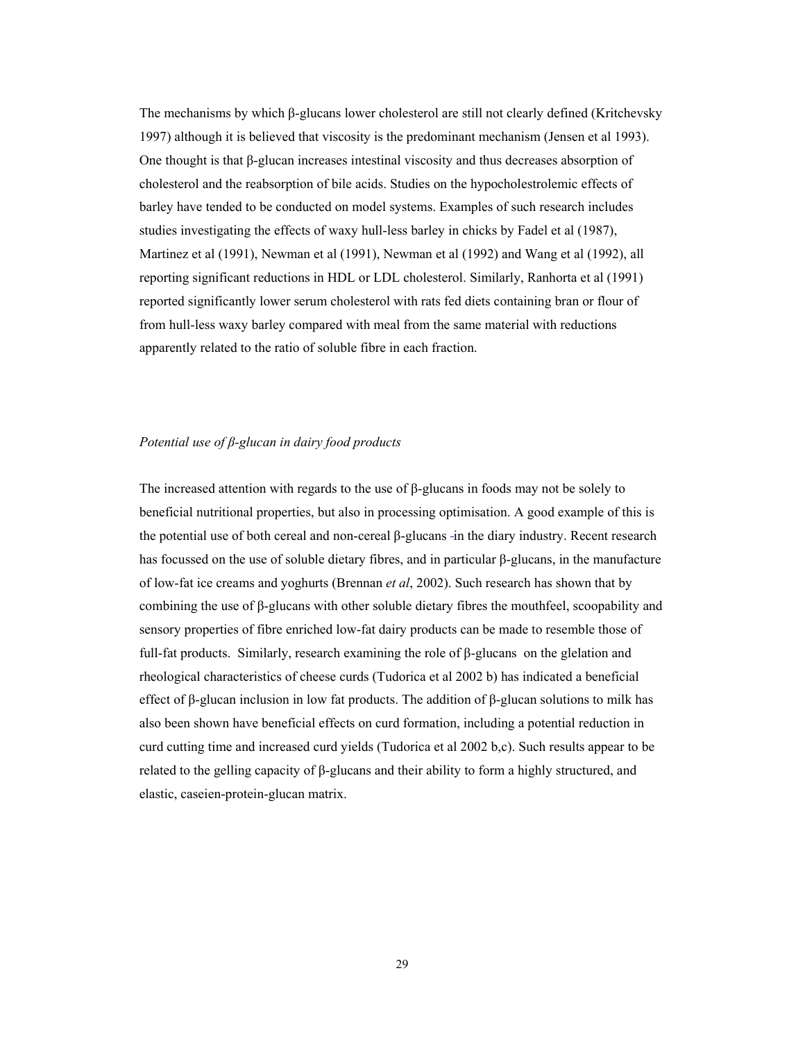The mechanisms by which β-glucans lower cholesterol are still not clearly defined (Kritchevsky 1997) although it is believed that viscosity is the predominant mechanism (Jensen et al 1993). One thought is that β-glucan increases intestinal viscosity and thus decreases absorption of cholesterol and the reabsorption of bile acids. Studies on the hypocholestrolemic effects of barley have tended to be conducted on model systems. Examples of such research includes studies investigating the effects of waxy hull-less barley in chicks by Fadel et al (1987), Martinez et al (1991), Newman et al (1991), Newman et al (1992) and Wang et al (1992), all reporting significant reductions in HDL or LDL cholesterol. Similarly, Ranhorta et al (1991) reported significantly lower serum cholesterol with rats fed diets containing bran or flour of from hull-less waxy barley compared with meal from the same material with reductions apparently related to the ratio of soluble fibre in each fraction.

*Potential use of β-glucan in dairy food products*

The increased attention with regards to the use of β-glucans in foods may not be solely to beneficial nutritional properties, but also in processing optimisation. A good example of this is the potential use of both cereal and non-cereal β-glucans -in the diary industry. Recent research has focussed on the use of soluble dietary fibres, and in particular β-glucans, in the manufacture of low-fat ice creams and yoghurts (Brennan *et al*, 2002). Such research has shown that by combining the use of β-glucans with other soluble dietary fibres the mouthfeel, scoopability and sensory properties of fibre enriched low-fat dairy products can be made to resemble those of full-fat products. Similarly, research examining the role of β-glucans on the glelation and rheological characteristics of cheese curds (Tudorica et al 2002 b) has indicated a beneficial effect of β-glucan inclusion in low fat products. The addition of β-glucan solutions to milk has also been shown have beneficial effects on curd formation, including a potential reduction in curd cutting time and increased curd yields (Tudorica et al 2002 b,c). Such results appear to be related to the gelling capacity of β-glucans and their ability to form a highly structured, and elastic, caseien-protein-glucan matrix.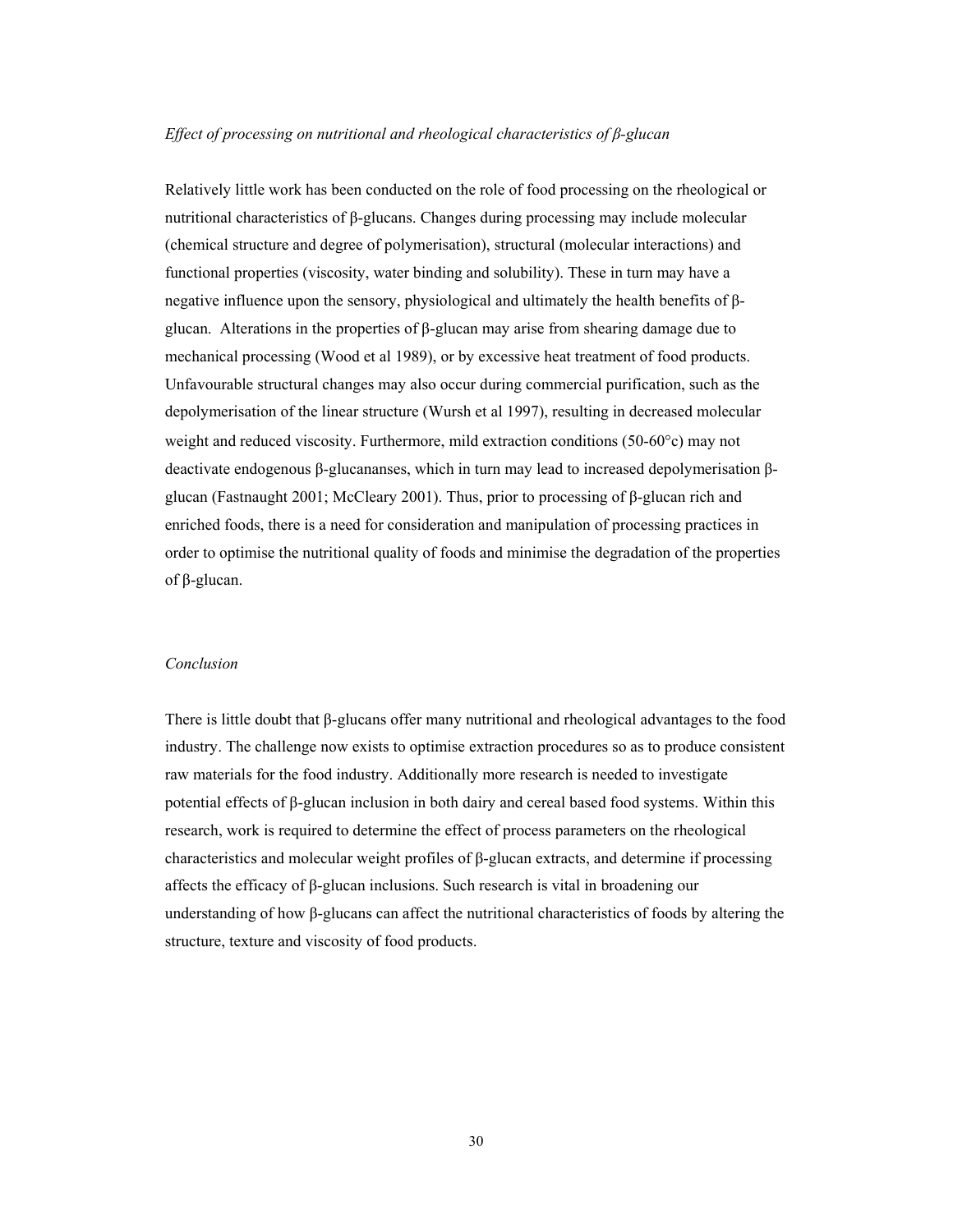*Effect of processing on nutritional and rheological characteristics of β-glucan*

Relatively little work has been conducted on the role of food processing on the rheological or nutritional characteristics of β-glucans. Changes during processing may include molecular (chemical structure and degree of polymerisation), structural (molecular interactions) and functional properties (viscosity, water binding and solubility). These in turn may have a negative influence upon the sensory, physiological and ultimately the health benefits of β-glucan. Alterations in the properties of β-glucan may arise from shearing damage due to mechanical processing (Wood et al 1989), or by excessive heat treatment of food products. Unfavourable structural changes may also occur during commercial purification, such as the depolymerisation of the linear structure (Wursh et al 1997), resulting in decreased molecular weight and reduced viscosity. Furthermore, mild extraction conditions (50-60°c) may not deactivate endogenous β-glucananses, which in turn may lead to increased depolymerisation β-glucan (Fastnaught 2001; McCleary 2001). Thus, prior to processing of β-glucan rich and enriched foods, there is a need for consideration and manipulation of processing practices in order to optimise the nutritional quality of foods and minimise the degradation of the properties of β-glucan.

*Conclusion*

There is little doubt that β-glucans offer many nutritional and rheological advantages to the food industry. The challenge now exists to optimise extraction procedures so as to produce consistent raw materials for the food industry. Additionally more research is needed to investigate potential effects of β-glucan inclusion in both dairy and cereal based food systems. Within this research, work is required to determine the effect of process parameters on the rheological characteristics and molecular weight profiles of β-glucan extracts, and determine if processing affects the efficacy of β-glucan inclusions. Such research is vital in broadening our understanding of how β-glucans can affect the nutritional characteristics of foods by altering the structure, texture and viscosity of food products.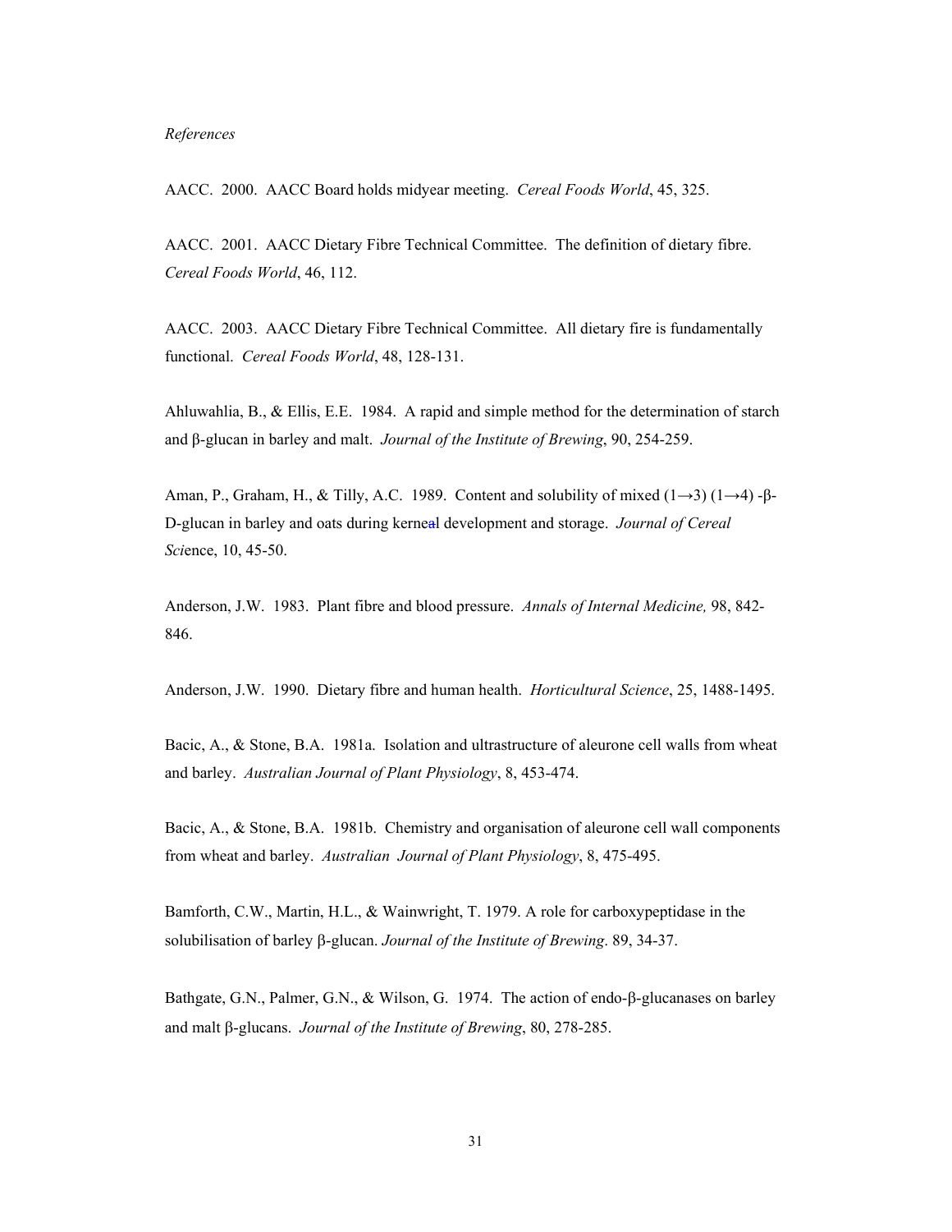*References*

AACC. 2000. AACC Board holds midyear meeting. *Cereal Foods World*, 45, 325.

AACC. 2001. AACC Dietary Fibre Technical Committee. The definition of dietary fibre. *Cereal Foods World*, 46, 112.

AACC. 2003. AACC Dietary Fibre Technical Committee. All dietary fire is fundamentally functional. *Cereal Foods World*, 48, 128-131.

Ahluwahlia, B., & Ellis, E.E. 1984. A rapid and simple method for the determination of starch and β-glucan in barley and malt. *Journal of the Institute of Brewing*, 90, 254-259.

Aman, P., Graham, H., & Tilly, A.C. 1989. Content and solubility of mixed (1→3) (1→4) -β-D-glucan in barley and oats during kerneal development and storage. *Journal of Cereal Sci*ence, 10, 45-50.

Anderson, J.W. 1983. Plant fibre and blood pressure. *Annals of Internal Medicine,* 98, 842-846.

Anderson, J.W. 1990. Dietary fibre and human health. *Horticultural Science*, 25, 1488-1495.

Bacic, A., & Stone, B.A. 1981a. Isolation and ultrastructure of aleurone cell walls from wheat and barley. *Australian Journal of Plant Physiology*, 8, 453-474.

Bacic, A., & Stone, B.A. 1981b. Chemistry and organisation of aleurone cell wall components from wheat and barley. *Australian Journal of Plant Physiology*, 8, 475-495.

Bamforth, C.W., Martin, H.L., & Wainwright, T. 1979. A role for carboxypeptidase in the solubilisation of barley β-glucan. *Journal of the Institute of Brewing*. 89, 34-37.

Bathgate, G.N., Palmer, G.N., & Wilson, G. 1974. The action of endo-β-glucanases on barley and malt β-glucans. *Journal of the Institute of Brewing*, 80, 278-285.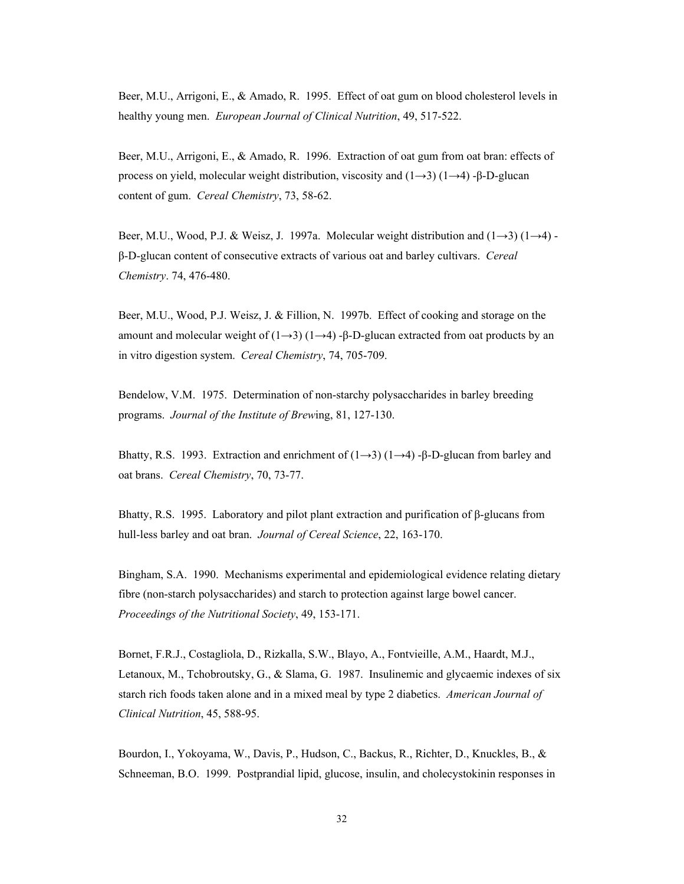Beer, M.U., Arrigoni, E., & Amado, R. 1995. Effect of oat gum on blood cholesterol levels in healthy young men. *European Journal of Clinical Nutrition*, 49, 517-522.

Beer, M.U., Arrigoni, E., & Amado, R. 1996. Extraction of oat gum from oat bran: effects of process on yield, molecular weight distribution, viscosity and (1→3) (1→4) -β-D-glucan content of gum. *Cereal Chemistry*, 73, 58-62.

Beer, M.U., Wood, P.J. & Weisz, J. 1997a. Molecular weight distribution and (1→3) (1→4) -β-D-glucan content of consecutive extracts of various oat and barley cultivars. *Cereal Chemistry*. 74, 476-480.

Beer, M.U., Wood, P.J. Weisz, J. & Fillion, N. 1997b. Effect of cooking and storage on the amount and molecular weight of (1→3) (1→4) -β-D-glucan extracted from oat products by an in vitro digestion system. *Cereal Chemistry*, 74, 705-709.

Bendelow, V.M. 1975. Determination of non-starchy polysaccharides in barley breeding programs. *Journal of the Institute of Brew*ing, 81, 127-130.

Bhatty, R.S. 1993. Extraction and enrichment of (1→3) (1→4) -β-D-glucan from barley and oat brans. *Cereal Chemistry*, 70, 73-77.

Bhatty, R.S. 1995. Laboratory and pilot plant extraction and purification of β-glucans from hull-less barley and oat bran. *Journal of Cereal Science*, 22, 163-170.

Bingham, S.A. 1990. Mechanisms experimental and epidemiological evidence relating dietary fibre (non-starch polysaccharides) and starch to protection against large bowel cancer. *Proceedings of the Nutritional Society*, 49, 153-171.

Bornet, F.R.J., Costagliola, D., Rizkalla, S.W., Blayo, A., Fontvieille, A.M., Haardt, M.J., Letanoux, M., Tchobroutsky, G., & Slama, G. 1987. Insulinemic and glycaemic indexes of six starch rich foods taken alone and in a mixed meal by type 2 diabetics. *American Journal of Clinical Nutrition*, 45, 588-95.

Bourdon, I., Yokoyama, W., Davis, P., Hudson, C., Backus, R., Richter, D., Knuckles, B., & Schneeman, B.O. 1999. Postprandial lipid, glucose, insulin, and cholecystokinin responses in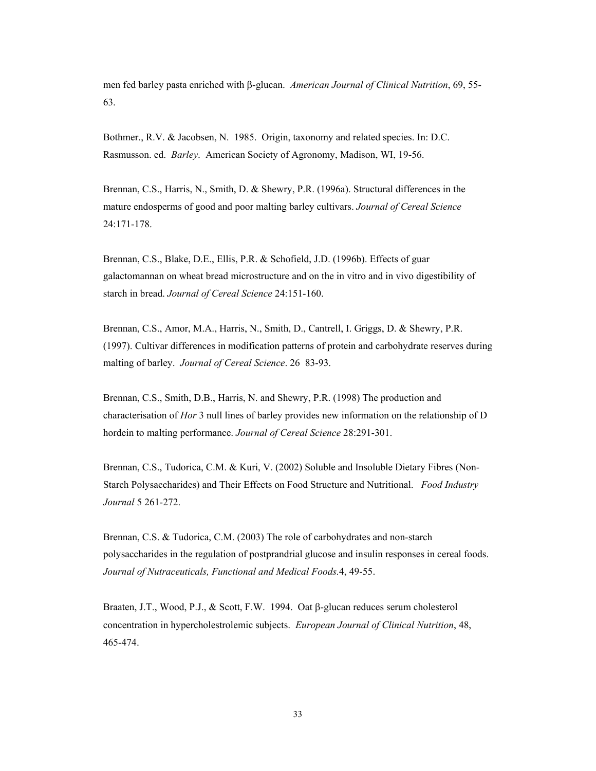men fed barley pasta enriched with β-glucan. *American Journal of Clinical Nutrition*, 69, 55-63.

Bothmer., R.V. & Jacobsen, N. 1985. Origin, taxonomy and related species. In: D.C. Rasmusson. ed. *Barley*. American Society of Agronomy, Madison, WI, 19-56.

Brennan, C.S., Harris, N., Smith, D. & Shewry, P.R. (1996a). Structural differences in the mature endosperms of good and poor malting barley cultivars. *Journal of Cereal Science* 24:171-178.

Brennan, C.S., Blake, D.E., Ellis, P.R. & Schofield, J.D. (1996b). Effects of guar galactomannan on wheat bread microstructure and on the in vitro and in vivo digestibility of starch in bread. *Journal of Cereal Science* 24:151-160.

Brennan, C.S., Amor, M.A., Harris, N., Smith, D., Cantrell, I. Griggs, D. & Shewry, P.R. (1997). Cultivar differences in modification patterns of protein and carbohydrate reserves during malting of barley. *Journal of Cereal Science*. 26 83-93.

Brennan, C.S., Smith, D.B., Harris, N. and Shewry, P.R. (1998) The production and characterisation of *Hor* 3 null lines of barley provides new information on the relationship of D hordein to malting performance. *Journal of Cereal Science* 28:291-301.

Brennan, C.S., Tudorica, C.M. & Kuri, V. (2002) Soluble and Insoluble Dietary Fibres (Non-Starch Polysaccharides) and Their Effects on Food Structure and Nutritional. *Food Industry Journal* 5 261-272.

Brennan, C.S. & Tudorica, C.M. (2003) The role of carbohydrates and non-starch polysaccharides in the regulation of postprandrial glucose and insulin responses in cereal foods. *Journal of Nutraceuticals, Functional and Medical Foods.*4, 49-55.

Braaten, J.T., Wood, P.J., & Scott, F.W. 1994. Oat β-glucan reduces serum cholesterol concentration in hypercholestrolemic subjects. *European Journal of Clinical Nutrition*, 48, 465-474.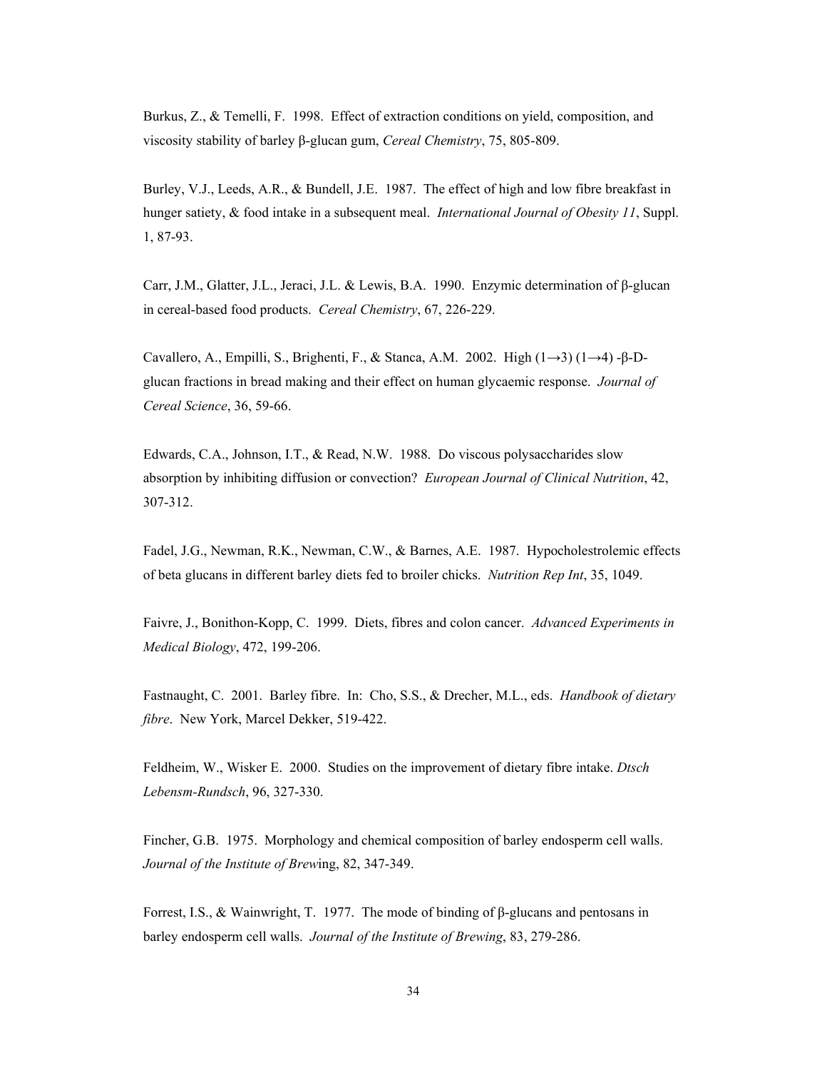Burkus, Z., & Temelli, F. 1998. Effect of extraction conditions on yield, composition, and viscosity stability of barley β-glucan gum, *Cereal Chemistry*, 75, 805-809.

Burley, V.J., Leeds, A.R., & Bundell, J.E. 1987. The effect of high and low fibre breakfast in hunger satiety, & food intake in a subsequent meal. *International Journal of Obesity 11*, Suppl. 1, 87-93.

Carr, J.M., Glatter, J.L., Jeraci, J.L. & Lewis, B.A. 1990. Enzymic determination of β-glucan in cereal-based food products. *Cereal Chemistry*, 67, 226-229.

Cavallero, A., Empilli, S., Brighenti, F., & Stanca, A.M. 2002. High (1→3) (1→4) -β-D-glucan fractions in bread making and their effect on human glycaemic response. *Journal of Cereal Science*, 36, 59-66.

Edwards, C.A., Johnson, I.T., & Read, N.W. 1988. Do viscous polysaccharides slow absorption by inhibiting diffusion or convection? *European Journal of Clinical Nutrition*, 42, 307-312.

Fadel, J.G., Newman, R.K., Newman, C.W., & Barnes, A.E. 1987. Hypocholestrolemic effects of beta glucans in different barley diets fed to broiler chicks. *Nutrition Rep Int*, 35, 1049.

Faivre, J., Bonithon-Kopp, C. 1999. Diets, fibres and colon cancer. *Advanced Experiments in Medical Biology*, 472, 199-206.

Fastnaught, C. 2001. Barley fibre. In: Cho, S.S., & Drecher, M.L., eds. *Handbook of dietary fibre*. New York, Marcel Dekker, 519-422.

Feldheim, W., Wisker E. 2000. Studies on the improvement of dietary fibre intake. *Dtsch Lebensm-Rundsch*, 96, 327-330.

Fincher, G.B. 1975. Morphology and chemical composition of barley endosperm cell walls. *Journal of the Institute of Brew*ing, 82, 347-349.

Forrest, I.S., & Wainwright, T. 1977. The mode of binding of β-glucans and pentosans in barley endosperm cell walls. *Journal of the Institute of Brewing*, 83, 279-286.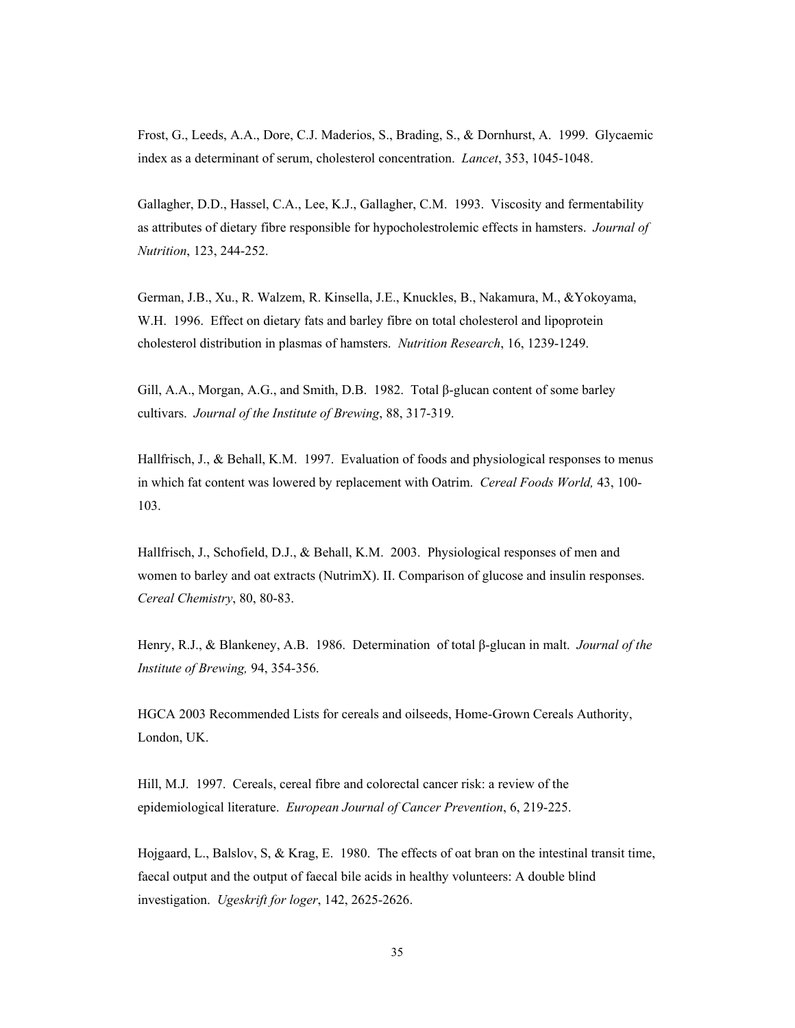Frost, G., Leeds, A.A., Dore, C.J. Maderios, S., Brading, S., & Dornhurst, A. 1999. Glycaemic index as a determinant of serum, cholesterol concentration. *Lancet*, 353, 1045-1048.

Gallagher, D.D., Hassel, C.A., Lee, K.J., Gallagher, C.M. 1993. Viscosity and fermentability as attributes of dietary fibre responsible for hypocholestrolemic effects in hamsters. *Journal of Nutrition*, 123, 244-252.

German, J.B., Xu., R. Walzem, R. Kinsella, J.E., Knuckles, B., Nakamura, M., &Yokoyama, W.H. 1996. Effect on dietary fats and barley fibre on total cholesterol and lipoprotein cholesterol distribution in plasmas of hamsters. *Nutrition Research*, 16, 1239-1249.

Gill, A.A., Morgan, A.G., and Smith, D.B. 1982. Total β-glucan content of some barley cultivars. *Journal of the Institute of Brewing*, 88, 317-319.

Hallfrisch, J., & Behall, K.M. 1997. Evaluation of foods and physiological responses to menus in which fat content was lowered by replacement with Oatrim. *Cereal Foods World,* 43, 100-103.

Hallfrisch, J., Schofield, D.J., & Behall, K.M. 2003. Physiological responses of men and women to barley and oat extracts (NutrimX). II. Comparison of glucose and insulin responses. *Cereal Chemistry*, 80, 80-83.

Henry, R.J., & Blankeney, A.B. 1986. Determination of total β-glucan in malt. *Journal of the Institute of Brewing,* 94, 354-356.

HGCA 2003 Recommended Lists for cereals and oilseeds, Home-Grown Cereals Authority, London, UK.

Hill, M.J. 1997. Cereals, cereal fibre and colorectal cancer risk: a review of the epidemiological literature. *European Journal of Cancer Prevention*, 6, 219-225.

Hojgaard, L., Balslov, S, & Krag, E. 1980. The effects of oat bran on the intestinal transit time, faecal output and the output of faecal bile acids in healthy volunteers: A double blind investigation. *Ugeskrift for loger*, 142, 2625-2626.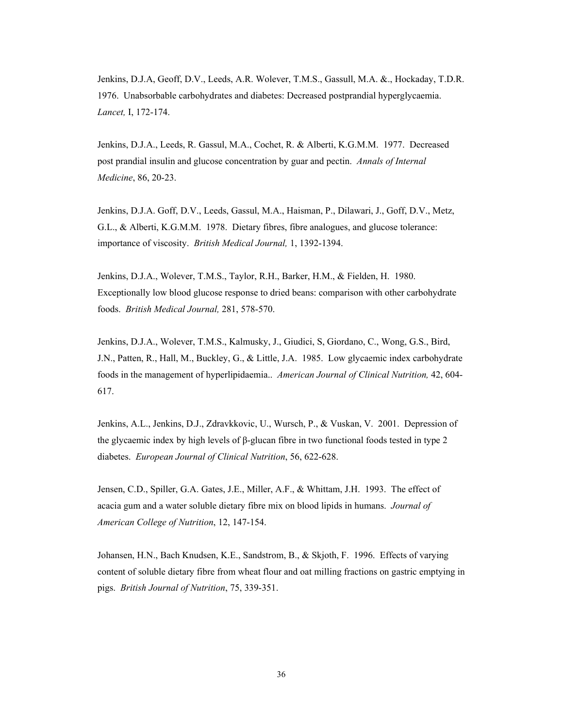Jenkins, D.J.A, Geoff, D.V., Leeds, A.R. Wolever, T.M.S., Gassull, M.A. &., Hockaday, T.D.R. 1976. Unabsorbable carbohydrates and diabetes: Decreased postprandial hyperglycaemia. *Lancet,* I, 172-174.

Jenkins, D.J.A., Leeds, R. Gassul, M.A., Cochet, R. & Alberti, K.G.M.M. 1977. Decreased post prandial insulin and glucose concentration by guar and pectin. *Annals of Internal Medicine*, 86, 20-23.

Jenkins, D.J.A. Goff, D.V., Leeds, Gassul, M.A., Haisman, P., Dilawari, J., Goff, D.V., Metz, G.L., & Alberti, K.G.M.M. 1978. Dietary fibres, fibre analogues, and glucose tolerance: importance of viscosity. *British Medical Journal,* 1, 1392-1394.

Jenkins, D.J.A., Wolever, T.M.S., Taylor, R.H., Barker, H.M., & Fielden, H. 1980. Exceptionally low blood glucose response to dried beans: comparison with other carbohydrate foods. *British Medical Journal,* 281, 578-570.

Jenkins, D.J.A., Wolever, T.M.S., Kalmusky, J., Giudici, S, Giordano, C., Wong, G.S., Bird, J.N., Patten, R., Hall, M., Buckley, G., & Little, J.A. 1985. Low glycaemic index carbohydrate foods in the management of hyperlipidaemia.. *American Journal of Clinical Nutrition,* 42, 604-617.

Jenkins, A.L., Jenkins, D.J., Zdravkkovic, U., Wursch, P., & Vuskan, V. 2001. Depression of the glycaemic index by high levels of β-glucan fibre in two functional foods tested in type 2 diabetes. *European Journal of Clinical Nutrition*, 56, 622-628.

Jensen, C.D., Spiller, G.A. Gates, J.E., Miller, A.F., & Whittam, J.H. 1993. The effect of acacia gum and a water soluble dietary fibre mix on blood lipids in humans. *Journal of American College of Nutrition*, 12, 147-154.

Johansen, H.N., Bach Knudsen, K.E., Sandstrom, B., & Skjoth, F. 1996. Effects of varying content of soluble dietary fibre from wheat flour and oat milling fractions on gastric emptying in pigs. *British Journal of Nutrition*, 75, 339-351.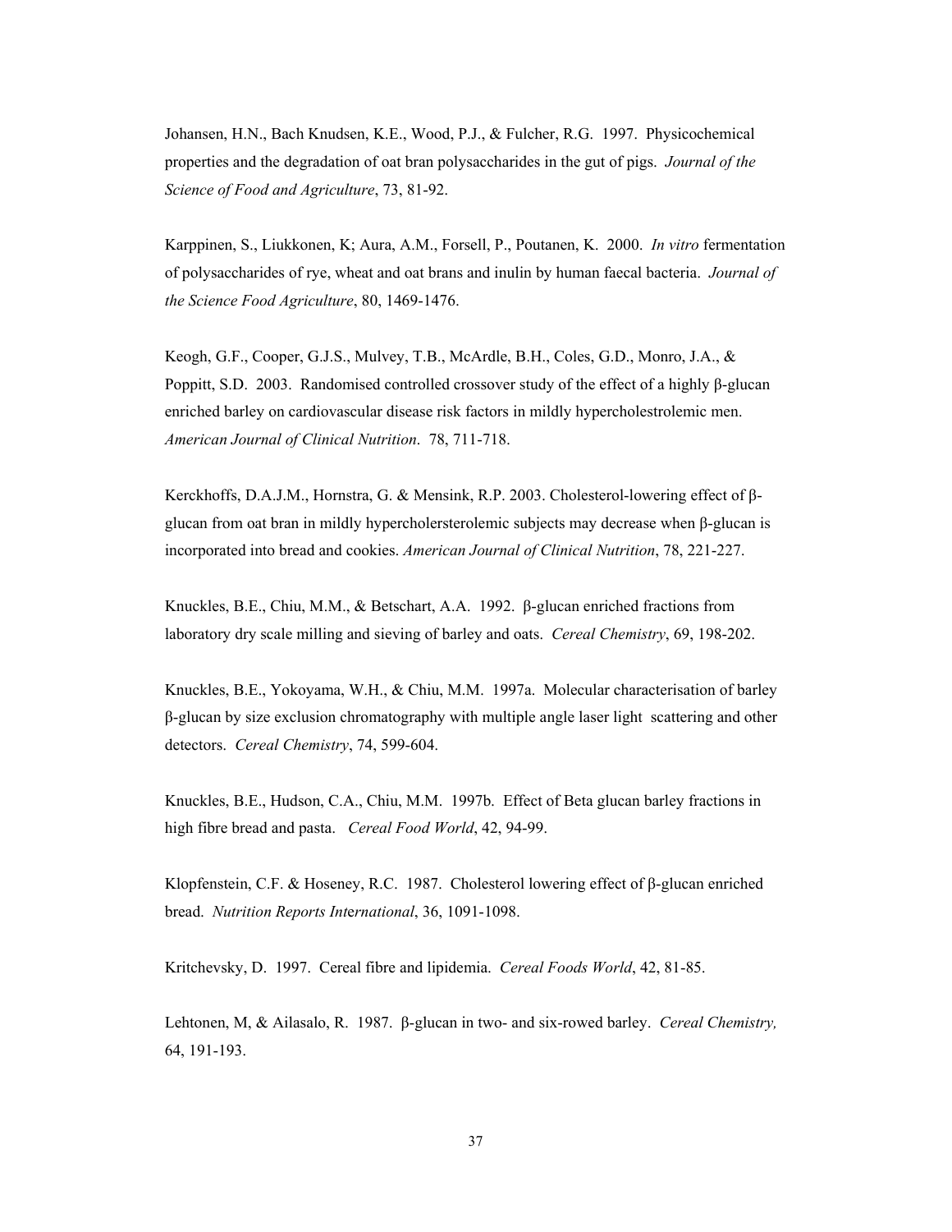Johansen, H.N., Bach Knudsen, K.E., Wood, P.J., & Fulcher, R.G. 1997. Physicochemical properties and the degradation of oat bran polysaccharides in the gut of pigs. *Journal of the Science of Food and Agriculture*, 73, 81-92.

Karppinen, S., Liukkonen, K; Aura, A.M., Forsell, P., Poutanen, K. 2000. *In vitro* fermentation of polysaccharides of rye, wheat and oat brans and inulin by human faecal bacteria. *Journal of the Science Food Agriculture*, 80, 1469-1476.

Keogh, G.F., Cooper, G.J.S., Mulvey, T.B., McArdle, B.H., Coles, G.D., Monro, J.A., & Poppitt, S.D. 2003. Randomised controlled crossover study of the effect of a highly β-glucan enriched barley on cardiovascular disease risk factors in mildly hypercholestrolemic men. *American Journal of Clinical Nutrition*. 78, 711-718.

Kerckhoffs, D.A.J.M., Hornstra, G. & Mensink, R.P. 2003. Cholesterol-lowering effect of β-glucan from oat bran in mildly hypercholersterolemic subjects may decrease when β-glucan is incorporated into bread and cookies. *American Journal of Clinical Nutrition*, 78, 221-227.

Knuckles, B.E., Chiu, M.M., & Betschart, A.A. 1992. β-glucan enriched fractions from laboratory dry scale milling and sieving of barley and oats. *Cereal Chemistry*, 69, 198-202.

Knuckles, B.E., Yokoyama, W.H., & Chiu, M.M. 1997a. Molecular characterisation of barley β-glucan by size exclusion chromatography with multiple angle laser light scattering and other detectors. *Cereal Chemistry*, 74, 599-604.

Knuckles, B.E., Hudson, C.A., Chiu, M.M. 1997b. Effect of Beta glucan barley fractions in high fibre bread and pasta. *Cereal Food World*, 42, 94-99.

Klopfenstein, C.F. & Hoseney, R.C. 1987. Cholesterol lowering effect of β-glucan enriched bread. *Nutrition Reports International*, 36, 1091-1098.

Kritchevsky, D. 1997. Cereal fibre and lipidemia. *Cereal Foods World*, 42, 81-85.

Lehtonen, M, & Ailasalo, R. 1987. β-glucan in two- and six-rowed barley. *Cereal Chemistry,* 64, 191-193.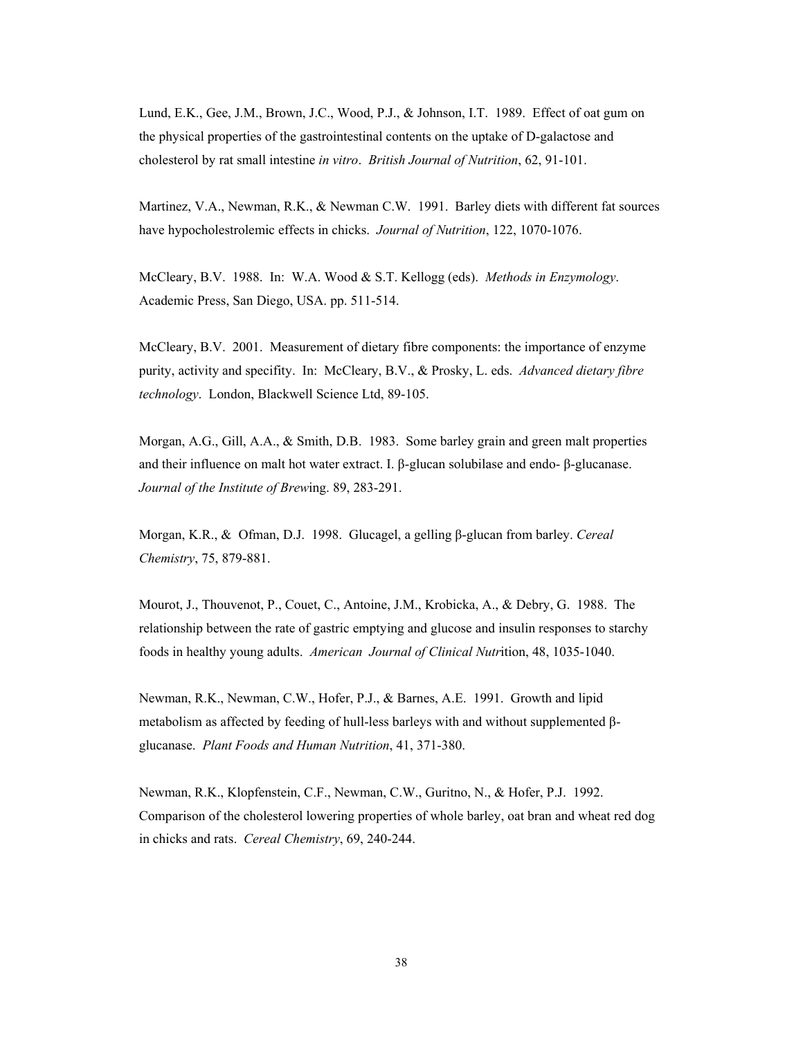Lund, E.K., Gee, J.M., Brown, J.C., Wood, P.J., & Johnson, I.T. 1989. Effect of oat gum on the physical properties of the gastrointestinal contents on the uptake of D-galactose and cholesterol by rat small intestine *in vitro*. *British Journal of Nutrition*, 62, 91-101.

Martinez, V.A., Newman, R.K., & Newman C.W. 1991. Barley diets with different fat sources have hypocholestrolemic effects in chicks. *Journal of Nutrition*, 122, 1070-1076.

McCleary, B.V. 1988. In: W.A. Wood & S.T. Kellogg (eds). *Methods in Enzymology*. Academic Press, San Diego, USA. pp. 511-514.

McCleary, B.V. 2001. Measurement of dietary fibre components: the importance of enzyme purity, activity and specifity. In: McCleary, B.V., & Prosky, L. eds. *Advanced dietary fibre technology*. London, Blackwell Science Ltd, 89-105.

Morgan, A.G., Gill, A.A., & Smith, D.B. 1983. Some barley grain and green malt properties and their influence on malt hot water extract. I. β-glucan solubilase and endo- β-glucanase. *Journal of the Institute of Brew*ing. 89, 283-291.

Morgan, K.R., & Ofman, D.J. 1998. Glucagel, a gelling β-glucan from barley. *Cereal Chemistry*, 75, 879-881.

Mourot, J., Thouvenot, P., Couet, C., Antoine, J.M., Krobicka, A., & Debry, G. 1988. The relationship between the rate of gastric emptying and glucose and insulin responses to starchy foods in healthy young adults. *American Journal of Clinical Nutr*ition, 48, 1035-1040.

Newman, R.K., Newman, C.W., Hofer, P.J., & Barnes, A.E. 1991. Growth and lipid metabolism as affected by feeding of hull-less barleys with and without supplemented β-glucanase. *Plant Foods and Human Nutrition*, 41, 371-380.

Newman, R.K., Klopfenstein, C.F., Newman, C.W., Guritno, N., & Hofer, P.J. 1992. Comparison of the cholesterol lowering properties of whole barley, oat bran and wheat red dog in chicks and rats. *Cereal Chemistry*, 69, 240-244.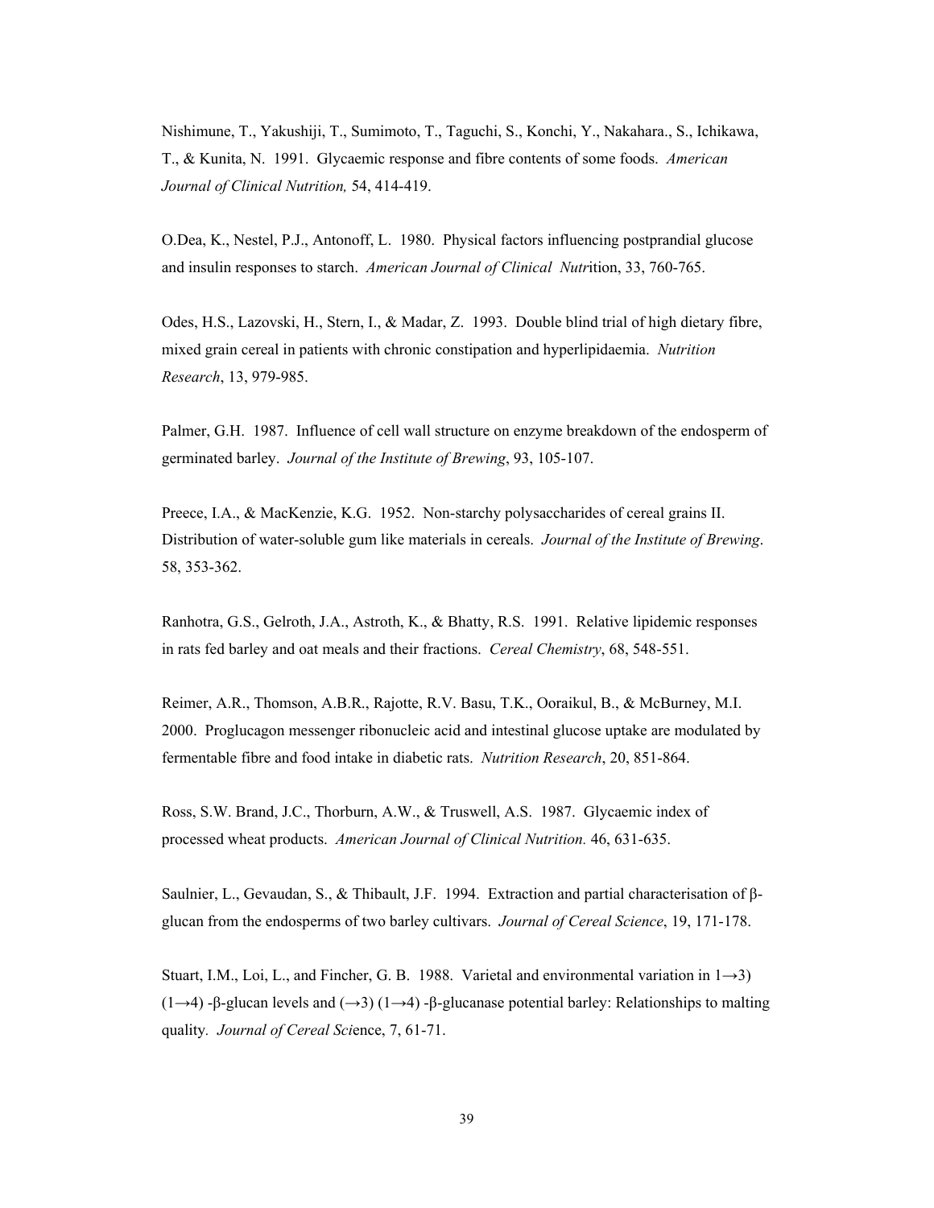Nishimune, T., Yakushiji, T., Sumimoto, T., Taguchi, S., Konchi, Y., Nakahara., S., Ichikawa, T., & Kunita, N. 1991. Glycaemic response and fibre contents of some foods. *American Journal of Clinical Nutrition,* 54, 414-419.

O.Dea, K., Nestel, P.J., Antonoff, L. 1980. Physical factors influencing postprandial glucose and insulin responses to starch. *American Journal of Clinical Nutr*ition, 33, 760-765.

Odes, H.S., Lazovski, H., Stern, I., & Madar, Z. 1993. Double blind trial of high dietary fibre, mixed grain cereal in patients with chronic constipation and hyperlipidaemia. *Nutrition Research*, 13, 979-985.

Palmer, G.H. 1987. Influence of cell wall structure on enzyme breakdown of the endosperm of germinated barley. *Journal of the Institute of Brewing*, 93, 105-107.

Preece, I.A., & MacKenzie, K.G. 1952. Non-starchy polysaccharides of cereal grains II. Distribution of water-soluble gum like materials in cereals. *Journal of the Institute of Brewing*. 58, 353-362.

Ranhotra, G.S., Gelroth, J.A., Astroth, K., & Bhatty, R.S. 1991. Relative lipidemic responses in rats fed barley and oat meals and their fractions. *Cereal Chemistry*, 68, 548-551.

Reimer, A.R., Thomson, A.B.R., Rajotte, R.V. Basu, T.K., Ooraikul, B., & McBurney, M.I. 2000. Proglucagon messenger ribonucleic acid and intestinal glucose uptake are modulated by fermentable fibre and food intake in diabetic rats. *Nutrition Research*, 20, 851-864.

Ross, S.W. Brand, J.C., Thorburn, A.W., & Truswell, A.S. 1987. Glycaemic index of processed wheat products. *American Journal of Clinical Nutrition.* 46, 631-635.

Saulnier, L., Gevaudan, S., & Thibault, J.F. 1994. Extraction and partial characterisation of β-glucan from the endosperms of two barley cultivars. *Journal of Cereal Science*, 19, 171-178.

Stuart, I.M., Loi, L., and Fincher, G. B. 1988. Varietal and environmental variation in 1→3) (1→4) -β-glucan levels and (→3) (1→4) -β-glucanase potential barley: Relationships to malting quality. *Journal of Cereal Sci*ence, 7, 61-71.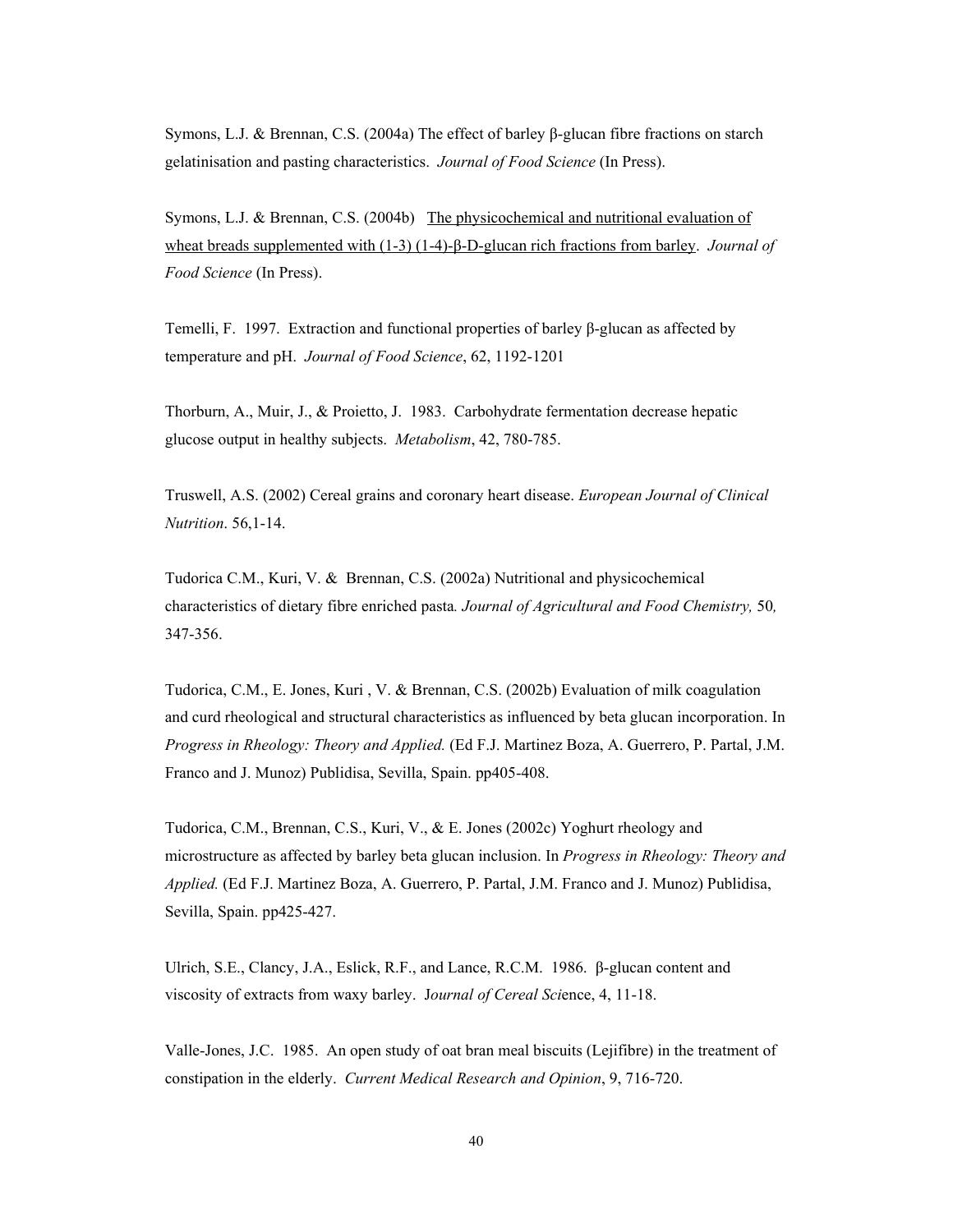Symons, L.J. & Brennan, C.S. (2004a) The effect of barley β-glucan fibre fractions on starch gelatinisation and pasting characteristics. *Journal of Food Science* (In Press).

Symons, L.J. & Brennan, C.S. (2004b) The physicochemical and nutritional evaluation of wheat breads supplemented with (1-3) (1-4)-β-D-glucan rich fractions from barley. *Journal of Food Science* (In Press).

Temelli, F. 1997. Extraction and functional properties of barley β-glucan as affected by temperature and pH. *Journal of Food Science*, 62, 1192-1201

Thorburn, A., Muir, J., & Proietto, J. 1983. Carbohydrate fermentation decrease hepatic glucose output in healthy subjects. *Metabolism*, 42, 780-785.

Truswell, A.S. (2002) Cereal grains and coronary heart disease. *European Journal of Clinical Nutrition*. 56,1-14.

Tudorica C.M., Kuri, V. & Brennan, C.S. (2002a) Nutritional and physicochemical characteristics of dietary fibre enriched pasta*. Journal of Agricultural and Food Chemistry,* 50*,* 347-356.

Tudorica, C.M., E. Jones, Kuri , V. & Brennan, C.S. (2002b) Evaluation of milk coagulation and curd rheological and structural characteristics as influenced by beta glucan incorporation. In *Progress in Rheology: Theory and Applied.* (Ed F.J. Martinez Boza, A. Guerrero, P. Partal, J.M. Franco and J. Munoz) Publidisa, Sevilla, Spain. pp405-408.

Tudorica, C.M., Brennan, C.S., Kuri, V., & E. Jones (2002c) Yoghurt rheology and microstructure as affected by barley beta glucan inclusion. In *Progress in Rheology: Theory and Applied.* (Ed F.J. Martinez Boza, A. Guerrero, P. Partal, J.M. Franco and J. Munoz) Publidisa, Sevilla, Spain. pp425-427.

Ulrich, S.E., Clancy, J.A., Eslick, R.F., and Lance, R.C.M. 1986. β-glucan content and viscosity of extracts from waxy barley. J*ournal of Cereal Sci*ence, 4, 11-18.

Valle-Jones, J.C. 1985. An open study of oat bran meal biscuits (Lejifibre) in the treatment of constipation in the elderly. *Current Medical Research and Opinion*, 9, 716-720.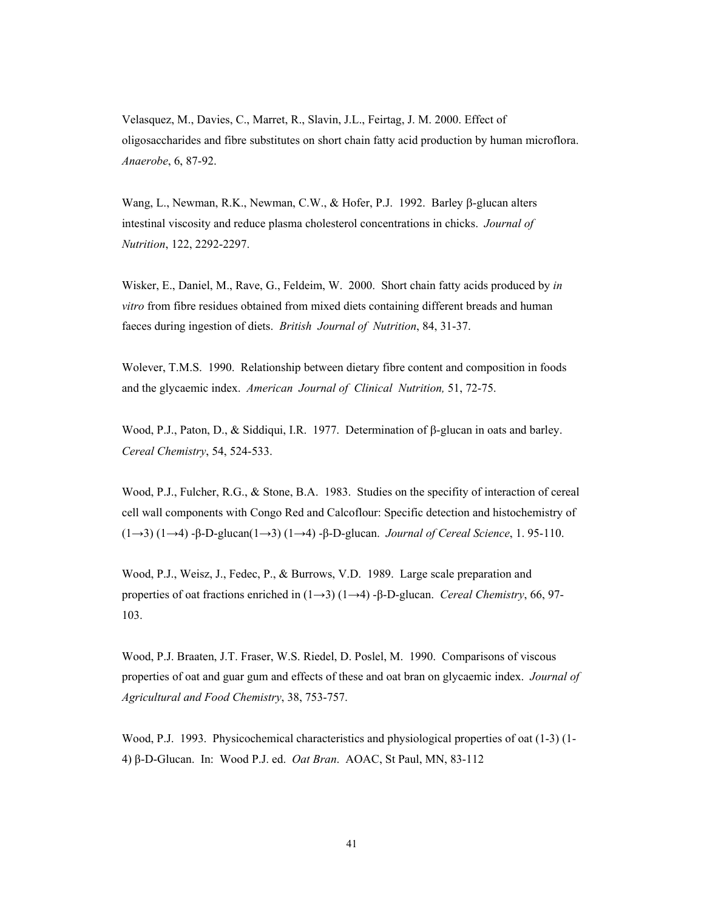Velasquez, M., Davies, C., Marret, R., Slavin, J.L., Feirtag, J. M. 2000. Effect of oligosaccharides and fibre substitutes on short chain fatty acid production by human microflora. *Anaerobe*, 6, 87-92.

Wang, L., Newman, R.K., Newman, C.W., & Hofer, P.J. 1992. Barley β-glucan alters intestinal viscosity and reduce plasma cholesterol concentrations in chicks. *Journal of Nutrition*, 122, 2292-2297.

Wisker, E., Daniel, M., Rave, G., Feldeim, W. 2000. Short chain fatty acids produced by *in vitro* from fibre residues obtained from mixed diets containing different breads and human faeces during ingestion of diets. *British Journal of Nutrition*, 84, 31-37.

Wolever, T.M.S. 1990. Relationship between dietary fibre content and composition in foods and the glycaemic index. *American Journal of Clinical Nutrition,* 51, 72-75.

Wood, P.J., Paton, D., & Siddiqui, I.R. 1977. Determination of β-glucan in oats and barley. *Cereal Chemistry*, 54, 524-533.

Wood, P.J., Fulcher, R.G., & Stone, B.A. 1983. Studies on the specifity of interaction of cereal cell wall components with Congo Red and Calcoflour: Specific detection and histochemistry of (1→3) (1→4) -β-D-glucan(1→3) (1→4) -β-D-glucan. *Journal of Cereal Science*, 1. 95-110.

Wood, P.J., Weisz, J., Fedec, P., & Burrows, V.D. 1989. Large scale preparation and properties of oat fractions enriched in (1→3) (1→4) -β-D-glucan. *Cereal Chemistry*, 66, 97-103.

Wood, P.J. Braaten, J.T. Fraser, W.S. Riedel, D. Poslel, M. 1990. Comparisons of viscous properties of oat and guar gum and effects of these and oat bran on glycaemic index. *Journal of Agricultural and Food Chemistry*, 38, 753-757.

Wood, P.J. 1993. Physicochemical characteristics and physiological properties of oat (1-3) (1-4) β-D-Glucan. In: Wood P.J. ed. *Oat Bran*. AOAC, St Paul, MN, 83-112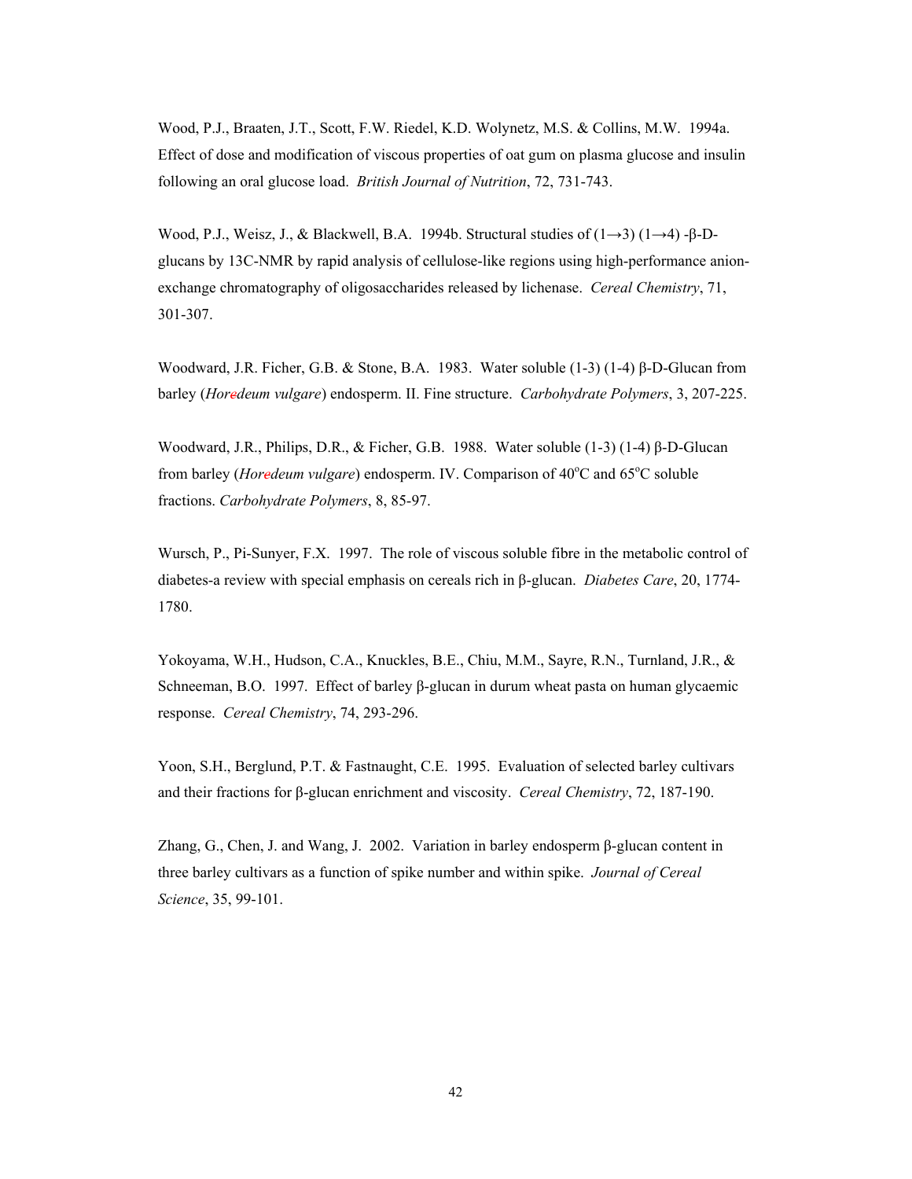Wood, P.J., Braaten, J.T., Scott, F.W. Riedel, K.D. Wolynetz, M.S. & Collins, M.W. 1994a. Effect of dose and modification of viscous properties of oat gum on plasma glucose and insulin following an oral glucose load. *British Journal of Nutrition*, 72, 731-743.

Wood, P.J., Weisz, J., & Blackwell, B.A. 1994b. Structural studies of (1→3) (1→4) -β-D-glucans by 13C-NMR by rapid analysis of cellulose-like regions using high-performance anion-exchange chromatography of oligosaccharides released by lichenase. *Cereal Chemistry*, 71, 301-307.

Woodward, J.R. Ficher, G.B. & Stone, B.A. 1983. Water soluble (1-3) (1-4) β-D-Glucan from barley (*Horedeum vulgare*) endosperm. II. Fine structure. *Carbohydrate Polymers*, 3, 207-225.

Woodward, J.R., Philips, D.R., & Ficher, G.B. 1988. Water soluble (1-3) (1-4) β-D-Glucan from barley (*Horedeum vulgare*) endosperm. IV. Comparison of 40$^{o}$C and 65$^{o}$C soluble fractions. *Carbohydrate Polymers*, 8, 85-97.

Wursch, P., Pi-Sunyer, F.X. 1997. The role of viscous soluble fibre in the metabolic control of diabetes-a review with special emphasis on cereals rich in β-glucan. *Diabetes Care*, 20, 1774-1780.

Yokoyama, W.H., Hudson, C.A., Knuckles, B.E., Chiu, M.M., Sayre, R.N., Turnland, J.R., & Schneeman, B.O. 1997. Effect of barley β-glucan in durum wheat pasta on human glycaemic response. *Cereal Chemistry*, 74, 293-296.

Yoon, S.H., Berglund, P.T. & Fastnaught, C.E. 1995. Evaluation of selected barley cultivars and their fractions for β-glucan enrichment and viscosity. *Cereal Chemistry*, 72, 187-190.

Zhang, G., Chen, J. and Wang, J. 2002. Variation in barley endosperm β-glucan content in three barley cultivars as a function of spike number and within spike. *Journal of Cereal Science*, 35, 99-101.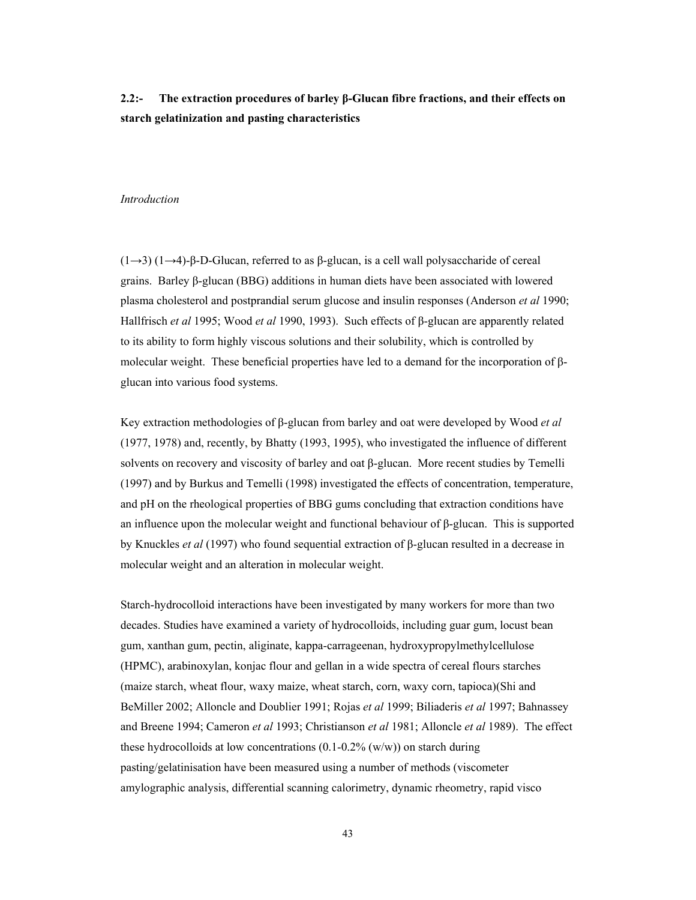**2.2:- The extraction procedures of barley β-Glucan fibre fractions, and their effects on starch gelatinization and pasting characteristics**

*Introduction*

(1→3) (1→4)-β-D-Glucan, referred to as β-glucan, is a cell wall polysaccharide of cereal grains. Barley β-glucan (BBG) additions in human diets have been associated with lowered plasma cholesterol and postprandial serum glucose and insulin responses (Anderson *et al* 1990; Hallfrisch *et al* 1995; Wood *et al* 1990, 1993). Such effects of β-glucan are apparently related to its ability to form highly viscous solutions and their solubility, which is controlled by molecular weight. These beneficial properties have led to a demand for the incorporation of β-glucan into various food systems.

Key extraction methodologies of β-glucan from barley and oat were developed by Wood *et al* (1977, 1978) and, recently, by Bhatty (1993, 1995), who investigated the influence of different solvents on recovery and viscosity of barley and oat β-glucan. More recent studies by Temelli (1997) and by Burkus and Temelli (1998) investigated the effects of concentration, temperature, and pH on the rheological properties of BBG gums concluding that extraction conditions have an influence upon the molecular weight and functional behaviour of β-glucan. This is supported by Knuckles *et al* (1997) who found sequential extraction of β-glucan resulted in a decrease in molecular weight and an alteration in molecular weight.

Starch-hydrocolloid interactions have been investigated by many workers for more than two decades. Studies have examined a variety of hydrocolloids, including guar gum, locust bean gum, xanthan gum, pectin, aliginate, kappa-carrageenan, hydroxypropylmethylcellulose (HPMC), arabinoxylan, konjac flour and gellan in a wide spectra of cereal flours starches (maize starch, wheat flour, waxy maize, wheat starch, corn, waxy corn, tapioca)(Shi and BeMiller 2002; Alloncle and Doublier 1991; Rojas *et al* 1999; Biliaderis *et al* 1997; Bahnassey and Breene 1994; Cameron *et al* 1993; Christianson *et al* 1981; Alloncle *et al* 1989). The effect these hydrocolloids at low concentrations (0.1-0.2% (w/w)) on starch during pasting/gelatinisation have been measured using a number of methods (viscometer amylographic analysis, differential scanning calorimetry, dynamic rheometry, rapid visco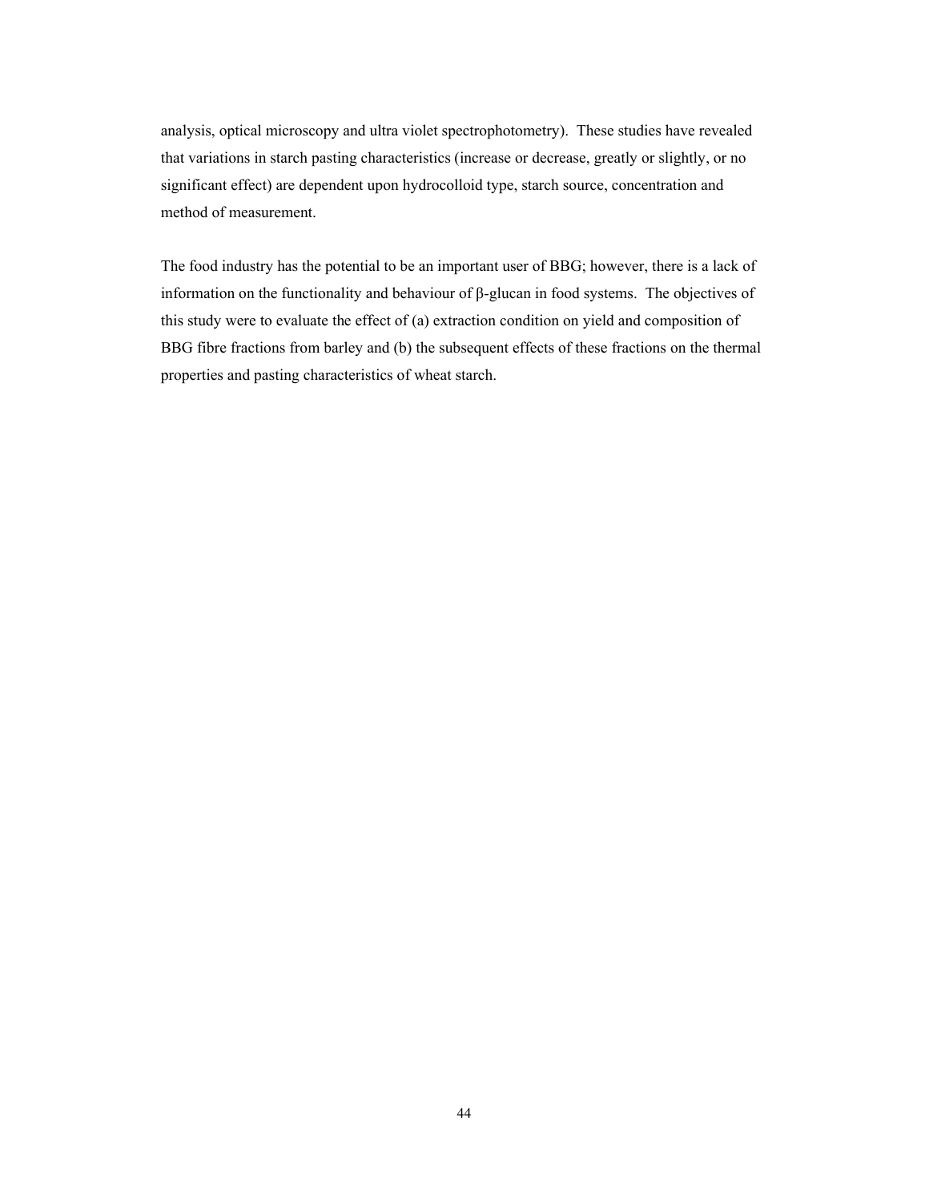analysis, optical microscopy and ultra violet spectrophotometry). These studies have revealed that variations in starch pasting characteristics (increase or decrease, greatly or slightly, or no significant effect) are dependent upon hydrocolloid type, starch source, concentration and method of measurement.

The food industry has the potential to be an important user of BBG; however, there is a lack of information on the functionality and behaviour of β-glucan in food systems. The objectives of this study were to evaluate the effect of (a) extraction condition on yield and composition of BBG fibre fractions from barley and (b) the subsequent effects of these fractions on the thermal properties and pasting characteristics of wheat starch.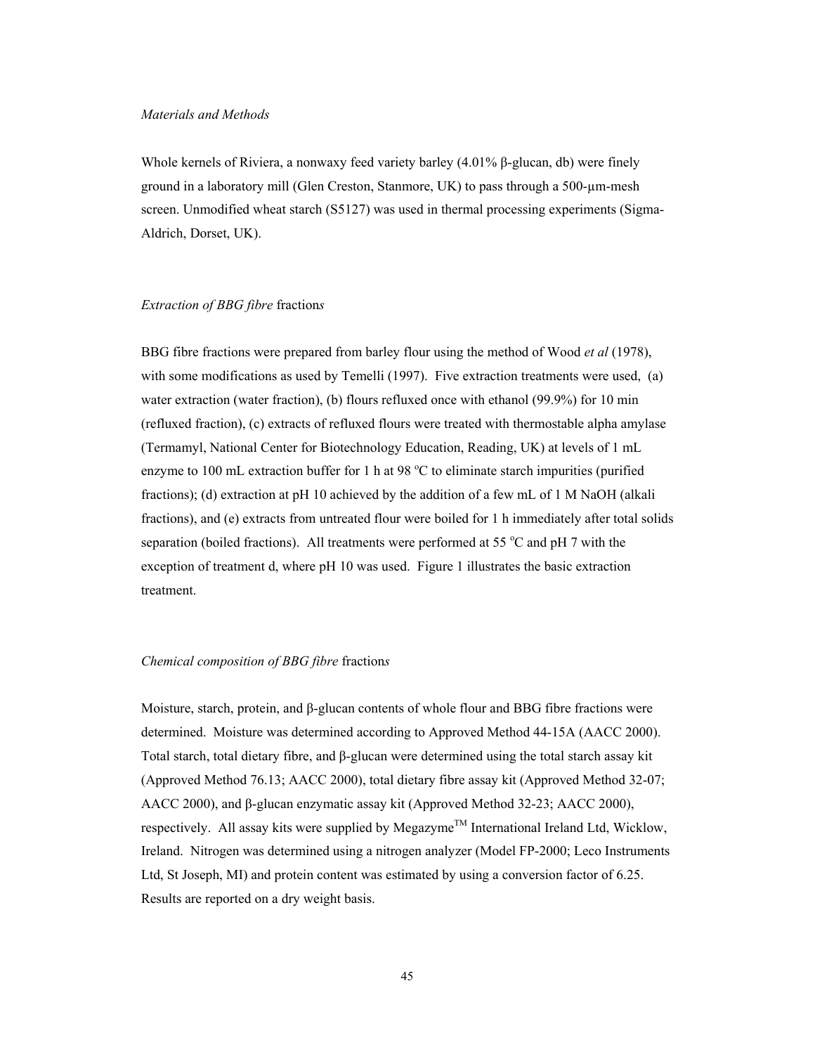*Materials and Methods*

Whole kernels of Riviera, a nonwaxy feed variety barley (4.01% β-glucan, db) were finely ground in a laboratory mill (Glen Creston, Stanmore, UK) to pass through a 500-µm-mesh screen. Unmodified wheat starch (S5127) was used in thermal processing experiments (Sigma-Aldrich, Dorset, UK).

*Extraction of BBG fibre* fraction*s*

BBG fibre fractions were prepared from barley flour using the method of Wood *et al* (1978), with some modifications as used by Temelli (1997). Five extraction treatments were used, (a) water extraction (water fraction), (b) flours refluxed once with ethanol (99.9%) for 10 min (refluxed fraction), (c) extracts of refluxed flours were treated with thermostable alpha amylase (Termamyl, National Center for Biotechnology Education, Reading, UK) at levels of 1 mL enzyme to 100 mL extraction buffer for 1 h at 98 °C to eliminate starch impurities (purified fractions); (d) extraction at pH 10 achieved by the addition of a few mL of 1 M NaOH (alkali fractions), and (e) extracts from untreated flour were boiled for 1 h immediately after total solids separation (boiled fractions). All treatments were performed at 55 °C and pH 7 with the exception of treatment d, where pH 10 was used. Figure 1 illustrates the basic extraction treatment.

*Chemical composition of BBG fibre* fraction*s*

Moisture, starch, protein, and β-glucan contents of whole flour and BBG fibre fractions were determined. Moisture was determined according to Approved Method 44-15A (AACC 2000). Total starch, total dietary fibre, and β-glucan were determined using the total starch assay kit (Approved Method 76.13; AACC 2000), total dietary fibre assay kit (Approved Method 32-07; AACC 2000), and β-glucan enzymatic assay kit (Approved Method 32-23; AACC 2000), respectively. All assay kits were supplied by Megazyme™ International Ireland Ltd, Wicklow, Ireland. Nitrogen was determined using a nitrogen analyzer (Model FP-2000; Leco Instruments Ltd, St Joseph, MI) and protein content was estimated by using a conversion factor of 6.25. Results are reported on a dry weight basis.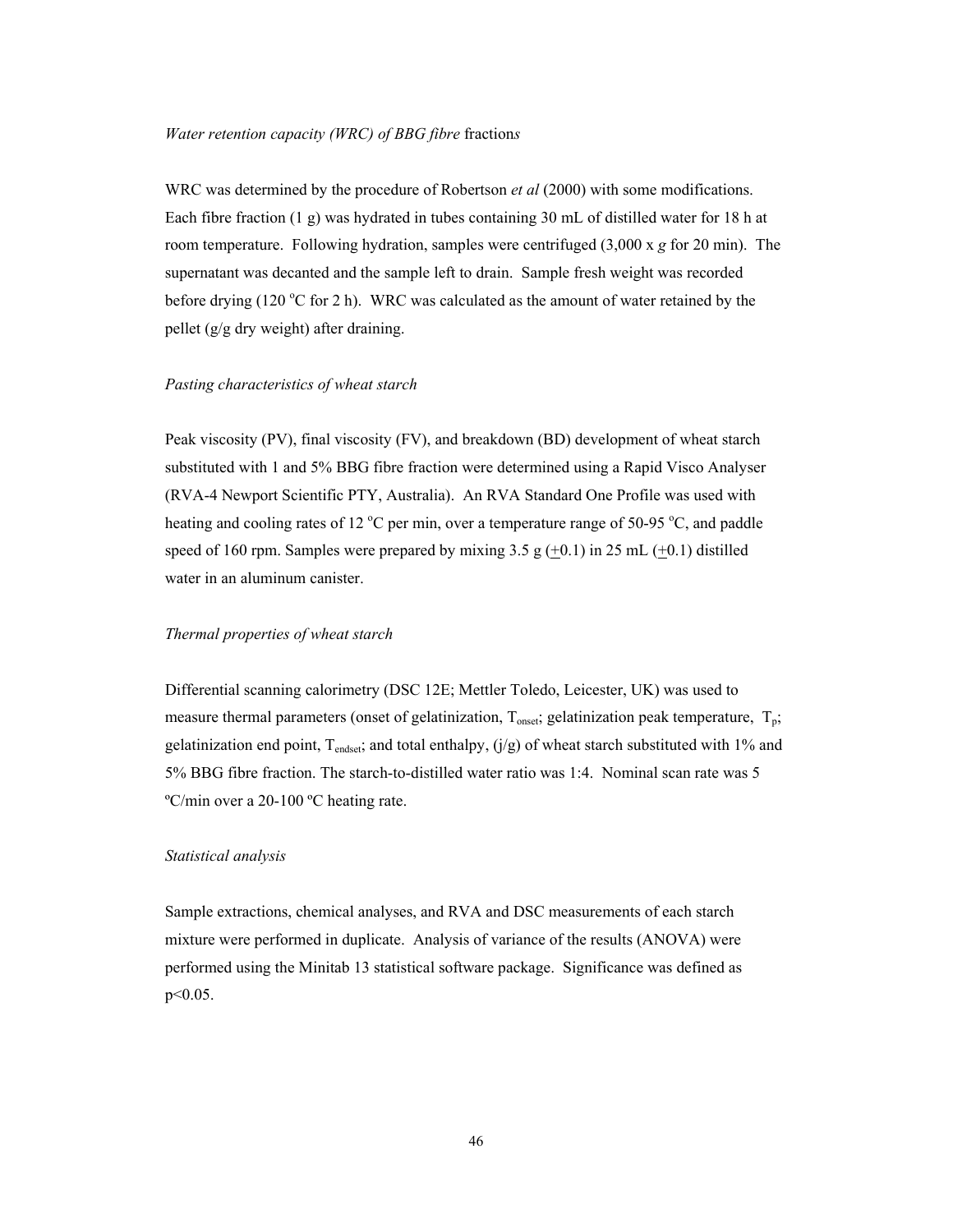*Water retention capacity (WRC) of BBG fibre* fraction*s*

WRC was determined by the procedure of Robertson *et al* (2000) with some modifications. Each fibre fraction (1 g) was hydrated in tubes containing 30 mL of distilled water for 18 h at room temperature. Following hydration, samples were centrifuged (3,000 x *g* for 20 min). The supernatant was decanted and the sample left to drain. Sample fresh weight was recorded before drying (120 $^{o}$C for 2 h). WRC was calculated as the amount of water retained by the pellet (g/g dry weight) after draining.

*Pasting characteristics of wheat starch*

Peak viscosity (PV), final viscosity (FV), and breakdown (BD) development of wheat starch substituted with 1 and 5% BBG fibre fraction were determined using a Rapid Visco Analyser (RVA-4 Newport Scientific PTY, Australia). An RVA Standard One Profile was used with heating and cooling rates of 12 $^{o}$C per min, over a temperature range of 50-95 $^{o}$C, and paddle speed of 160 rpm. Samples were prepared by mixing 3.5 g ($\pm$0.1) in 25 mL ($\pm$0.1) distilled water in an aluminum canister.

*Thermal properties of wheat starch*

Differential scanning calorimetry (DSC 12E; Mettler Toledo, Leicester, UK) was used to measure thermal parameters (onset of gelatinization, $T_{onset}$; gelatinization peak temperature, $T_p$; gelatinization end point, $T_{endset}$; and total enthalpy, (j/g) of wheat starch substituted with 1% and 5% BBG fibre fraction. The starch-to-distilled water ratio was 1:4. Nominal scan rate was 5 ºC/min over a 20-100 ºC heating rate.

*Statistical analysis*

Sample extractions, chemical analyses, and RVA and DSC measurements of each starch mixture were performed in duplicate. Analysis of variance of the results (ANOVA) were performed using the Minitab 13 statistical software package. Significance was defined as $p<0.05$.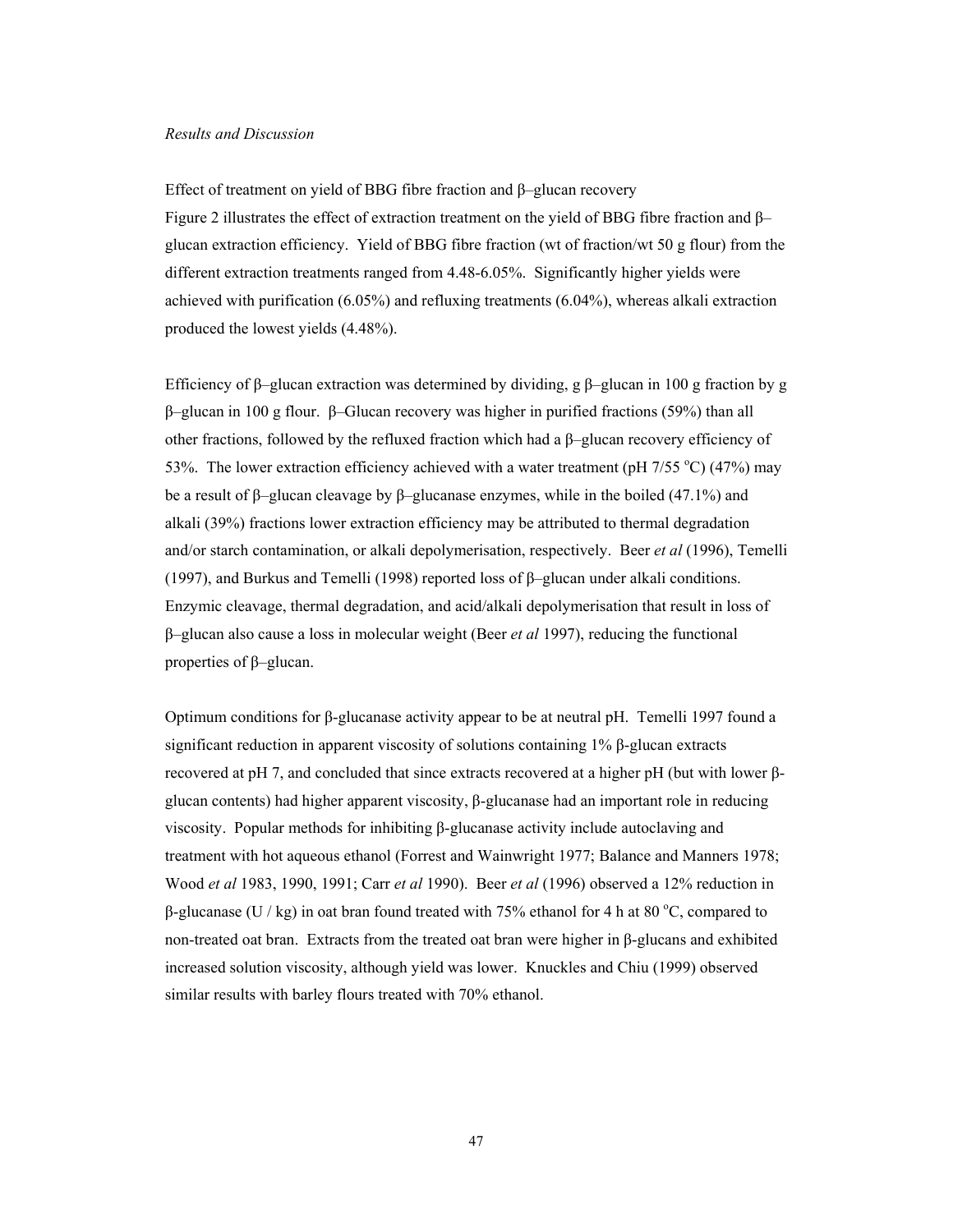*Results and Discussion*

Effect of treatment on yield of BBG fibre fraction and β–glucan recovery

Figure 2 illustrates the effect of extraction treatment on the yield of BBG fibre fraction and β–glucan extraction efficiency. Yield of BBG fibre fraction (wt of fraction/wt 50 g flour) from the different extraction treatments ranged from 4.48-6.05%. Significantly higher yields were achieved with purification (6.05%) and refluxing treatments (6.04%), whereas alkali extraction produced the lowest yields (4.48%).

Efficiency of β–glucan extraction was determined by dividing, g β–glucan in 100 g fraction by g β–glucan in 100 g flour. β–Glucan recovery was higher in purified fractions (59%) than all other fractions, followed by the refluxed fraction which had a β–glucan recovery efficiency of 53%. The lower extraction efficiency achieved with a water treatment (pH 7/55 $^{o}$C) (47%) may be a result of β–glucan cleavage by β–glucanase enzymes, while in the boiled (47.1%) and alkali (39%) fractions lower extraction efficiency may be attributed to thermal degradation and/or starch contamination, or alkali depolymerisation, respectively. Beer *et al* (1996), Temelli (1997), and Burkus and Temelli (1998) reported loss of β–glucan under alkali conditions. Enzymic cleavage, thermal degradation, and acid/alkali depolymerisation that result in loss of β–glucan also cause a loss in molecular weight (Beer *et al* 1997), reducing the functional properties of β–glucan.

Optimum conditions for β-glucanase activity appear to be at neutral pH. Temelli 1997 found a significant reduction in apparent viscosity of solutions containing 1% β-glucan extracts recovered at pH 7, and concluded that since extracts recovered at a higher pH (but with lower β-glucan contents) had higher apparent viscosity, β-glucanase had an important role in reducing viscosity. Popular methods for inhibiting β-glucanase activity include autoclaving and treatment with hot aqueous ethanol (Forrest and Wainwright 1977; Balance and Manners 1978; Wood *et al* 1983, 1990, 1991; Carr *et al* 1990). Beer *et al* (1996) observed a 12% reduction in β-glucanase (U / kg) in oat bran found treated with 75% ethanol for 4 h at 80 $^{o}$C, compared to non-treated oat bran. Extracts from the treated oat bran were higher in β-glucans and exhibited increased solution viscosity, although yield was lower. Knuckles and Chiu (1999) observed similar results with barley flours treated with 70% ethanol.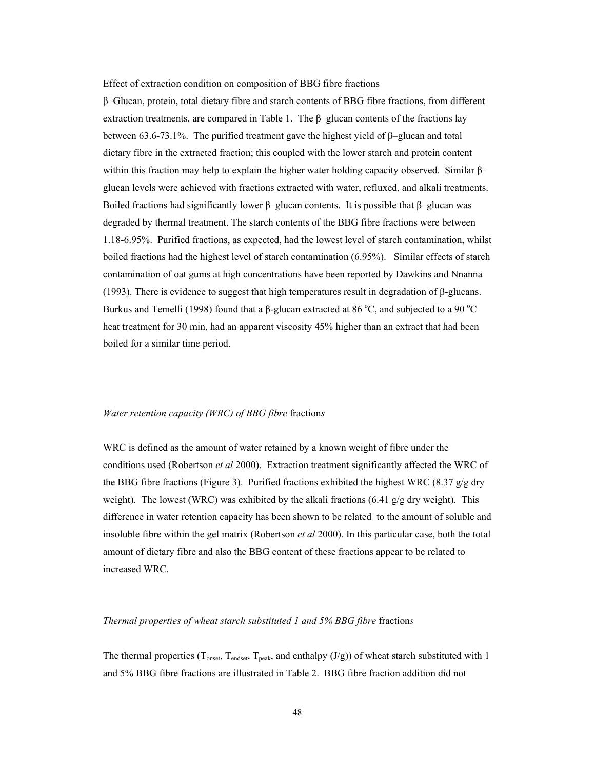Effect of extraction condition on composition of BBG fibre fractions

β–Glucan, protein, total dietary fibre and starch contents of BBG fibre fractions, from different extraction treatments, are compared in Table 1. The β–glucan contents of the fractions lay between 63.6-73.1%. The purified treatment gave the highest yield of β–glucan and total dietary fibre in the extracted fraction; this coupled with the lower starch and protein content within this fraction may help to explain the higher water holding capacity observed. Similar β–glucan levels were achieved with fractions extracted with water, refluxed, and alkali treatments. Boiled fractions had significantly lower β–glucan contents. It is possible that β–glucan was degraded by thermal treatment. The starch contents of the BBG fibre fractions were between 1.18-6.95%. Purified fractions, as expected, had the lowest level of starch contamination, whilst boiled fractions had the highest level of starch contamination (6.95%). Similar effects of starch contamination of oat gums at high concentrations have been reported by Dawkins and Nnanna (1993). There is evidence to suggest that high temperatures result in degradation of β-glucans. Burkus and Temelli (1998) found that a β-glucan extracted at 86 $^{o}$C, and subjected to a 90 $^{o}$C heat treatment for 30 min, had an apparent viscosity 45% higher than an extract that had been boiled for a similar time period.

*Water retention capacity (WRC) of BBG fibre* fraction*s*

WRC is defined as the amount of water retained by a known weight of fibre under the conditions used (Robertson *et al* 2000). Extraction treatment significantly affected the WRC of the BBG fibre fractions (Figure 3). Purified fractions exhibited the highest WRC (8.37 g/g dry weight). The lowest (WRC) was exhibited by the alkali fractions (6.41 g/g dry weight). This difference in water retention capacity has been shown to be related to the amount of soluble and insoluble fibre within the gel matrix (Robertson *et al* 2000). In this particular case, both the total amount of dietary fibre and also the BBG content of these fractions appear to be related to increased WRC.

*Thermal properties of wheat starch substituted 1 and 5% BBG fibre* fraction*s*

The thermal properties ($T_{onset}$, $T_{endset}$, $T_{peak}$, and enthalpy (J/g)) of wheat starch substituted with 1 and 5% BBG fibre fractions are illustrated in Table 2. BBG fibre fraction addition did not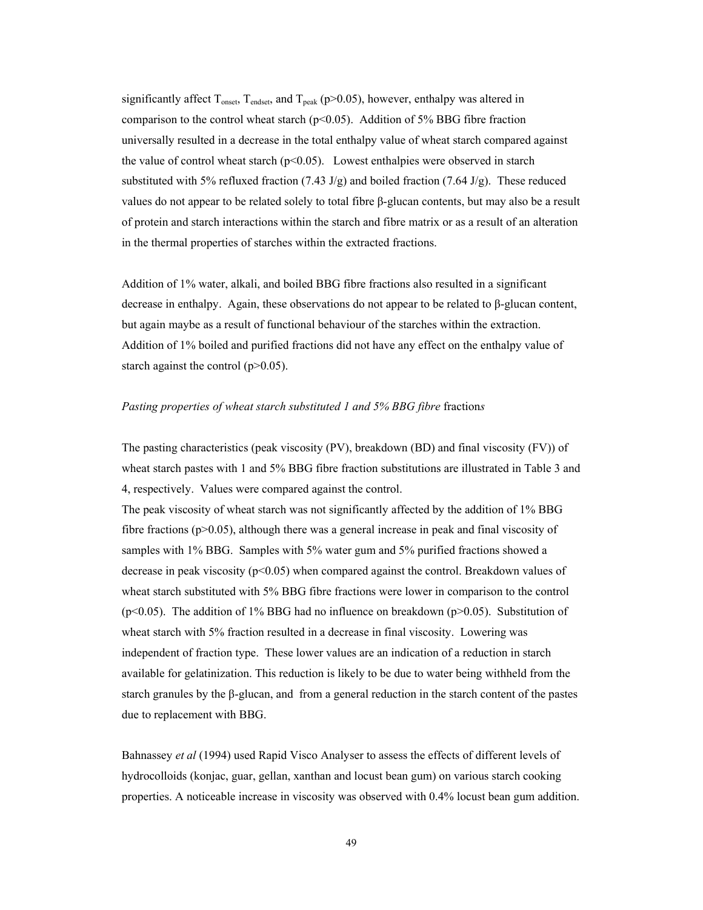significantly affect $T_{onset}$, $T_{endset}$, and $T_{peak}$ ($p>0.05$), however, enthalpy was altered in comparison to the control wheat starch ($p<0.05$). Addition of 5% BBG fibre fraction universally resulted in a decrease in the total enthalpy value of wheat starch compared against the value of control wheat starch ($p<0.05$). Lowest enthalpies were observed in starch substituted with 5% refluxed fraction (7.43 J/g) and boiled fraction (7.64 J/g). These reduced values do not appear to be related solely to total fibre β-glucan contents, but may also be a result of protein and starch interactions within the starch and fibre matrix or as a result of an alteration in the thermal properties of starches within the extracted fractions.

Addition of 1% water, alkali, and boiled BBG fibre fractions also resulted in a significant decrease in enthalpy. Again, these observations do not appear to be related to β-glucan content, but again maybe as a result of functional behaviour of the starches within the extraction. Addition of 1% boiled and purified fractions did not have any effect on the enthalpy value of starch against the control ($p>0.05$).

*Pasting properties of wheat starch substituted 1 and 5% BBG fibre* fraction*s*

The pasting characteristics (peak viscosity (PV), breakdown (BD) and final viscosity (FV)) of wheat starch pastes with 1 and 5% BBG fibre fraction substitutions are illustrated in Table 3 and 4, respectively. Values were compared against the control.

The peak viscosity of wheat starch was not significantly affected by the addition of 1% BBG fibre fractions ($p>0.05$), although there was a general increase in peak and final viscosity of samples with 1% BBG. Samples with 5% water gum and 5% purified fractions showed a decrease in peak viscosity ($p<0.05$) when compared against the control. Breakdown values of wheat starch substituted with 5% BBG fibre fractions were lower in comparison to the control ($p<0.05$). The addition of 1% BBG had no influence on breakdown ($p>0.05$). Substitution of wheat starch with 5% fraction resulted in a decrease in final viscosity. Lowering was independent of fraction type. These lower values are an indication of a reduction in starch available for gelatinization. This reduction is likely to be due to water being withheld from the starch granules by the β-glucan, and from a general reduction in the starch content of the pastes due to replacement with BBG.

Bahnassey *et al* (1994) used Rapid Visco Analyser to assess the effects of different levels of hydrocolloids (konjac, guar, gellan, xanthan and locust bean gum) on various starch cooking properties. A noticeable increase in viscosity was observed with 0.4% locust bean gum addition.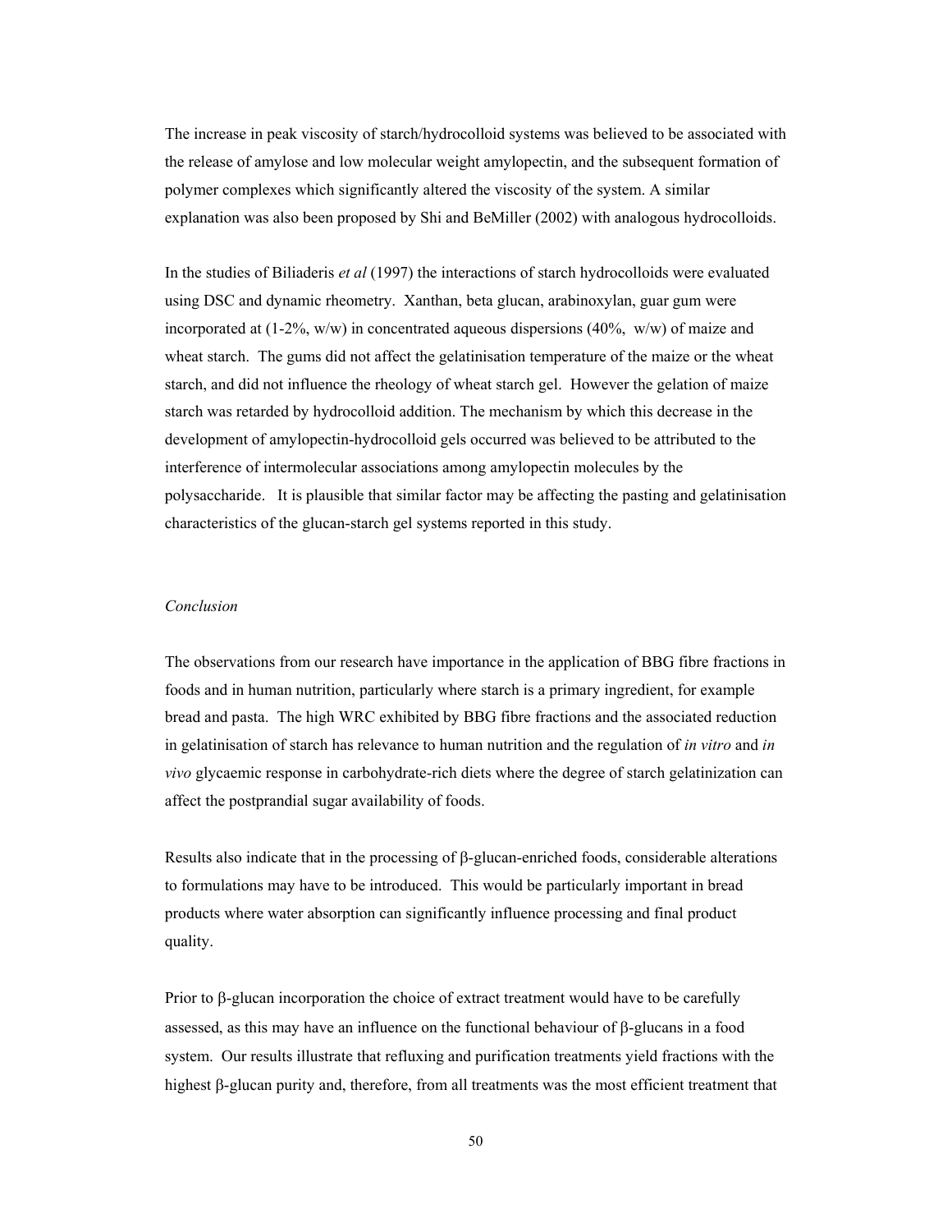The increase in peak viscosity of starch/hydrocolloid systems was believed to be associated with the release of amylose and low molecular weight amylopectin, and the subsequent formation of polymer complexes which significantly altered the viscosity of the system. A similar explanation was also been proposed by Shi and BeMiller (2002) with analogous hydrocolloids.

In the studies of Biliaderis *et al* (1997) the interactions of starch hydrocolloids were evaluated using DSC and dynamic rheometry. Xanthan, beta glucan, arabinoxylan, guar gum were incorporated at (1-2%, w/w) in concentrated aqueous dispersions (40%, w/w) of maize and wheat starch. The gums did not affect the gelatinisation temperature of the maize or the wheat starch, and did not influence the rheology of wheat starch gel. However the gelation of maize starch was retarded by hydrocolloid addition. The mechanism by which this decrease in the development of amylopectin-hydrocolloid gels occurred was believed to be attributed to the interference of intermolecular associations among amylopectin molecules by the polysaccharide. It is plausible that similar factor may be affecting the pasting and gelatinisation characteristics of the glucan-starch gel systems reported in this study.

*Conclusion*

The observations from our research have importance in the application of BBG fibre fractions in foods and in human nutrition, particularly where starch is a primary ingredient, for example bread and pasta. The high WRC exhibited by BBG fibre fractions and the associated reduction in gelatinisation of starch has relevance to human nutrition and the regulation of *in vitro* and *in vivo* glycaemic response in carbohydrate-rich diets where the degree of starch gelatinization can affect the postprandial sugar availability of foods.

Results also indicate that in the processing of β-glucan-enriched foods, considerable alterations to formulations may have to be introduced. This would be particularly important in bread products where water absorption can significantly influence processing and final product quality.

Prior to β-glucan incorporation the choice of extract treatment would have to be carefully assessed, as this may have an influence on the functional behaviour of β-glucans in a food system. Our results illustrate that refluxing and purification treatments yield fractions with the highest β-glucan purity and, therefore, from all treatments was the most efficient treatment that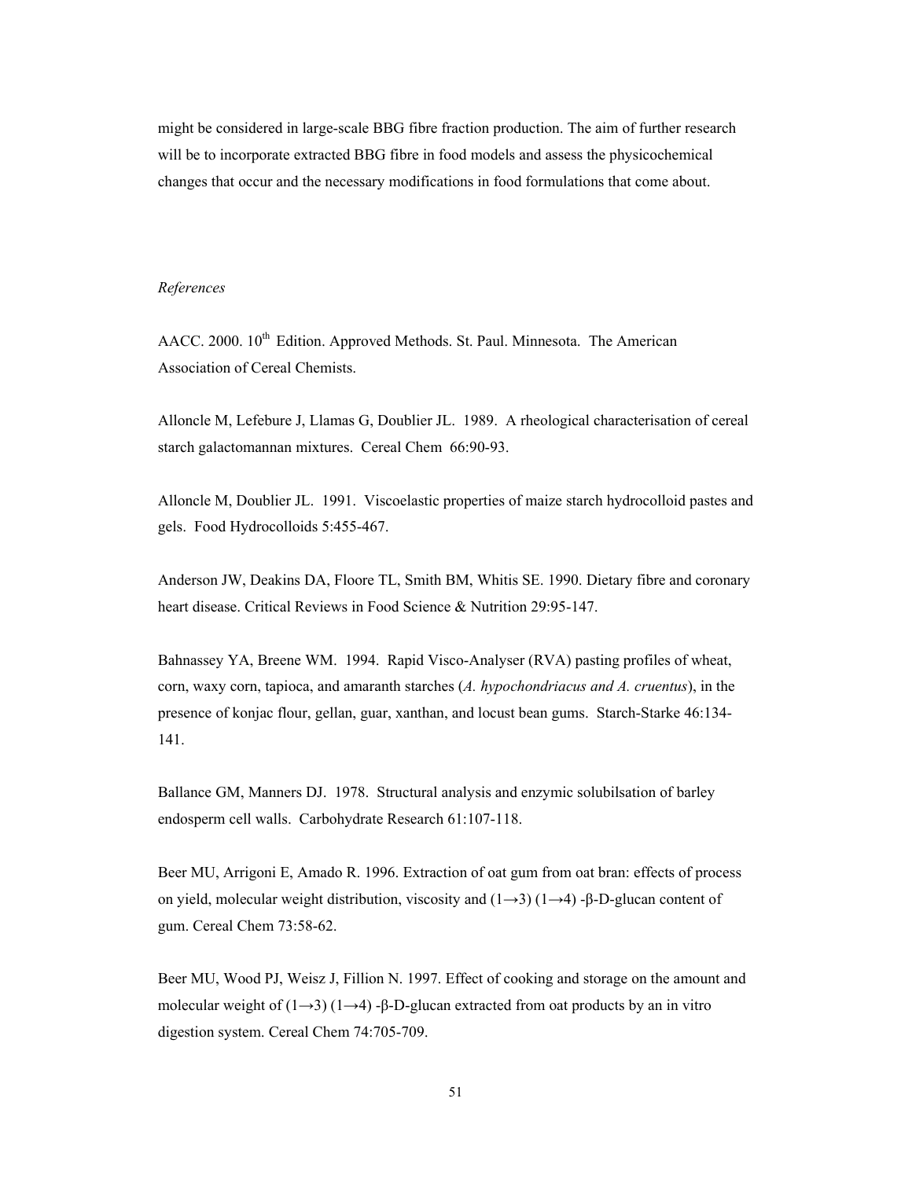might be considered in large-scale BBG fibre fraction production. The aim of further research will be to incorporate extracted BBG fibre in food models and assess the physicochemical changes that occur and the necessary modifications in food formulations that come about.

*References*

AACC. 2000. 10th Edition. Approved Methods. St. Paul. Minnesota. The American Association of Cereal Chemists.

Alloncle M, Lefebure J, Llamas G, Doublier JL. 1989. A rheological characterisation of cereal starch galactomannan mixtures. Cereal Chem 66:90-93.

Alloncle M, Doublier JL. 1991. Viscoelastic properties of maize starch hydrocolloid pastes and gels. Food Hydrocolloids 5:455-467.

Anderson JW, Deakins DA, Floore TL, Smith BM, Whitis SE. 1990. Dietary fibre and coronary heart disease. Critical Reviews in Food Science & Nutrition 29:95-147.

Bahnassey YA, Breene WM. 1994. Rapid Visco-Analyser (RVA) pasting profiles of wheat, corn, waxy corn, tapioca, and amaranth starches (*A. hypochondriacus and A. cruentus*), in the presence of konjac flour, gellan, guar, xanthan, and locust bean gums. Starch-Starke 46:134-141.

Ballance GM, Manners DJ. 1978. Structural analysis and enzymic solubilsation of barley endosperm cell walls. Carbohydrate Research 61:107-118.

Beer MU, Arrigoni E, Amado R. 1996. Extraction of oat gum from oat bran: effects of process on yield, molecular weight distribution, viscosity and (1→3) (1→4) -β-D-glucan content of gum. Cereal Chem 73:58-62.

Beer MU, Wood PJ, Weisz J, Fillion N. 1997. Effect of cooking and storage on the amount and molecular weight of (1→3) (1→4) -β-D-glucan extracted from oat products by an in vitro digestion system. Cereal Chem 74:705-709.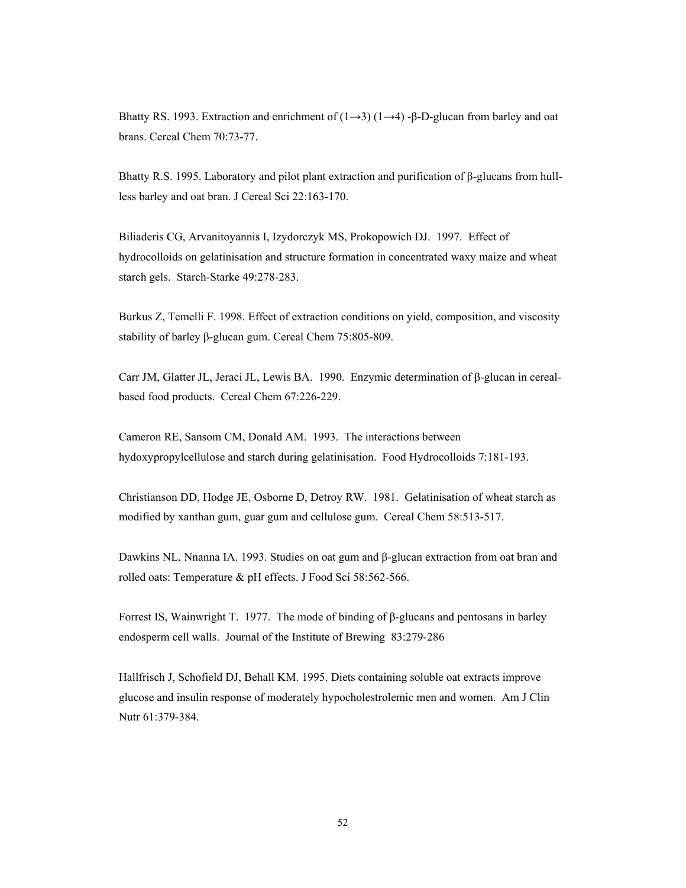Bhatty RS. 1993. Extraction and enrichment of (1→3) (1→4) -β-D-glucan from barley and oat brans. Cereal Chem 70:73-77.

Bhatty R.S. 1995. Laboratory and pilot plant extraction and purification of β-glucans from hull-less barley and oat bran. J Cereal Sci 22:163-170.

Biliaderis CG, Arvanitoyannis I, Izydorczyk MS, Prokopowich DJ. 1997. Effect of hydrocolloids on gelatinisation and structure formation in concentrated waxy maize and wheat starch gels. Starch-Starke 49:278-283.

Burkus Z, Temelli F. 1998. Effect of extraction conditions on yield, composition, and viscosity stability of barley β-glucan gum. Cereal Chem 75:805-809.

Carr JM, Glatter JL, Jeraci JL, Lewis BA. 1990. Enzymic determination of β-glucan in cereal-based food products. Cereal Chem 67:226-229.

Cameron RE, Sansom CM, Donald AM. 1993. The interactions between hydoxypropylcellulose and starch during gelatinisation. Food Hydrocolloids 7:181-193.

Christianson DD, Hodge JE, Osborne D, Detroy RW. 1981. Gelatinisation of wheat starch as modified by xanthan gum, guar gum and cellulose gum. Cereal Chem 58:513-517.

Dawkins NL, Nnanna IA. 1993. Studies on oat gum and β-glucan extraction from oat bran and rolled oats: Temperature & pH effects. J Food Sci 58:562-566.

Forrest IS, Wainwright T. 1977. The mode of binding of β-glucans and pentosans in barley endosperm cell walls. Journal of the Institute of Brewing 83:279-286

Hallfrisch J, Schofield DJ, Behall KM. 1995. Diets containing soluble oat extracts improve glucose and insulin response of moderately hypocholestrolemic men and women. Am J Clin Nutr 61:379-384.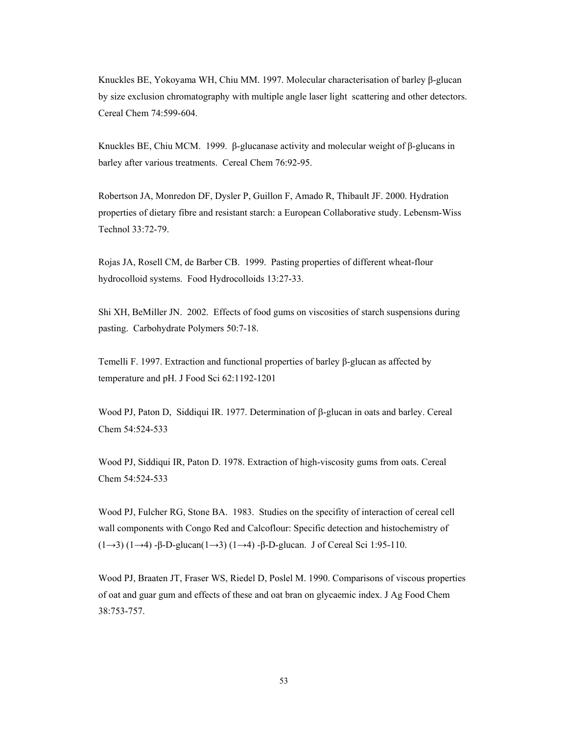Knuckles BE, Yokoyama WH, Chiu MM. 1997. Molecular characterisation of barley β-glucan by size exclusion chromatography with multiple angle laser light scattering and other detectors. Cereal Chem 74:599-604.

Knuckles BE, Chiu MCM. 1999. β-glucanase activity and molecular weight of β-glucans in barley after various treatments. Cereal Chem 76:92-95.

Robertson JA, Monredon DF, Dysler P, Guillon F, Amado R, Thibault JF. 2000. Hydration properties of dietary fibre and resistant starch: a European Collaborative study. Lebensm-Wiss Technol 33:72-79.

Rojas JA, Rosell CM, de Barber CB. 1999. Pasting properties of different wheat-flour hydrocolloid systems. Food Hydrocolloids 13:27-33.

Shi XH, BeMiller JN. 2002. Effects of food gums on viscosities of starch suspensions during pasting. Carbohydrate Polymers 50:7-18.

Temelli F. 1997. Extraction and functional properties of barley β-glucan as affected by temperature and pH. J Food Sci 62:1192-1201

Wood PJ, Paton D, Siddiqui IR. 1977. Determination of β-glucan in oats and barley. Cereal Chem 54:524-533

Wood PJ, Siddiqui IR, Paton D. 1978. Extraction of high-viscosity gums from oats. Cereal Chem 54:524-533

Wood PJ, Fulcher RG, Stone BA. 1983. Studies on the specifity of interaction of cereal cell wall components with Congo Red and Calcoflour: Specific detection and histochemistry of (1→3) (1→4) -β-D-glucan(1→3) (1→4) -β-D-glucan. J of Cereal Sci 1:95-110.

Wood PJ, Braaten JT, Fraser WS, Riedel D, Poslel M. 1990. Comparisons of viscous properties of oat and guar gum and effects of these and oat bran on glycaemic index. J Ag Food Chem 38:753-757.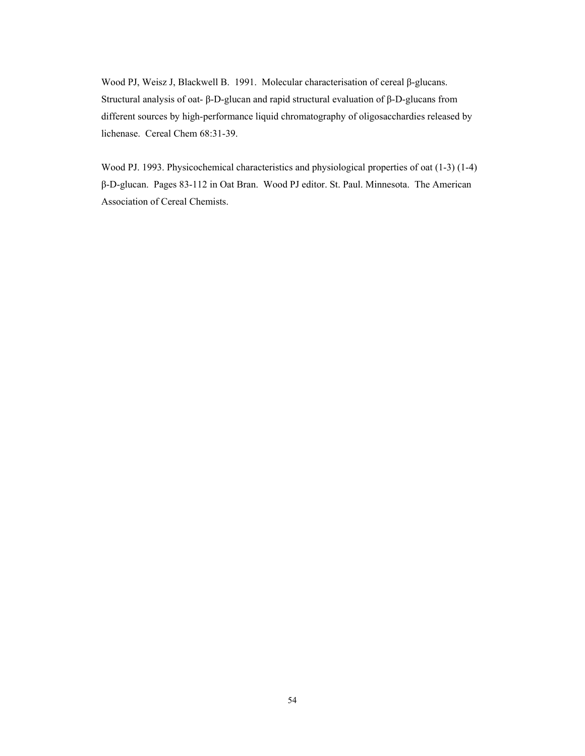Wood PJ, Weisz J, Blackwell B. 1991. Molecular characterisation of cereal β-glucans. Structural analysis of oat- β-D-glucan and rapid structural evaluation of β-D-glucans from different sources by high-performance liquid chromatography of oligosacchardies released by lichenase. Cereal Chem 68:31-39.

Wood PJ. 1993. Physicochemical characteristics and physiological properties of oat (1-3) (1-4) β-D-glucan. Pages 83-112 in Oat Bran. Wood PJ editor. St. Paul. Minnesota. The American Association of Cereal Chemists.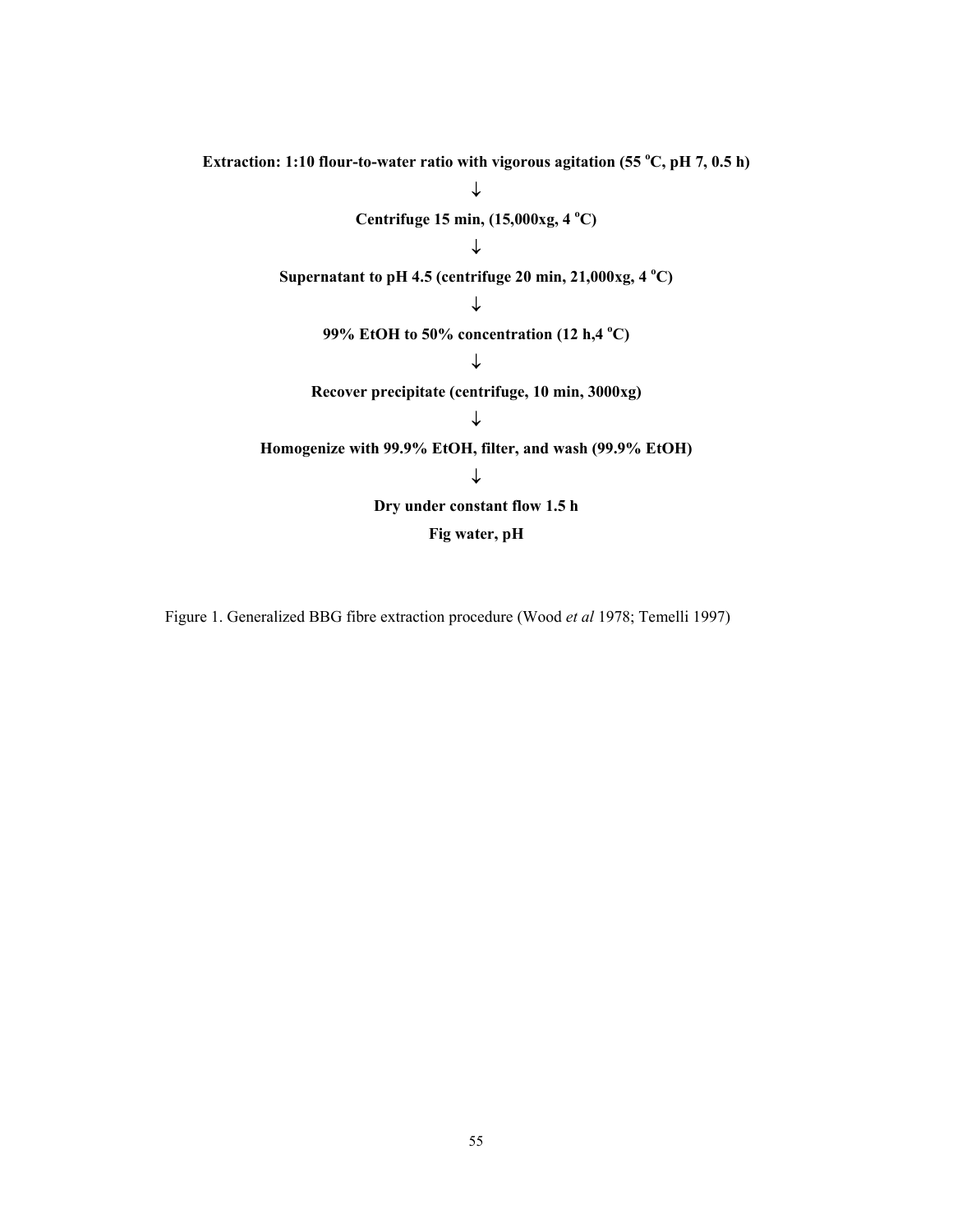**Extraction: 1:10 flour-to-water ratio with vigorous agitation (55 °C, pH 7, 0.5 h)**

↓

**Centrifuge 15 min, (15,000xg, 4 °C)**

↓

**Supernatant to pH 4.5 (centrifuge 20 min, 21,000xg, 4 °C)**

↓

**99% EtOH to 50% concentration (12 h,4 °C)**

↓

**Recover precipitate (centrifuge, 10 min, 3000xg)**

↓

**Homogenize with 99.9% EtOH, filter, and wash (99.9% EtOH)**

↓

**Dry under constant flow 1.5 h**

**Fig water, pH**

Figure 1. Generalized BBG fibre extraction procedure (Wood *et al* 1978; Temelli 1997)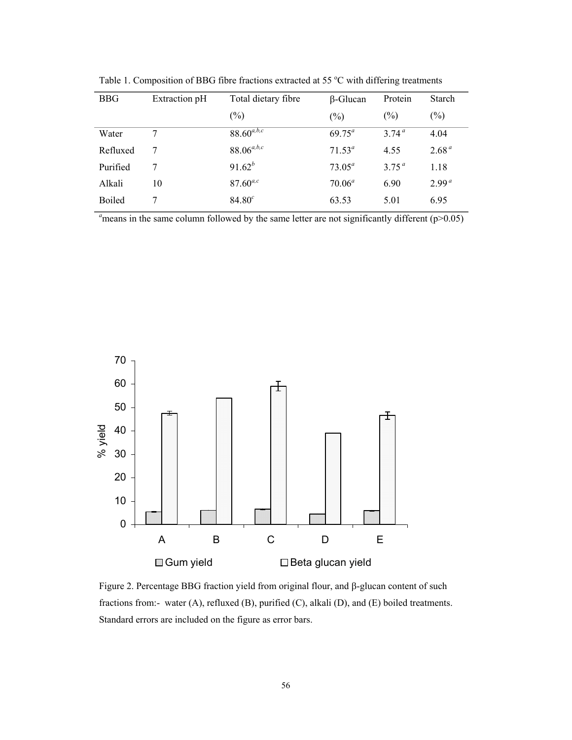Table 1. Composition of BBG fibre fractions extracted at 55 °C with differing treatments

| BBG | Extraction pH | Total dietary fibre (%) | β-Glucan (%) | Protein (%) | Starch (%) |
|---|---|---|---|---|---|
| Water | 7 | 88.60[a,b,c] | 69.75[a] | 3.74[a] | 4.04 |
| Refluxed | 7 | 88.06[a,b,c] | 71.53[a] | 4.55 | 2.68[a] |
| Purified | 7 | 91.62[b] | 73.05[a] | 3.75[a] | 1.18 |
| Alkali | 10 | 87.60[a,c] | 70.06[a] | 6.90 | 2.99[a] |
| Boiled | 7 | 84.80[c] | 63.53 | 5.01 | 6.95 |

[a]means in the same column followed by the same letter are not significantly different ($p>0.05$)

Figure 2. Percentage BBG fraction yield from original flour, and β-glucan content of such fractions from:- water (A), refluxed (B), purified (C), alkali (D), and (E) boiled treatments. Standard errors are included on the figure as error bars.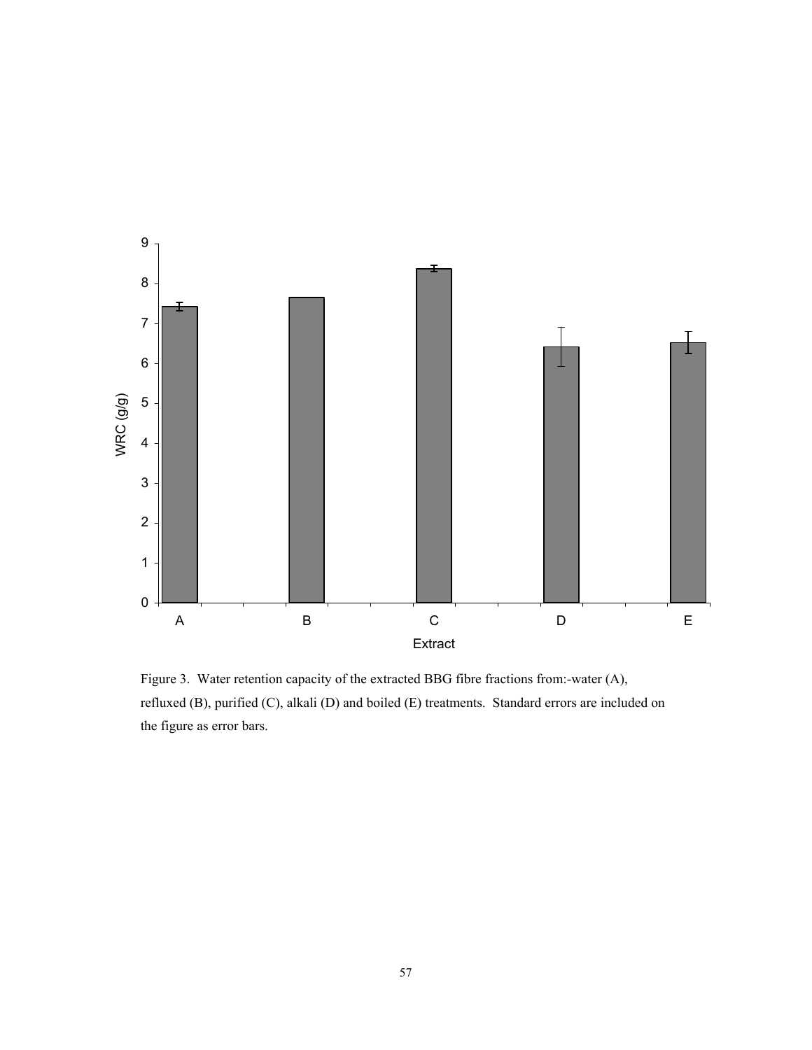Figure 3. Water retention capacity of the extracted BBG fibre fractions from:-water (A), refluxed (B), purified (C), alkali (D) and boiled (E) treatments. Standard errors are included on the figure as error bars.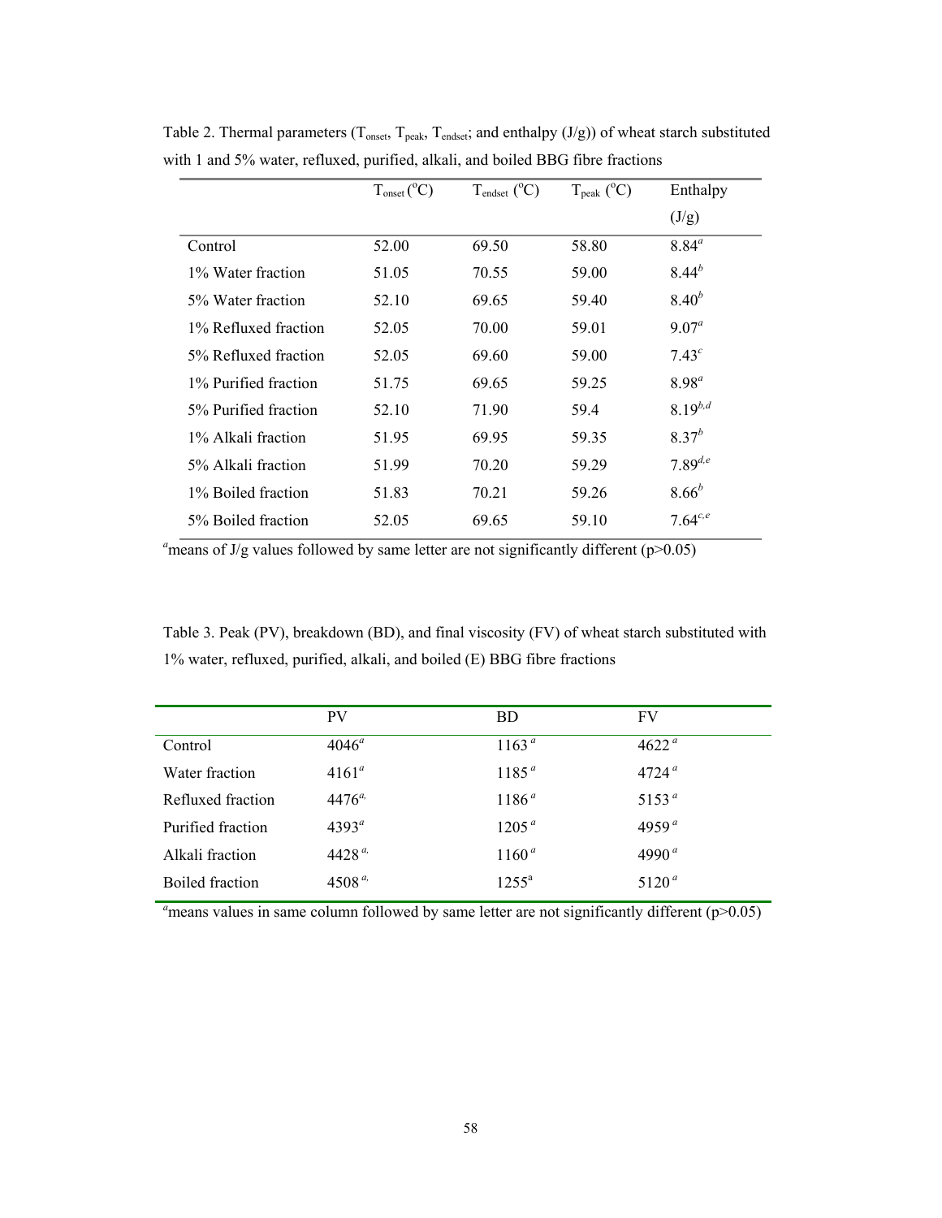Table 2. Thermal parameters ($T_{onset}$, $T_{peak}$, $T_{endset}$; and enthalpy (J/g)) of wheat starch substituted with 1 and 5% water, refluxed, purified, alkali, and boiled BBG fibre fractions

| | $T_{onset}$ (°C) | $T_{endset}$ (°C) | $T_{peak}$ (°C) | Enthalpy (J/g) |
|---|---|---|---|---|
| Control | 52.00 | 69.50 | 58.80 | 8.84[a] |
| 1% Water fraction | 51.05 | 70.55 | 59.00 | 8.44[b] |
| 5% Water fraction | 52.10 | 69.65 | 59.40 | 8.40[b] |
| 1% Refluxed fraction | 52.05 | 70.00 | 59.01 | 9.07[a] |
| 5% Refluxed fraction | 52.05 | 69.60 | 59.00 | 7.43[c] |
| 1% Purified fraction | 51.75 | 69.65 | 59.25 | 8.98[a] |
| 5% Purified fraction | 52.10 | 71.90 | 59.4 | 8.19[b,d] |
| 1% Alkali fraction | 51.95 | 69.95 | 59.35 | 8.37[b] |
| 5% Alkali fraction | 51.99 | 70.20 | 59.29 | 7.89[d,e] |
| 1% Boiled fraction | 51.83 | 70.21 | 59.26 | 8.66[b] |
| 5% Boiled fraction | 52.05 | 69.65 | 59.10 | 7.64[c,e] |

[a]means of J/g values followed by same letter are not significantly different ($p>0.05$)

Table 3. Peak (PV), breakdown (BD), and final viscosity (FV) of wheat starch substituted with 1% water, refluxed, purified, alkali, and boiled (E) BBG fibre fractions

| | PV | BD | FV |
|---|---|---|---|
| Control | 4046[a] | 1163[a] | 4622[a] |
| Water fraction | 4161[a] | 1185[a] | 4724[a] |
| Refluxed fraction | 4476[a,] | 1186[a] | 5153[a] |
| Purified fraction | 4393[a] | 1205[a] | 4959[a] |
| Alkali fraction | 4428[a,] | 1160[a] | 4990[a] |
| Boiled fraction | 4508[a,] | 1255[a] | 5120[a] |

[a]means values in same column followed by same letter are not significantly different ($p>0.05$)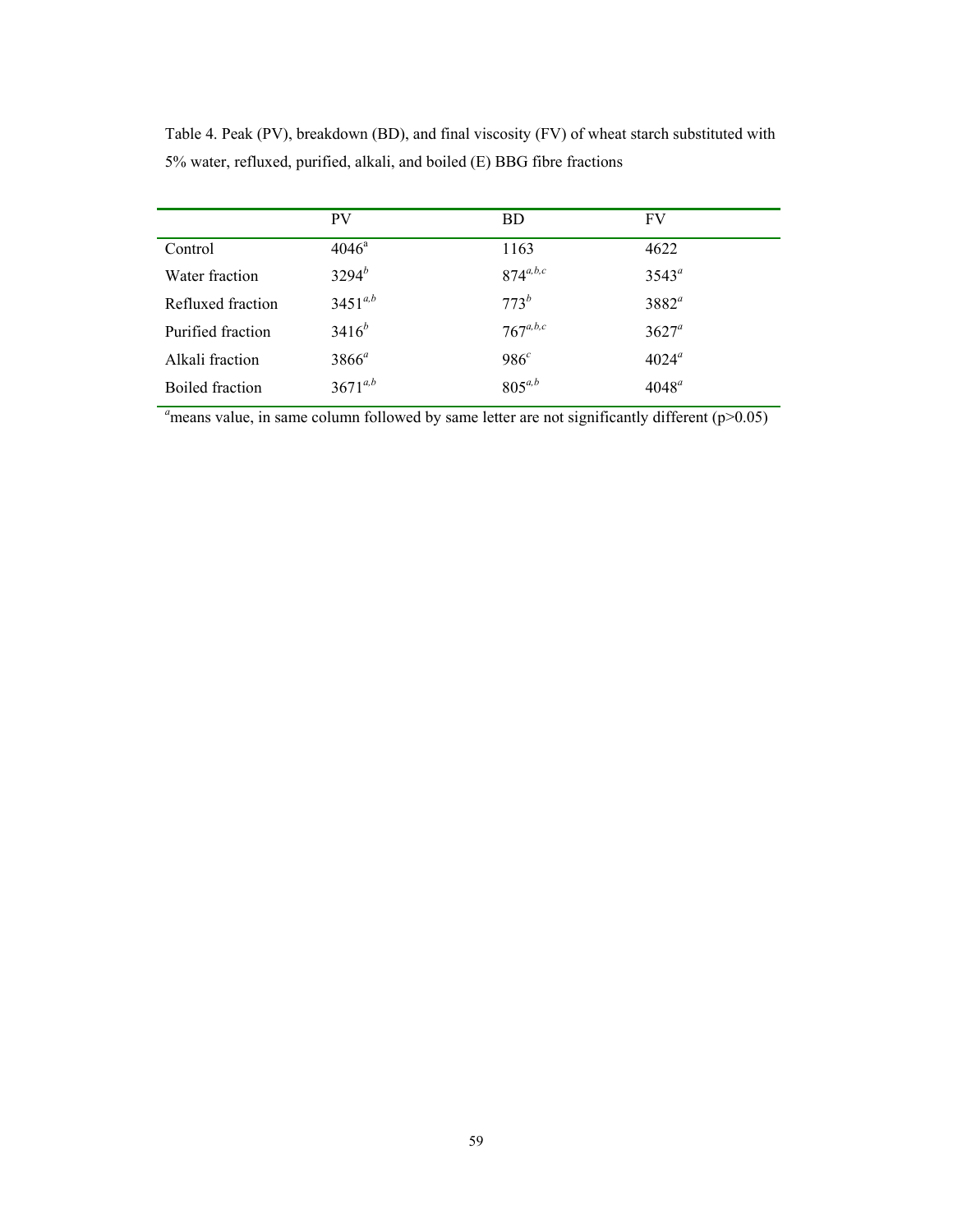Table 4. Peak (PV), breakdown (BD), and final viscosity (FV) of wheat starch substituted with 5% water, refluxed, purified, alkali, and boiled (E) BBG fibre fractions

| | PV | BD | FV |
|---|---|---|---|
| Control | 4046$^{a}$ | 1163 | 4622 |
| Water fraction | 3294$^{b}$ | 874$^{a,b,c}$ | 3543$^{a}$ |
| Refluxed fraction | 3451$^{a,b}$ | 773$^{b}$ | 3882$^{a}$ |
| Purified fraction | 3416$^{b}$ | 767$^{a,b,c}$ | 3627$^{a}$ |
| Alkali fraction | 3866$^{a}$ | 986$^{c}$ | 4024$^{a}$ |
| Boiled fraction | 3671$^{a,b}$ | 805$^{a,b}$ | 4048$^{a}$ |

$^{a}$means value, in same column followed by same letter are not significantly different ($p>0.05$)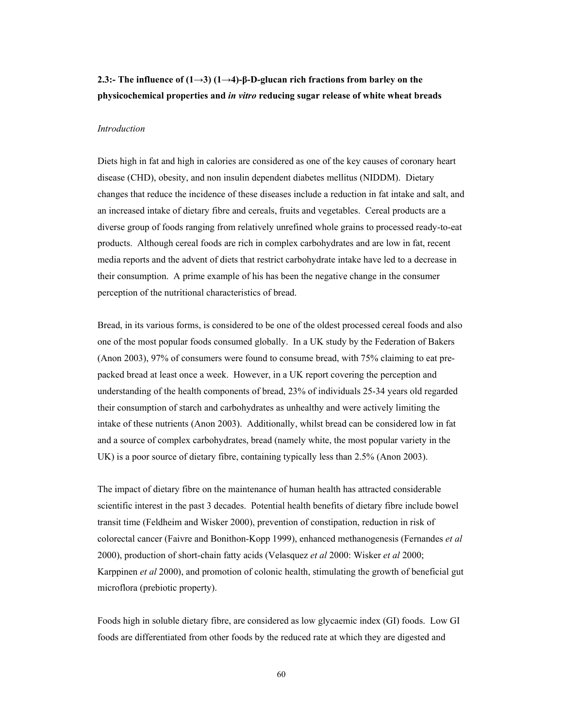## 2.3:- The influence of (1→3) (1→4)-β-D-glucan rich fractions from barley on the physicochemical properties and *in vitro* reducing sugar release of white wheat breads

*Introduction*

Diets high in fat and high in calories are considered as one of the key causes of coronary heart disease (CHD), obesity, and non insulin dependent diabetes mellitus (NIDDM). Dietary changes that reduce the incidence of these diseases include a reduction in fat intake and salt, and an increased intake of dietary fibre and cereals, fruits and vegetables. Cereal products are a diverse group of foods ranging from relatively unrefined whole grains to processed ready-to-eat products. Although cereal foods are rich in complex carbohydrates and are low in fat, recent media reports and the advent of diets that restrict carbohydrate intake have led to a decrease in their consumption. A prime example of his has been the negative change in the consumer perception of the nutritional characteristics of bread.

Bread, in its various forms, is considered to be one of the oldest processed cereal foods and also one of the most popular foods consumed globally. In a UK study by the Federation of Bakers (Anon 2003), 97% of consumers were found to consume bread, with 75% claiming to eat pre-packed bread at least once a week. However, in a UK report covering the perception and understanding of the health components of bread, 23% of individuals 25-34 years old regarded their consumption of starch and carbohydrates as unhealthy and were actively limiting the intake of these nutrients (Anon 2003). Additionally, whilst bread can be considered low in fat and a source of complex carbohydrates, bread (namely white, the most popular variety in the UK) is a poor source of dietary fibre, containing typically less than 2.5% (Anon 2003).

The impact of dietary fibre on the maintenance of human health has attracted considerable scientific interest in the past 3 decades. Potential health benefits of dietary fibre include bowel transit time (Feldheim and Wisker 2000), prevention of constipation, reduction in risk of colorectal cancer (Faivre and Bonithon-Kopp 1999), enhanced methanogenesis (Fernandes *et al* 2000), production of short-chain fatty acids (Velasquez *et al* 2000: Wisker *et al* 2000; Karppinen *et al* 2000), and promotion of colonic health, stimulating the growth of beneficial gut microflora (prebiotic property).

Foods high in soluble dietary fibre, are considered as low glycaemic index (GI) foods. Low GI foods are differentiated from other foods by the reduced rate at which they are digested and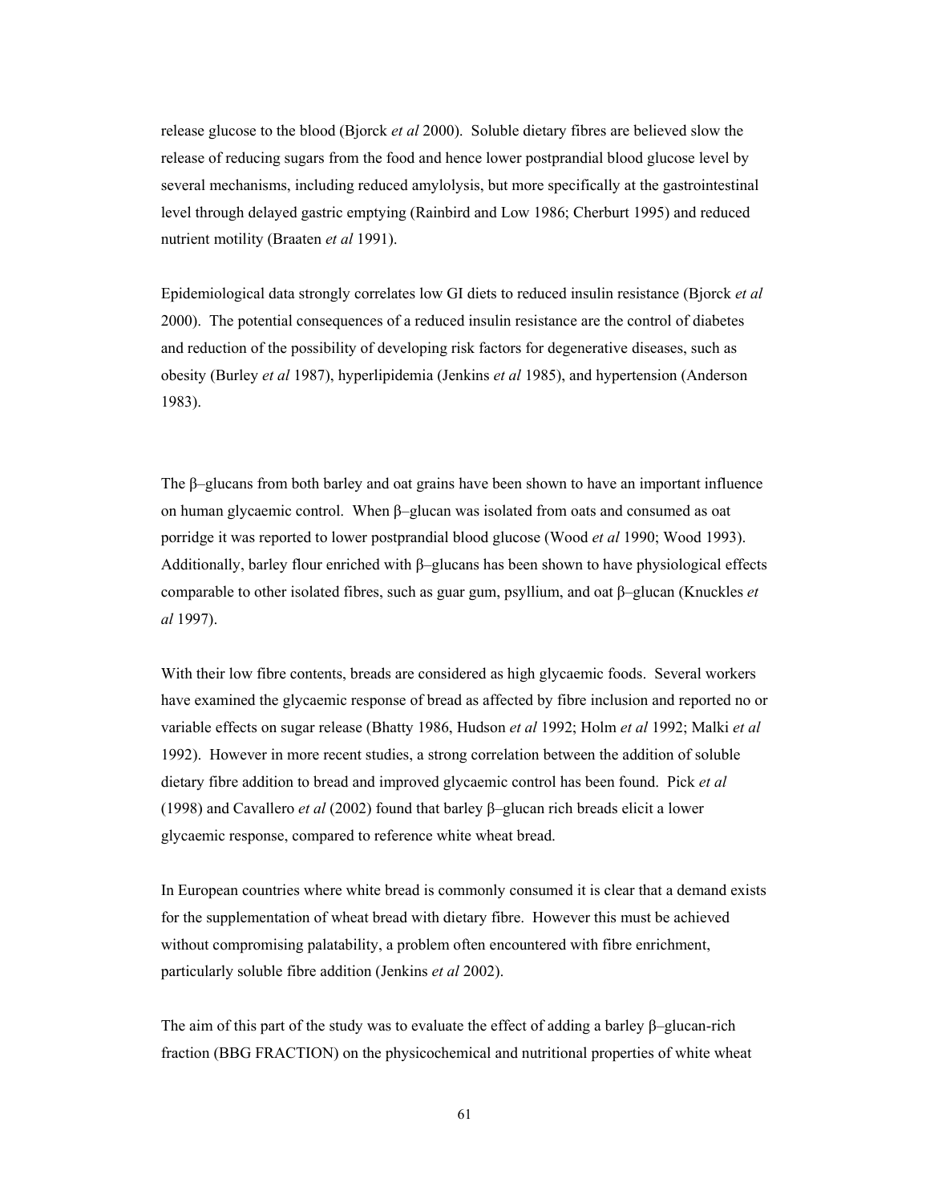release glucose to the blood (Bjorck *et al* 2000). Soluble dietary fibres are believed slow the release of reducing sugars from the food and hence lower postprandial blood glucose level by several mechanisms, including reduced amylolysis, but more specifically at the gastrointestinal level through delayed gastric emptying (Rainbird and Low 1986; Cherburt 1995) and reduced nutrient motility (Braaten *et al* 1991).

Epidemiological data strongly correlates low GI diets to reduced insulin resistance (Bjorck *et al* 2000). The potential consequences of a reduced insulin resistance are the control of diabetes and reduction of the possibility of developing risk factors for degenerative diseases, such as obesity (Burley *et al* 1987), hyperlipidemia (Jenkins *et al* 1985), and hypertension (Anderson 1983).

The β–glucans from both barley and oat grains have been shown to have an important influence on human glycaemic control. When β–glucan was isolated from oats and consumed as oat porridge it was reported to lower postprandial blood glucose (Wood *et al* 1990; Wood 1993). Additionally, barley flour enriched with β–glucans has been shown to have physiological effects comparable to other isolated fibres, such as guar gum, psyllium, and oat β–glucan (Knuckles *et al* 1997).

With their low fibre contents, breads are considered as high glycaemic foods. Several workers have examined the glycaemic response of bread as affected by fibre inclusion and reported no or variable effects on sugar release (Bhatty 1986, Hudson *et al* 1992; Holm *et al* 1992; Malki *et al* 1992). However in more recent studies, a strong correlation between the addition of soluble dietary fibre addition to bread and improved glycaemic control has been found. Pick *et al* (1998) and Cavallero *et al* (2002) found that barley β–glucan rich breads elicit a lower glycaemic response, compared to reference white wheat bread.

In European countries where white bread is commonly consumed it is clear that a demand exists for the supplementation of wheat bread with dietary fibre. However this must be achieved without compromising palatability, a problem often encountered with fibre enrichment, particularly soluble fibre addition (Jenkins *et al* 2002).

The aim of this part of the study was to evaluate the effect of adding a barley β–glucan-rich fraction (BBG FRACTION) on the physicochemical and nutritional properties of white wheat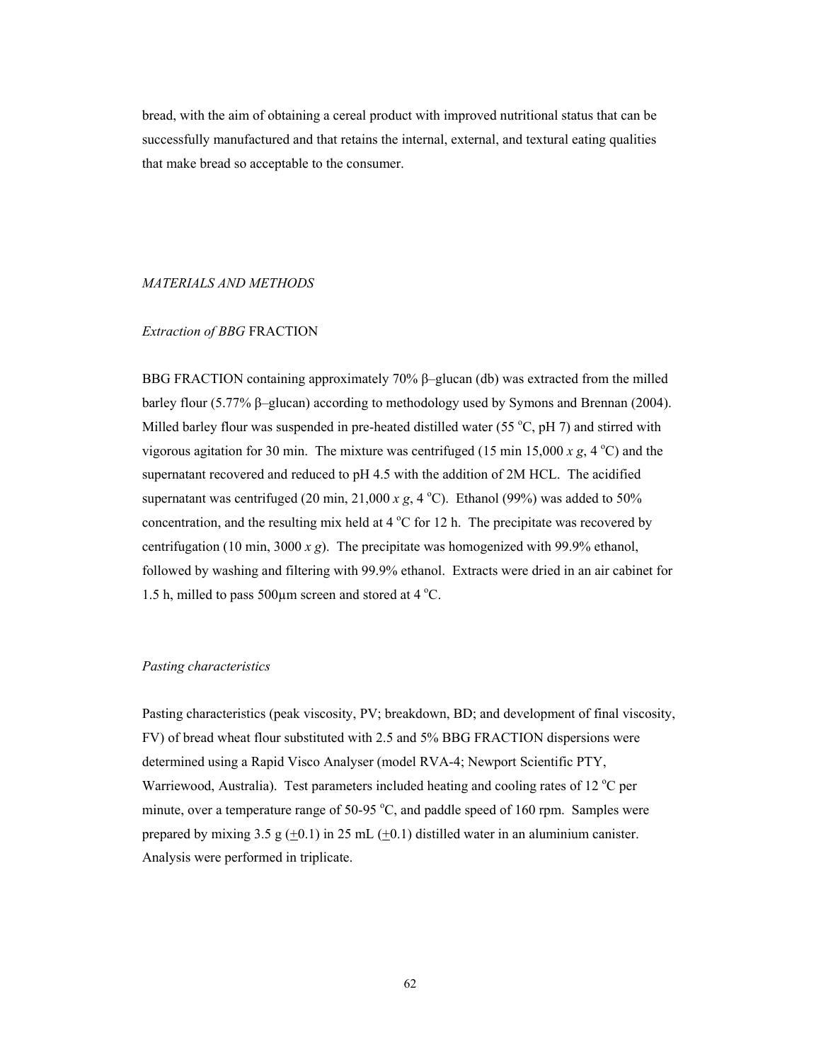bread, with the aim of obtaining a cereal product with improved nutritional status that can be successfully manufactured and that retains the internal, external, and textural eating qualities that make bread so acceptable to the consumer.

## *MATERIALS AND METHODS*

### *Extraction of BBG* FRACTION

BBG FRACTION containing approximately 70% β–glucan (db) was extracted from the milled barley flour (5.77% β–glucan) according to methodology used by Symons and Brennan (2004). Milled barley flour was suspended in pre-heated distilled water (55 °C, pH 7) and stirred with vigorous agitation for 30 min. The mixture was centrifuged (15 min 15,000 *x g*, 4 °C) and the supernatant recovered and reduced to pH 4.5 with the addition of 2M HCL. The acidified supernatant was centrifuged (20 min, 21,000 *x g*, 4 °C). Ethanol (99%) was added to 50% concentration, and the resulting mix held at 4 °C for 12 h. The precipitate was recovered by centrifugation (10 min, 3000 *x g*). The precipitate was homogenized with 99.9% ethanol, followed by washing and filtering with 99.9% ethanol. Extracts were dried in an air cabinet for 1.5 h, milled to pass 500µm screen and stored at 4 °C.

### *Pasting characteristics*

Pasting characteristics (peak viscosity, PV; breakdown, BD; and development of final viscosity, FV) of bread wheat flour substituted with 2.5 and 5% BBG FRACTION dispersions were determined using a Rapid Visco Analyser (model RVA-4; Newport Scientific PTY, Warriewood, Australia). Test parameters included heating and cooling rates of 12 °C per minute, over a temperature range of 50-95 °C, and paddle speed of 160 rpm. Samples were prepared by mixing 3.5 g (±0.1) in 25 mL (±0.1) distilled water in an aluminium canister. Analysis were performed in triplicate.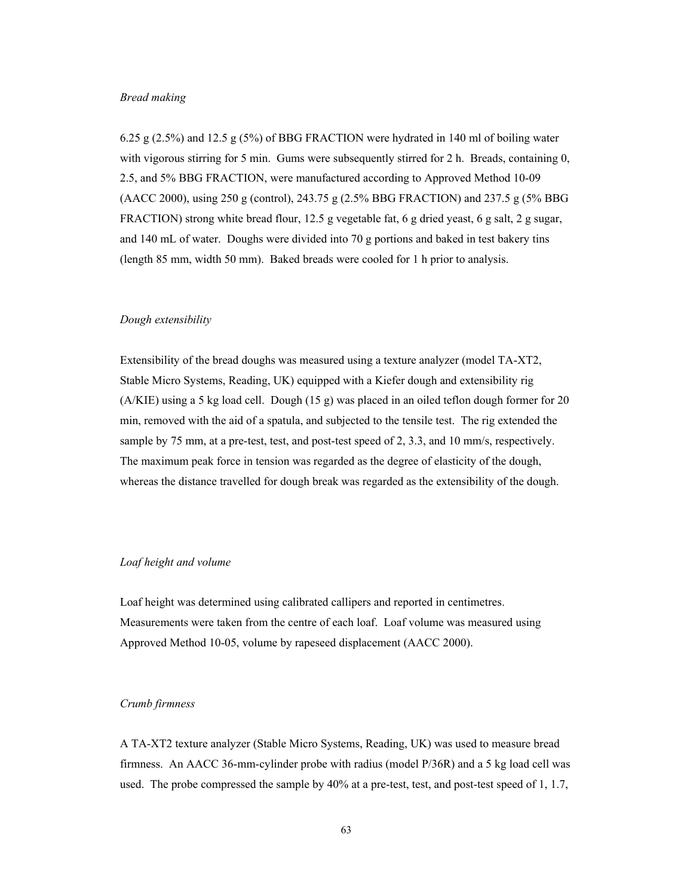*Bread making*

6.25 g (2.5%) and 12.5 g (5%) of BBG FRACTION were hydrated in 140 ml of boiling water with vigorous stirring for 5 min. Gums were subsequently stirred for 2 h. Breads, containing 0, 2.5, and 5% BBG FRACTION, were manufactured according to Approved Method 10-09 (AACC 2000), using 250 g (control), 243.75 g (2.5% BBG FRACTION) and 237.5 g (5% BBG FRACTION) strong white bread flour, 12.5 g vegetable fat, 6 g dried yeast, 6 g salt, 2 g sugar, and 140 mL of water. Doughs were divided into 70 g portions and baked in test bakery tins (length 85 mm, width 50 mm). Baked breads were cooled for 1 h prior to analysis.

*Dough extensibility*

Extensibility of the bread doughs was measured using a texture analyzer (model TA-XT2, Stable Micro Systems, Reading, UK) equipped with a Kiefer dough and extensibility rig (A/KIE) using a 5 kg load cell. Dough (15 g) was placed in an oiled teflon dough former for 20 min, removed with the aid of a spatula, and subjected to the tensile test. The rig extended the sample by 75 mm, at a pre-test, test, and post-test speed of 2, 3.3, and 10 mm/s, respectively. The maximum peak force in tension was regarded as the degree of elasticity of the dough, whereas the distance travelled for dough break was regarded as the extensibility of the dough.

*Loaf height and volume*

Loaf height was determined using calibrated callipers and reported in centimetres. Measurements were taken from the centre of each loaf. Loaf volume was measured using Approved Method 10-05, volume by rapeseed displacement (AACC 2000).

*Crumb firmness*

A TA-XT2 texture analyzer (Stable Micro Systems, Reading, UK) was used to measure bread firmness. An AACC 36-mm-cylinder probe with radius (model P/36R) and a 5 kg load cell was used. The probe compressed the sample by 40% at a pre-test, test, and post-test speed of 1, 1.7,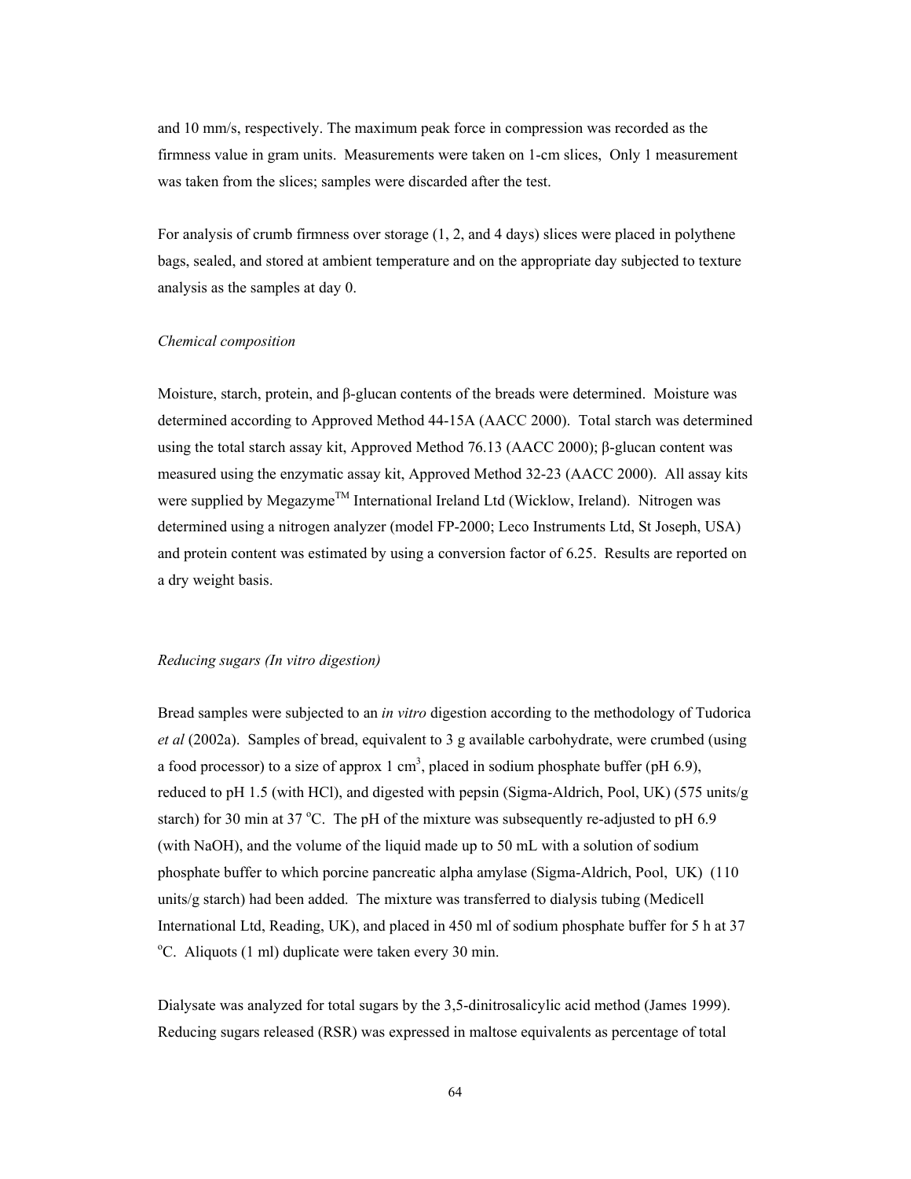and 10 mm/s, respectively. The maximum peak force in compression was recorded as the firmness value in gram units. Measurements were taken on 1-cm slices, Only 1 measurement was taken from the slices; samples were discarded after the test.

For analysis of crumb firmness over storage (1, 2, and 4 days) slices were placed in polythene bags, sealed, and stored at ambient temperature and on the appropriate day subjected to texture analysis as the samples at day 0.

*Chemical composition*

Moisture, starch, protein, and β-glucan contents of the breads were determined. Moisture was determined according to Approved Method 44-15A (AACC 2000). Total starch was determined using the total starch assay kit, Approved Method 76.13 (AACC 2000); β-glucan content was measured using the enzymatic assay kit, Approved Method 32-23 (AACC 2000). All assay kits were supplied by Megazyme™ International Ireland Ltd (Wicklow, Ireland). Nitrogen was determined using a nitrogen analyzer (model FP-2000; Leco Instruments Ltd, St Joseph, USA) and protein content was estimated by using a conversion factor of 6.25. Results are reported on a dry weight basis.

*Reducing sugars (In vitro digestion)*

Bread samples were subjected to an *in vitro* digestion according to the methodology of Tudorica *et al* (2002a). Samples of bread, equivalent to 3 g available carbohydrate, were crumbed (using a food processor) to a size of approx 1 $cm^3$, placed in sodium phosphate buffer (pH 6.9), reduced to pH 1.5 (with HCl), and digested with pepsin (Sigma-Aldrich, Pool, UK) (575 units/g starch) for 30 min at 37 °C. The pH of the mixture was subsequently re-adjusted to pH 6.9 (with NaOH), and the volume of the liquid made up to 50 mL with a solution of sodium phosphate buffer to which porcine pancreatic alpha amylase (Sigma-Aldrich, Pool, UK) (110 units/g starch) had been added. The mixture was transferred to dialysis tubing (Medicell International Ltd, Reading, UK), and placed in 450 ml of sodium phosphate buffer for 5 h at 37 °C. Aliquots (1 ml) duplicate were taken every 30 min.

Dialysate was analyzed for total sugars by the 3,5-dinitrosalicylic acid method (James 1999). Reducing sugars released (RSR) was expressed in maltose equivalents as percentage of total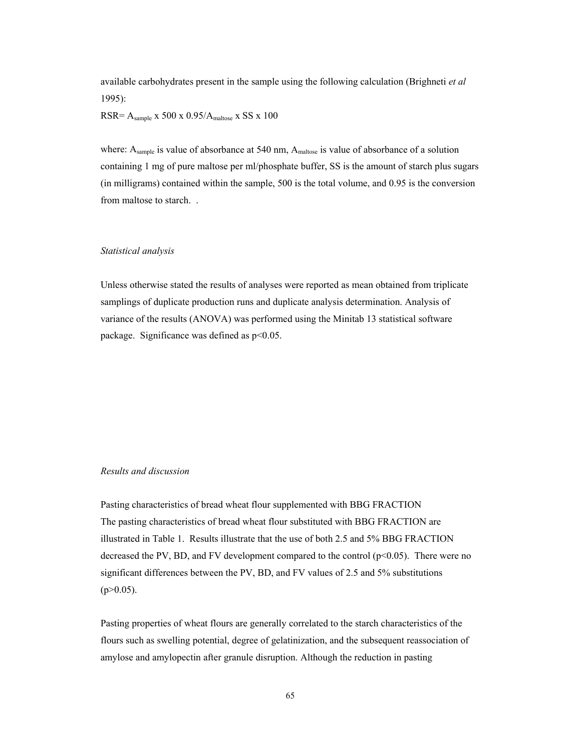available carbohydrates present in the sample using the following calculation (Brighneti *et al* 1995):

$RSR = A_{sample} \times 500 \times 0.95 / A_{maltose} \times SS \times 100$

where: $A_{sample}$ is value of absorbance at 540 nm, $A_{maltose}$ is value of absorbance of a solution containing 1 mg of pure maltose per ml/phosphate buffer, SS is the amount of starch plus sugars (in milligrams) contained within the sample, 500 is the total volume, and 0.95 is the conversion from maltose to starch.  .

*Statistical analysis*

Unless otherwise stated the results of analyses were reported as mean obtained from triplicate samplings of duplicate production runs and duplicate analysis determination. Analysis of variance of the results (ANOVA) was performed using the Minitab 13 statistical software package.  Significance was defined as $p<0.05$.

*Results and discussion*

Pasting characteristics of bread wheat flour supplemented with BBG FRACTION

The pasting characteristics of bread wheat flour substituted with BBG FRACTION are illustrated in Table 1.  Results illustrate that the use of both 2.5 and 5% BBG FRACTION decreased the PV, BD, and FV development compared to the control ($p<0.05$).  There were no significant differences between the PV, BD, and FV values of 2.5 and 5% substitutions ($p>0.05$).

Pasting properties of wheat flours are generally correlated to the starch characteristics of the flours such as swelling potential, degree of gelatinization, and the subsequent reassociation of amylose and amylopectin after granule disruption. Although the reduction in pasting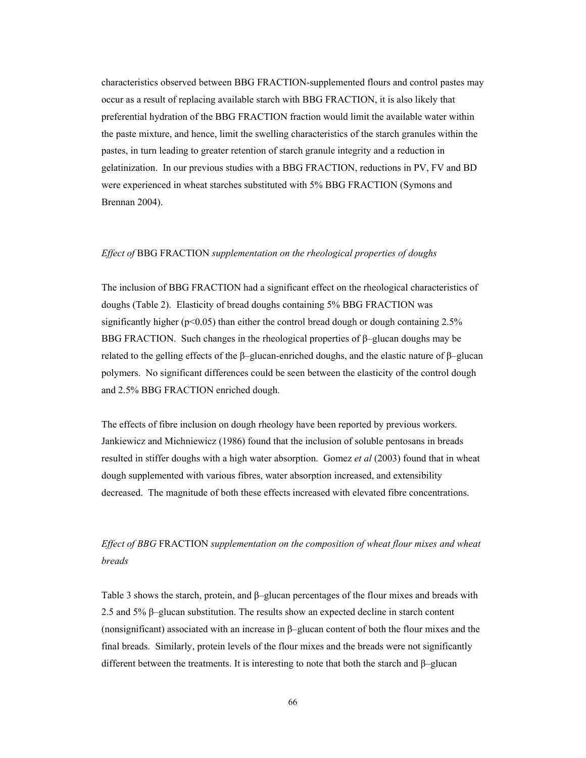characteristics observed between BBG FRACTION-supplemented flours and control pastes may occur as a result of replacing available starch with BBG FRACTION, it is also likely that preferential hydration of the BBG FRACTION fraction would limit the available water within the paste mixture, and hence, limit the swelling characteristics of the starch granules within the pastes, in turn leading to greater retention of starch granule integrity and a reduction in gelatinization. In our previous studies with a BBG FRACTION, reductions in PV, FV and BD were experienced in wheat starches substituted with 5% BBG FRACTION (Symons and Brennan 2004).

### *Effect of* BBG FRACTION *supplementation on the rheological properties of doughs*

The inclusion of BBG FRACTION had a significant effect on the rheological characteristics of doughs (Table 2). Elasticity of bread doughs containing 5% BBG FRACTION was significantly higher ($p<0.05$) than either the control bread dough or dough containing 2.5% BBG FRACTION. Such changes in the rheological properties of β–glucan doughs may be related to the gelling effects of the β–glucan-enriched doughs, and the elastic nature of β–glucan polymers. No significant differences could be seen between the elasticity of the control dough and 2.5% BBG FRACTION enriched dough.

The effects of fibre inclusion on dough rheology have been reported by previous workers. Jankiewicz and Michniewicz (1986) found that the inclusion of soluble pentosans in breads resulted in stiffer doughs with a high water absorption. Gomez *et al* (2003) found that in wheat dough supplemented with various fibres, water absorption increased, and extensibility decreased. The magnitude of both these effects increased with elevated fibre concentrations.

### *Effect of BBG* FRACTION *supplementation on the composition of wheat flour mixes and wheat breads*

Table 3 shows the starch, protein, and β–glucan percentages of the flour mixes and breads with 2.5 and 5% β–glucan substitution. The results show an expected decline in starch content (nonsignificant) associated with an increase in β–glucan content of both the flour mixes and the final breads. Similarly, protein levels of the flour mixes and the breads were not significantly different between the treatments. It is interesting to note that both the starch and β–glucan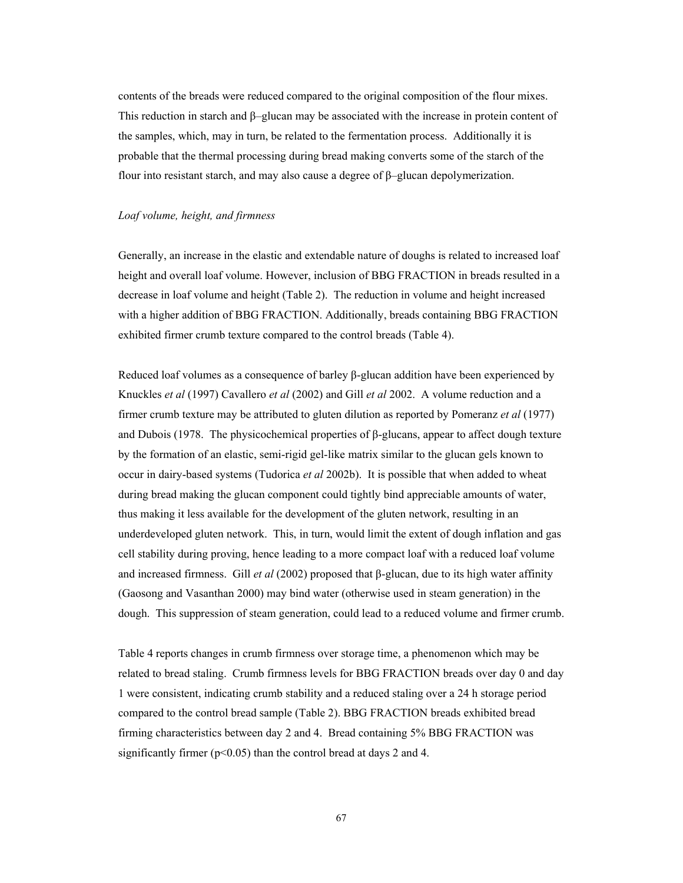contents of the breads were reduced compared to the original composition of the flour mixes. This reduction in starch and β–glucan may be associated with the increase in protein content of the samples, which, may in turn, be related to the fermentation process. Additionally it is probable that the thermal processing during bread making converts some of the starch of the flour into resistant starch, and may also cause a degree of β–glucan depolymerization.

*Loaf volume, height, and firmness*

Generally, an increase in the elastic and extendable nature of doughs is related to increased loaf height and overall loaf volume. However, inclusion of BBG FRACTION in breads resulted in a decrease in loaf volume and height (Table 2). The reduction in volume and height increased with a higher addition of BBG FRACTION. Additionally, breads containing BBG FRACTION exhibited firmer crumb texture compared to the control breads (Table 4).

Reduced loaf volumes as a consequence of barley β-glucan addition have been experienced by Knuckles *et al* (1997) Cavallero *et al* (2002) and Gill *et al* 2002. A volume reduction and a firmer crumb texture may be attributed to gluten dilution as reported by Pomeranz *et al* (1977) and Dubois (1978. The physicochemical properties of β-glucans, appear to affect dough texture by the formation of an elastic, semi-rigid gel-like matrix similar to the glucan gels known to occur in dairy-based systems (Tudorica *et al* 2002b). It is possible that when added to wheat during bread making the glucan component could tightly bind appreciable amounts of water, thus making it less available for the development of the gluten network, resulting in an underdeveloped gluten network. This, in turn, would limit the extent of dough inflation and gas cell stability during proving, hence leading to a more compact loaf with a reduced loaf volume and increased firmness. Gill *et al* (2002) proposed that β-glucan, due to its high water affinity (Gaosong and Vasanthan 2000) may bind water (otherwise used in steam generation) in the dough. This suppression of steam generation, could lead to a reduced volume and firmer crumb.

Table 4 reports changes in crumb firmness over storage time, a phenomenon which may be related to bread staling. Crumb firmness levels for BBG FRACTION breads over day 0 and day 1 were consistent, indicating crumb stability and a reduced staling over a 24 h storage period compared to the control bread sample (Table 2). BBG FRACTION breads exhibited bread firming characteristics between day 2 and 4. Bread containing 5% BBG FRACTION was significantly firmer ($p<0.05$) than the control bread at days 2 and 4.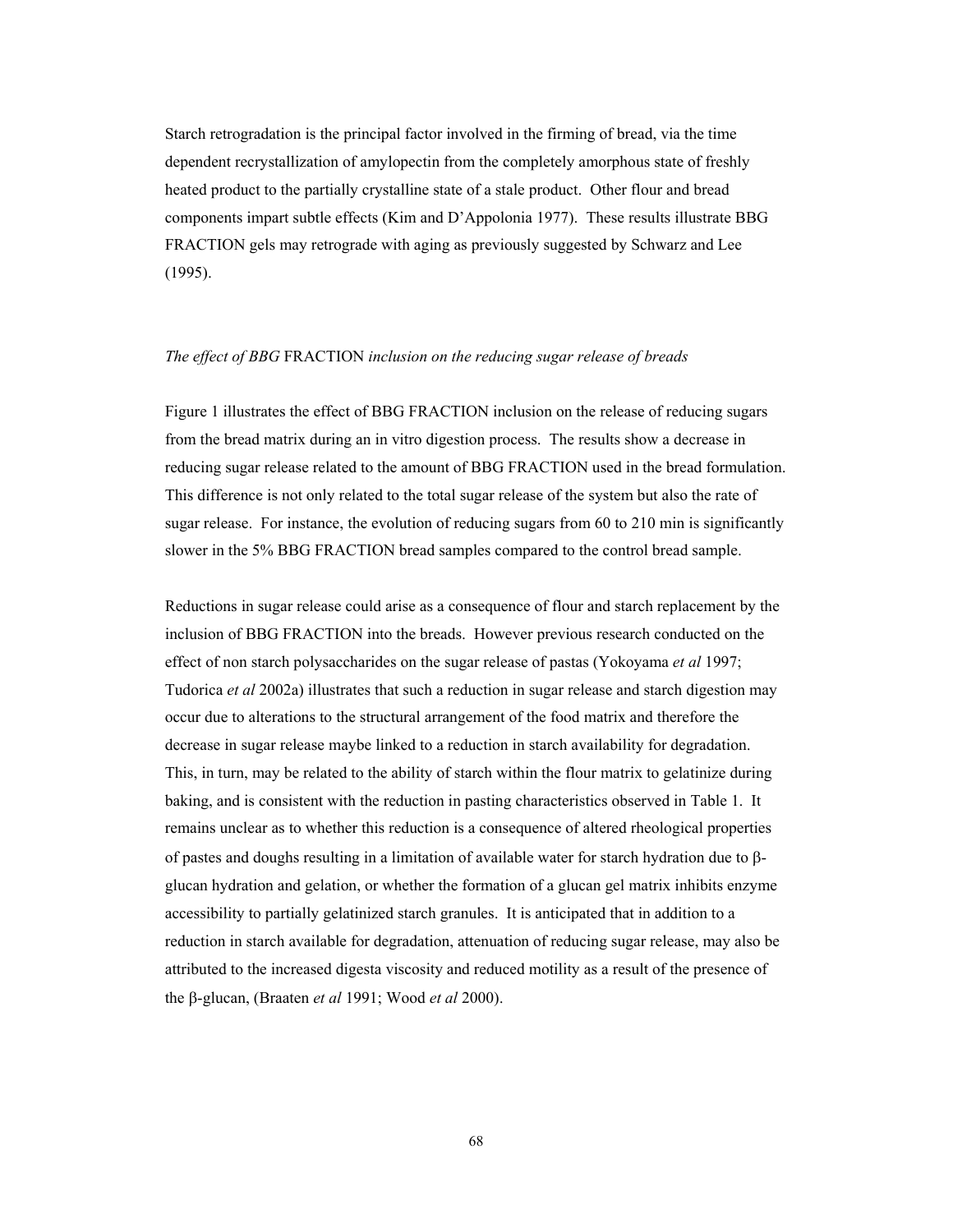Starch retrogradation is the principal factor involved in the firming of bread, via the time dependent recrystallization of amylopectin from the completely amorphous state of freshly heated product to the partially crystalline state of a stale product. Other flour and bread components impart subtle effects (Kim and D'Appolonia 1977). These results illustrate BBG FRACTION gels may retrograde with aging as previously suggested by Schwarz and Lee (1995).

### *The effect of BBG* FRACTION *inclusion on the reducing sugar release of breads*

Figure 1 illustrates the effect of BBG FRACTION inclusion on the release of reducing sugars from the bread matrix during an in vitro digestion process. The results show a decrease in reducing sugar release related to the amount of BBG FRACTION used in the bread formulation. This difference is not only related to the total sugar release of the system but also the rate of sugar release. For instance, the evolution of reducing sugars from 60 to 210 min is significantly slower in the 5% BBG FRACTION bread samples compared to the control bread sample.

Reductions in sugar release could arise as a consequence of flour and starch replacement by the inclusion of BBG FRACTION into the breads. However previous research conducted on the effect of non starch polysaccharides on the sugar release of pastas (Yokoyama *et al* 1997; Tudorica *et al* 2002a) illustrates that such a reduction in sugar release and starch digestion may occur due to alterations to the structural arrangement of the food matrix and therefore the decrease in sugar release maybe linked to a reduction in starch availability for degradation. This, in turn, may be related to the ability of starch within the flour matrix to gelatinize during baking, and is consistent with the reduction in pasting characteristics observed in Table 1. It remains unclear as to whether this reduction is a consequence of altered rheological properties of pastes and doughs resulting in a limitation of available water for starch hydration due to β-glucan hydration and gelation, or whether the formation of a glucan gel matrix inhibits enzyme accessibility to partially gelatinized starch granules. It is anticipated that in addition to a reduction in starch available for degradation, attenuation of reducing sugar release, may also be attributed to the increased digesta viscosity and reduced motility as a result of the presence of the β-glucan, (Braaten *et al* 1991; Wood *et al* 2000).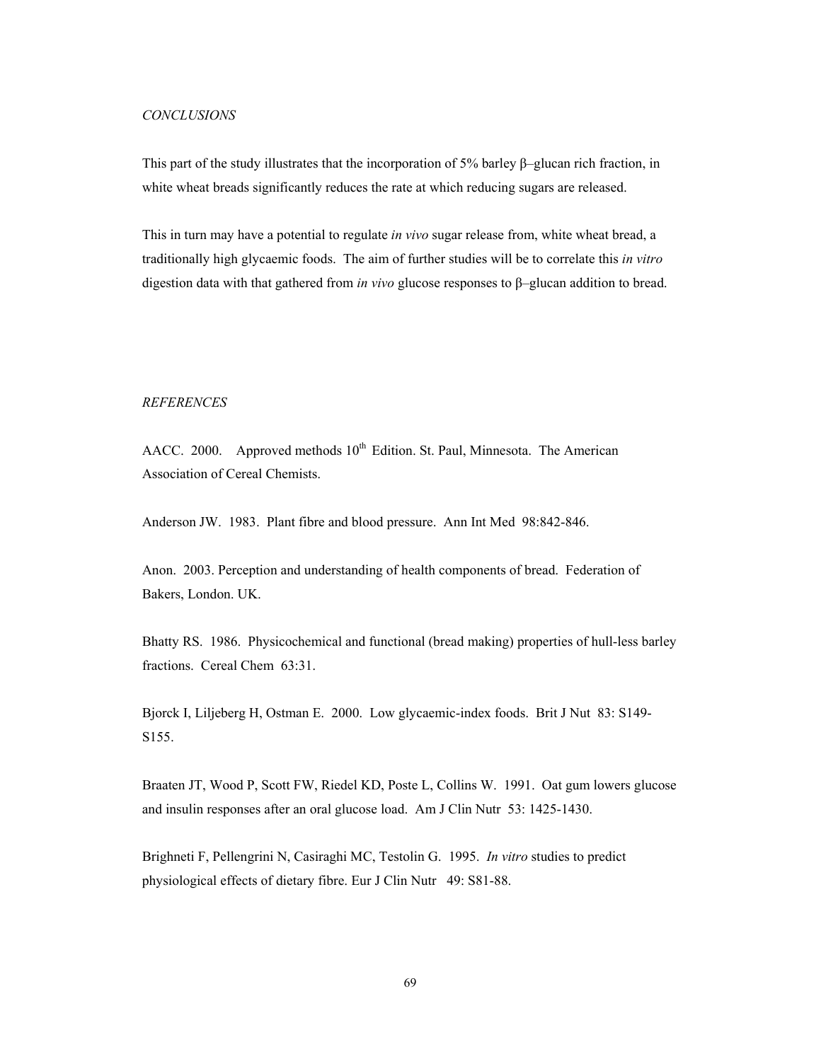*CONCLUSIONS*

This part of the study illustrates that the incorporation of 5% barley β–glucan rich fraction, in white wheat breads significantly reduces the rate at which reducing sugars are released.

This in turn may have a potential to regulate *in vivo* sugar release from, white wheat bread, a traditionally high glycaemic foods. The aim of further studies will be to correlate this *in vitro* digestion data with that gathered from *in vivo* glucose responses to β–glucan addition to bread.

*REFERENCES*

AACC. 2000. Approved methods 10th Edition. St. Paul, Minnesota. The American Association of Cereal Chemists.

Anderson JW. 1983. Plant fibre and blood pressure. Ann Int Med 98:842-846.

Anon. 2003. Perception and understanding of health components of bread. Federation of Bakers, London. UK.

Bhatty RS. 1986. Physicochemical and functional (bread making) properties of hull-less barley fractions. Cereal Chem 63:31.

Bjorck I, Liljeberg H, Ostman E. 2000. Low glycaemic-index foods. Brit J Nut 83: S149-S155.

Braaten JT, Wood P, Scott FW, Riedel KD, Poste L, Collins W. 1991. Oat gum lowers glucose and insulin responses after an oral glucose load. Am J Clin Nutr 53: 1425-1430.

Brighneti F, Pellengrini N, Casiraghi MC, Testolin G. 1995. *In vitro* studies to predict physiological effects of dietary fibre. Eur J Clin Nutr 49: S81-88.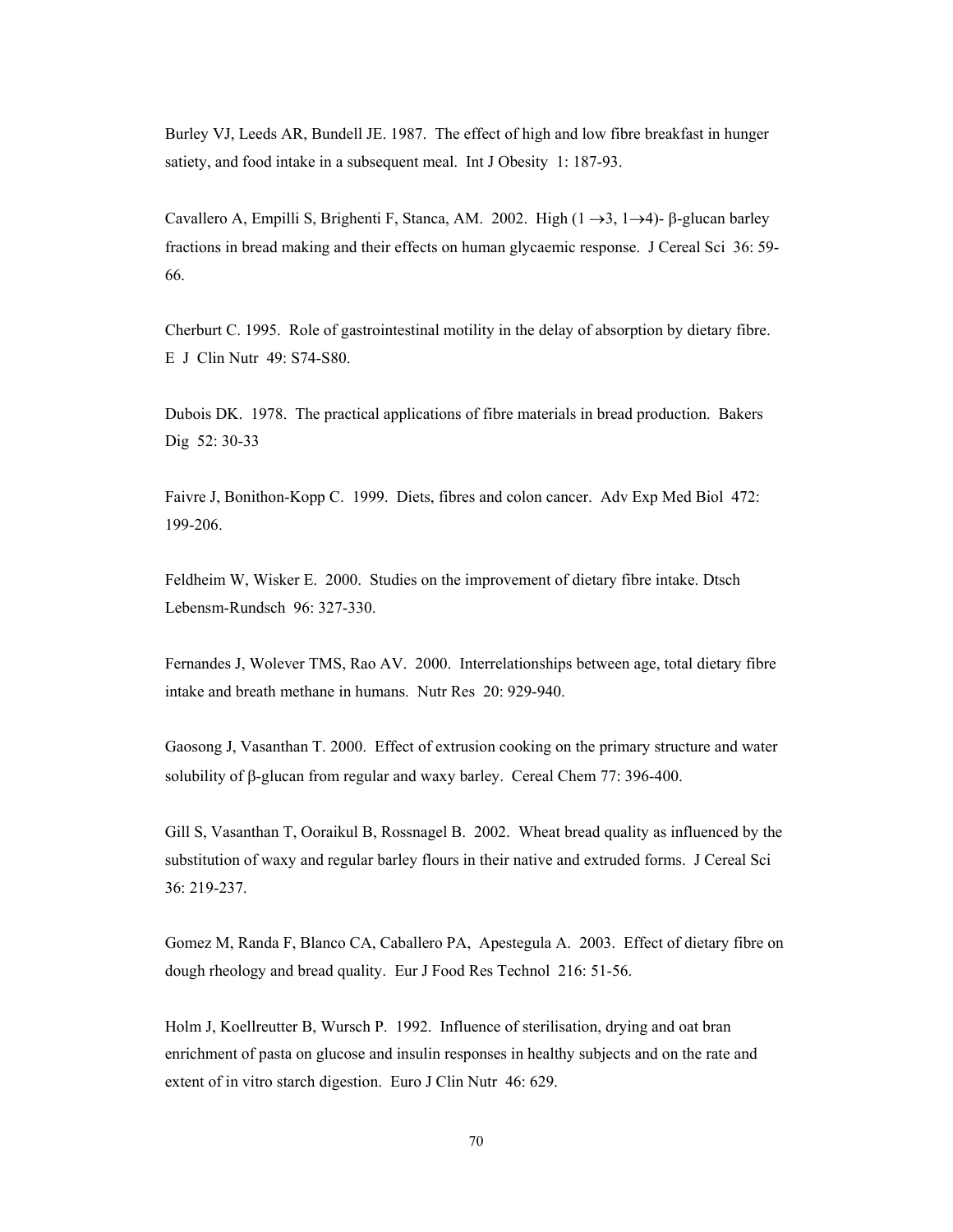Burley VJ, Leeds AR, Bundell JE. 1987. The effect of high and low fibre breakfast in hunger satiety, and food intake in a subsequent meal. Int J Obesity 1: 187-93.

Cavallero A, Empilli S, Brighenti F, Stanca, AM. 2002. High ($1 \rightarrow 3$, $1 \rightarrow 4$)- β-glucan barley fractions in bread making and their effects on human glycaemic response. J Cereal Sci 36: 59-66.

Cherburt C. 1995. Role of gastrointestinal motility in the delay of absorption by dietary fibre. E J Clin Nutr 49: S74-S80.

Dubois DK. 1978. The practical applications of fibre materials in bread production. Bakers Dig 52: 30-33

Faivre J, Bonithon-Kopp C. 1999. Diets, fibres and colon cancer. Adv Exp Med Biol 472: 199-206.

Feldheim W, Wisker E. 2000. Studies on the improvement of dietary fibre intake. Dtsch Lebensm-Rundsch 96: 327-330.

Fernandes J, Wolever TMS, Rao AV. 2000. Interrelationships between age, total dietary fibre intake and breath methane in humans. Nutr Res 20: 929-940.

Gaosong J, Vasanthan T. 2000. Effect of extrusion cooking on the primary structure and water solubility of β-glucan from regular and waxy barley. Cereal Chem 77: 396-400.

Gill S, Vasanthan T, Ooraikul B, Rossnagel B. 2002. Wheat bread quality as influenced by the substitution of waxy and regular barley flours in their native and extruded forms. J Cereal Sci 36: 219-237.

Gomez M, Randa F, Blanco CA, Caballero PA, Apestegula A. 2003. Effect of dietary fibre on dough rheology and bread quality. Eur J Food Res Technol 216: 51-56.

Holm J, Koellreutter B, Wursch P. 1992. Influence of sterilisation, drying and oat bran enrichment of pasta on glucose and insulin responses in healthy subjects and on the rate and extent of in vitro starch digestion. Euro J Clin Nutr 46: 629.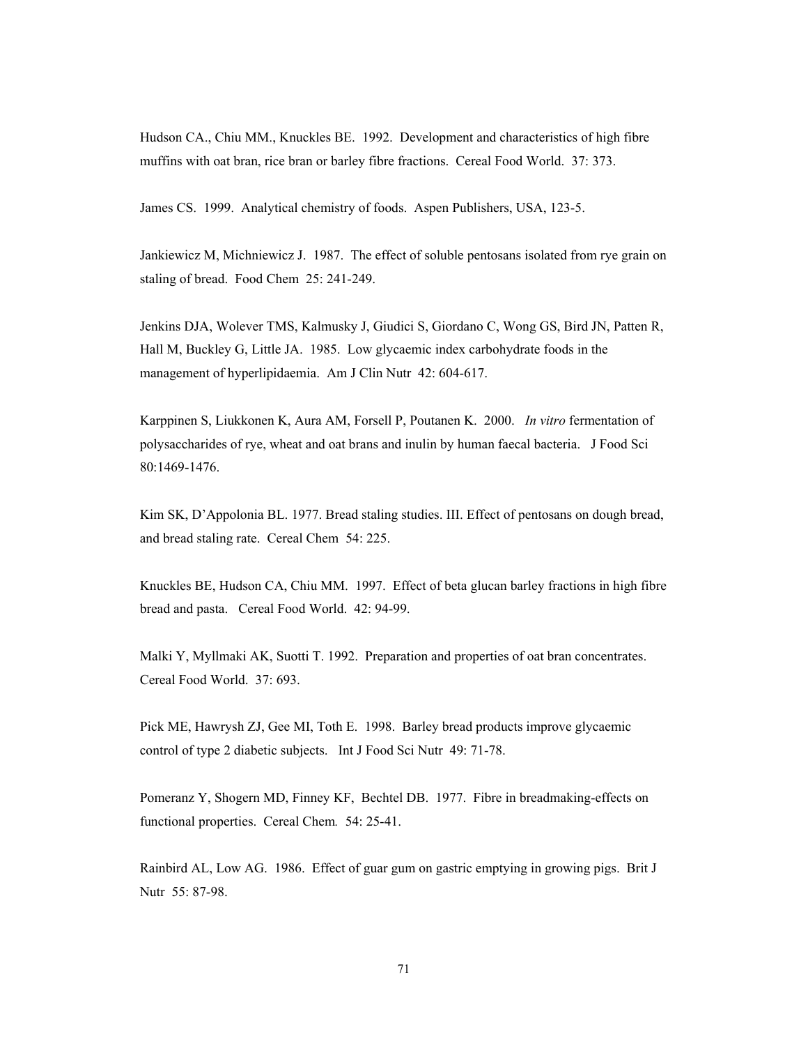Hudson CA., Chiu MM., Knuckles BE. 1992. Development and characteristics of high fibre muffins with oat bran, rice bran or barley fibre fractions. Cereal Food World. 37: 373.

James CS. 1999. Analytical chemistry of foods. Aspen Publishers, USA, 123-5.

Jankiewicz M, Michniewicz J. 1987. The effect of soluble pentosans isolated from rye grain on staling of bread. Food Chem 25: 241-249.

Jenkins DJA, Wolever TMS, Kalmusky J, Giudici S, Giordano C, Wong GS, Bird JN, Patten R, Hall M, Buckley G, Little JA. 1985. Low glycaemic index carbohydrate foods in the management of hyperlipidaemia. Am J Clin Nutr 42: 604-617.

Karppinen S, Liukkonen K, Aura AM, Forsell P, Poutanen K. 2000. *In vitro* fermentation of polysaccharides of rye, wheat and oat brans and inulin by human faecal bacteria. J Food Sci 80:1469-1476.

Kim SK, D'Appolonia BL. 1977. Bread staling studies. III. Effect of pentosans on dough bread, and bread staling rate. Cereal Chem 54: 225.

Knuckles BE, Hudson CA, Chiu MM. 1997. Effect of beta glucan barley fractions in high fibre bread and pasta. Cereal Food World. 42: 94-99.

Malki Y, Myllmaki AK, Suotti T. 1992. Preparation and properties of oat bran concentrates. Cereal Food World. 37: 693.

Pick ME, Hawrysh ZJ, Gee MI, Toth E. 1998. Barley bread products improve glycaemic control of type 2 diabetic subjects. Int J Food Sci Nutr 49: 71-78.

Pomeranz Y, Shogern MD, Finney KF, Bechtel DB. 1977. Fibre in breadmaking-effects on functional properties. Cereal Chem*.* 54: 25-41.

Rainbird AL, Low AG. 1986. Effect of guar gum on gastric emptying in growing pigs. Brit J Nutr 55: 87-98.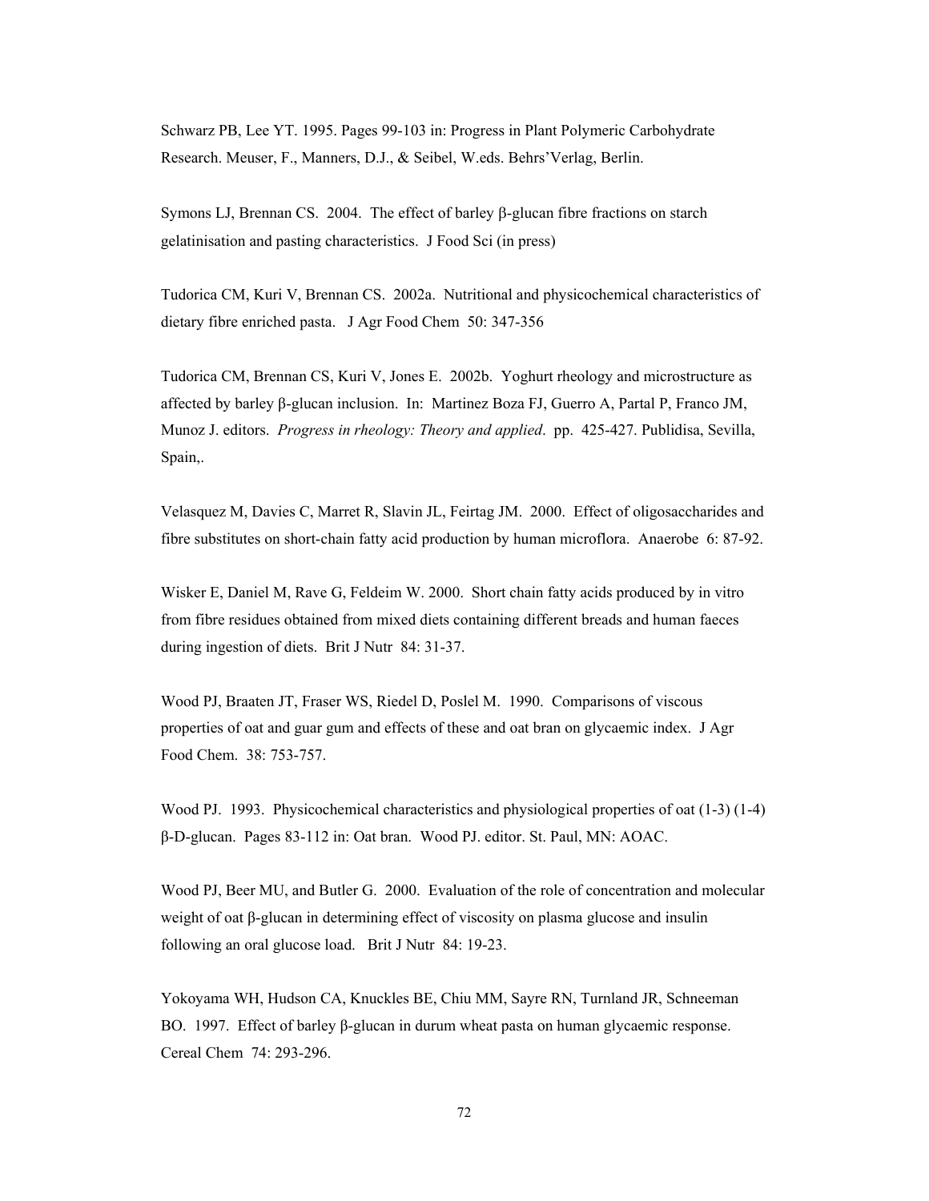Schwarz PB, Lee YT. 1995. Pages 99-103 in: Progress in Plant Polymeric Carbohydrate Research. Meuser, F., Manners, D.J., & Seibel, W.eds. Behrs'Verlag, Berlin.

Symons LJ, Brennan CS. 2004. The effect of barley β-glucan fibre fractions on starch gelatinisation and pasting characteristics. J Food Sci (in press)

Tudorica CM, Kuri V, Brennan CS. 2002a. Nutritional and physicochemical characteristics of dietary fibre enriched pasta. J Agr Food Chem 50: 347-356

Tudorica CM, Brennan CS, Kuri V, Jones E. 2002b. Yoghurt rheology and microstructure as affected by barley β-glucan inclusion. In: Martinez Boza FJ, Guerro A, Partal P, Franco JM, Munoz J. editors. *Progress in rheology: Theory and applied*. pp. 425-427. Publidisa, Sevilla, Spain,.

Velasquez M, Davies C, Marret R, Slavin JL, Feirtag JM. 2000. Effect of oligosaccharides and fibre substitutes on short-chain fatty acid production by human microflora. Anaerobe 6: 87-92.

Wisker E, Daniel M, Rave G, Feldeim W. 2000. Short chain fatty acids produced by in vitro from fibre residues obtained from mixed diets containing different breads and human faeces during ingestion of diets. Brit J Nutr 84: 31-37.

Wood PJ, Braaten JT, Fraser WS, Riedel D, Poslel M. 1990. Comparisons of viscous properties of oat and guar gum and effects of these and oat bran on glycaemic index. J Agr Food Chem. 38: 753-757.

Wood PJ. 1993. Physicochemical characteristics and physiological properties of oat (1-3) (1-4) β-D-glucan. Pages 83-112 in: Oat bran. Wood PJ. editor. St. Paul, MN: AOAC.

Wood PJ, Beer MU, and Butler G. 2000. Evaluation of the role of concentration and molecular weight of oat β-glucan in determining effect of viscosity on plasma glucose and insulin following an oral glucose load. Brit J Nutr 84: 19-23.

Yokoyama WH, Hudson CA, Knuckles BE, Chiu MM, Sayre RN, Turnland JR, Schneeman BO. 1997. Effect of barley β-glucan in durum wheat pasta on human glycaemic response. Cereal Chem 74: 293-296.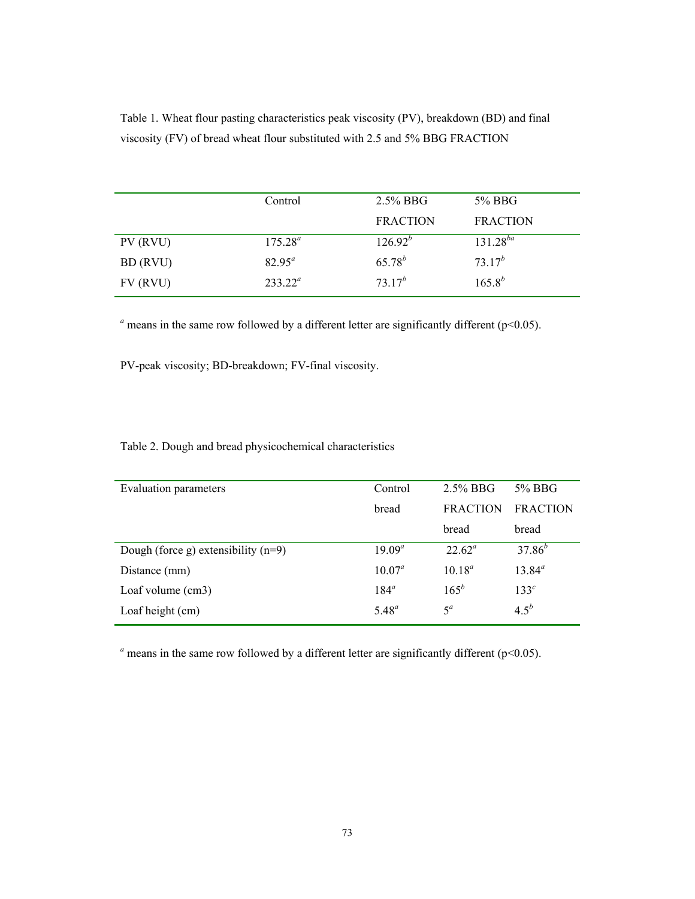Table 1. Wheat flour pasting characteristics peak viscosity (PV), breakdown (BD) and final viscosity (FV) of bread wheat flour substituted with 2.5 and 5% BBG FRACTION

| | Control | 2.5% BBG FRACTION | 5% BBG FRACTION |
|---|---|---|---|
| PV (RVU) | 175.28[a] | 126.92[b] | 131.28[ba] |
| BD (RVU) | 82.95[a] | 65.78[b] | 73.17[b] |
| FV (RVU) | 233.22[a] | 73.17[b] | 165.8[b] |

[a] means in the same row followed by a different letter are significantly different ($p<0.05$).

PV-peak viscosity; BD-breakdown; FV-final viscosity.

Table 2. Dough and bread physicochemical characteristics

| Evaluation parameters | Control bread | 2.5% BBG FRACTION bread | 5% BBG FRACTION bread |
|---|---|---|---|
| Dough (force g) extensibility (n=9) | 19.09[a] | 22.62[a] | 37.86[b] |
| Distance (mm) | 10.07[a] | 10.18[a] | 13.84[a] |
| Loaf volume (cm3) | 184[a] | 165[b] | 133[c] |
| Loaf height (cm) | 5.48[a] | 5[a] | 4.5[b] |

[a] means in the same row followed by a different letter are significantly different ($p<0.05$).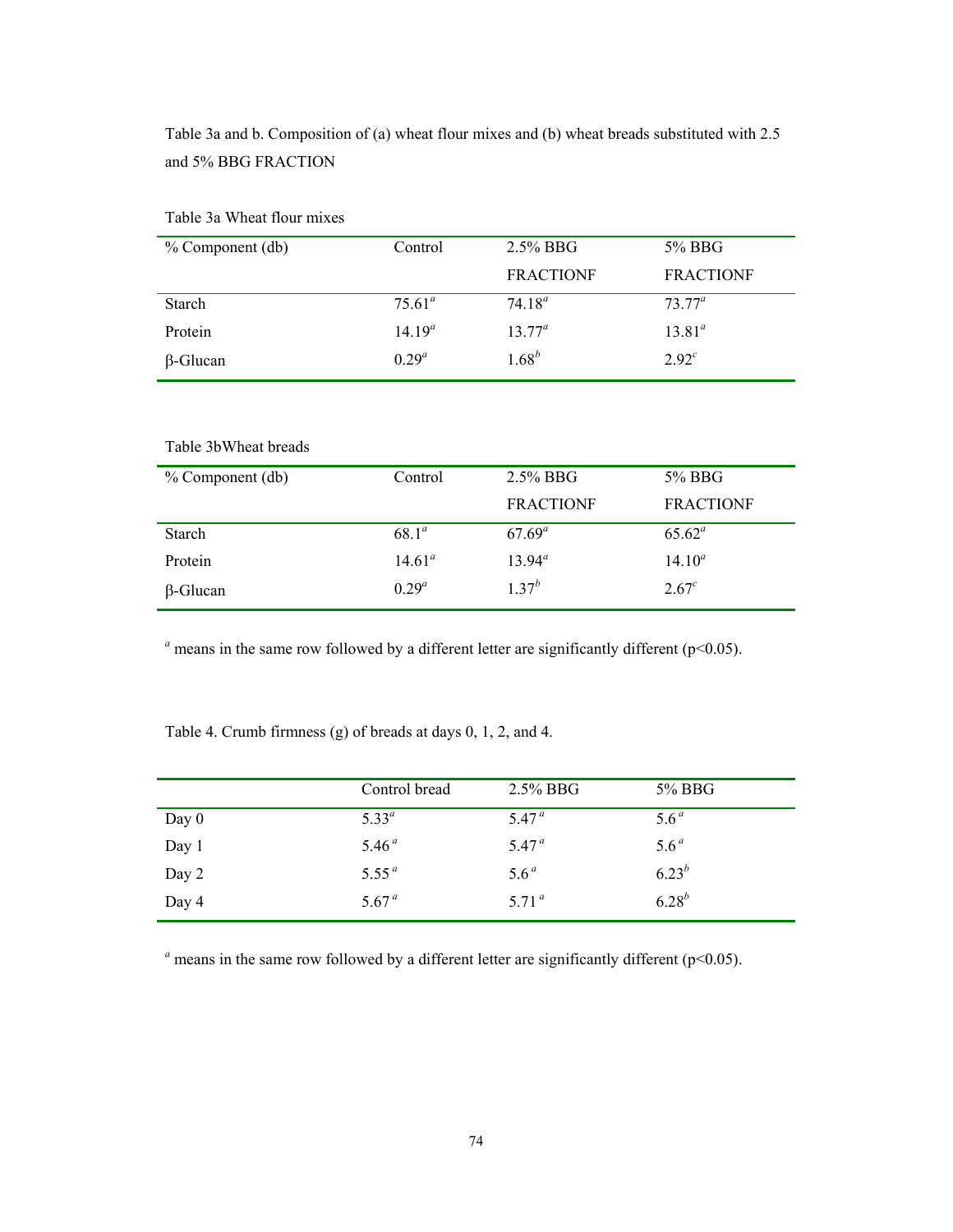Table 3a and b. Composition of (a) wheat flour mixes and (b) wheat breads substituted with 2.5 and 5% BBG FRACTION

Table 3a Wheat flour mixes

| % Component (db) | Control | 2.5% BBG FRACTIONF | 5% BBG FRACTIONF |
|---|---|---|---|
| Starch | $75.61^{a}$ | $74.18^{a}$ | $73.77^{a}$ |
| Protein | $14.19^{a}$ | $13.77^{a}$ | $13.81^{a}$ |
| β-Glucan | $0.29^{a}$ | $1.68^{b}$ | $2.92^{c}$ |

Table 3bWheat breads

| % Component (db) | Control | 2.5% BBG FRACTIONF | 5% BBG FRACTIONF |
|---|---|---|---|
| Starch | $68.1^{a}$ | $67.69^{a}$ | $65.62^{a}$ |
| Protein | $14.61^{a}$ | $13.94^{a}$ | $14.10^{a}$ |
| β-Glucan | $0.29^{a}$ | $1.37^{b}$ | $2.67^{c}$ |

[a] means in the same row followed by a different letter are significantly different ($p<0.05$).

Table 4. Crumb firmness (g) of breads at days 0, 1, 2, and 4.

| | Control bread | 2.5% BBG | 5% BBG |
|---|---|---|---|
| Day 0 | $5.33^{a}$ | $5.47^{a}$ | $5.6^{a}$ |
| Day 1 | $5.46^{a}$ | $5.47^{a}$ | $5.6^{a}$ |
| Day 2 | $5.55^{a}$ | $5.6^{a}$ | $6.23^{b}$ |
| Day 4 | $5.67^{a}$ | $5.71^{a}$ | $6.28^{b}$ |

[a] means in the same row followed by a different letter are significantly different ($p<0.05$).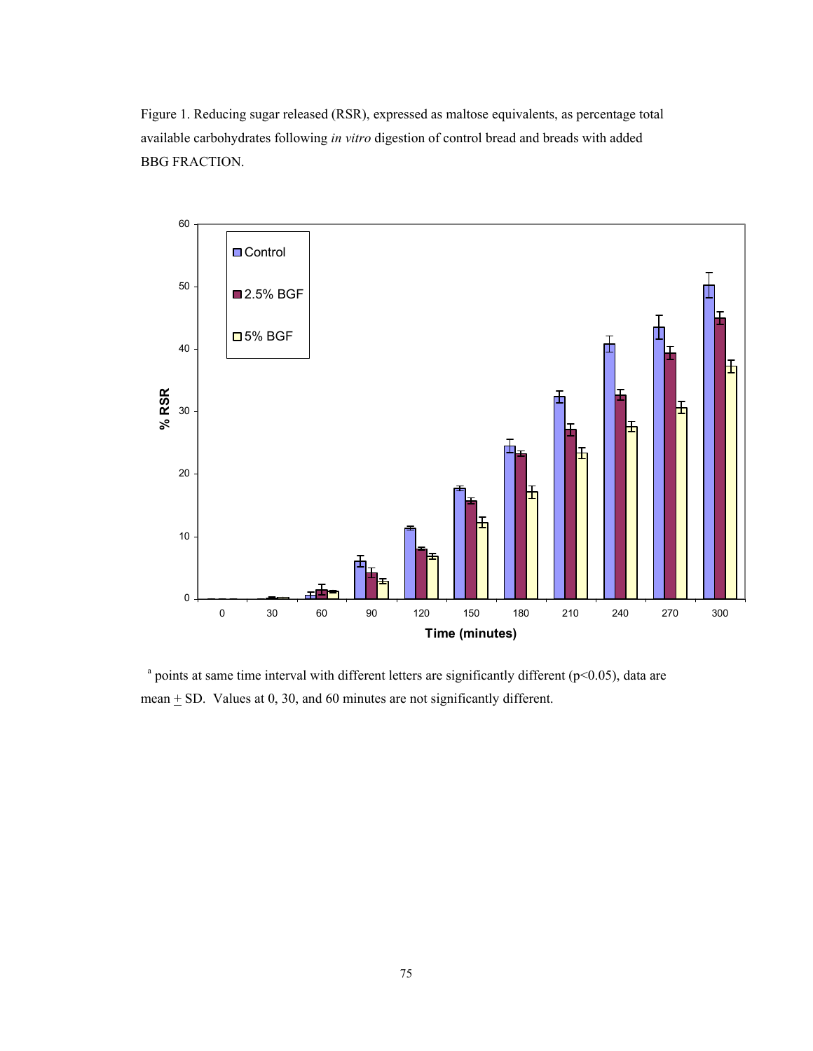Figure 1. Reducing sugar released (RSR), expressed as maltose equivalents, as percentage total available carbohydrates following *in vitro* digestion of control bread and breads with added BBG FRACTION.

[a] points at same time interval with different letters are significantly different ($p<0.05$), data are mean $\pm$ SD. Values at 0, 30, and 60 minutes are not significantly different.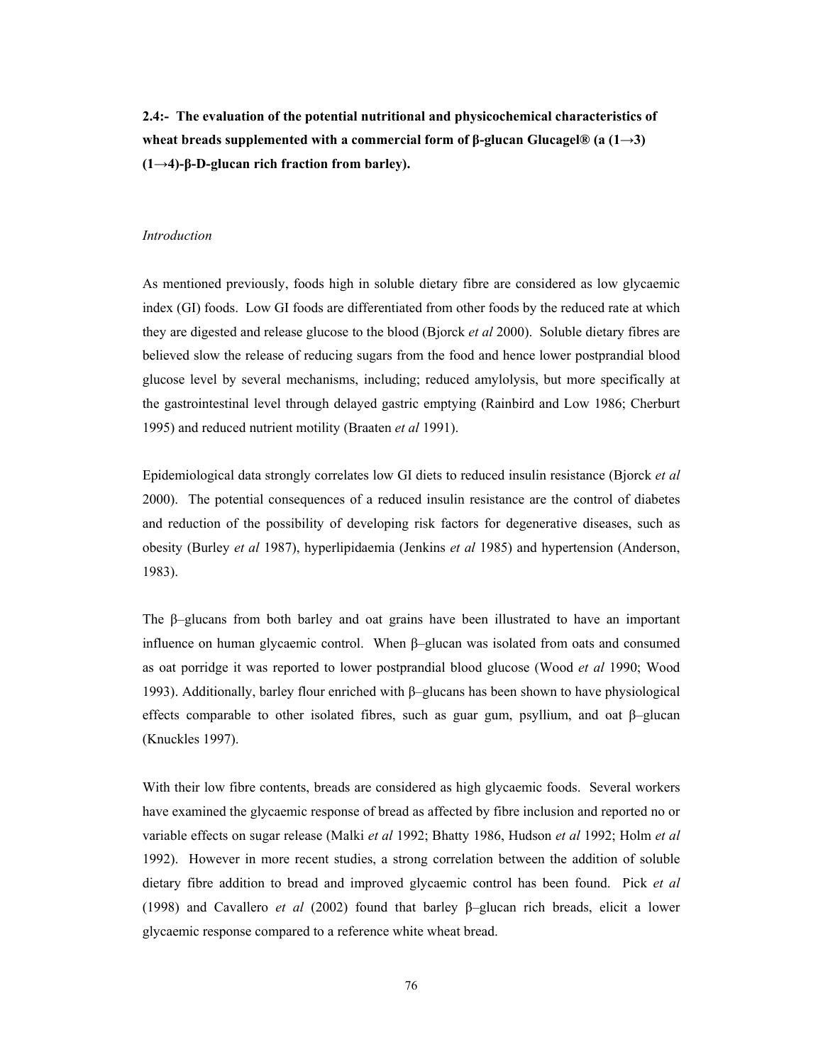**2.4:- The evaluation of the potential nutritional and physicochemical characteristics of wheat breads supplemented with a commercial form of β-glucan Glucagel® (a (1→3) (1→4)-β-D-glucan rich fraction from barley).**

*Introduction*

As mentioned previously, foods high in soluble dietary fibre are considered as low glycaemic index (GI) foods. Low GI foods are differentiated from other foods by the reduced rate at which they are digested and release glucose to the blood (Bjorck *et al* 2000). Soluble dietary fibres are believed slow the release of reducing sugars from the food and hence lower postprandial blood glucose level by several mechanisms, including; reduced amylolysis, but more specifically at the gastrointestinal level through delayed gastric emptying (Rainbird and Low 1986; Cherburt 1995) and reduced nutrient motility (Braaten *et al* 1991).

Epidemiological data strongly correlates low GI diets to reduced insulin resistance (Bjorck *et al* 2000). The potential consequences of a reduced insulin resistance are the control of diabetes and reduction of the possibility of developing risk factors for degenerative diseases, such as obesity (Burley *et al* 1987), hyperlipidaemia (Jenkins *et al* 1985) and hypertension (Anderson, 1983).

The β–glucans from both barley and oat grains have been illustrated to have an important influence on human glycaemic control. When β–glucan was isolated from oats and consumed as oat porridge it was reported to lower postprandial blood glucose (Wood *et al* 1990; Wood 1993). Additionally, barley flour enriched with β–glucans has been shown to have physiological effects comparable to other isolated fibres, such as guar gum, psyllium, and oat β–glucan (Knuckles 1997).

With their low fibre contents, breads are considered as high glycaemic foods. Several workers have examined the glycaemic response of bread as affected by fibre inclusion and reported no or variable effects on sugar release (Malki *et al* 1992; Bhatty 1986, Hudson *et al* 1992; Holm *et al* 1992). However in more recent studies, a strong correlation between the addition of soluble dietary fibre addition to bread and improved glycaemic control has been found. Pick *et al* (1998) and Cavallero *et al* (2002) found that barley β–glucan rich breads, elicit a lower glycaemic response compared to a reference white wheat bread.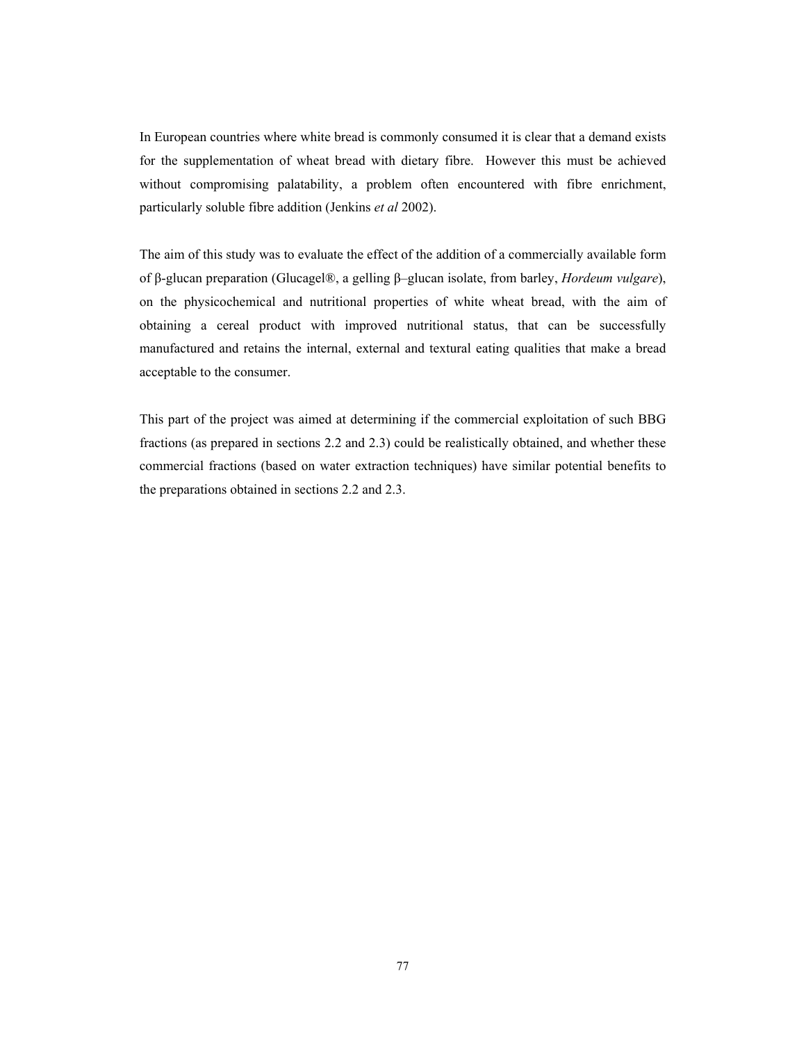In European countries where white bread is commonly consumed it is clear that a demand exists for the supplementation of wheat bread with dietary fibre. However this must be achieved without compromising palatability, a problem often encountered with fibre enrichment, particularly soluble fibre addition (Jenkins *et al* 2002).

The aim of this study was to evaluate the effect of the addition of a commercially available form of β-glucan preparation (Glucagel®, a gelling β–glucan isolate, from barley, *Hordeum vulgare*), on the physicochemical and nutritional properties of white wheat bread, with the aim of obtaining a cereal product with improved nutritional status, that can be successfully manufactured and retains the internal, external and textural eating qualities that make a bread acceptable to the consumer.

This part of the project was aimed at determining if the commercial exploitation of such BBG fractions (as prepared in sections 2.2 and 2.3) could be realistically obtained, and whether these commercial fractions (based on water extraction techniques) have similar potential benefits to the preparations obtained in sections 2.2 and 2.3.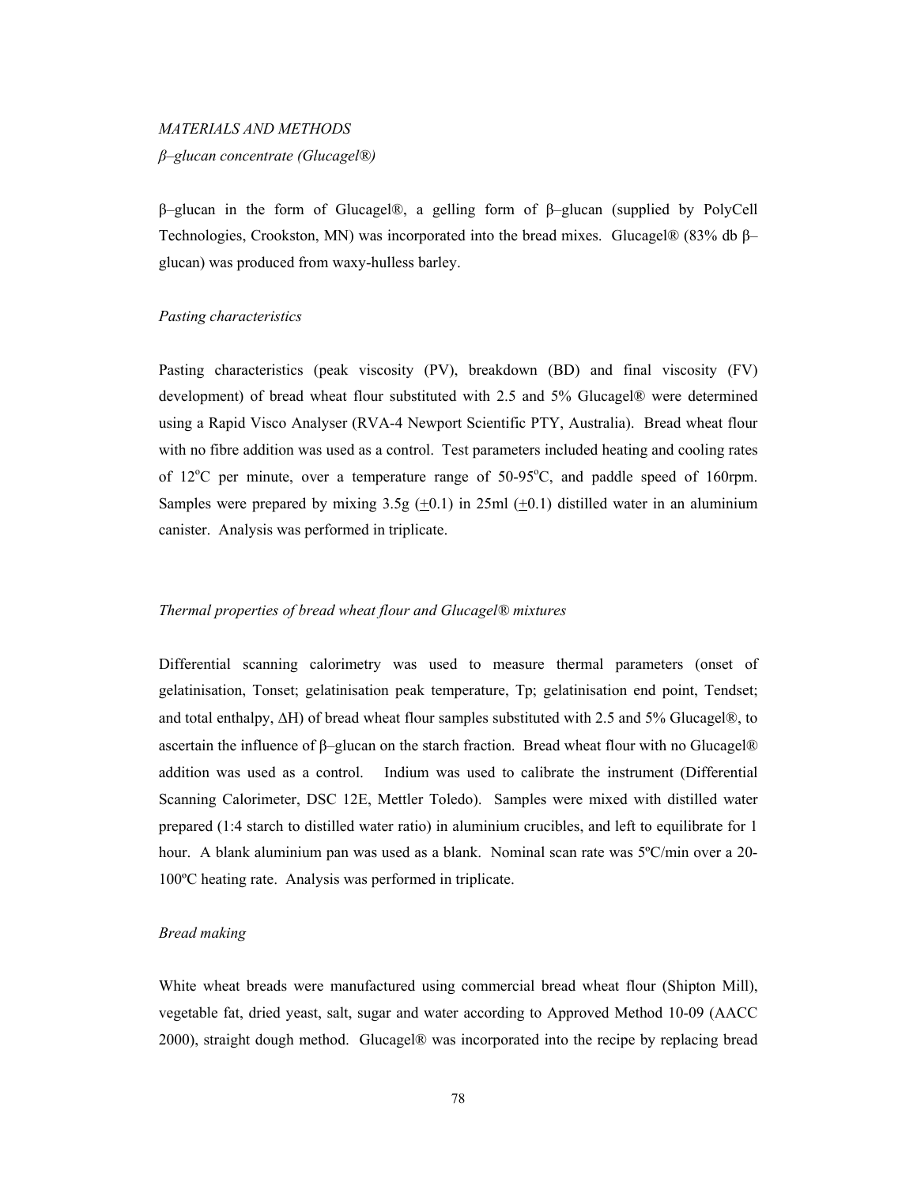*MATERIALS AND METHODS*

*β–glucan concentrate (Glucagel®)*

β–glucan in the form of Glucagel®, a gelling form of β–glucan (supplied by PolyCell Technologies, Crookston, MN) was incorporated into the bread mixes. Glucagel® (83% db β–glucan) was produced from waxy-hulless barley.

*Pasting characteristics*

Pasting characteristics (peak viscosity (PV), breakdown (BD) and final viscosity (FV) development) of bread wheat flour substituted with 2.5 and 5% Glucagel® were determined using a Rapid Visco Analyser (RVA-4 Newport Scientific PTY, Australia). Bread wheat flour with no fibre addition was used as a control. Test parameters included heating and cooling rates of 12°C per minute, over a temperature range of 50-95°C, and paddle speed of 160rpm. Samples were prepared by mixing 3.5g (+0.1) in 25ml (+0.1) distilled water in an aluminium canister. Analysis was performed in triplicate.

*Thermal properties of bread wheat flour and Glucagel® mixtures*

Differential scanning calorimetry was used to measure thermal parameters (onset of gelatinisation, Tonset; gelatinisation peak temperature, Tp; gelatinisation end point, Tendset; and total enthalpy, ΔH) of bread wheat flour samples substituted with 2.5 and 5% Glucagel®, to ascertain the influence of β–glucan on the starch fraction. Bread wheat flour with no Glucagel® addition was used as a control. Indium was used to calibrate the instrument (Differential Scanning Calorimeter, DSC 12E, Mettler Toledo). Samples were mixed with distilled water prepared (1:4 starch to distilled water ratio) in aluminium crucibles, and left to equilibrate for 1 hour. A blank aluminium pan was used as a blank. Nominal scan rate was 5ºC/min over a 20-100ºC heating rate. Analysis was performed in triplicate.

*Bread making*

White wheat breads were manufactured using commercial bread wheat flour (Shipton Mill), vegetable fat, dried yeast, salt, sugar and water according to Approved Method 10-09 (AACC 2000), straight dough method. Glucagel® was incorporated into the recipe by replacing bread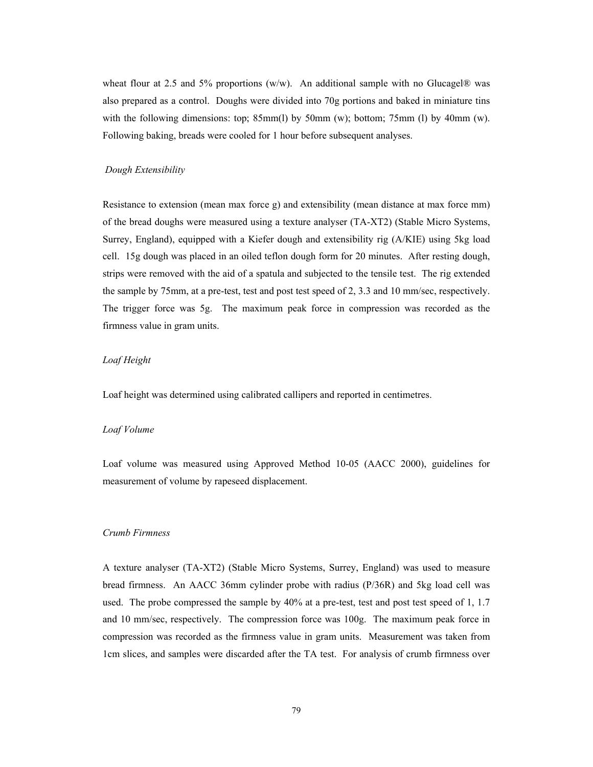wheat flour at 2.5 and 5% proportions (w/w). An additional sample with no Glucagel® was also prepared as a control. Doughs were divided into 70g portions and baked in miniature tins with the following dimensions: top; 85mm(l) by 50mm (w); bottom; 75mm (l) by 40mm (w). Following baking, breads were cooled for 1 hour before subsequent analyses.

*Dough Extensibility*

Resistance to extension (mean max force g) and extensibility (mean distance at max force mm) of the bread doughs were measured using a texture analyser (TA-XT2) (Stable Micro Systems, Surrey, England), equipped with a Kiefer dough and extensibility rig (A/KIE) using 5kg load cell. 15g dough was placed in an oiled teflon dough form for 20 minutes. After resting dough, strips were removed with the aid of a spatula and subjected to the tensile test. The rig extended the sample by 75mm, at a pre-test, test and post test speed of 2, 3.3 and 10 mm/sec, respectively. The trigger force was 5g. The maximum peak force in compression was recorded as the firmness value in gram units.

*Loaf Height*

Loaf height was determined using calibrated callipers and reported in centimetres.

*Loaf Volume*

Loaf volume was measured using Approved Method 10-05 (AACC 2000), guidelines for measurement of volume by rapeseed displacement.

*Crumb Firmness*

A texture analyser (TA-XT2) (Stable Micro Systems, Surrey, England) was used to measure bread firmness. An AACC 36mm cylinder probe with radius (P/36R) and 5kg load cell was used. The probe compressed the sample by 40% at a pre-test, test and post test speed of 1, 1.7 and 10 mm/sec, respectively. The compression force was 100g. The maximum peak force in compression was recorded as the firmness value in gram units. Measurement was taken from 1cm slices, and samples were discarded after the TA test. For analysis of crumb firmness over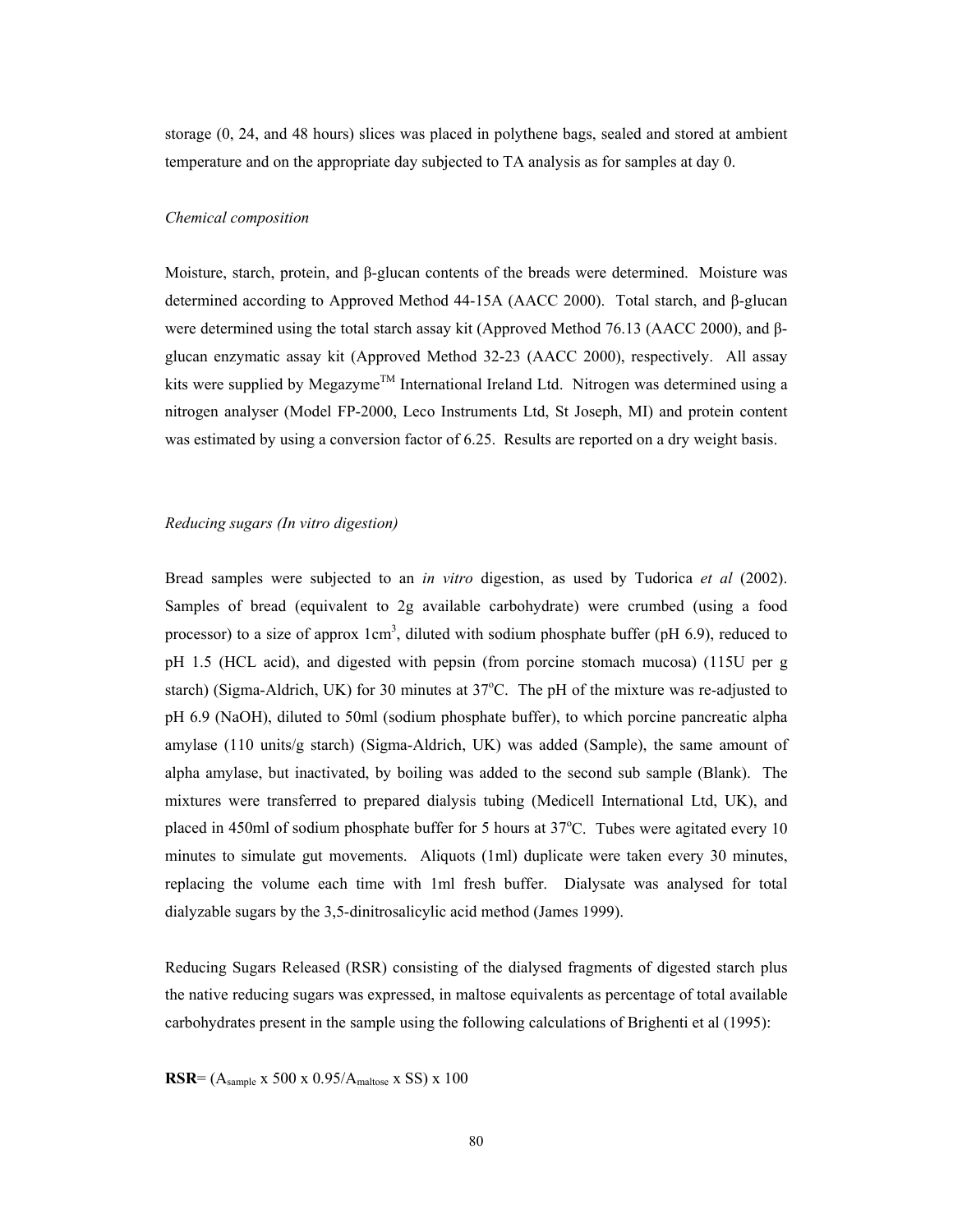storage (0, 24, and 48 hours) slices was placed in polythene bags, sealed and stored at ambient temperature and on the appropriate day subjected to TA analysis as for samples at day 0.

*Chemical composition*

Moisture, starch, protein, and β-glucan contents of the breads were determined. Moisture was determined according to Approved Method 44-15A (AACC 2000). Total starch, and β-glucan were determined using the total starch assay kit (Approved Method 76.13 (AACC 2000), and β-glucan enzymatic assay kit (Approved Method 32-23 (AACC 2000), respectively. All assay kits were supplied by Megazyme™ International Ireland Ltd. Nitrogen was determined using a nitrogen analyser (Model FP-2000, Leco Instruments Ltd, St Joseph, MI) and protein content was estimated by using a conversion factor of 6.25. Results are reported on a dry weight basis.

*Reducing sugars (In vitro digestion)*

Bread samples were subjected to an *in vitro* digestion, as used by Tudorica *et al* (2002). Samples of bread (equivalent to 2g available carbohydrate) were crumbed (using a food processor) to a size of approx $1cm^3$, diluted with sodium phosphate buffer (pH 6.9), reduced to pH 1.5 (HCL acid), and digested with pepsin (from porcine stomach mucosa) (115U per g starch) (Sigma-Aldrich, UK) for 30 minutes at 37°C. The pH of the mixture was re-adjusted to pH 6.9 (NaOH), diluted to 50ml (sodium phosphate buffer), to which porcine pancreatic alpha amylase (110 units/g starch) (Sigma-Aldrich, UK) was added (Sample), the same amount of alpha amylase, but inactivated, by boiling was added to the second sub sample (Blank). The mixtures were transferred to prepared dialysis tubing (Medicell International Ltd, UK), and placed in 450ml of sodium phosphate buffer for 5 hours at 37°C. Tubes were agitated every 10 minutes to simulate gut movements. Aliquots (1ml) duplicate were taken every 30 minutes, replacing the volume each time with 1ml fresh buffer. Dialysate was analysed for total dialyzable sugars by the 3,5-dinitrosalicylic acid method (James 1999).

Reducing Sugars Released (RSR) consisting of the dialysed fragments of digested starch plus the native reducing sugars was expressed, in maltose equivalents as percentage of total available carbohydrates present in the sample using the following calculations of Brighenti et al (1995):

**RSR**= $(A_{sample} \times 500 \times 0.95/A_{maltose} \times SS) \times 100$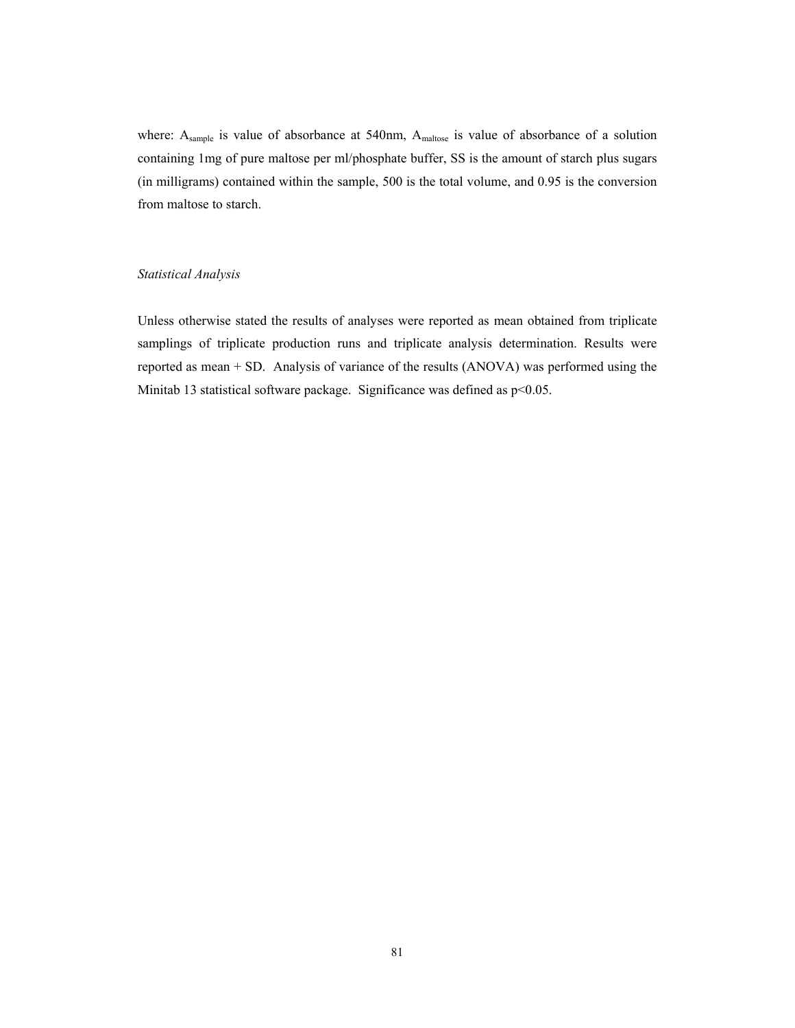where: $A_{sample}$ is value of absorbance at 540nm, $A_{maltose}$ is value of absorbance of a solution containing 1mg of pure maltose per ml/phosphate buffer, SS is the amount of starch plus sugars (in milligrams) contained within the sample, 500 is the total volume, and 0.95 is the conversion from maltose to starch.

*Statistical Analysis*

Unless otherwise stated the results of analyses were reported as mean obtained from triplicate samplings of triplicate production runs and triplicate analysis determination. Results were reported as mean + SD. Analysis of variance of the results (ANOVA) was performed using the Minitab 13 statistical software package. Significance was defined as $p<0.05$.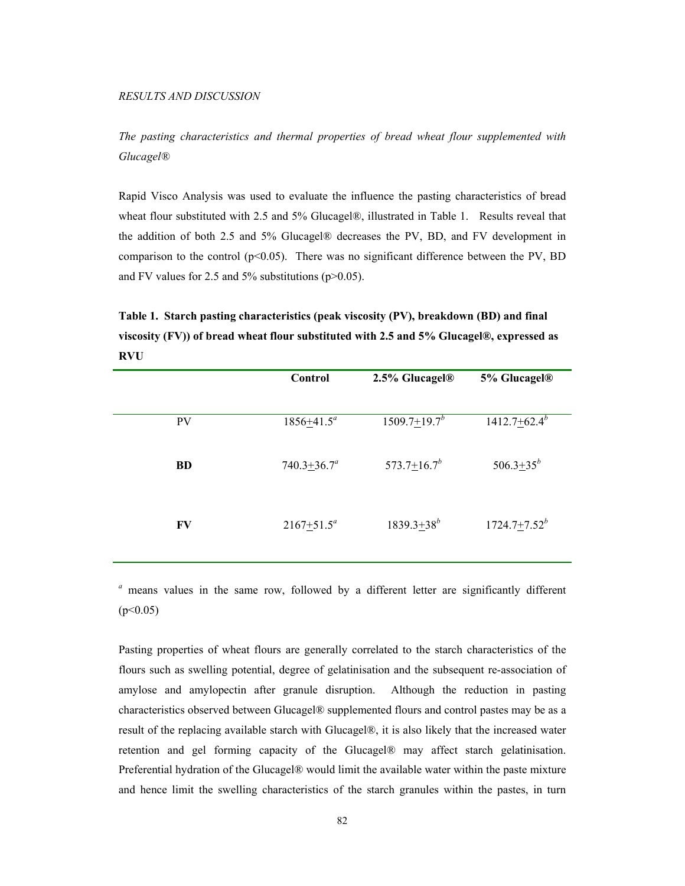*RESULTS AND DISCUSSION*

*The pasting characteristics and thermal properties of bread wheat flour supplemented with Glucagel®*

Rapid Visco Analysis was used to evaluate the influence the pasting characteristics of bread wheat flour substituted with 2.5 and 5% Glucagel®, illustrated in Table 1. Results reveal that the addition of both 2.5 and 5% Glucagel® decreases the PV, BD, and FV development in comparison to the control ($p<0.05$). There was no significant difference between the PV, BD and FV values for 2.5 and 5% substitutions ($p>0.05$).

**Table 1. Starch pasting characteristics (peak viscosity (PV), breakdown (BD) and final viscosity (FV)) of bread wheat flour substituted with 2.5 and 5% Glucagel®, expressed as RVU**

| | Control | 2.5% Glucagel® | 5% Glucagel® |
|---|---|---|---|
| PV | $1856 \pm 41.5^{a}$ | $1509.7 \pm 19.7^{b}$ | $1412.7 \pm 62.4^{b}$ |
| **BD** | $740.3 \pm 36.7^{a}$ | $573.7 \pm 16.7^{b}$ | $506.3 \pm 35^{b}$ |
| **FV** | $2167 \pm 51.5^{a}$ | $1839.3 \pm 38^{b}$ | $1724.7 \pm 7.52^{b}$ |

[a] means values in the same row, followed by a different letter are significantly different ($p<0.05$)

Pasting properties of wheat flours are generally correlated to the starch characteristics of the flours such as swelling potential, degree of gelatinisation and the subsequent re-association of amylose and amylopectin after granule disruption. Although the reduction in pasting characteristics observed between Glucagel® supplemented flours and control pastes may be as a result of the replacing available starch with Glucagel®, it is also likely that the increased water retention and gel forming capacity of the Glucagel® may affect starch gelatinisation. Preferential hydration of the Glucagel® would limit the available water within the paste mixture and hence limit the swelling characteristics of the starch granules within the pastes, in turn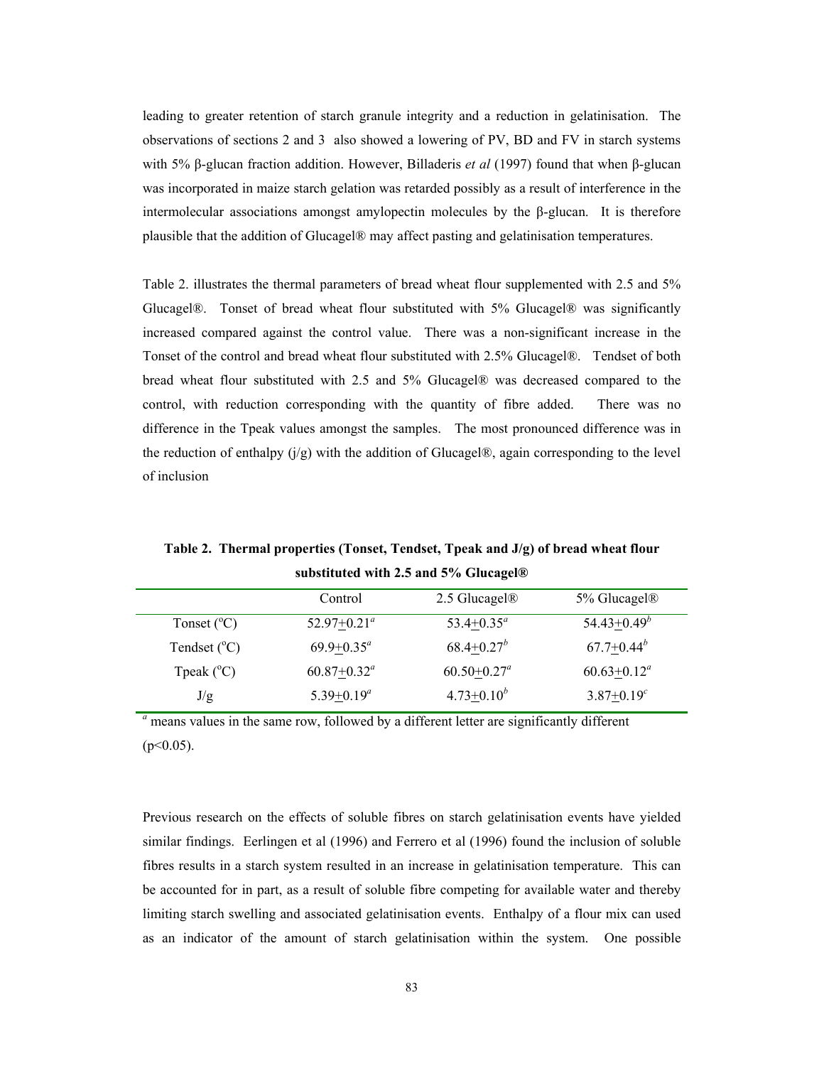leading to greater retention of starch granule integrity and a reduction in gelatinisation. The observations of sections 2 and 3 also showed a lowering of PV, BD and FV in starch systems with 5% β-glucan fraction addition. However, Billaderis *et al* (1997) found that when β-glucan was incorporated in maize starch gelation was retarded possibly as a result of interference in the intermolecular associations amongst amylopectin molecules by the β-glucan. It is therefore plausible that the addition of Glucagel® may affect pasting and gelatinisation temperatures.

Table 2. illustrates the thermal parameters of bread wheat flour supplemented with 2.5 and 5% Glucagel®. Tonset of bread wheat flour substituted with 5% Glucagel® was significantly increased compared against the control value. There was a non-significant increase in the Tonset of the control and bread wheat flour substituted with 2.5% Glucagel®. Tendset of both bread wheat flour substituted with 2.5 and 5% Glucagel® was decreased compared to the control, with reduction corresponding with the quantity of fibre added. There was no difference in the Tpeak values amongst the samples. The most pronounced difference was in the reduction of enthalpy (j/g) with the addition of Glucagel®, again corresponding to the level of inclusion

**Table 2. Thermal properties (Tonset, Tendset, Tpeak and J/g) of bread wheat flour substituted with 2.5 and 5% Glucagel®**

| | Control | 2.5 Glucagel® | 5% Glucagel® |
|---|---|---|---|
| Tonset ($^oC$) | $52.97 \pm 0.21^a$ | $53.4 \pm 0.35^a$ | $54.43 \pm 0.49^b$ |
| Tendset ($^oC$) | $69.9 \pm 0.35^a$ | $68.4 \pm 0.27^b$ | $67.7 \pm 0.44^b$ |
| Tpeak ($^oC$) | $60.87 \pm 0.32^a$ | $60.50 \pm 0.27^a$ | $60.63 \pm 0.12^a$ |
| J/g | $5.39 \pm 0.19^a$ | $4.73 \pm 0.10^b$ | $3.87 \pm 0.19^c$ |

[a] means values in the same row, followed by a different letter are significantly different ($p<0.05$).

Previous research on the effects of soluble fibres on starch gelatinisation events have yielded similar findings. Eerlingen et al (1996) and Ferrero et al (1996) found the inclusion of soluble fibres results in a starch system resulted in an increase in gelatinisation temperature. This can be accounted for in part, as a result of soluble fibre competing for available water and thereby limiting starch swelling and associated gelatinisation events. Enthalpy of a flour mix can used as an indicator of the amount of starch gelatinisation within the system. One possible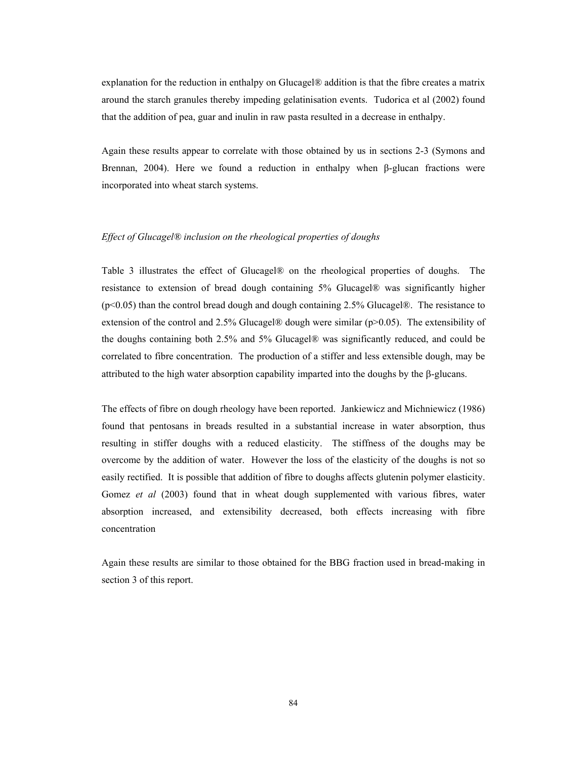explanation for the reduction in enthalpy on Glucagel® addition is that the fibre creates a matrix around the starch granules thereby impeding gelatinisation events. Tudorica et al (2002) found that the addition of pea, guar and inulin in raw pasta resulted in a decrease in enthalpy.

Again these results appear to correlate with those obtained by us in sections 2-3 (Symons and Brennan, 2004). Here we found a reduction in enthalpy when β-glucan fractions were incorporated into wheat starch systems.

*Effect of Glucagel® inclusion on the rheological properties of doughs*

Table 3 illustrates the effect of Glucagel® on the rheological properties of doughs. The resistance to extension of bread dough containing 5% Glucagel® was significantly higher ($p<0.05$) than the control bread dough and dough containing 2.5% Glucagel®. The resistance to extension of the control and 2.5% Glucagel® dough were similar ($p>0.05$). The extensibility of the doughs containing both 2.5% and 5% Glucagel® was significantly reduced, and could be correlated to fibre concentration. The production of a stiffer and less extensible dough, may be attributed to the high water absorption capability imparted into the doughs by the β-glucans.

The effects of fibre on dough rheology have been reported. Jankiewicz and Michniewicz (1986) found that pentosans in breads resulted in a substantial increase in water absorption, thus resulting in stiffer doughs with a reduced elasticity. The stiffness of the doughs may be overcome by the addition of water. However the loss of the elasticity of the doughs is not so easily rectified. It is possible that addition of fibre to doughs affects glutenin polymer elasticity. Gomez *et al* (2003) found that in wheat dough supplemented with various fibres, water absorption increased, and extensibility decreased, both effects increasing with fibre concentration

Again these results are similar to those obtained for the BBG fraction used in bread-making in section 3 of this report.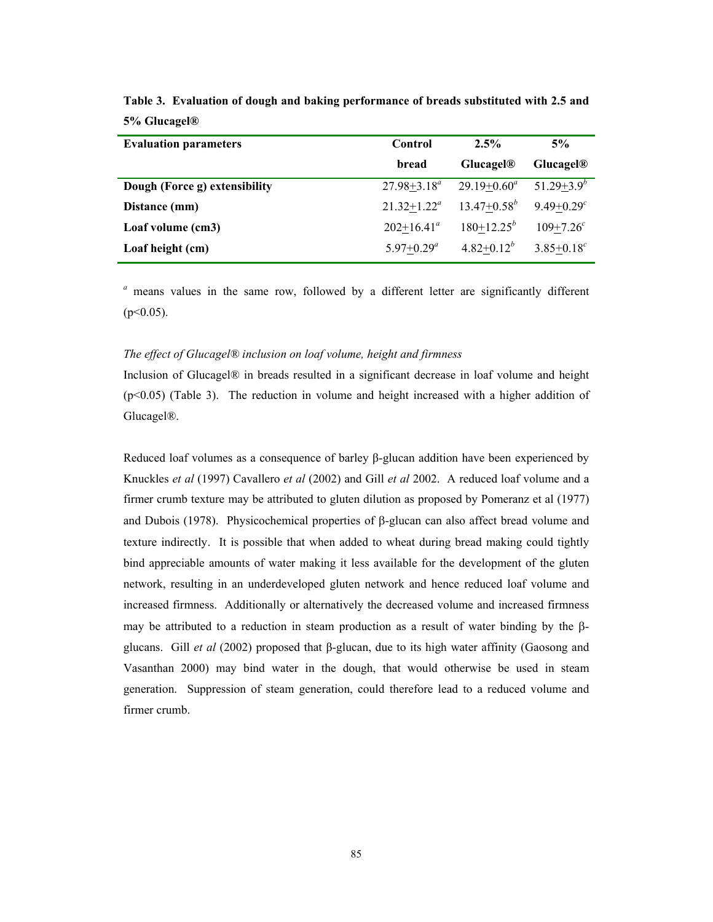**Table 3. Evaluation of dough and baking performance of breads substituted with 2.5 and 5% Glucagel®**

| Evaluation parameters | Control bread | 2.5% Glucagel® | 5% Glucagel® |
|---|---|---|---|
| **Dough (Force g) extensibility** | $27.98 \pm 3.18^{a}$ | $29.19 \pm 0.60^{a}$ | $51.29 \pm 3.9^{b}$ |
| **Distance (mm)** | $21.32 \pm 1.22^{a}$ | $13.47 \pm 0.58^{b}$ | $9.49 \pm 0.29^{c}$ |
| **Loaf volume (cm3)** | $202 \pm 16.41^{a}$ | $180 \pm 12.25^{b}$ | $109 \pm 7.26^{c}$ |
| **Loaf height (cm)** | $5.97 \pm 0.29^{a}$ | $4.82 \pm 0.12^{b}$ | $3.85 \pm 0.18^{c}$ |

[a] means values in the same row, followed by a different letter are significantly different ($p<0.05$).

*The effect of Glucagel® inclusion on loaf volume, height and firmness*

Inclusion of Glucagel® in breads resulted in a significant decrease in loaf volume and height ($p<0.05$) (Table 3). The reduction in volume and height increased with a higher addition of Glucagel®.

Reduced loaf volumes as a consequence of barley β-glucan addition have been experienced by Knuckles *et al* (1997) Cavallero *et al* (2002) and Gill *et al* 2002. A reduced loaf volume and a firmer crumb texture may be attributed to gluten dilution as proposed by Pomeranz et al (1977) and Dubois (1978). Physicochemical properties of β-glucan can also affect bread volume and texture indirectly. It is possible that when added to wheat during bread making could tightly bind appreciable amounts of water making it less available for the development of the gluten network, resulting in an underdeveloped gluten network and hence reduced loaf volume and increased firmness. Additionally or alternatively the decreased volume and increased firmness may be attributed to a reduction in steam production as a result of water binding by the β-glucans. Gill *et al* (2002) proposed that β-glucan, due to its high water affinity (Gaosong and Vasanthan 2000) may bind water in the dough, that would otherwise be used in steam generation. Suppression of steam generation, could therefore lead to a reduced volume and firmer crumb.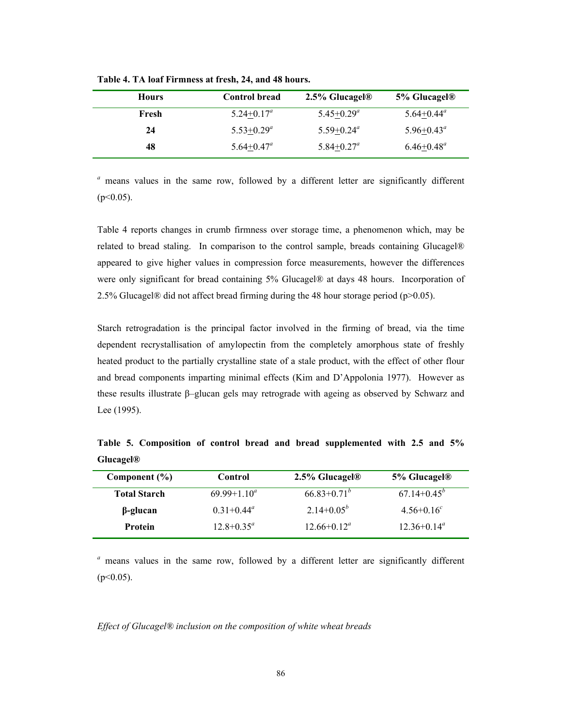**Table 4. TA loaf Firmness at fresh, 24, and 48 hours.**

| Hours | Control bread | 2.5% Glucagel® | 5% Glucagel® |
|---|---|---|---|
| **Fresh** | 5.24±0.17[a] | 5.45±0.29[a] | 5.64±0.44[a] |
| **24** | 5.53±0.29[a] | 5.59±0.24[a] | 5.96±0.43[a] |
| **48** | 5.64±0.47[a] | 5.84±0.27[a] | 6.46±0.48[a] |

[a] means values in the same row, followed by a different letter are significantly different ($p<0.05$).

Table 4 reports changes in crumb firmness over storage time, a phenomenon which, may be related to bread staling. In comparison to the control sample, breads containing Glucagel® appeared to give higher values in compression force measurements, however the differences were only significant for bread containing 5% Glucagel® at days 48 hours. Incorporation of 2.5% Glucagel® did not affect bread firming during the 48 hour storage period ($p>0.05$).

Starch retrogradation is the principal factor involved in the firming of bread, via the time dependent recrystallisation of amylopectin from the completely amorphous state of freshly heated product to the partially crystalline state of a stale product, with the effect of other flour and bread components imparting minimal effects (Kim and D'Appolonia 1977). However as these results illustrate β–glucan gels may retrograde with ageing as observed by Schwarz and Lee (1995).

**Table 5. Composition of control bread and bread supplemented with 2.5 and 5% Glucagel®**

| Component (%) | Control | 2.5% Glucagel® | 5% Glucagel® |
|---|---|---|---|
| **Total Starch** | 69.99+1.10[a] | 66.83+0.71[b] | 67.14+0.45[b] |
| **β-glucan** | 0.31+0.44[a] | 2.14+0.05[b] | 4.56+0.16[c] |
| **Protein** | 12.8+0.35[a] | 12.66+0.12[a] | 12.36+0.14[a] |

[a] means values in the same row, followed by a different letter are significantly different ($p<0.05$).

*Effect of Glucagel® inclusion on the composition of white wheat breads*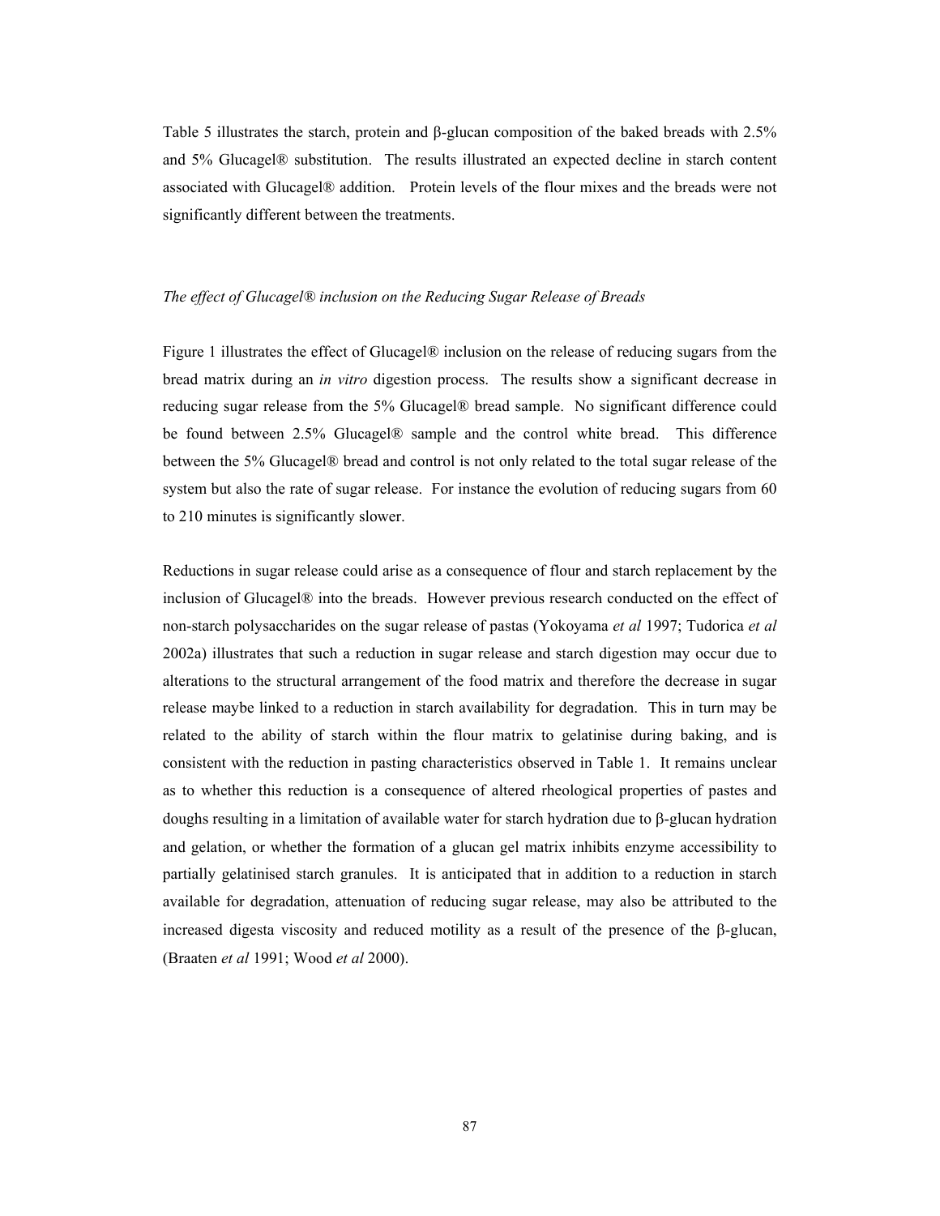Table 5 illustrates the starch, protein and β-glucan composition of the baked breads with 2.5% and 5% Glucagel® substitution. The results illustrated an expected decline in starch content associated with Glucagel® addition. Protein levels of the flour mixes and the breads were not significantly different between the treatments.

*The effect of Glucagel® inclusion on the Reducing Sugar Release of Breads*

Figure 1 illustrates the effect of Glucagel® inclusion on the release of reducing sugars from the bread matrix during an *in vitro* digestion process. The results show a significant decrease in reducing sugar release from the 5% Glucagel® bread sample. No significant difference could be found between 2.5% Glucagel® sample and the control white bread. This difference between the 5% Glucagel® bread and control is not only related to the total sugar release of the system but also the rate of sugar release. For instance the evolution of reducing sugars from 60 to 210 minutes is significantly slower.

Reductions in sugar release could arise as a consequence of flour and starch replacement by the inclusion of Glucagel® into the breads. However previous research conducted on the effect of non-starch polysaccharides on the sugar release of pastas (Yokoyama *et al* 1997; Tudorica *et al* 2002a) illustrates that such a reduction in sugar release and starch digestion may occur due to alterations to the structural arrangement of the food matrix and therefore the decrease in sugar release maybe linked to a reduction in starch availability for degradation. This in turn may be related to the ability of starch within the flour matrix to gelatinise during baking, and is consistent with the reduction in pasting characteristics observed in Table 1. It remains unclear as to whether this reduction is a consequence of altered rheological properties of pastes and doughs resulting in a limitation of available water for starch hydration due to β-glucan hydration and gelation, or whether the formation of a glucan gel matrix inhibits enzyme accessibility to partially gelatinised starch granules. It is anticipated that in addition to a reduction in starch available for degradation, attenuation of reducing sugar release, may also be attributed to the increased digesta viscosity and reduced motility as a result of the presence of the β-glucan, (Braaten *et al* 1991; Wood *et al* 2000).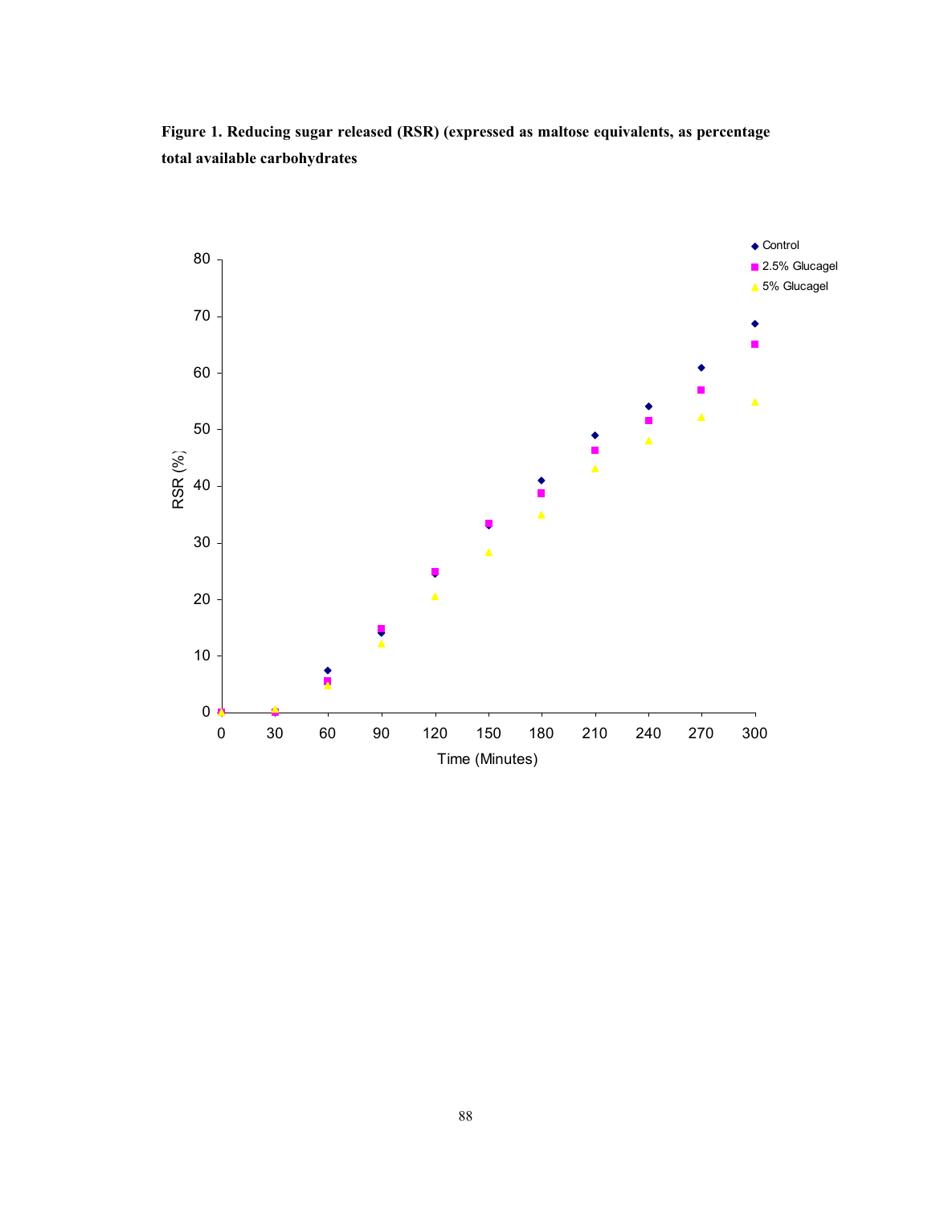**Figure 1. Reducing sugar released (RSR) (expressed as maltose equivalents, as percentage total available carbohydrates**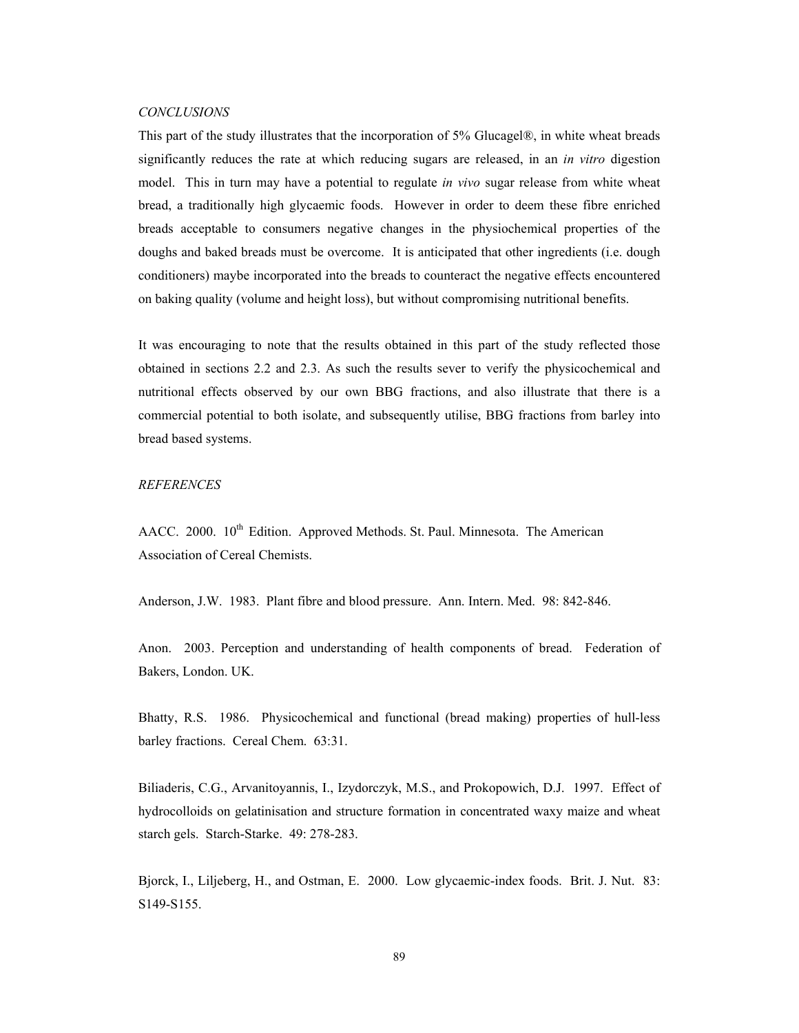*CONCLUSIONS*

This part of the study illustrates that the incorporation of 5% Glucagel®, in white wheat breads significantly reduces the rate at which reducing sugars are released, in an *in vitro* digestion model. This in turn may have a potential to regulate *in vivo* sugar release from white wheat bread, a traditionally high glycaemic foods. However in order to deem these fibre enriched breads acceptable to consumers negative changes in the physiochemical properties of the doughs and baked breads must be overcome. It is anticipated that other ingredients (i.e. dough conditioners) maybe incorporated into the breads to counteract the negative effects encountered on baking quality (volume and height loss), but without compromising nutritional benefits.

It was encouraging to note that the results obtained in this part of the study reflected those obtained in sections 2.2 and 2.3. As such the results sever to verify the physicochemical and nutritional effects observed by our own BBG fractions, and also illustrate that there is a commercial potential to both isolate, and subsequently utilise, BBG fractions from barley into bread based systems.

*REFERENCES*

AACC. 2000. 10th Edition. Approved Methods. St. Paul. Minnesota. The American Association of Cereal Chemists.

Anderson, J.W. 1983. Plant fibre and blood pressure. Ann. Intern. Med. 98: 842-846.

Anon. 2003. Perception and understanding of health components of bread. Federation of Bakers, London. UK.

Bhatty, R.S. 1986. Physicochemical and functional (bread making) properties of hull-less barley fractions. Cereal Chem. 63:31.

Biliaderis, C.G., Arvanitoyannis, I., Izydorczyk, M.S., and Prokopowich, D.J. 1997. Effect of hydrocolloids on gelatinisation and structure formation in concentrated waxy maize and wheat starch gels. Starch-Starke. 49: 278-283.

Bjorck, I., Liljeberg, H., and Ostman, E. 2000. Low glycaemic-index foods. Brit. J. Nut. 83: S149-S155.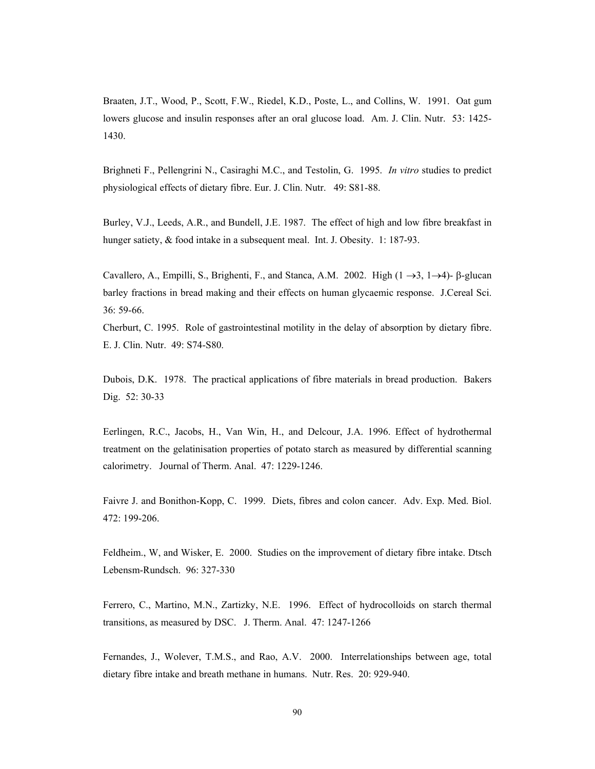Braaten, J.T., Wood, P., Scott, F.W., Riedel, K.D., Poste, L., and Collins, W. 1991. Oat gum lowers glucose and insulin responses after an oral glucose load. Am. J. Clin. Nutr. 53: 1425-1430.

Brighneti F., Pellengrini N., Casiraghi M.C., and Testolin, G. 1995. *In vitro* studies to predict physiological effects of dietary fibre. Eur. J. Clin. Nutr. 49: S81-88.

Burley, V.J., Leeds, A.R., and Bundell, J.E. 1987. The effect of high and low fibre breakfast in hunger satiety, & food intake in a subsequent meal. Int. J. Obesity. 1: 187-93.

Cavallero, A., Empilli, S., Brighenti, F., and Stanca, A.M. 2002. High (1 $\rightarrow$3, 1$\rightarrow$4)- $\beta$-glucan barley fractions in bread making and their effects on human glycaemic response. J.Cereal Sci. 36: 59-66.

Cherburt, C. 1995. Role of gastrointestinal motility in the delay of absorption by dietary fibre. E. J. Clin. Nutr. 49: S74-S80.

Dubois, D.K. 1978. The practical applications of fibre materials in bread production. Bakers Dig. 52: 30-33

Eerlingen, R.C., Jacobs, H., Van Win, H., and Delcour, J.A. 1996. Effect of hydrothermal treatment on the gelatinisation properties of potato starch as measured by differential scanning calorimetry. Journal of Therm. Anal. 47: 1229-1246.

Faivre J. and Bonithon-Kopp, C. 1999. Diets, fibres and colon cancer. Adv. Exp. Med. Biol. 472: 199-206.

Feldheim., W, and Wisker, E. 2000. Studies on the improvement of dietary fibre intake. Dtsch Lebensm-Rundsch. 96: 327-330

Ferrero, C., Martino, M.N., Zartizky, N.E. 1996. Effect of hydrocolloids on starch thermal transitions, as measured by DSC. J. Therm. Anal. 47: 1247-1266

Fernandes, J., Wolever, T.M.S., and Rao, A.V. 2000. Interrelationships between age, total dietary fibre intake and breath methane in humans. Nutr. Res. 20: 929-940.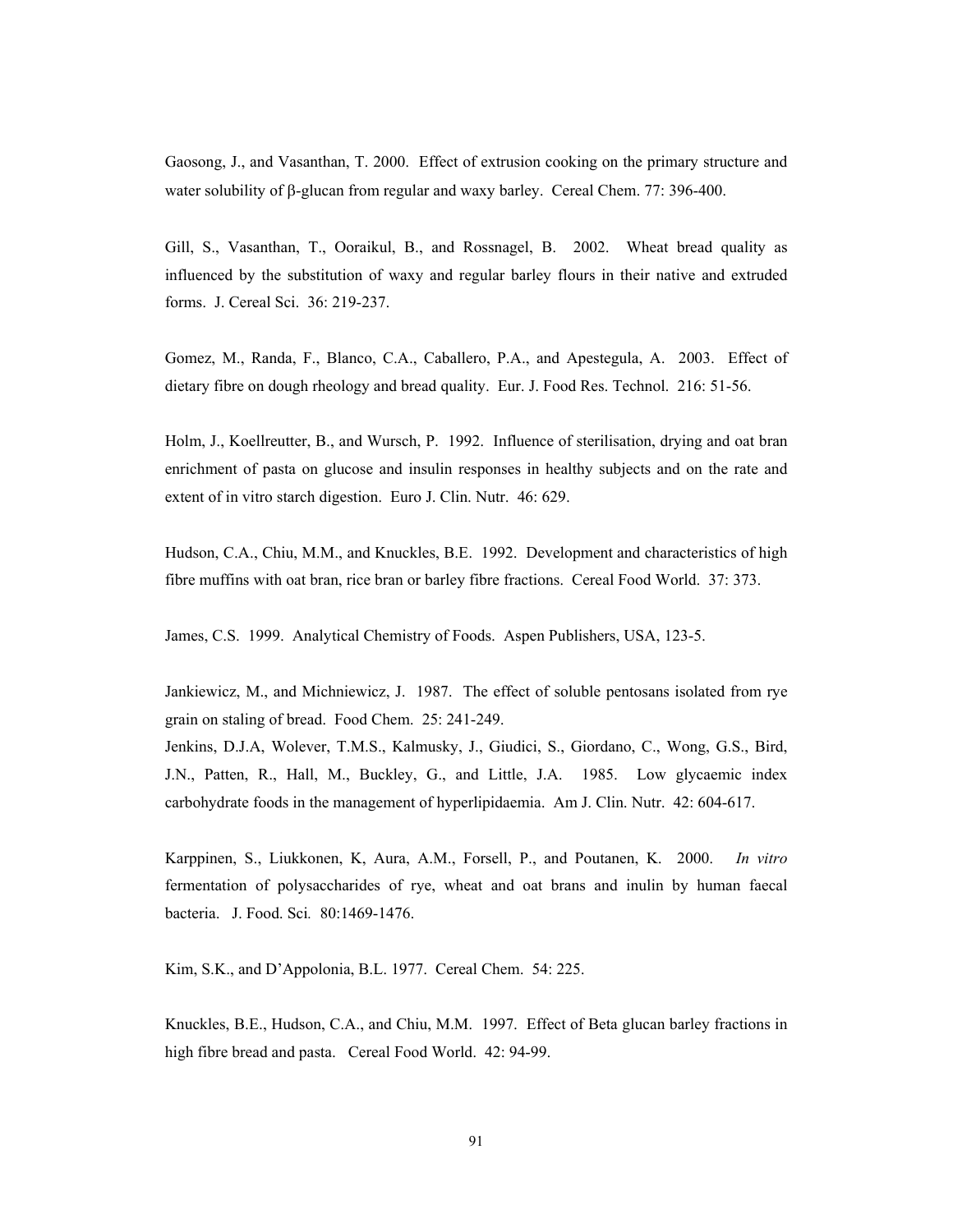Gaosong, J., and Vasanthan, T. 2000. Effect of extrusion cooking on the primary structure and water solubility of β-glucan from regular and waxy barley. Cereal Chem. 77: 396-400.

Gill, S., Vasanthan, T., Ooraikul, B., and Rossnagel, B. 2002. Wheat bread quality as influenced by the substitution of waxy and regular barley flours in their native and extruded forms. J. Cereal Sci. 36: 219-237.

Gomez, M., Randa, F., Blanco, C.A., Caballero, P.A., and Apestegula, A. 2003. Effect of dietary fibre on dough rheology and bread quality. Eur. J. Food Res. Technol. 216: 51-56.

Holm, J., Koellreutter, B., and Wursch, P. 1992. Influence of sterilisation, drying and oat bran enrichment of pasta on glucose and insulin responses in healthy subjects and on the rate and extent of in vitro starch digestion. Euro J. Clin. Nutr. 46: 629.

Hudson, C.A., Chiu, M.M., and Knuckles, B.E. 1992. Development and characteristics of high fibre muffins with oat bran, rice bran or barley fibre fractions. Cereal Food World. 37: 373.

James, C.S. 1999. Analytical Chemistry of Foods. Aspen Publishers, USA, 123-5.

Jankiewicz, M., and Michniewicz, J. 1987. The effect of soluble pentosans isolated from rye grain on staling of bread. Food Chem. 25: 241-249.

Jenkins, D.J.A, Wolever, T.M.S., Kalmusky, J., Giudici, S., Giordano, C., Wong, G.S., Bird, J.N., Patten, R., Hall, M., Buckley, G., and Little, J.A. 1985. Low glycaemic index carbohydrate foods in the management of hyperlipidaemia. Am J. Clin. Nutr. 42: 604-617.

Karppinen, S., Liukkonen, K, Aura, A.M., Forsell, P., and Poutanen, K. 2000. *In vitro* fermentation of polysaccharides of rye, wheat and oat brans and inulin by human faecal bacteria. J. Food. Sci. 80:1469-1476.

Kim, S.K., and D'Appolonia, B.L. 1977. Cereal Chem. 54: 225.

Knuckles, B.E., Hudson, C.A., and Chiu, M.M. 1997. Effect of Beta glucan barley fractions in high fibre bread and pasta. Cereal Food World. 42: 94-99.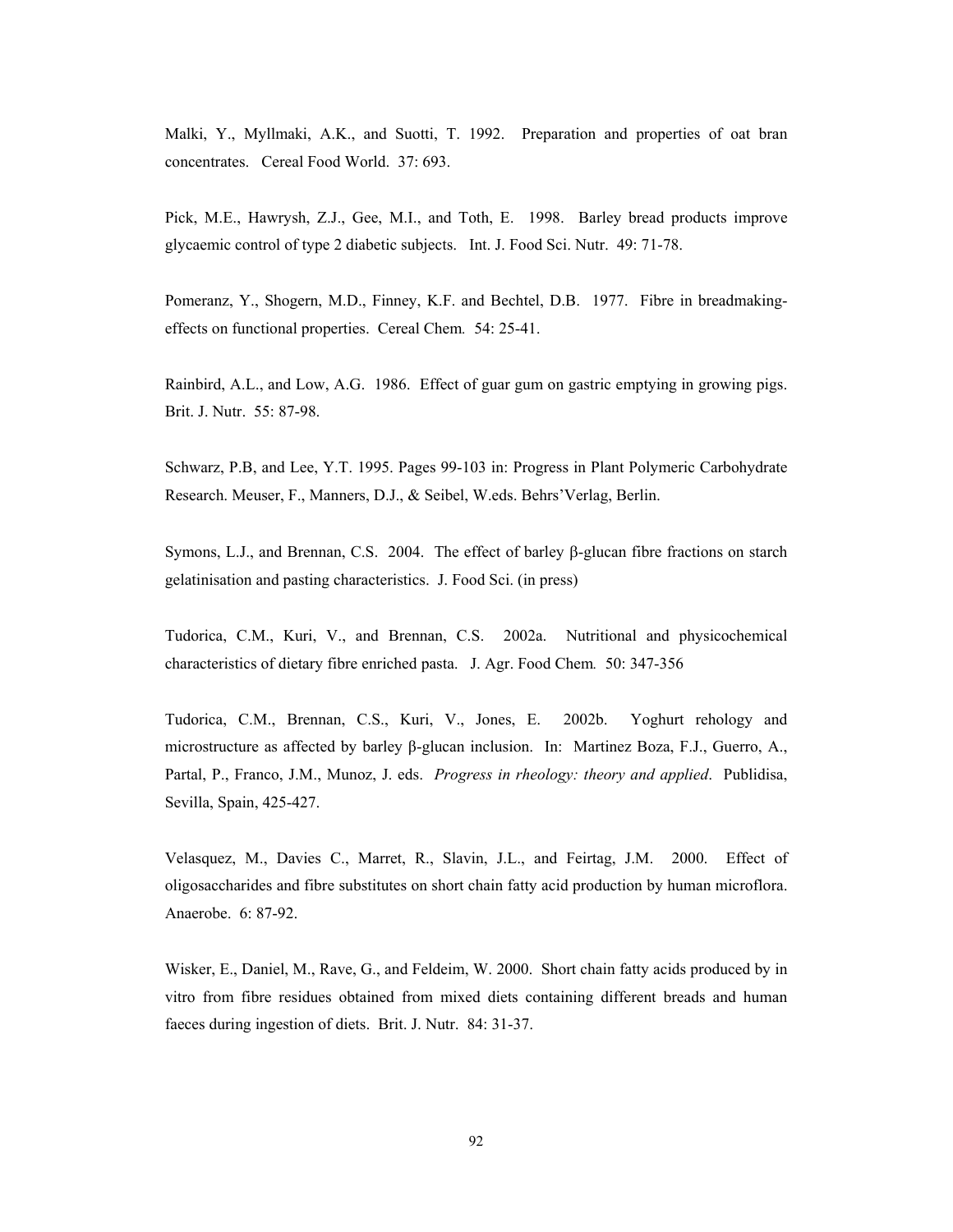Malki, Y., Myllmaki, A.K., and Suotti, T. 1992. Preparation and properties of oat bran concentrates. Cereal Food World. 37: 693.

Pick, M.E., Hawrysh, Z.J., Gee, M.I., and Toth, E. 1998. Barley bread products improve glycaemic control of type 2 diabetic subjects. Int. J. Food Sci. Nutr. 49: 71-78.

Pomeranz, Y., Shogern, M.D., Finney, K.F. and Bechtel, D.B. 1977. Fibre in breadmaking-effects on functional properties. Cereal Chem. 54: 25-41.

Rainbird, A.L., and Low, A.G. 1986. Effect of guar gum on gastric emptying in growing pigs. Brit. J. Nutr. 55: 87-98.

Schwarz, P.B, and Lee, Y.T. 1995. Pages 99-103 in: Progress in Plant Polymeric Carbohydrate Research. Meuser, F., Manners, D.J., & Seibel, W.eds. Behrs'Verlag, Berlin.

Symons, L.J., and Brennan, C.S. 2004. The effect of barley β-glucan fibre fractions on starch gelatinisation and pasting characteristics. J. Food Sci. (in press)

Tudorica, C.M., Kuri, V., and Brennan, C.S. 2002a. Nutritional and physicochemical characteristics of dietary fibre enriched pasta. J. Agr. Food Chem. 50: 347-356

Tudorica, C.M., Brennan, C.S., Kuri, V., Jones, E. 2002b. Yoghurt rehology and microstructure as affected by barley β-glucan inclusion. In: Martinez Boza, F.J., Guerro, A., Partal, P., Franco, J.M., Munoz, J. eds. *Progress in rheology: theory and applied*. Publidisa, Sevilla, Spain, 425-427.

Velasquez, M., Davies C., Marret, R., Slavin, J.L., and Feirtag, J.M. 2000. Effect of oligosaccharides and fibre substitutes on short chain fatty acid production by human microflora. Anaerobe. 6: 87-92.

Wisker, E., Daniel, M., Rave, G., and Feldeim, W. 2000. Short chain fatty acids produced by in vitro from fibre residues obtained from mixed diets containing different breads and human faeces during ingestion of diets. Brit. J. Nutr. 84: 31-37.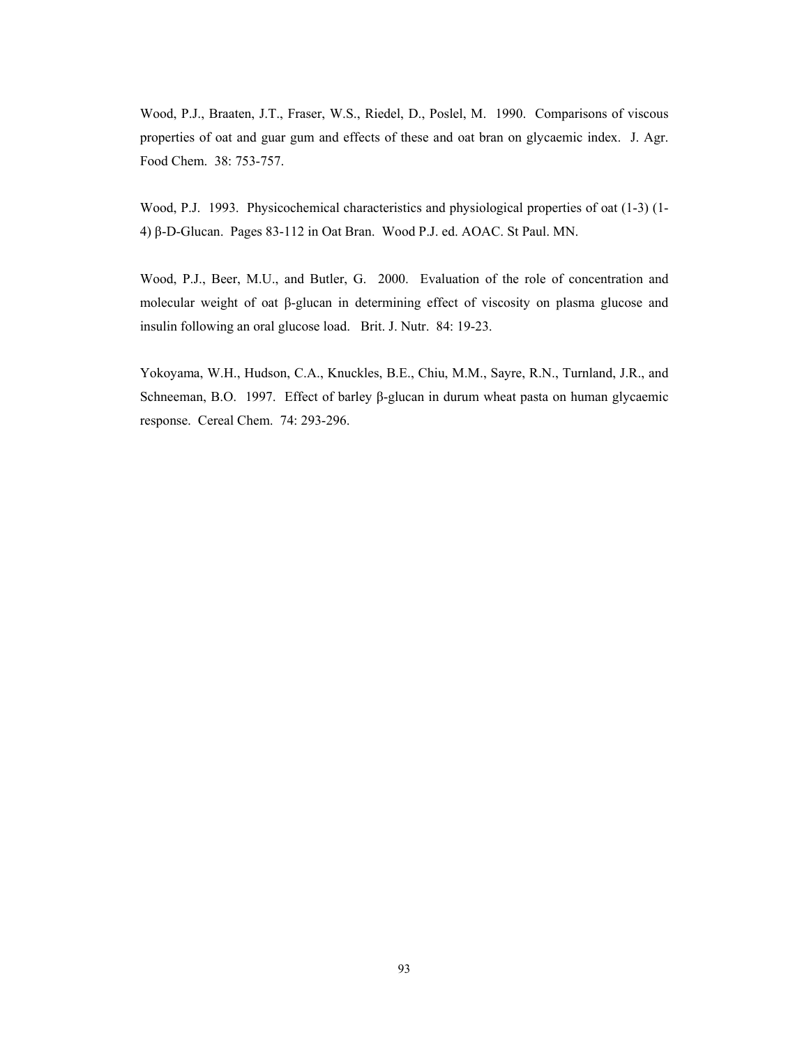Wood, P.J., Braaten, J.T., Fraser, W.S., Riedel, D., Poslel, M. 1990. Comparisons of viscous properties of oat and guar gum and effects of these and oat bran on glycaemic index. J. Agr. Food Chem. 38: 753-757.

Wood, P.J. 1993. Physicochemical characteristics and physiological properties of oat (1-3) (1-4) β-D-Glucan. Pages 83-112 in Oat Bran. Wood P.J. ed. AOAC. St Paul. MN.

Wood, P.J., Beer, M.U., and Butler, G. 2000. Evaluation of the role of concentration and molecular weight of oat β-glucan in determining effect of viscosity on plasma glucose and insulin following an oral glucose load. Brit. J. Nutr. 84: 19-23.

Yokoyama, W.H., Hudson, C.A., Knuckles, B.E., Chiu, M.M., Sayre, R.N., Turnland, J.R., and Schneeman, B.O. 1997. Effect of barley β-glucan in durum wheat pasta on human glycaemic response. Cereal Chem. 74: 293-296.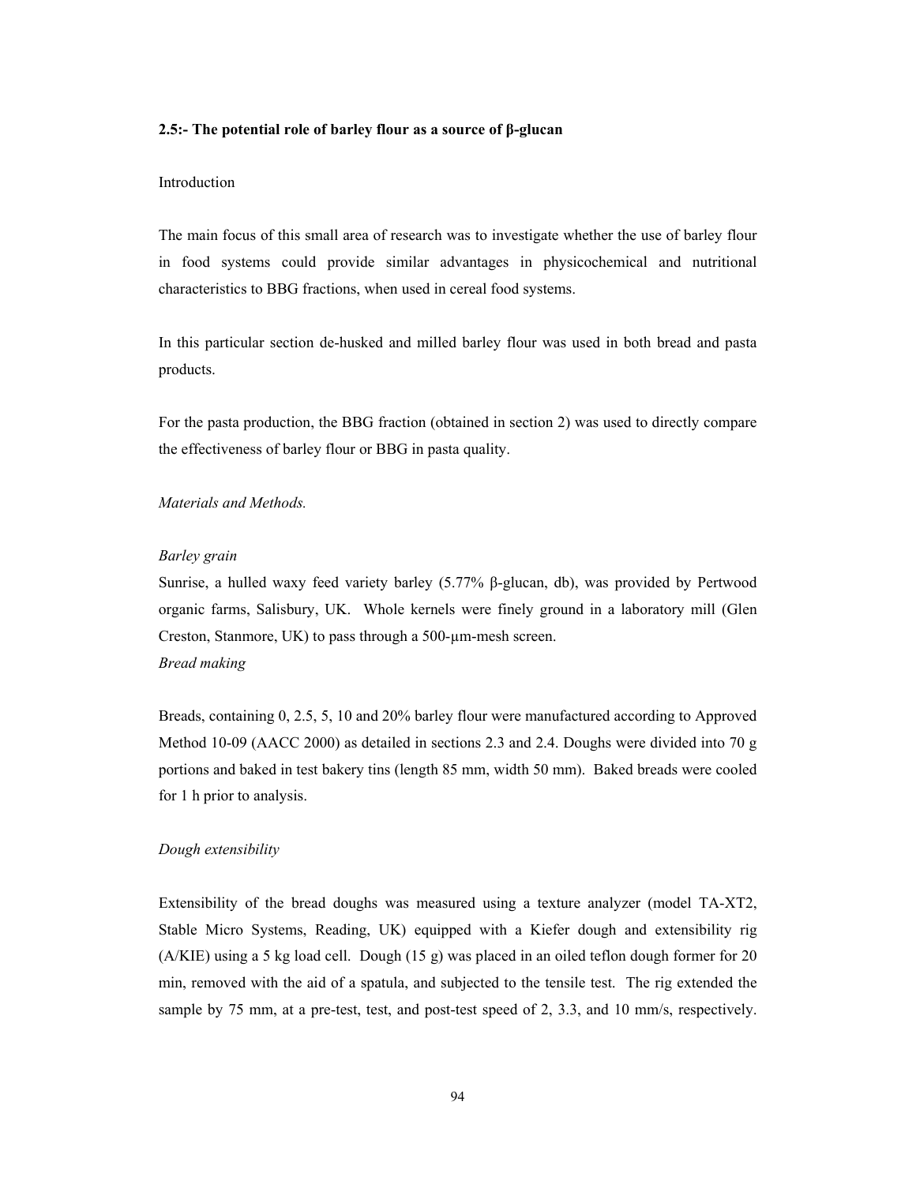**2.5:- The potential role of barley flour as a source of β-glucan**

Introduction

The main focus of this small area of research was to investigate whether the use of barley flour in food systems could provide similar advantages in physicochemical and nutritional characteristics to BBG fractions, when used in cereal food systems.

In this particular section de-husked and milled barley flour was used in both bread and pasta products.

For the pasta production, the BBG fraction (obtained in section 2) was used to directly compare the effectiveness of barley flour or BBG in pasta quality.

*Materials and Methods.*

*Barley grain*

Sunrise, a hulled waxy feed variety barley (5.77% β-glucan, db), was provided by Pertwood organic farms, Salisbury, UK. Whole kernels were finely ground in a laboratory mill (Glen Creston, Stanmore, UK) to pass through a 500-µm-mesh screen.

*Bread making*

Breads, containing 0, 2.5, 5, 10 and 20% barley flour were manufactured according to Approved Method 10-09 (AACC 2000) as detailed in sections 2.3 and 2.4. Doughs were divided into 70 g portions and baked in test bakery tins (length 85 mm, width 50 mm). Baked breads were cooled for 1 h prior to analysis.

*Dough extensibility*

Extensibility of the bread doughs was measured using a texture analyzer (model TA-XT2, Stable Micro Systems, Reading, UK) equipped with a Kiefer dough and extensibility rig (A/KIE) using a 5 kg load cell. Dough (15 g) was placed in an oiled teflon dough former for 20 min, removed with the aid of a spatula, and subjected to the tensile test. The rig extended the sample by 75 mm, at a pre-test, test, and post-test speed of 2, 3.3, and 10 mm/s, respectively.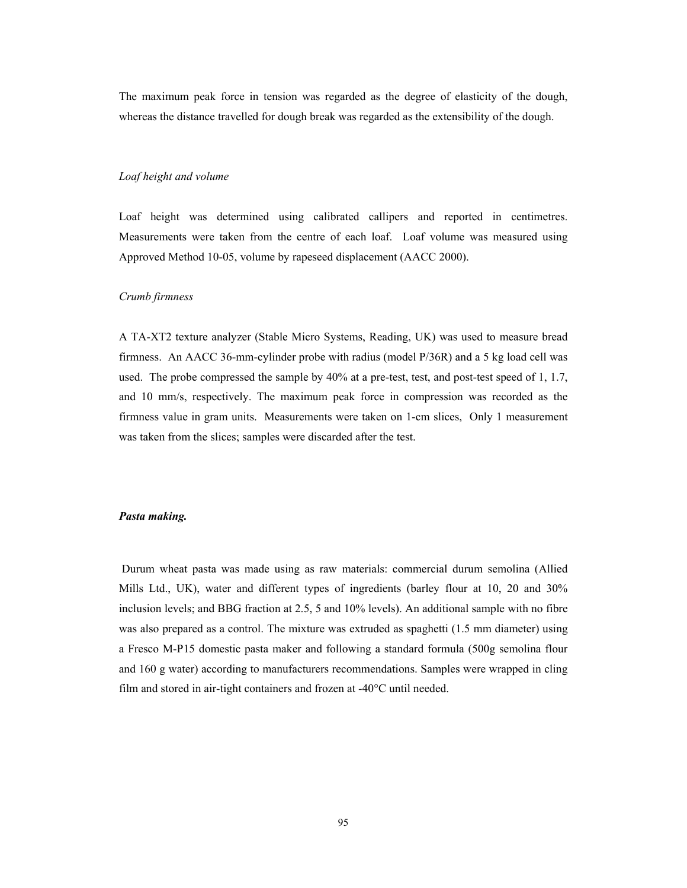The maximum peak force in tension was regarded as the degree of elasticity of the dough, whereas the distance travelled for dough break was regarded as the extensibility of the dough.

*Loaf height and volume*

Loaf height was determined using calibrated callipers and reported in centimetres. Measurements were taken from the centre of each loaf. Loaf volume was measured using Approved Method 10-05, volume by rapeseed displacement (AACC 2000).

*Crumb firmness*

A TA-XT2 texture analyzer (Stable Micro Systems, Reading, UK) was used to measure bread firmness. An AACC 36-mm-cylinder probe with radius (model P/36R) and a 5 kg load cell was used. The probe compressed the sample by 40% at a pre-test, test, and post-test speed of 1, 1.7, and 10 mm/s, respectively. The maximum peak force in compression was recorded as the firmness value in gram units. Measurements were taken on 1-cm slices, Only 1 measurement was taken from the slices; samples were discarded after the test.

***Pasta making.***

Durum wheat pasta was made using as raw materials: commercial durum semolina (Allied Mills Ltd., UK), water and different types of ingredients (barley flour at 10, 20 and 30% inclusion levels; and BBG fraction at 2.5, 5 and 10% levels). An additional sample with no fibre was also prepared as a control. The mixture was extruded as spaghetti (1.5 mm diameter) using a Fresco M-P15 domestic pasta maker and following a standard formula (500g semolina flour and 160 g water) according to manufacturers recommendations. Samples were wrapped in cling film and stored in air-tight containers and frozen at -40°C until needed.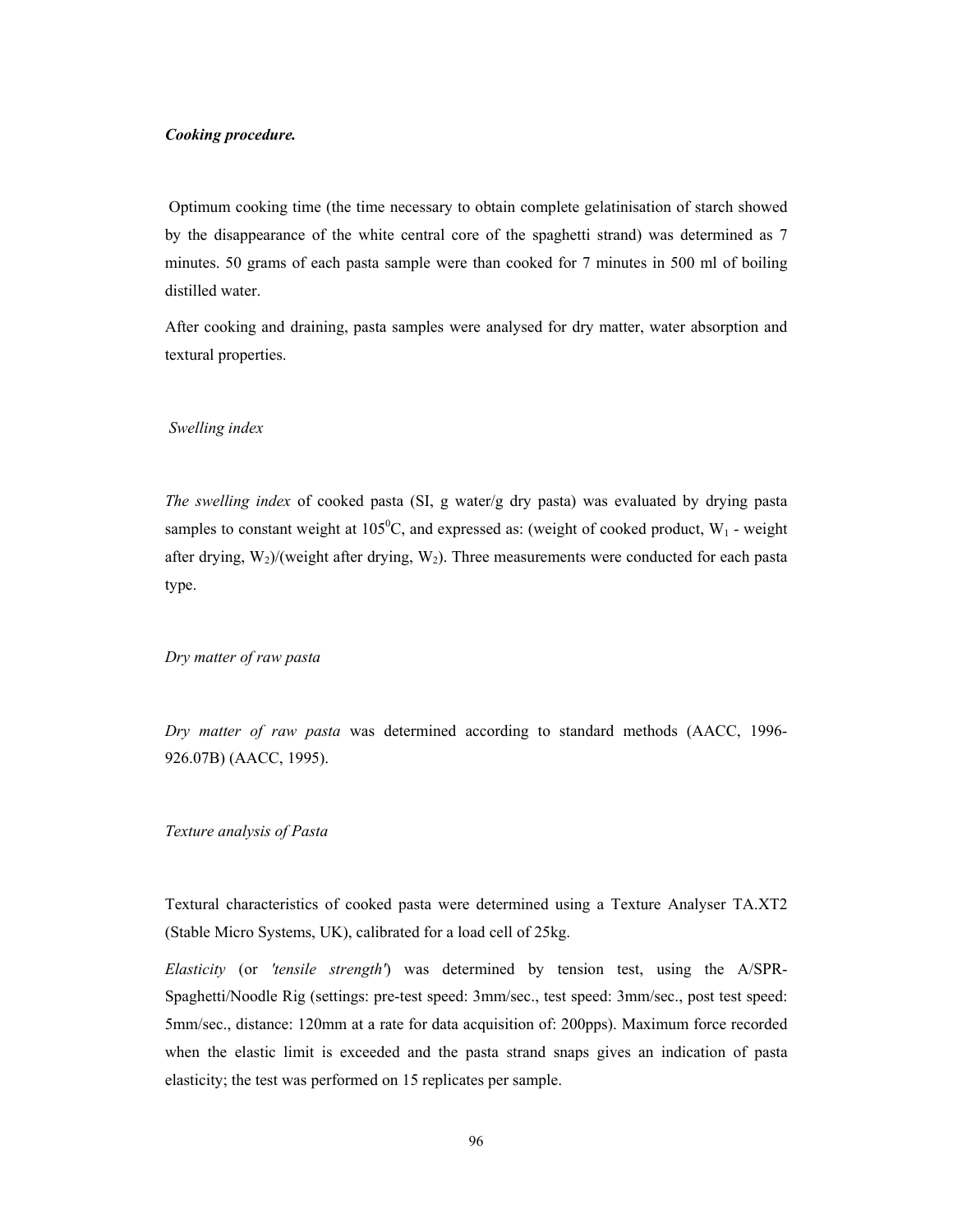***Cooking procedure.***

Optimum cooking time (the time necessary to obtain complete gelatinisation of starch showed by the disappearance of the white central core of the spaghetti strand) was determined as 7 minutes. 50 grams of each pasta sample were than cooked for 7 minutes in 500 ml of boiling distilled water.

After cooking and draining, pasta samples were analysed for dry matter, water absorption and textural properties.

*Swelling index*

*The swelling index* of cooked pasta (SI, g water/g dry pasta) was evaluated by drying pasta samples to constant weight at $105^0$C, and expressed as: (weight of cooked product, $W_1$ - weight after drying, $W_2$)/(weight after drying, $W_2$). Three measurements were conducted for each pasta type.

*Dry matter of raw pasta*

*Dry matter of raw pasta* was determined according to standard methods (AACC, 1996-926.07B) (AACC, 1995).

*Texture analysis of Pasta*

Textural characteristics of cooked pasta were determined using a Texture Analyser TA.XT2 (Stable Micro Systems, UK), calibrated for a load cell of 25kg.

*Elasticity* (or *'tensile strength'*) was determined by tension test, using the A/SPR-Spaghetti/Noodle Rig (settings: pre-test speed: 3mm/sec., test speed: 3mm/sec., post test speed: 5mm/sec., distance: 120mm at a rate for data acquisition of: 200pps). Maximum force recorded when the elastic limit is exceeded and the pasta strand snaps gives an indication of pasta elasticity; the test was performed on 15 replicates per sample.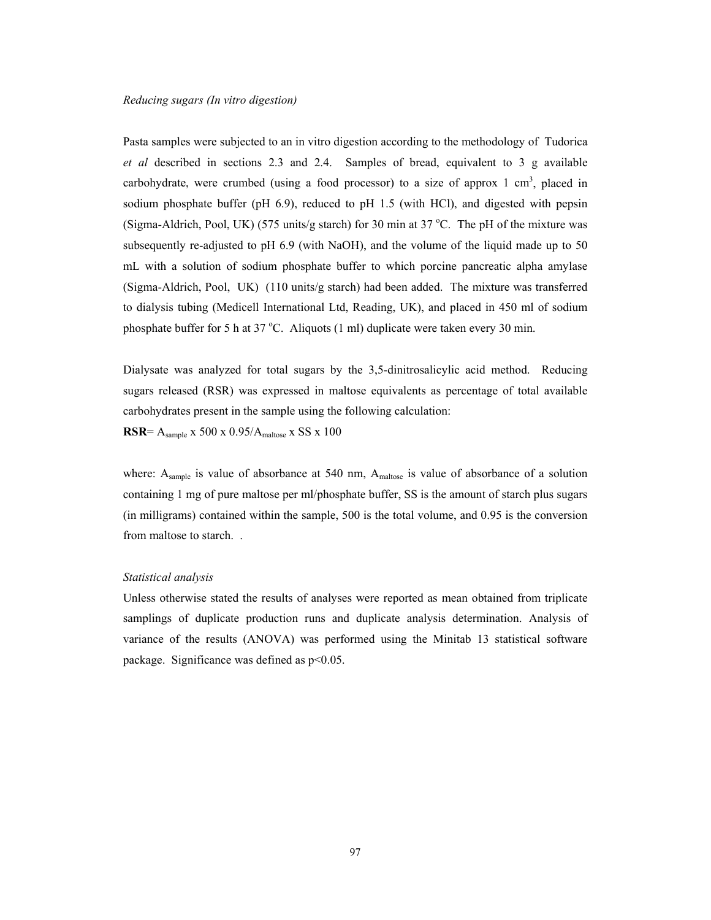*Reducing sugars (In vitro digestion)*

Pasta samples were subjected to an in vitro digestion according to the methodology of Tudorica *et al* described in sections 2.3 and 2.4. Samples of bread, equivalent to 3 g available carbohydrate, were crumbed (using a food processor) to a size of approx 1 $cm^3$, placed in sodium phosphate buffer (pH 6.9), reduced to pH 1.5 (with HCl), and digested with pepsin (Sigma-Aldrich, Pool, UK) (575 units/g starch) for 30 min at 37 $^oC$. The pH of the mixture was subsequently re-adjusted to pH 6.9 (with NaOH), and the volume of the liquid made up to 50 mL with a solution of sodium phosphate buffer to which porcine pancreatic alpha amylase (Sigma-Aldrich, Pool, UK) (110 units/g starch) had been added. The mixture was transferred to dialysis tubing (Medicell International Ltd, Reading, UK), and placed in 450 ml of sodium phosphate buffer for 5 h at 37 $^oC$. Aliquots (1 ml) duplicate were taken every 30 min.

Dialysate was analyzed for total sugars by the 3,5-dinitrosalicylic acid method. Reducing sugars released (RSR) was expressed in maltose equivalents as percentage of total available carbohydrates present in the sample using the following calculation:

**RSR**= $A_{sample}$ x 500 x 0.95/$A_{maltose}$ x SS x 100

where: $A_{sample}$ is value of absorbance at 540 nm, $A_{maltose}$ is value of absorbance of a solution containing 1 mg of pure maltose per ml/phosphate buffer, SS is the amount of starch plus sugars (in milligrams) contained within the sample, 500 is the total volume, and 0.95 is the conversion from maltose to starch. .

*Statistical analysis*

Unless otherwise stated the results of analyses were reported as mean obtained from triplicate samplings of duplicate production runs and duplicate analysis determination. Analysis of variance of the results (ANOVA) was performed using the Minitab 13 statistical software package. Significance was defined as $p<0.05$.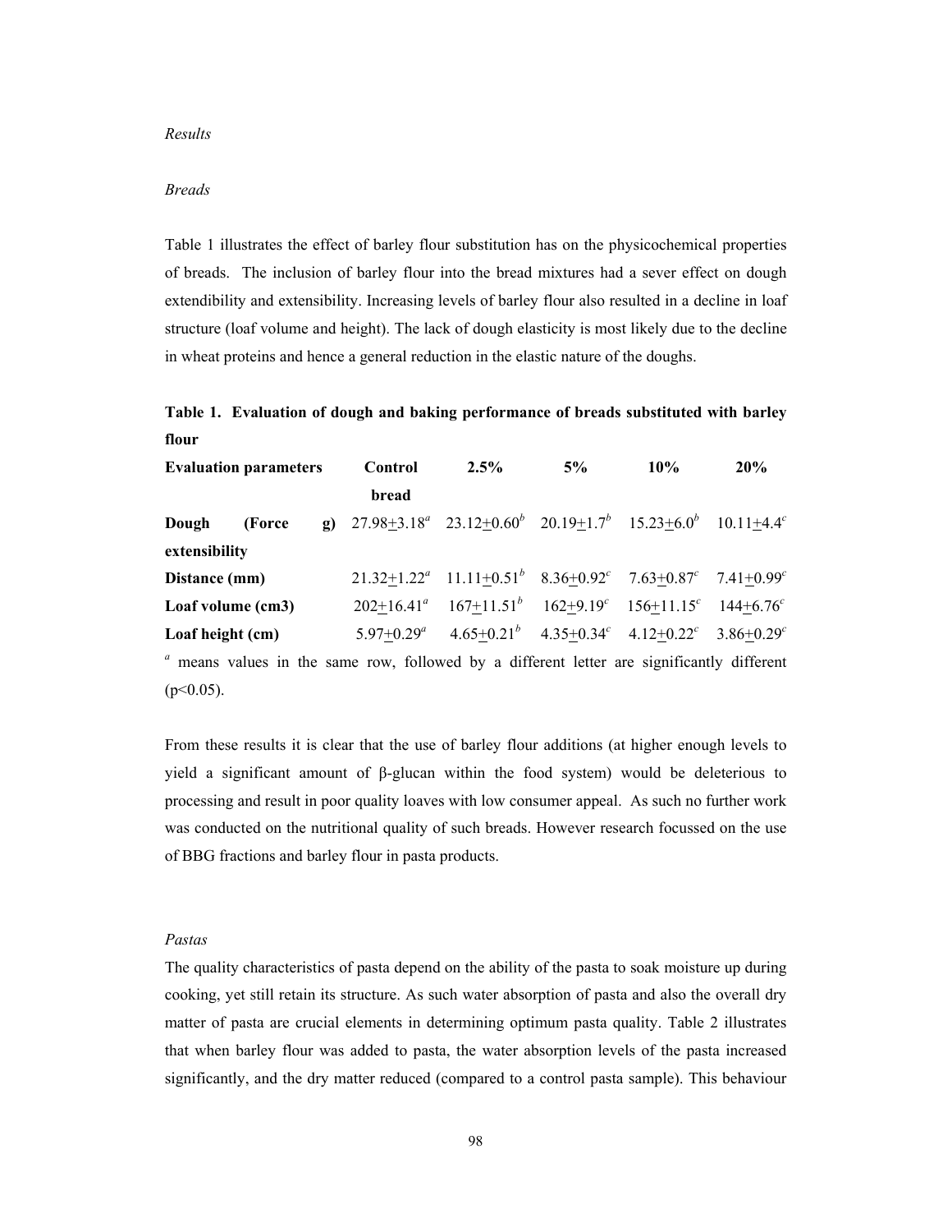*Results*

*Breads*

Table 1 illustrates the effect of barley flour substitution has on the physicochemical properties of breads. The inclusion of barley flour into the bread mixtures had a sever effect on dough extendibility and extensibility. Increasing levels of barley flour also resulted in a decline in loaf structure (loaf volume and height). The lack of dough elasticity is most likely due to the decline in wheat proteins and hence a general reduction in the elastic nature of the doughs.

**Table 1. Evaluation of dough and baking performance of breads substituted with barley flour**

| Evaluation parameters | Control bread | 2.5% | 5% | 10% | 20% |
|---|---|---|---|---|---|
| **Dough extensibility (Force g)** | 27.98±3.18[a] | 23.12±0.60[b] | 20.19±1.7[b] | 15.23±6.0[b] | 10.11±4.4[c] |
| **Distance (mm)** | 21.32±1.22[a] | 11.11±0.51[b] | 8.36±0.92[c] | 7.63±0.87[c] | 7.41±0.99[c] |
| **Loaf volume (cm3)** | 202±16.41[a] | 167±11.51[b] | 162±9.19[c] | 156±11.15[c] | 144±6.76[c] |
| **Loaf height (cm)** | 5.97±0.29[a] | 4.65±0.21[b] | 4.35±0.34[c] | 4.12±0.22[c] | 3.86±0.29[c] |

[a] means values in the same row, followed by a different letter are significantly different ($p<0.05$).

From these results it is clear that the use of barley flour additions (at higher enough levels to yield a significant amount of β-glucan within the food system) would be deleterious to processing and result in poor quality loaves with low consumer appeal. As such no further work was conducted on the nutritional quality of such breads. However research focussed on the use of BBG fractions and barley flour in pasta products.

*Pastas*

The quality characteristics of pasta depend on the ability of the pasta to soak moisture up during cooking, yet still retain its structure. As such water absorption of pasta and also the overall dry matter of pasta are crucial elements in determining optimum pasta quality. Table 2 illustrates that when barley flour was added to pasta, the water absorption levels of the pasta increased significantly, and the dry matter reduced (compared to a control pasta sample). This behaviour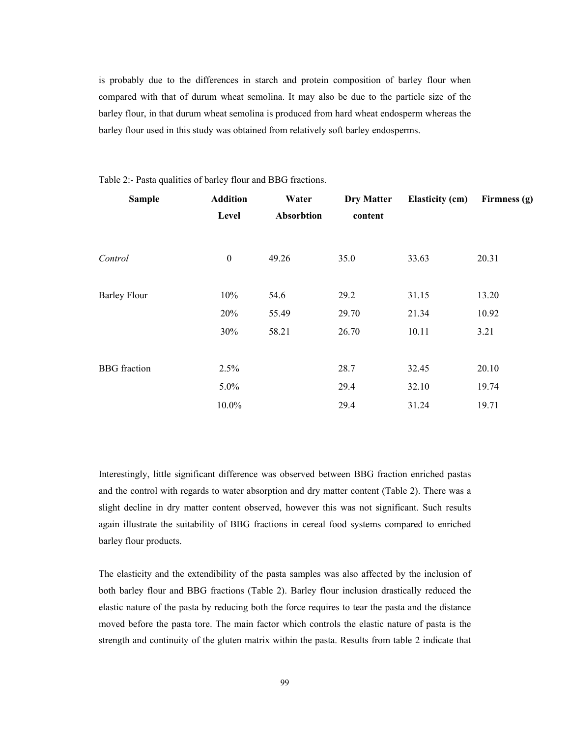is probably due to the differences in starch and protein composition of barley flour when compared with that of durum wheat semolina. It may also be due to the particle size of the barley flour, in that durum wheat semolina is produced from hard wheat endosperm whereas the barley flour used in this study was obtained from relatively soft barley endosperms.

Table 2:- Pasta qualities of barley flour and BBG fractions.

| Sample | Addition Level | Water Absorbtion | Dry Matter content | Elasticity (cm) | Firmness (g) |
|---|---|---|---|---|---|
| *Control* | 0 | 49.26 | 35.0 | 33.63 | 20.31 |
| Barley Flour | 10% | 54.6 | 29.2 | 31.15 | 13.20 |
| | 20% | 55.49 | 29.70 | 21.34 | 10.92 |
| | 30% | 58.21 | 26.70 | 10.11 | 3.21 |
| BBG fraction | 2.5% | | 28.7 | 32.45 | 20.10 |
| | 5.0% | | 29.4 | 32.10 | 19.74 |
| | 10.0% | | 29.4 | 31.24 | 19.71 |

Interestingly, little significant difference was observed between BBG fraction enriched pastas and the control with regards to water absorption and dry matter content (Table 2). There was a slight decline in dry matter content observed, however this was not significant. Such results again illustrate the suitability of BBG fractions in cereal food systems compared to enriched barley flour products.

The elasticity and the extendibility of the pasta samples was also affected by the inclusion of both barley flour and BBG fractions (Table 2). Barley flour inclusion drastically reduced the elastic nature of the pasta by reducing both the force requires to tear the pasta and the distance moved before the pasta tore. The main factor which controls the elastic nature of pasta is the strength and continuity of the gluten matrix within the pasta. Results from table 2 indicate that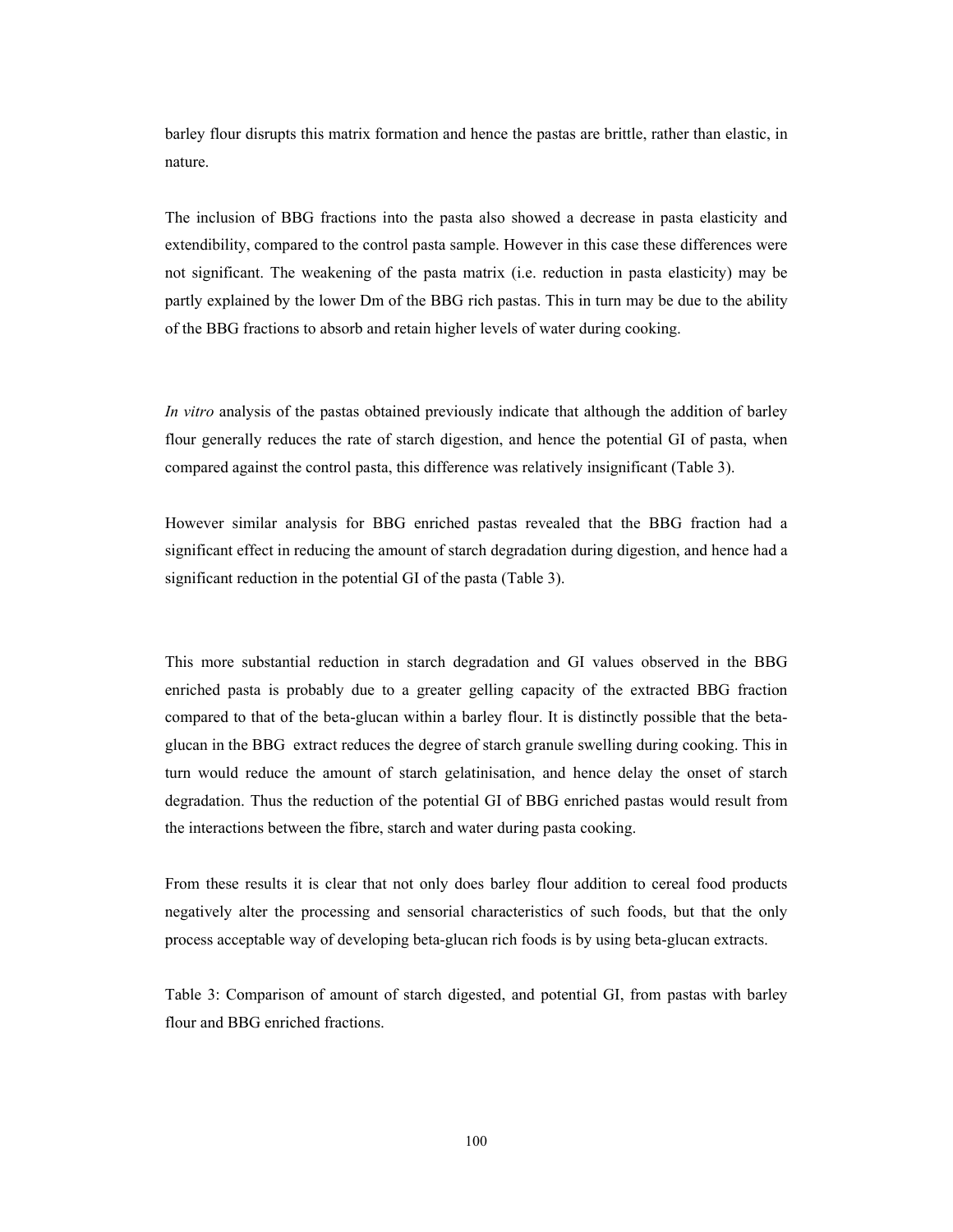barley flour disrupts this matrix formation and hence the pastas are brittle, rather than elastic, in nature.

The inclusion of BBG fractions into the pasta also showed a decrease in pasta elasticity and extendibility, compared to the control pasta sample. However in this case these differences were not significant. The weakening of the pasta matrix (i.e. reduction in pasta elasticity) may be partly explained by the lower Dm of the BBG rich pastas. This in turn may be due to the ability of the BBG fractions to absorb and retain higher levels of water during cooking.

*In vitro* analysis of the pastas obtained previously indicate that although the addition of barley flour generally reduces the rate of starch digestion, and hence the potential GI of pasta, when compared against the control pasta, this difference was relatively insignificant (Table 3).

However similar analysis for BBG enriched pastas revealed that the BBG fraction had a significant effect in reducing the amount of starch degradation during digestion, and hence had a significant reduction in the potential GI of the pasta (Table 3).

This more substantial reduction in starch degradation and GI values observed in the BBG enriched pasta is probably due to a greater gelling capacity of the extracted BBG fraction compared to that of the beta-glucan within a barley flour. It is distinctly possible that the beta-glucan in the BBG extract reduces the degree of starch granule swelling during cooking. This in turn would reduce the amount of starch gelatinisation, and hence delay the onset of starch degradation. Thus the reduction of the potential GI of BBG enriched pastas would result from the interactions between the fibre, starch and water during pasta cooking.

From these results it is clear that not only does barley flour addition to cereal food products negatively alter the processing and sensorial characteristics of such foods, but that the only process acceptable way of developing beta-glucan rich foods is by using beta-glucan extracts.

Table 3: Comparison of amount of starch digested, and potential GI, from pastas with barley flour and BBG enriched fractions.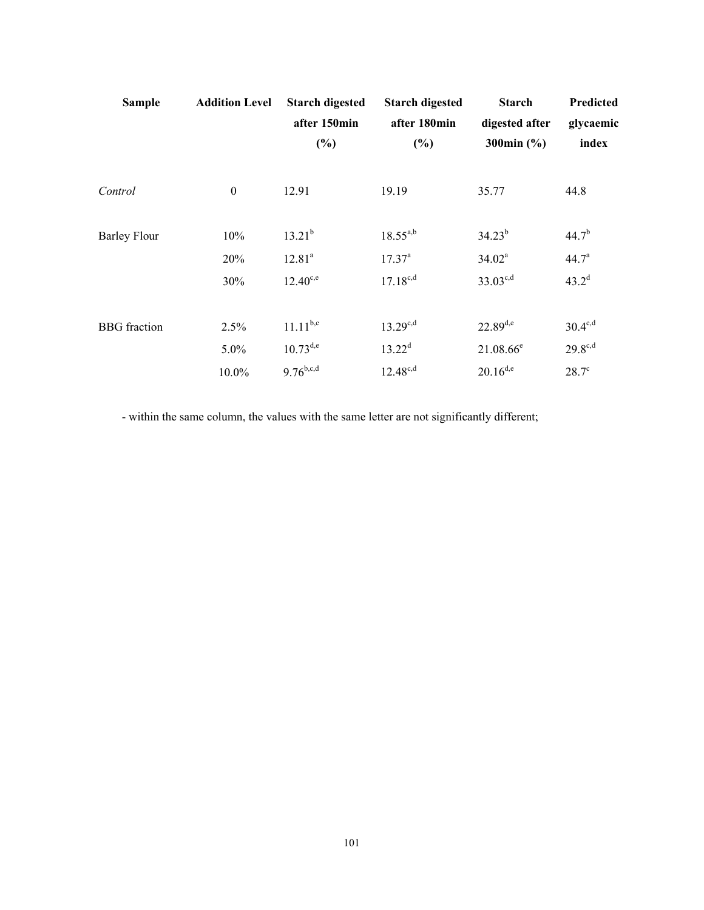| Sample | Addition Level | Starch digested after 150min (%) | Starch digested after 180min (%) | Starch digested after 300min (%) | Predicted glycaemic index |
|---|---|---|---|---|---|
| *Control* | 0 | 12.91 | 19.19 | 35.77 | 44.8 |
| Barley Flour | 10% | $13.21^{b}$ | $18.55^{a,b}$ | $34.23^{b}$ | $44.7^{b}$ |
| | 20% | $12.81^{a}$ | $17.37^{a}$ | $34.02^{a}$ | $44.7^{a}$ |
| | 30% | $12.40^{c,e}$ | $17.18^{c,d}$ | $33.03^{c,d}$ | $43.2^{d}$ |
| BBG fraction | 2.5% | $11.11^{b,c}$ | $13.29^{c,d}$ | $22.89^{d,e}$ | $30.4^{c,d}$ |
| | 5.0% | $10.73^{d,e}$ | $13.22^{d}$ | $21.08.66^{e}$ | $29.8^{c,d}$ |
| | 10.0% | $9.76^{b,c,d}$ | $12.48^{c,d}$ | $20.16^{d,e}$ | $28.7^{c}$ |

- within the same column, the values with the same letter are not significantly different;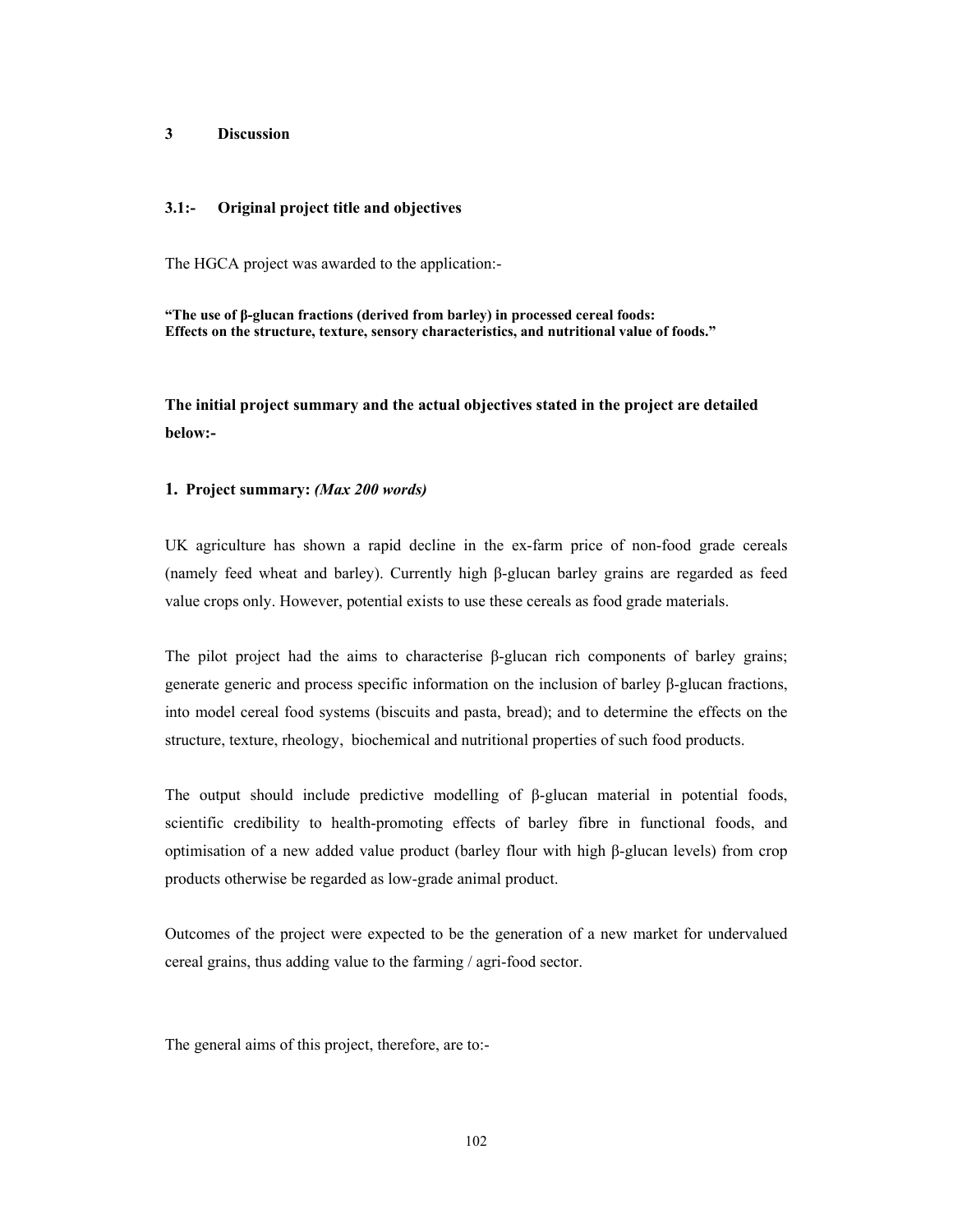# 3 Discussion

## 3.1:- Original project title and objectives

The HGCA project was awarded to the application:-

**"The use of β-glucan fractions (derived from barley) in processed cereal foods: Effects on the structure, texture, sensory characteristics, and nutritional value of foods."**

**The initial project summary and the actual objectives stated in the project are detailed below:-**

### 1. Project summary: *(Max 200 words)*

UK agriculture has shown a rapid decline in the ex-farm price of non-food grade cereals (namely feed wheat and barley). Currently high β-glucan barley grains are regarded as feed value crops only. However, potential exists to use these cereals as food grade materials.

The pilot project had the aims to characterise β-glucan rich components of barley grains; generate generic and process specific information on the inclusion of barley β-glucan fractions, into model cereal food systems (biscuits and pasta, bread); and to determine the effects on the structure, texture, rheology, biochemical and nutritional properties of such food products.

The output should include predictive modelling of β-glucan material in potential foods, scientific credibility to health-promoting effects of barley fibre in functional foods, and optimisation of a new added value product (barley flour with high β-glucan levels) from crop products otherwise be regarded as low-grade animal product.

Outcomes of the project were expected to be the generation of a new market for undervalued cereal grains, thus adding value to the farming / agri-food sector.

The general aims of this project, therefore, are to:-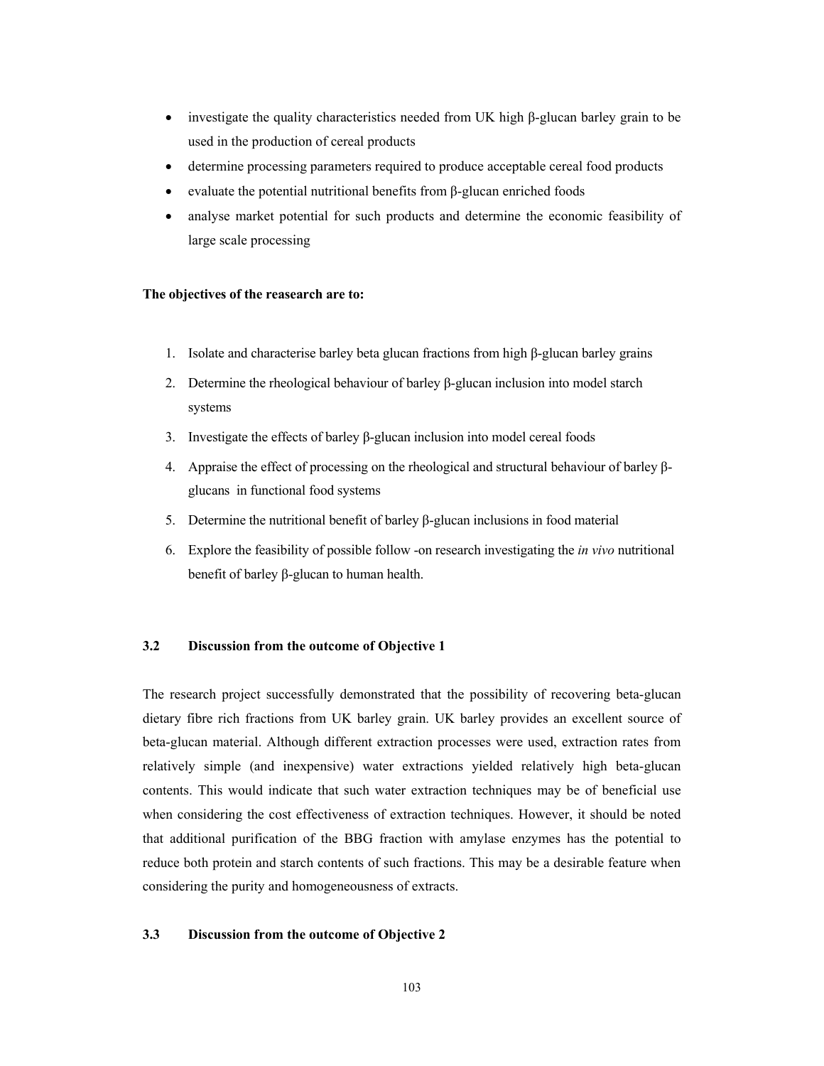- investigate the quality characteristics needed from UK high β-glucan barley grain to be used in the production of cereal products
- determine processing parameters required to produce acceptable cereal food products
- evaluate the potential nutritional benefits from β-glucan enriched foods
- analyse market potential for such products and determine the economic feasibility of large scale processing

**The objectives of the reasearch are to:**

1. Isolate and characterise barley beta glucan fractions from high β-glucan barley grains
2. Determine the rheological behaviour of barley β-glucan inclusion into model starch systems
3. Investigate the effects of barley β-glucan inclusion into model cereal foods
4. Appraise the effect of processing on the rheological and structural behaviour of barley β-glucans in functional food systems
5. Determine the nutritional benefit of barley β-glucan inclusions in food material
6. Explore the feasibility of possible follow -on research investigating the *in vivo* nutritional benefit of barley β-glucan to human health.

### 3.2 Discussion from the outcome of Objective 1

The research project successfully demonstrated that the possibility of recovering beta-glucan dietary fibre rich fractions from UK barley grain. UK barley provides an excellent source of beta-glucan material. Although different extraction processes were used, extraction rates from relatively simple (and inexpensive) water extractions yielded relatively high beta-glucan contents. This would indicate that such water extraction techniques may be of beneficial use when considering the cost effectiveness of extraction techniques. However, it should be noted that additional purification of the BBG fraction with amylase enzymes has the potential to reduce both protein and starch contents of such fractions. This may be a desirable feature when considering the purity and homogeneousness of extracts.

### 3.3 Discussion from the outcome of Objective 2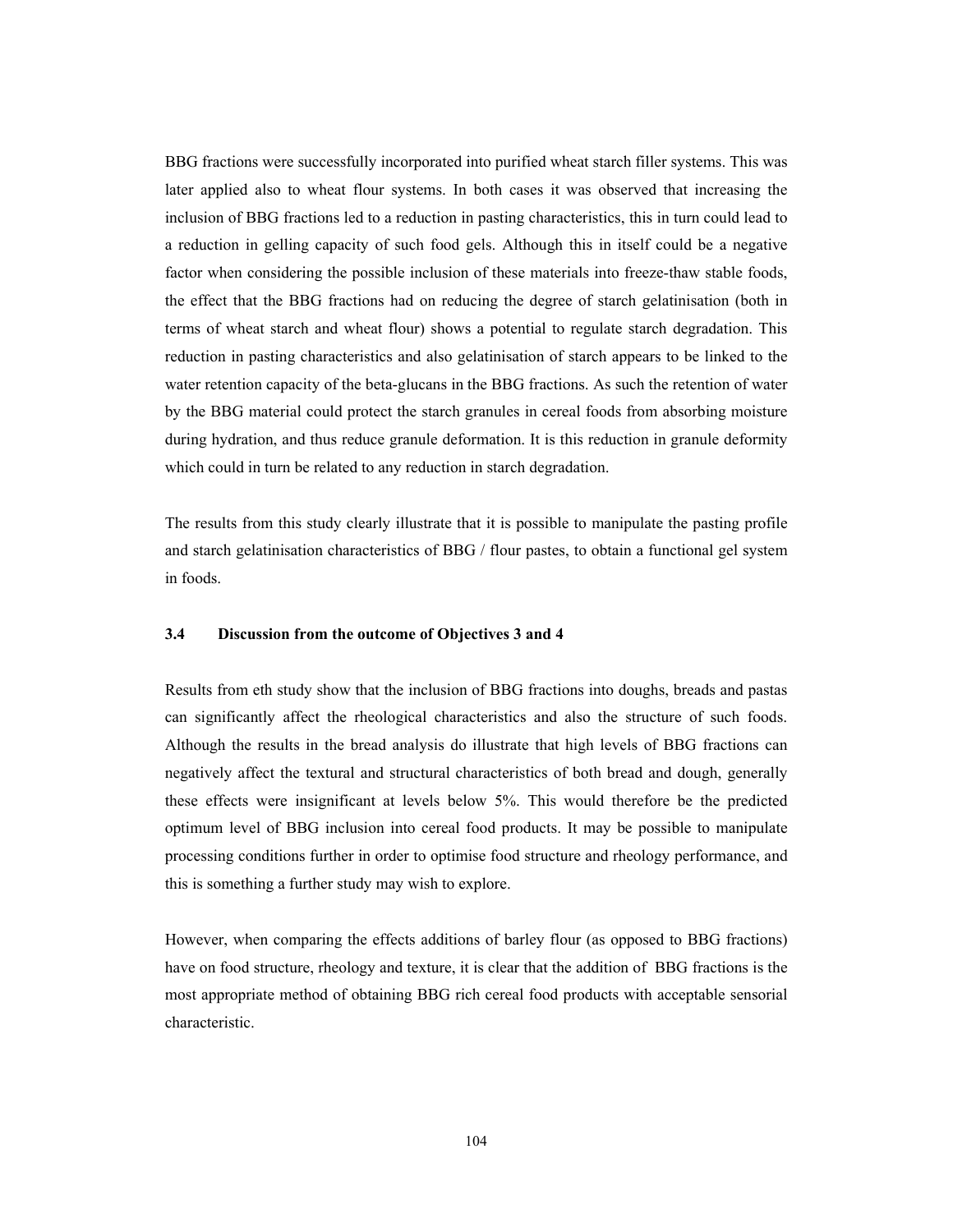BBG fractions were successfully incorporated into purified wheat starch filler systems. This was later applied also to wheat flour systems. In both cases it was observed that increasing the inclusion of BBG fractions led to a reduction in pasting characteristics, this in turn could lead to a reduction in gelling capacity of such food gels. Although this in itself could be a negative factor when considering the possible inclusion of these materials into freeze-thaw stable foods, the effect that the BBG fractions had on reducing the degree of starch gelatinisation (both in terms of wheat starch and wheat flour) shows a potential to regulate starch degradation. This reduction in pasting characteristics and also gelatinisation of starch appears to be linked to the water retention capacity of the beta-glucans in the BBG fractions. As such the retention of water by the BBG material could protect the starch granules in cereal foods from absorbing moisture during hydration, and thus reduce granule deformation. It is this reduction in granule deformity which could in turn be related to any reduction in starch degradation.

The results from this study clearly illustrate that it is possible to manipulate the pasting profile and starch gelatinisation characteristics of BBG / flour pastes, to obtain a functional gel system in foods.

### 3.4 Discussion from the outcome of Objectives 3 and 4

Results from eth study show that the inclusion of BBG fractions into doughs, breads and pastas can significantly affect the rheological characteristics and also the structure of such foods. Although the results in the bread analysis do illustrate that high levels of BBG fractions can negatively affect the textural and structural characteristics of both bread and dough, generally these effects were insignificant at levels below 5%. This would therefore be the predicted optimum level of BBG inclusion into cereal food products. It may be possible to manipulate processing conditions further in order to optimise food structure and rheology performance, and this is something a further study may wish to explore.

However, when comparing the effects additions of barley flour (as opposed to BBG fractions) have on food structure, rheology and texture, it is clear that the addition of BBG fractions is the most appropriate method of obtaining BBG rich cereal food products with acceptable sensorial characteristic.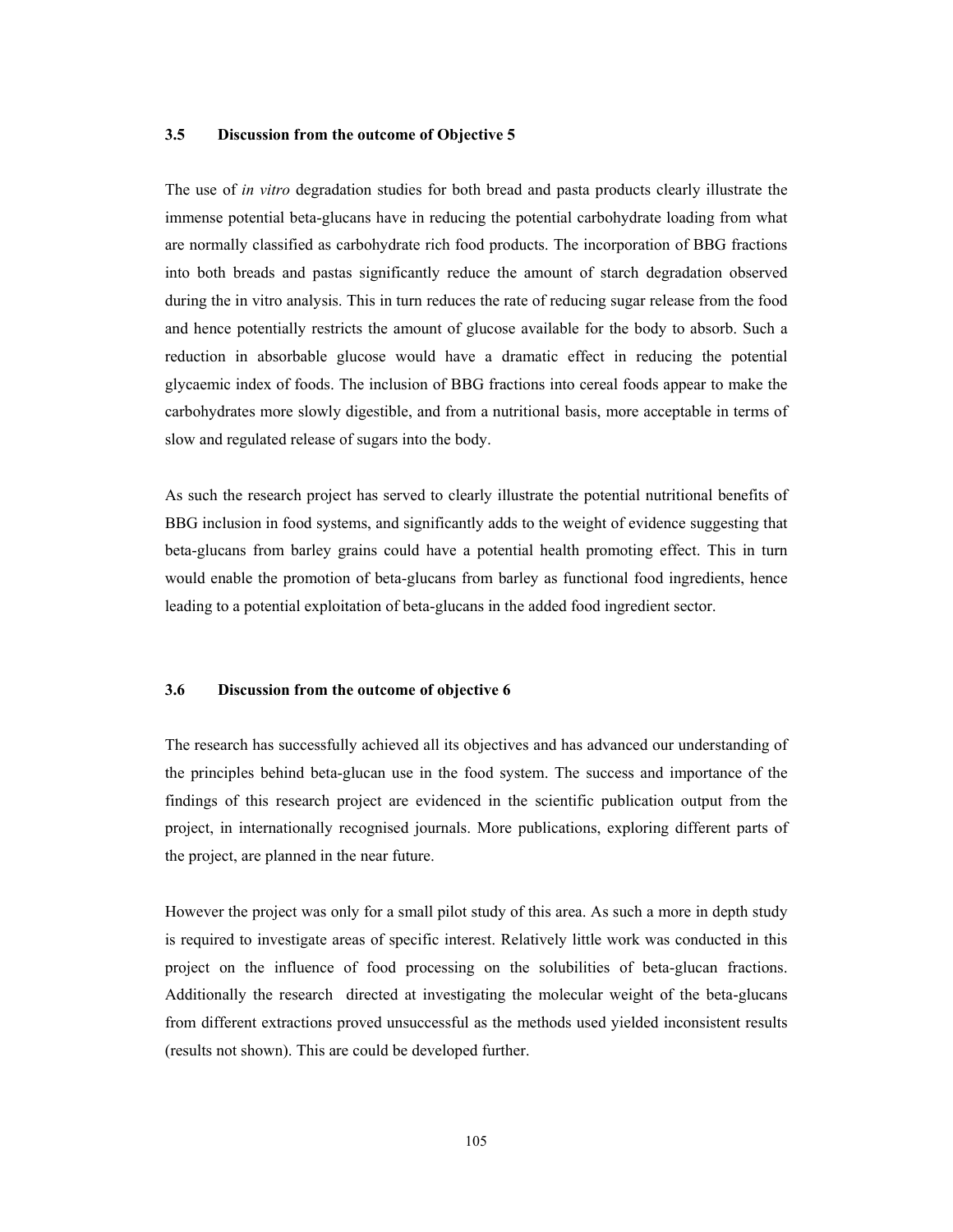### 3.5 Discussion from the outcome of Objective 5

The use of *in vitro* degradation studies for both bread and pasta products clearly illustrate the immense potential beta-glucans have in reducing the potential carbohydrate loading from what are normally classified as carbohydrate rich food products. The incorporation of BBG fractions into both breads and pastas significantly reduce the amount of starch degradation observed during the in vitro analysis. This in turn reduces the rate of reducing sugar release from the food and hence potentially restricts the amount of glucose available for the body to absorb. Such a reduction in absorbable glucose would have a dramatic effect in reducing the potential glycaemic index of foods. The inclusion of BBG fractions into cereal foods appear to make the carbohydrates more slowly digestible, and from a nutritional basis, more acceptable in terms of slow and regulated release of sugars into the body.

As such the research project has served to clearly illustrate the potential nutritional benefits of BBG inclusion in food systems, and significantly adds to the weight of evidence suggesting that beta-glucans from barley grains could have a potential health promoting effect. This in turn would enable the promotion of beta-glucans from barley as functional food ingredients, hence leading to a potential exploitation of beta-glucans in the added food ingredient sector.

### 3.6 Discussion from the outcome of objective 6

The research has successfully achieved all its objectives and has advanced our understanding of the principles behind beta-glucan use in the food system. The success and importance of the findings of this research project are evidenced in the scientific publication output from the project, in internationally recognised journals. More publications, exploring different parts of the project, are planned in the near future.

However the project was only for a small pilot study of this area. As such a more in depth study is required to investigate areas of specific interest. Relatively little work was conducted in this project on the influence of food processing on the solubilities of beta-glucan fractions. Additionally the research directed at investigating the molecular weight of the beta-glucans from different extractions proved unsuccessful as the methods used yielded inconsistent results (results not shown). This are could be developed further.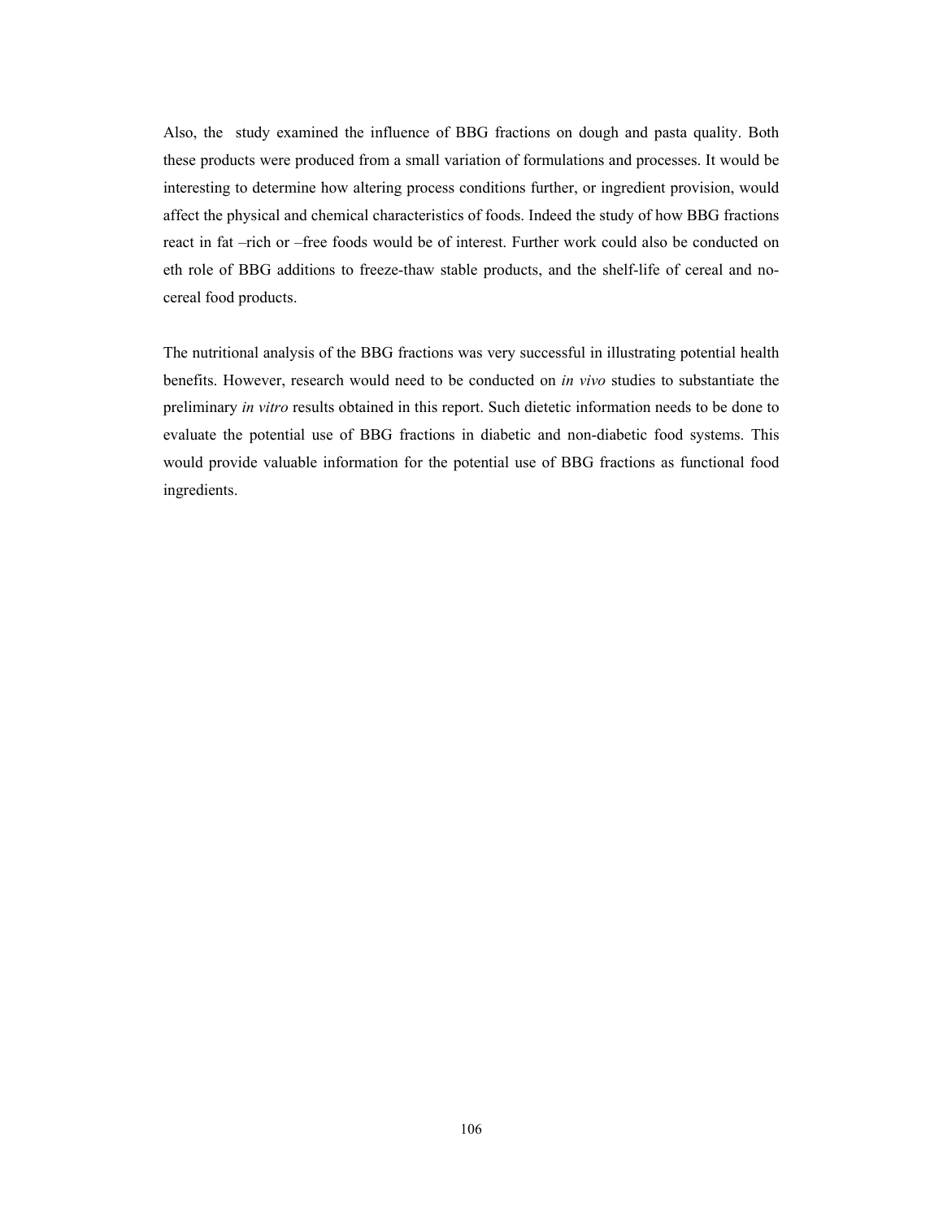Also, the study examined the influence of BBG fractions on dough and pasta quality. Both these products were produced from a small variation of formulations and processes. It would be interesting to determine how altering process conditions further, or ingredient provision, would affect the physical and chemical characteristics of foods. Indeed the study of how BBG fractions react in fat –rich or –free foods would be of interest. Further work could also be conducted on eth role of BBG additions to freeze-thaw stable products, and the shelf-life of cereal and no-cereal food products.

The nutritional analysis of the BBG fractions was very successful in illustrating potential health benefits. However, research would need to be conducted on *in vivo* studies to substantiate the preliminary *in vitro* results obtained in this report. Such dietetic information needs to be done to evaluate the potential use of BBG fractions in diabetic and non-diabetic food systems. This would provide valuable information for the potential use of BBG fractions as functional food ingredients.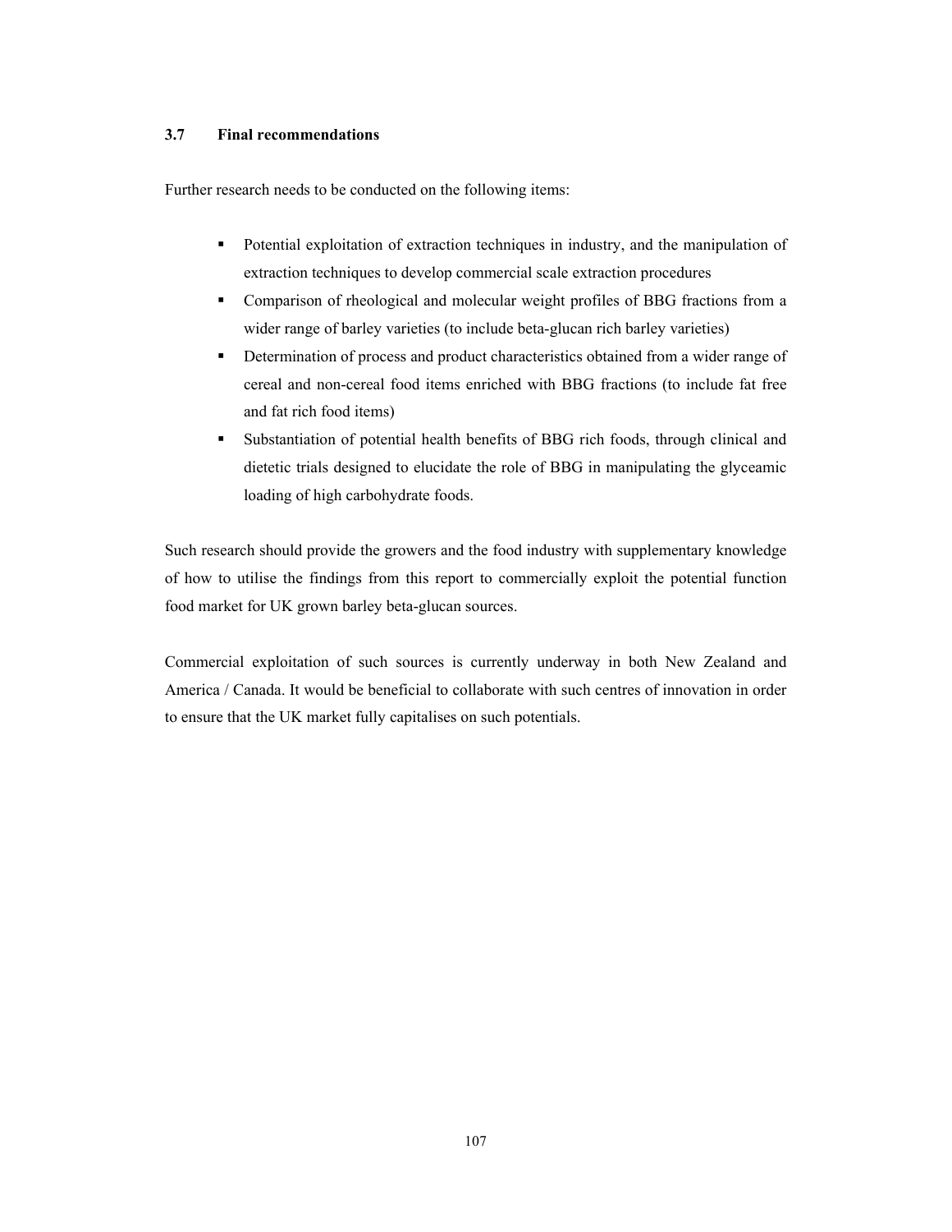### 3.7 Final recommendations

Further research needs to be conducted on the following items:

- Potential exploitation of extraction techniques in industry, and the manipulation of extraction techniques to develop commercial scale extraction procedures
- Comparison of rheological and molecular weight profiles of BBG fractions from a wider range of barley varieties (to include beta-glucan rich barley varieties)
- Determination of process and product characteristics obtained from a wider range of cereal and non-cereal food items enriched with BBG fractions (to include fat free and fat rich food items)
- Substantiation of potential health benefits of BBG rich foods, through clinical and dietetic trials designed to elucidate the role of BBG in manipulating the glyceamic loading of high carbohydrate foods.

Such research should provide the growers and the food industry with supplementary knowledge of how to utilise the findings from this report to commercially exploit the potential function food market for UK grown barley beta-glucan sources.

Commercial exploitation of such sources is currently underway in both New Zealand and America / Canada. It would be beneficial to collaborate with such centres of innovation in order to ensure that the UK market fully capitalises on such potentials.